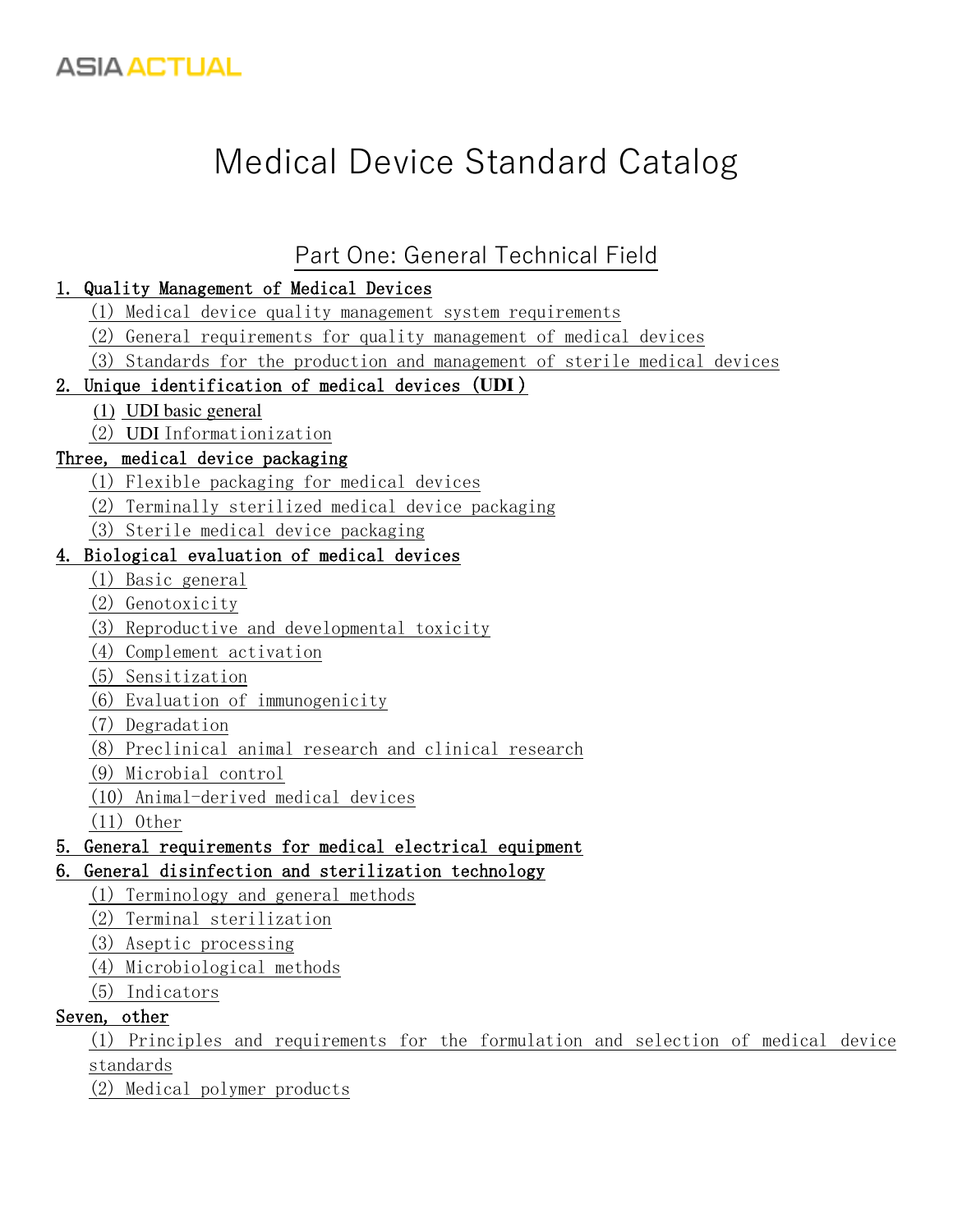# Medical Device Standard Catalog

## Part One: General Technical Field

### 1. Quality Management of Medical Devices

- (1) Medical device quality management system requirements
- (2) General requirements for quality management of medical devices
- (3) Standards for the production and management of sterile medical devices

### 2. Unique identification of medical devices (UDI)

- (1) UDI basic general
- (2) UDI Informationization

### Three, medical device packaging

- (1) Flexible packaging for medical devices
- (2) Terminally sterilized medical device packaging
- (3) Sterile medical device packaging

### 4. Biological evaluation of medical devices

- (1) Basic general
- (2) Genotoxicity
- (3) Reproductive and developmental toxicity
- (4) Complement activation
- (5) Sensitization
- (6) Evaluation of immunogenicity
- (7) Degradation
- (8) Preclinical animal research and clinical research
- (9) Microbial control
- (10) Animal-derived medical devices
- (11) Other

### 5. General requirements for medical electrical equipment

### 6. General disinfection and sterilization technology

- (1) Terminology and general methods
- (2) Terminal sterilization
- (3) Aseptic processing
- (4) Microbiological methods
- (5) Indicators

### Seven, other

- (1) Principles and requirements for the formulation and selection of medical device standards
- (2) Medical polymer products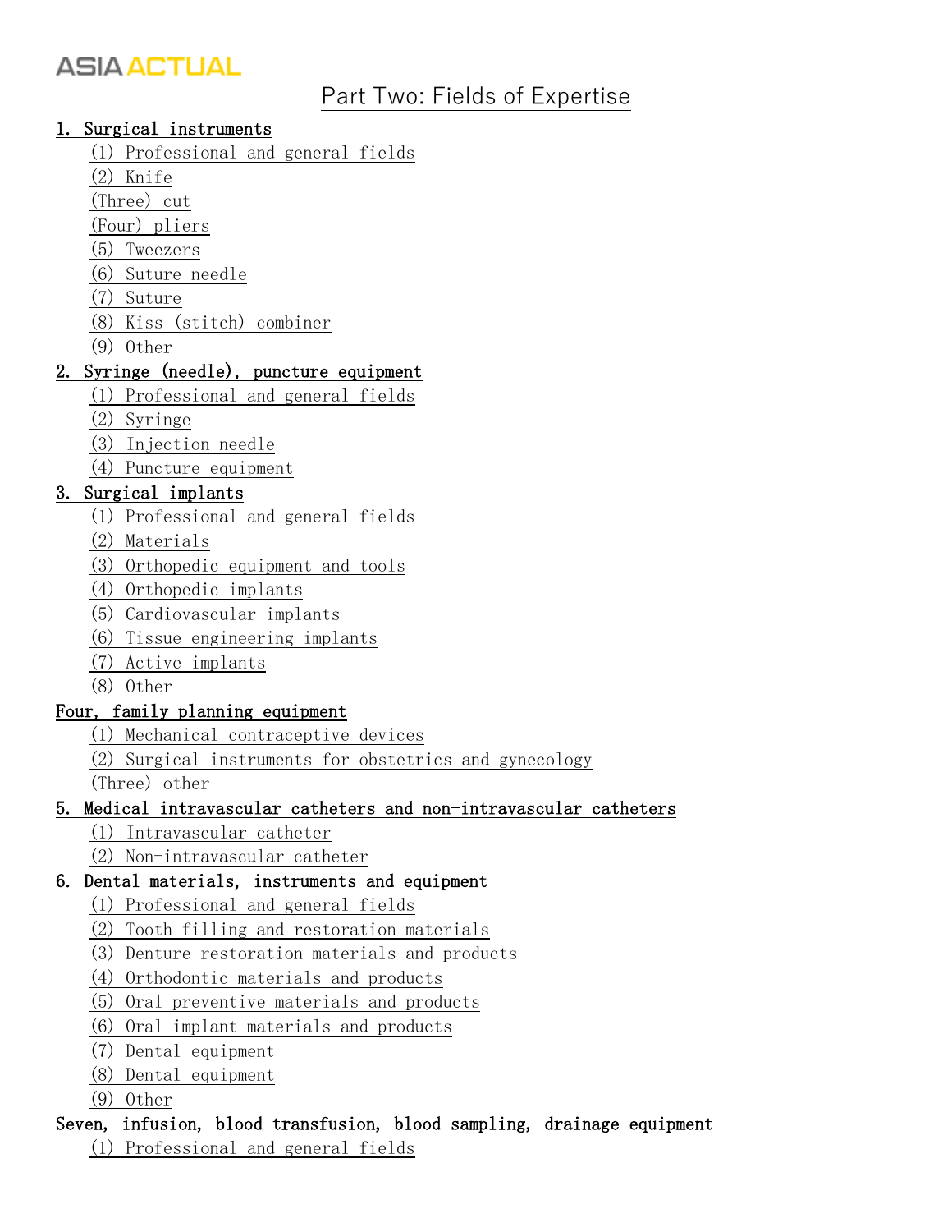# Part Two: Fields of Expertise

## 1. Surgical instruments

(1) Professional and general fields
(2) Knife
(Three) cut
(Four) pliers
(5) Tweezers
(6) Suture needle
(7) Suture
(8) Kiss (stitch) combiner
(9) Other

## 2. Syringe (needle), puncture equipment

(1) Professional and general fields
(2) Syringe
(3) Injection needle
(4) Puncture equipment

## 3. Surgical implants

(1) Professional and general fields
(2) Materials
(3) Orthopedic equipment and tools
(4) Orthopedic implants
(5) Cardiovascular implants
(6) Tissue engineering implants
(7) Active implants
(8) Other

## Four, family planning equipment

(1) Mechanical contraceptive devices
(2) Surgical instruments for obstetrics and gynecology
(Three) other

## 5. Medical intravascular catheters and non-intravascular catheters

(1) Intravascular catheter
(2) Non-intravascular catheter

## 6. Dental materials, instruments and equipment

(1) Professional and general fields
(2) Tooth filling and restoration materials
(3) Denture restoration materials and products
(4) Orthodontic materials and products
(5) Oral preventive materials and products
(6) Oral implant materials and products
(7) Dental equipment
(8) Dental equipment
(9) Other

## Seven, infusion, blood transfusion, blood sampling, drainage equipment

(1) Professional and general fields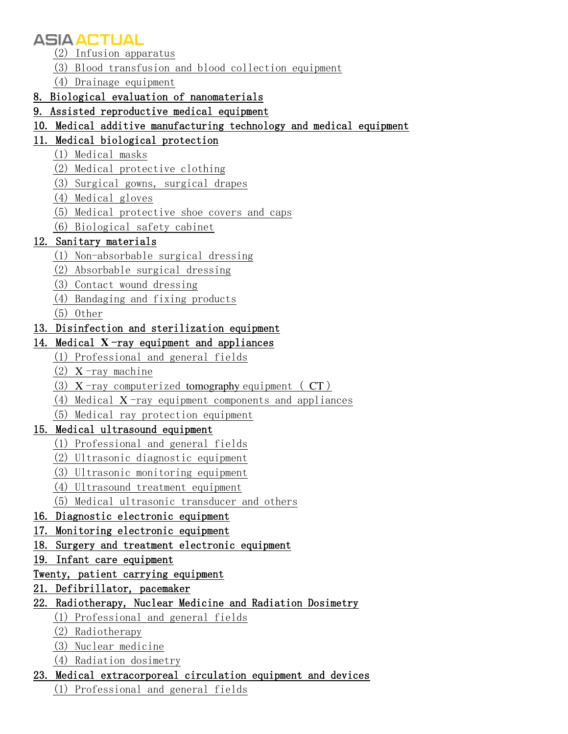(2) Infusion apparatus

(3) Blood transfusion and blood collection equipment

(4) Drainage equipment

8. Biological evaluation of nanomaterials

9. Assisted reproductive medical equipment

10. Medical additive manufacturing technology and medical equipment

11. Medical biological protection

(1) Medical masks

(2) Medical protective clothing

(3) Surgical gowns, surgical drapes

(4) Medical gloves

(5) Medical protective shoe covers and caps

(6) Biological safety cabinet

12. Sanitary materials

(1) Non-absorbable surgical dressing

(2) Absorbable surgical dressing

(3) Contact wound dressing

(4) Bandaging and fixing products

(5) Other

13. Disinfection and sterilization equipment

14. Medical X-ray equipment and appliances

(1) Professional and general fields

(2) X-ray machine

(3) X-ray computerized tomography equipment (CT)

(4) Medical X-ray equipment components and appliances

(5) Medical ray protection equipment

15. Medical ultrasound equipment

(1) Professional and general fields

(2) Ultrasonic diagnostic equipment

(3) Ultrasonic monitoring equipment

(4) Ultrasound treatment equipment

(5) Medical ultrasonic transducer and others

16. Diagnostic electronic equipment

17. Monitoring electronic equipment

18. Surgery and treatment electronic equipment

19. Infant care equipment

Twenty, patient carrying equipment

21. Defibrillator, pacemaker

22. Radiotherapy, Nuclear Medicine and Radiation Dosimetry

(1) Professional and general fields

(2) Radiotherapy

(3) Nuclear medicine

(4) Radiation dosimetry

23. Medical extracorporeal circulation equipment and devices

(1) Professional and general fields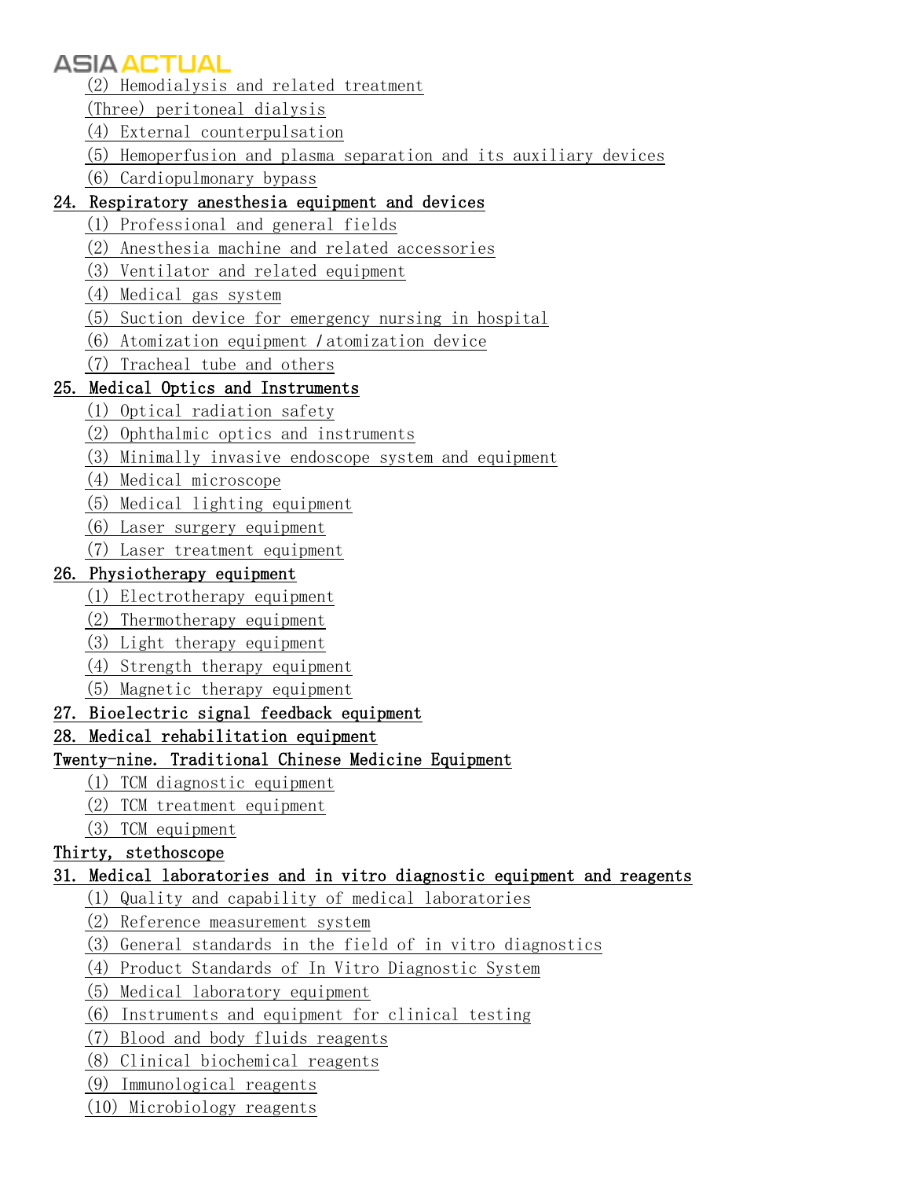(2) Hemodialysis and related treatment

(Three) peritoneal dialysis

(4) External counterpulsation

(5) Hemoperfusion and plasma separation and its auxiliary devices

(6) Cardiopulmonary bypass

**24. Respiratory anesthesia equipment and devices**

(1) Professional and general fields

(2) Anesthesia machine and related accessories

(3) Ventilator and related equipment

(4) Medical gas system

(5) Suction device for emergency nursing in hospital

(6) Atomization equipment /atomization device

(7) Tracheal tube and others

**25. Medical Optics and Instruments**

(1) Optical radiation safety

(2) Ophthalmic optics and instruments

(3) Minimally invasive endoscope system and equipment

(4) Medical microscope

(5) Medical lighting equipment

(6) Laser surgery equipment

(7) Laser treatment equipment

**26. Physiotherapy equipment**

(1) Electrotherapy equipment

(2) Thermotherapy equipment

(3) Light therapy equipment

(4) Strength therapy equipment

(5) Magnetic therapy equipment

**27. Bioelectric signal feedback equipment**

**28. Medical rehabilitation equipment**

**Twenty-nine. Traditional Chinese Medicine Equipment**

(1) TCM diagnostic equipment

(2) TCM treatment equipment

(3) TCM equipment

**Thirty, stethoscope**

**31. Medical laboratories and in vitro diagnostic equipment and reagents**

(1) Quality and capability of medical laboratories

(2) Reference measurement system

(3) General standards in the field of in vitro diagnostics

(4) Product Standards of In Vitro Diagnostic System

(5) Medical laboratory equipment

(6) Instruments and equipment for clinical testing

(7) Blood and body fluids reagents

(8) Clinical biochemical reagents

(9) Immunological reagents

(10) Microbiology reagents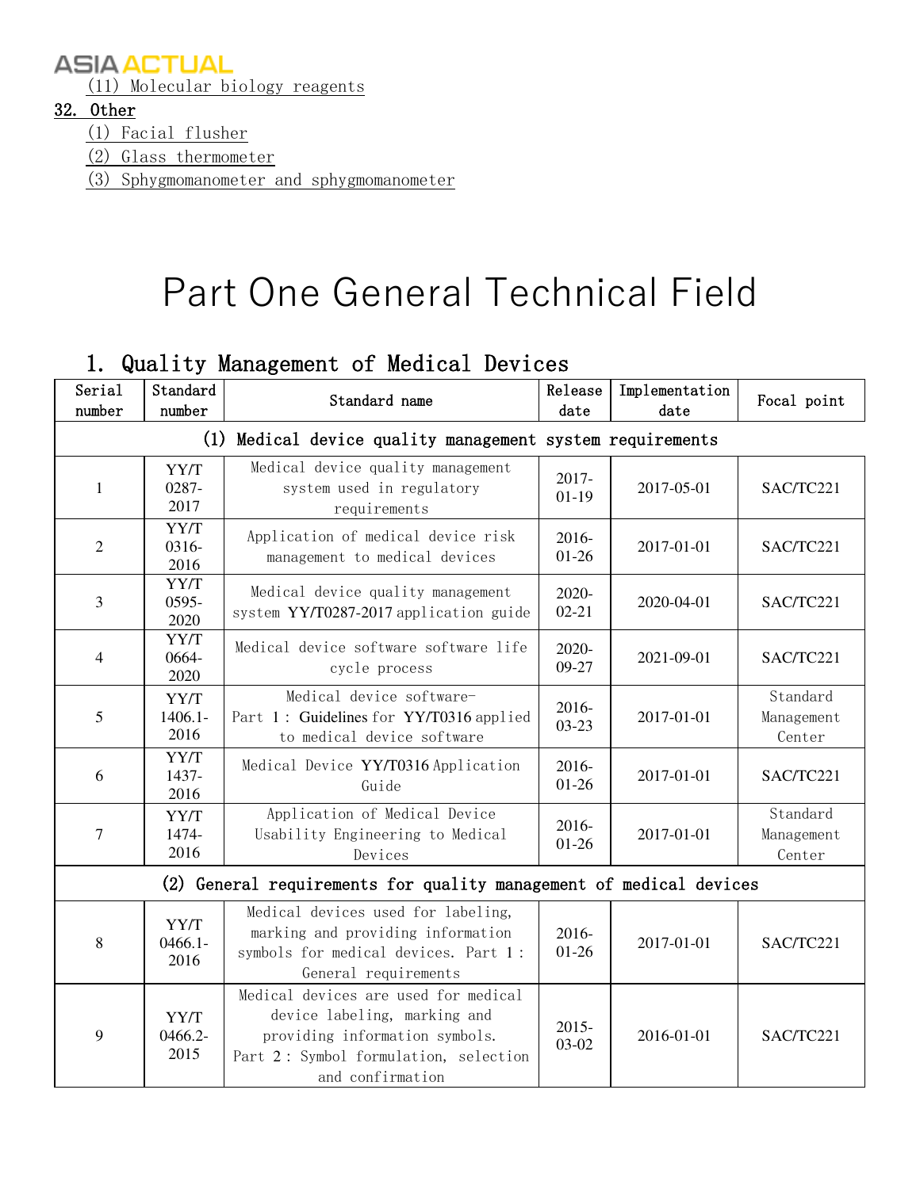(11) Molecular biology reagents

32. Other

(1) Facial flusher

(2) Glass thermometer

(3) Sphygmomanometer and sphygmomanometer

# Part One General Technical Field

## 1. Quality Management of Medical Devices

| Serial number | Standard number | Standard name | Release date | Implementation date | Focal point |
|---|---|---|---|---|---|
| (1) Medical device quality management system requirements | | | | | |
| 1 | YY/T 0287-2017 | Medical device quality management system used in regulatory requirements | 2017-01-19 | 2017-05-01 | SAC/TC221 |
| 2 | YY/T 0316-2016 | Application of medical device risk management to medical devices | 2016-01-26 | 2017-01-01 | SAC/TC221 |
| 3 | YY/T 0595-2020 | Medical device quality management system YY/T0287-2017 application guide | 2020-02-21 | 2020-04-01 | SAC/TC221 |
| 4 | YY/T 0664-2020 | Medical device software software life cycle process | 2020-09-27 | 2021-09-01 | SAC/TC221 |
| 5 | YY/T 1406.1-2016 | Medical device software- Part 1: Guidelines for YY/T0316 applied to medical device software | 2016-03-23 | 2017-01-01 | Standard Management Center |
| 6 | YY/T 1437-2016 | Medical Device YY/T0316 Application Guide | 2016-01-26 | 2017-01-01 | SAC/TC221 |
| 7 | YY/T 1474-2016 | Application of Medical Device Usability Engineering to Medical Devices | 2016-01-26 | 2017-01-01 | Standard Management Center |
| (2) General requirements for quality management of medical devices | | | | | |
| 8 | YY/T 0466.1-2016 | Medical devices used for labeling, marking and providing information symbols for medical devices. Part 1: General requirements | 2016-01-26 | 2017-01-01 | SAC/TC221 |
| 9 | YY/T 0466.2-2015 | Medical devices are used for medical device labeling, marking and providing information symbols. Part 2: Symbol formulation, selection and confirmation | 2015-03-02 | 2016-01-01 | SAC/TC221 |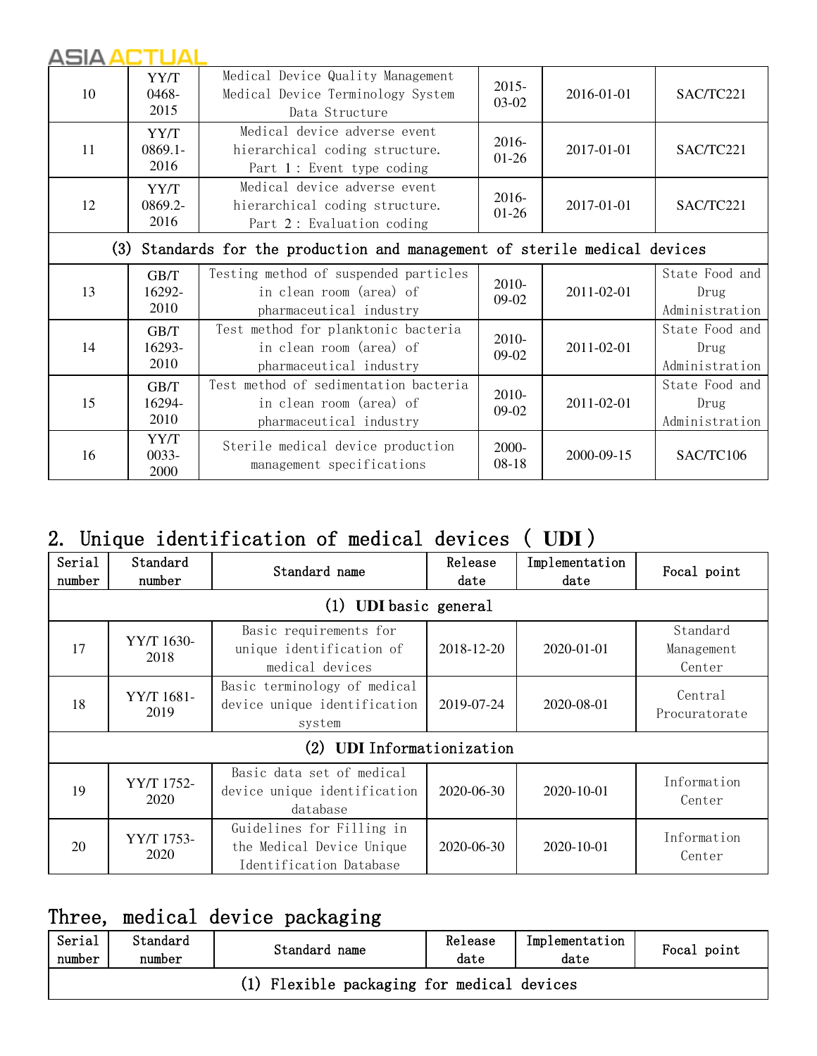| | | | | | |
|---|---|---|---|---|---|
| 10 | YY/T 0468-2015 | Medical Device Quality Management Medical Device Terminology System Data Structure | 2015-03-02 | 2016-01-01 | SAC/TC221 |
| 11 | YY/T 0869.1-2016 | Medical device adverse event hierarchical coding structure. Part 1: Event type coding | 2016-01-26 | 2017-01-01 | SAC/TC221 |
| 12 | YY/T 0869.2-2016 | Medical device adverse event hierarchical coding structure. Part 2: Evaluation coding | 2016-01-26 | 2017-01-01 | SAC/TC221 |
| (3) Standards for the production and management of sterile medical devices | | | | | |
| 13 | GB/T 16292-2010 | Testing method of suspended particles in clean room (area) of pharmaceutical industry | 2010-09-02 | 2011-02-01 | State Food and Drug Administration |
| 14 | GB/T 16293-2010 | Test method for planktonic bacteria in clean room (area) of pharmaceutical industry | 2010-09-02 | 2011-02-01 | State Food and Drug Administration |
| 15 | GB/T 16294-2010 | Test method of sedimentation bacteria in clean room (area) of pharmaceutical industry | 2010-09-02 | 2011-02-01 | State Food and Drug Administration |
| 16 | YY/T 0033-2000 | Sterile medical device production management specifications | 2000-08-18 | 2000-09-15 | SAC/TC106 |

## 2. Unique identification of medical devices ( UDI )

| Serial number | Standard number | Standard name | Release date | Implementation date | Focal point |
|---|---|---|---|---|---|
| (1) UDI basic general | | | | | |
| 17 | YY/T 1630-2018 | Basic requirements for unique identification of medical devices | 2018-12-20 | 2020-01-01 | Standard Management Center |
| 18 | YY/T 1681-2019 | Basic terminology of medical device unique identification system | 2019-07-24 | 2020-08-01 | Central Procuratorate |
| (2) UDI Informationization | | | | | |
| 19 | YY/T 1752-2020 | Basic data set of medical device unique identification database | 2020-06-30 | 2020-10-01 | Information Center |
| 20 | YY/T 1753-2020 | Guidelines for Filling in the Medical Device Unique Identification Database | 2020-06-30 | 2020-10-01 | Information Center |

## Three, medical device packaging

| Serial number | Standard number | Standard name | Release date | Implementation date | Focal point |
|---|---|---|---|---|---|
| (1) Flexible packaging for medical devices | | | | | |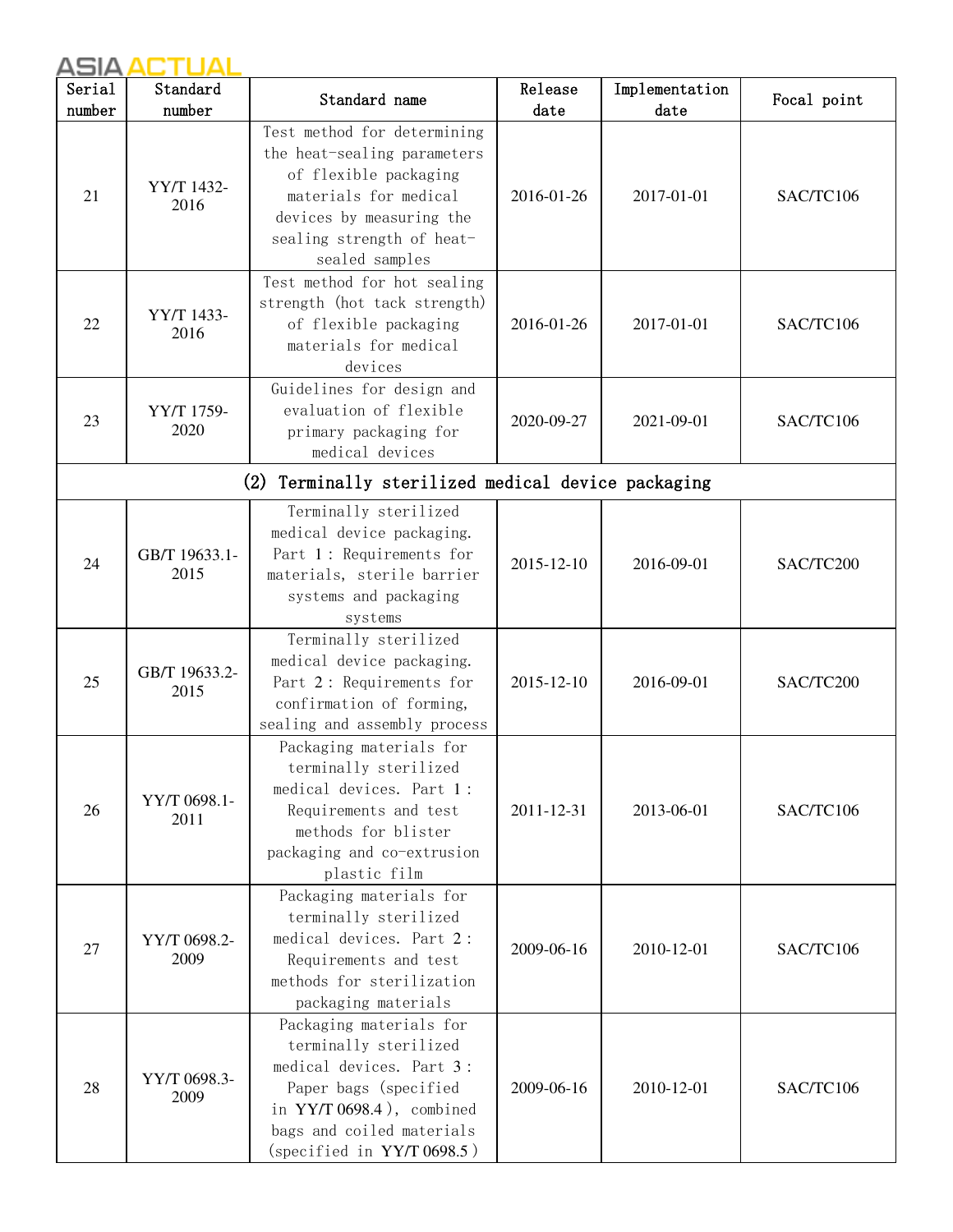| Serial number | Standard number | Standard name | Release date | Implementation date | Focal point |
|---|---|---|---|---|---|
| 21 | YY/T 1432-2016 | Test method for determining the heat-sealing parameters of flexible packaging materials for medical devices by measuring the sealing strength of heat-sealed samples | 2016-01-26 | 2017-01-01 | SAC/TC106 |
| 22 | YY/T 1433-2016 | Test method for hot sealing strength (hot tack strength) of flexible packaging materials for medical devices | 2016-01-26 | 2017-01-01 | SAC/TC106 |
| 23 | YY/T 1759-2020 | Guidelines for design and evaluation of flexible primary packaging for medical devices | 2020-09-27 | 2021-09-01 | SAC/TC106 |
| (2) Terminally sterilized medical device packaging | | | | | |
| 24 | GB/T 19633.1-2015 | Terminally sterilized medical device packaging. Part 1: Requirements for materials, sterile barrier systems and packaging systems | 2015-12-10 | 2016-09-01 | SAC/TC200 |
| 25 | GB/T 19633.2-2015 | Terminally sterilized medical device packaging. Part 2: Requirements for confirmation of forming, sealing and assembly process | 2015-12-10 | 2016-09-01 | SAC/TC200 |
| 26 | YY/T 0698.1-2011 | Packaging materials for terminally sterilized medical devices. Part 1: Requirements and test methods for blister packaging and co-extrusion plastic film | 2011-12-31 | 2013-06-01 | SAC/TC106 |
| 27 | YY/T 0698.2-2009 | Packaging materials for terminally sterilized medical devices. Part 2: Requirements and test methods for sterilization packaging materials | 2009-06-16 | 2010-12-01 | SAC/TC106 |
| 28 | YY/T 0698.3-2009 | Packaging materials for terminally sterilized medical devices. Part 3: Paper bags (specified in YY/T 0698.4), combined bags and coiled materials (specified in YY/T 0698.5) | 2009-06-16 | 2010-12-01 | SAC/TC106 |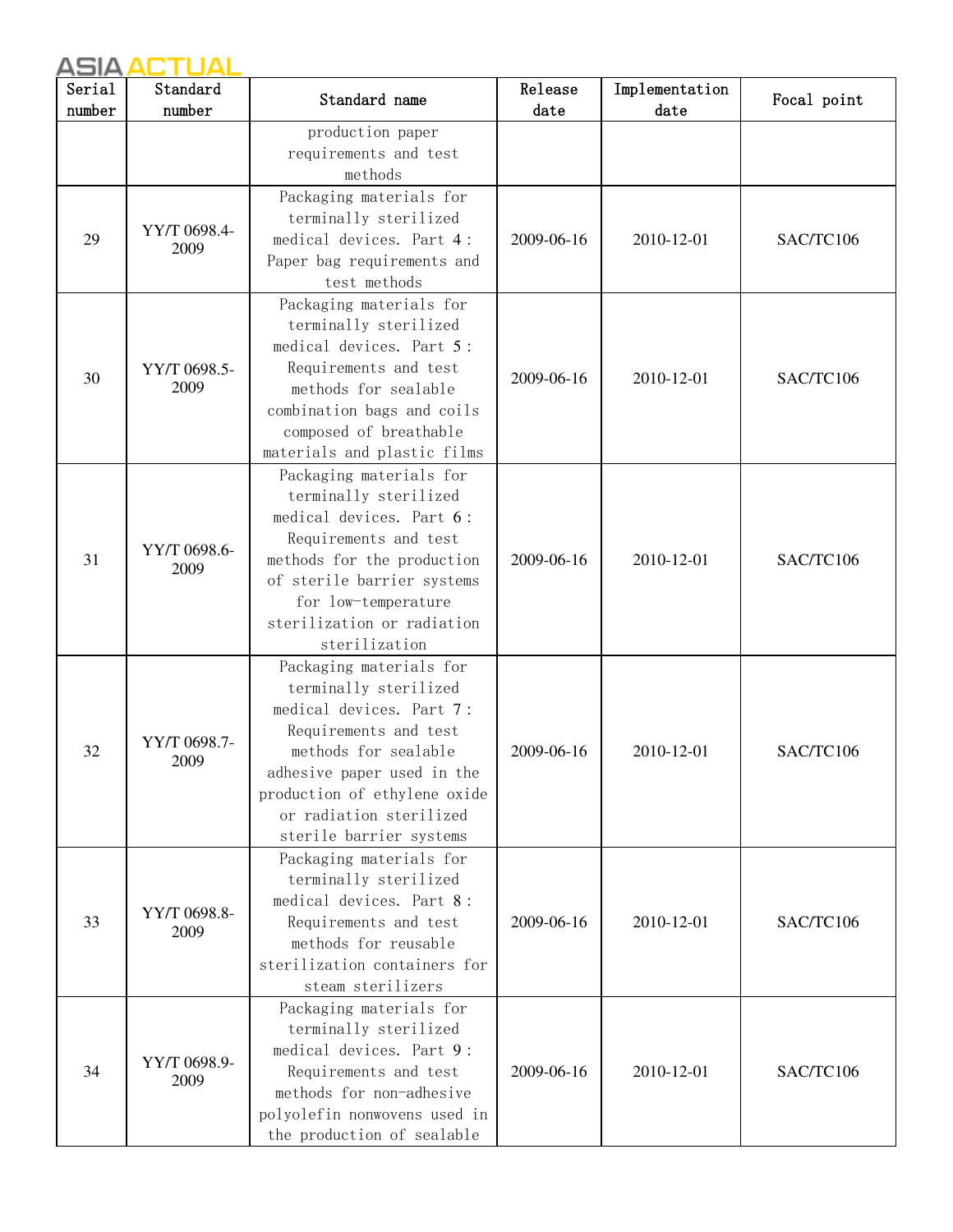| Serial number | Standard number | Standard name | Release date | Implementation date | Focal point |
|---|---|---|---|---|---|
| | | production paper requirements and test methods | | | |
| 29 | YY/T 0698.4-2009 | Packaging materials for terminally sterilized medical devices. Part 4: Paper bag requirements and test methods | 2009-06-16 | 2010-12-01 | SAC/TC106 |
| 30 | YY/T 0698.5-2009 | Packaging materials for terminally sterilized medical devices. Part 5: Requirements and test methods for sealable combination bags and coils composed of breathable materials and plastic films | 2009-06-16 | 2010-12-01 | SAC/TC106 |
| 31 | YY/T 0698.6-2009 | Packaging materials for terminally sterilized medical devices. Part 6: Requirements and test methods for the production of sterile barrier systems for low-temperature sterilization or radiation sterilization | 2009-06-16 | 2010-12-01 | SAC/TC106 |
| 32 | YY/T 0698.7-2009 | Packaging materials for terminally sterilized medical devices. Part 7: Requirements and test methods for sealable adhesive paper used in the production of ethylene oxide or radiation sterilized sterile barrier systems | 2009-06-16 | 2010-12-01 | SAC/TC106 |
| 33 | YY/T 0698.8-2009 | Packaging materials for terminally sterilized medical devices. Part 8: Requirements and test methods for reusable sterilization containers for steam sterilizers | 2009-06-16 | 2010-12-01 | SAC/TC106 |
| 34 | YY/T 0698.9-2009 | Packaging materials for terminally sterilized medical devices. Part 9: Requirements and test methods for non-adhesive polyolefin nonwovens used in the production of sealable | 2009-06-16 | 2010-12-01 | SAC/TC106 |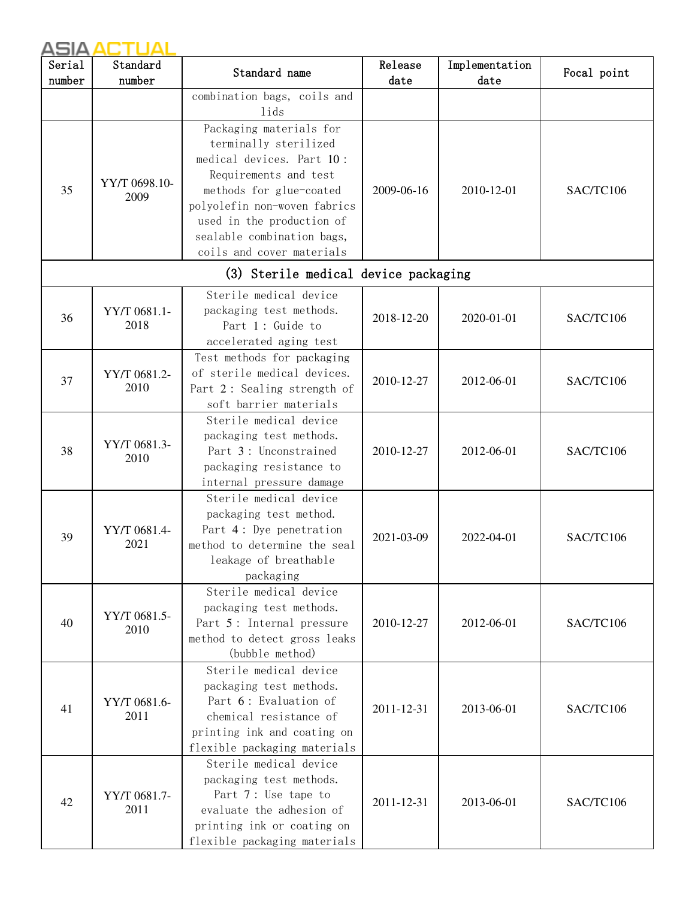| Serial number | Standard number | Standard name | Release date | Implementation date | Focal point |
|---|---|---|---|---|---|
| | | combination bags, coils and lids | | | |
| 35 | YY/T 0698.10-2009 | Packaging materials for terminally sterilized medical devices. Part 10: Requirements and test methods for glue-coated polyolefin non-woven fabrics used in the production of sealable combination bags, coils and cover materials | 2009-06-16 | 2010-12-01 | SAC/TC106 |
| (3) Sterile medical device packaging | | | | | |
| 36 | YY/T 0681.1-2018 | Sterile medical device packaging test methods. Part 1: Guide to accelerated aging test | 2018-12-20 | 2020-01-01 | SAC/TC106 |
| 37 | YY/T 0681.2-2010 | Test methods for packaging of sterile medical devices. Part 2: Sealing strength of soft barrier materials | 2010-12-27 | 2012-06-01 | SAC/TC106 |
| 38 | YY/T 0681.3-2010 | Sterile medical device packaging test methods. Part 3: Unconstrained packaging resistance to internal pressure damage | 2010-12-27 | 2012-06-01 | SAC/TC106 |
| 39 | YY/T 0681.4-2021 | Sterile medical device packaging test method. Part 4: Dye penetration method to determine the seal leakage of breathable packaging | 2021-03-09 | 2022-04-01 | SAC/TC106 |
| 40 | YY/T 0681.5-2010 | Sterile medical device packaging test methods. Part 5: Internal pressure method to detect gross leaks (bubble method) | 2010-12-27 | 2012-06-01 | SAC/TC106 |
| 41 | YY/T 0681.6-2011 | Sterile medical device packaging test methods. Part 6: Evaluation of chemical resistance of printing ink and coating on flexible packaging materials | 2011-12-31 | 2013-06-01 | SAC/TC106 |
| 42 | YY/T 0681.7-2011 | Sterile medical device packaging test methods. Part 7: Use tape to evaluate the adhesion of printing ink or coating on flexible packaging materials | 2011-12-31 | 2013-06-01 | SAC/TC106 |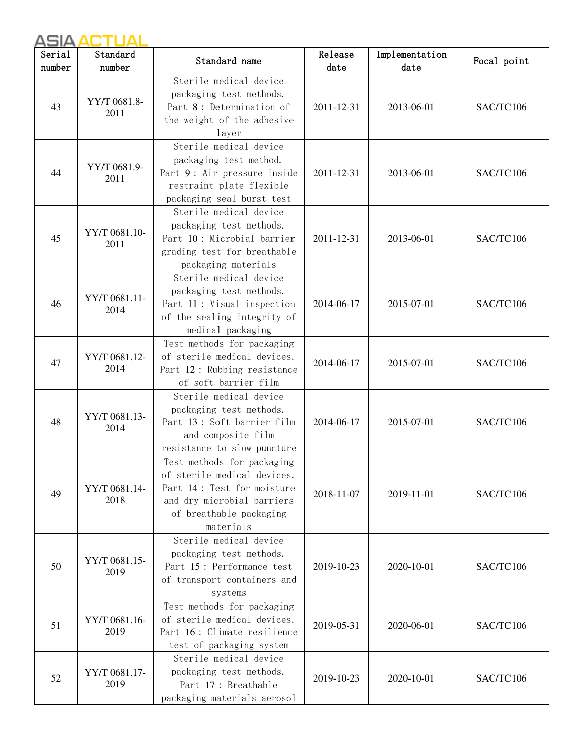| Serial number | Standard number | Standard name | Release date | Implementation date | Focal point |
|---|---|---|---|---|---|
| 43 | YY/T 0681.8-2011 | Sterile medical device packaging test methods. Part 8: Determination of the weight of the adhesive layer | 2011-12-31 | 2013-06-01 | SAC/TC106 |
| 44 | YY/T 0681.9-2011 | Sterile medical device packaging test method. Part 9: Air pressure inside restraint plate flexible packaging seal burst test | 2011-12-31 | 2013-06-01 | SAC/TC106 |
| 45 | YY/T 0681.10-2011 | Sterile medical device packaging test methods. Part 10: Microbial barrier grading test for breathable packaging materials | 2011-12-31 | 2013-06-01 | SAC/TC106 |
| 46 | YY/T 0681.11-2014 | Sterile medical device packaging test methods. Part 11: Visual inspection of the sealing integrity of medical packaging | 2014-06-17 | 2015-07-01 | SAC/TC106 |
| 47 | YY/T 0681.12-2014 | Test methods for packaging of sterile medical devices. Part 12: Rubbing resistance of soft barrier film | 2014-06-17 | 2015-07-01 | SAC/TC106 |
| 48 | YY/T 0681.13-2014 | Sterile medical device packaging test methods. Part 13: Soft barrier film and composite film resistance to slow puncture | 2014-06-17 | 2015-07-01 | SAC/TC106 |
| 49 | YY/T 0681.14-2018 | Test methods for packaging of sterile medical devices. Part 14: Test for moisture and dry microbial barriers of breathable packaging materials | 2018-11-07 | 2019-11-01 | SAC/TC106 |
| 50 | YY/T 0681.15-2019 | Sterile medical device packaging test methods. Part 15: Performance test of transport containers and systems | 2019-10-23 | 2020-10-01 | SAC/TC106 |
| 51 | YY/T 0681.16-2019 | Test methods for packaging of sterile medical devices. Part 16: Climate resilience test of packaging system | 2019-05-31 | 2020-06-01 | SAC/TC106 |
| 52 | YY/T 0681.17-2019 | Sterile medical device packaging test methods. Part 17: Breathable packaging materials aerosol | 2019-10-23 | 2020-10-01 | SAC/TC106 |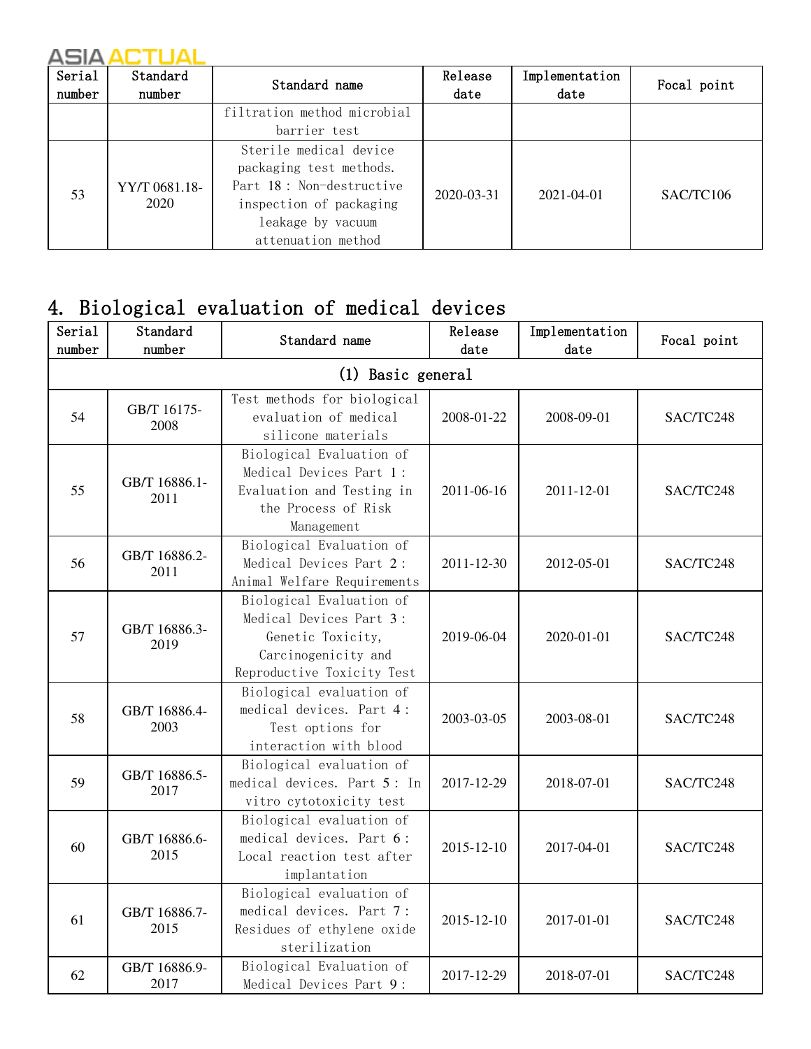| Serial number | Standard number | Standard name | Release date | Implementation date | Focal point |
|---|---|---|---|---|---|
| | | filtration method microbial barrier test | | | |
| 53 | YY/T 0681.18-2020 | Sterile medical device packaging test methods. Part 18：Non-destructive inspection of packaging leakage by vacuum attenuation method | 2020-03-31 | 2021-04-01 | SAC/TC106 |

## 4. Biological evaluation of medical devices

| Serial number | Standard number | Standard name | Release date | Implementation date | Focal point |
|---|---|---|---|---|---|
| (1) Basic general | | | | | |
| 54 | GB/T 16175-2008 | Test methods for biological evaluation of medical silicone materials | 2008-01-22 | 2008-09-01 | SAC/TC248 |
| 55 | GB/T 16886.1-2011 | Biological Evaluation of Medical Devices Part 1：Evaluation and Testing in the Process of Risk Management | 2011-06-16 | 2011-12-01 | SAC/TC248 |
| 56 | GB/T 16886.2-2011 | Biological Evaluation of Medical Devices Part 2：Animal Welfare Requirements | 2011-12-30 | 2012-05-01 | SAC/TC248 |
| 57 | GB/T 16886.3-2019 | Biological Evaluation of Medical Devices Part 3：Genetic Toxicity, Carcinogenicity and Reproductive Toxicity Test | 2019-06-04 | 2020-01-01 | SAC/TC248 |
| 58 | GB/T 16886.4-2003 | Biological evaluation of medical devices. Part 4：Test options for interaction with blood | 2003-03-05 | 2003-08-01 | SAC/TC248 |
| 59 | GB/T 16886.5-2017 | Biological evaluation of medical devices. Part 5：In vitro cytotoxicity test | 2017-12-29 | 2018-07-01 | SAC/TC248 |
| 60 | GB/T 16886.6-2015 | Biological evaluation of medical devices. Part 6：Local reaction test after implantation | 2015-12-10 | 2017-04-01 | SAC/TC248 |
| 61 | GB/T 16886.7-2015 | Biological evaluation of medical devices. Part 7：Residues of ethylene oxide sterilization | 2015-12-10 | 2017-01-01 | SAC/TC248 |
| 62 | GB/T 16886.9-2017 | Biological Evaluation of Medical Devices Part 9： | 2017-12-29 | 2018-07-01 | SAC/TC248 |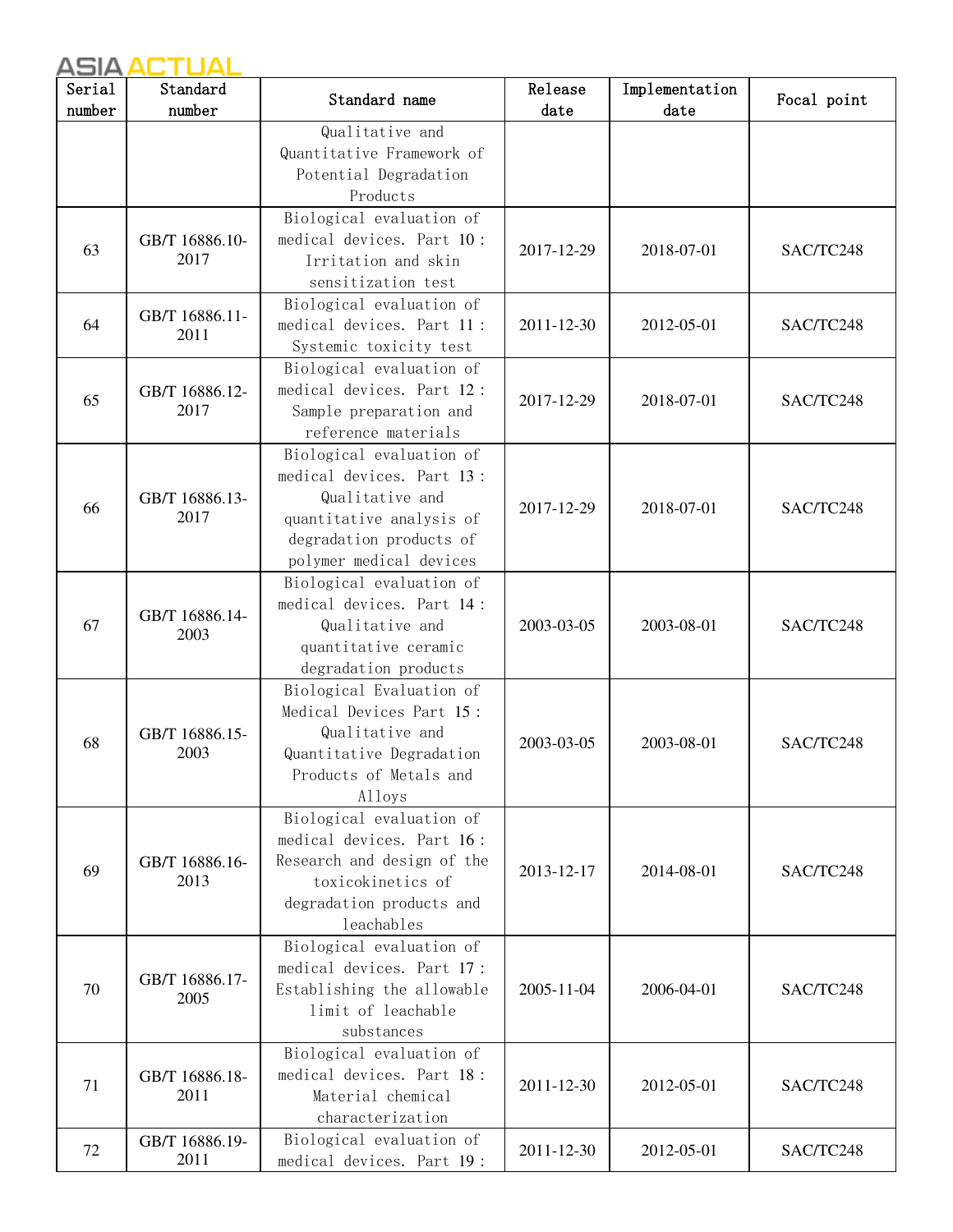| Serial number | Standard number | Standard name | Release date | Implementation date | Focal point |
|---|---|---|---|---|---|
| | | Qualitative and Quantitative Framework of Potential Degradation Products | | | |
| 63 | GB/T 16886.10-2017 | Biological evaluation of medical devices. Part 10：Irritation and skin sensitization test | 2017-12-29 | 2018-07-01 | SAC/TC248 |
| 64 | GB/T 16886.11-2011 | Biological evaluation of medical devices. Part 11：Systemic toxicity test | 2011-12-30 | 2012-05-01 | SAC/TC248 |
| 65 | GB/T 16886.12-2017 | Biological evaluation of medical devices. Part 12：Sample preparation and reference materials | 2017-12-29 | 2018-07-01 | SAC/TC248 |
| 66 | GB/T 16886.13-2017 | Biological evaluation of medical devices. Part 13：Qualitative and quantitative analysis of degradation products of polymer medical devices | 2017-12-29 | 2018-07-01 | SAC/TC248 |
| 67 | GB/T 16886.14-2003 | Biological evaluation of medical devices. Part 14：Qualitative and quantitative ceramic degradation products | 2003-03-05 | 2003-08-01 | SAC/TC248 |
| 68 | GB/T 16886.15-2003 | Biological Evaluation of Medical Devices Part 15：Qualitative and Quantitative Degradation Products of Metals and Alloys | 2003-03-05 | 2003-08-01 | SAC/TC248 |
| 69 | GB/T 16886.16-2013 | Biological evaluation of medical devices. Part 16：Research and design of the toxicokinetics of degradation products and leachables | 2013-12-17 | 2014-08-01 | SAC/TC248 |
| 70 | GB/T 16886.17-2005 | Biological evaluation of medical devices. Part 17：Establishing the allowable limit of leachable substances | 2005-11-04 | 2006-04-01 | SAC/TC248 |
| 71 | GB/T 16886.18-2011 | Biological evaluation of medical devices. Part 18：Material chemical characterization | 2011-12-30 | 2012-05-01 | SAC/TC248 |
| 72 | GB/T 16886.19-2011 | Biological evaluation of medical devices. Part 19： | 2011-12-30 | 2012-05-01 | SAC/TC248 |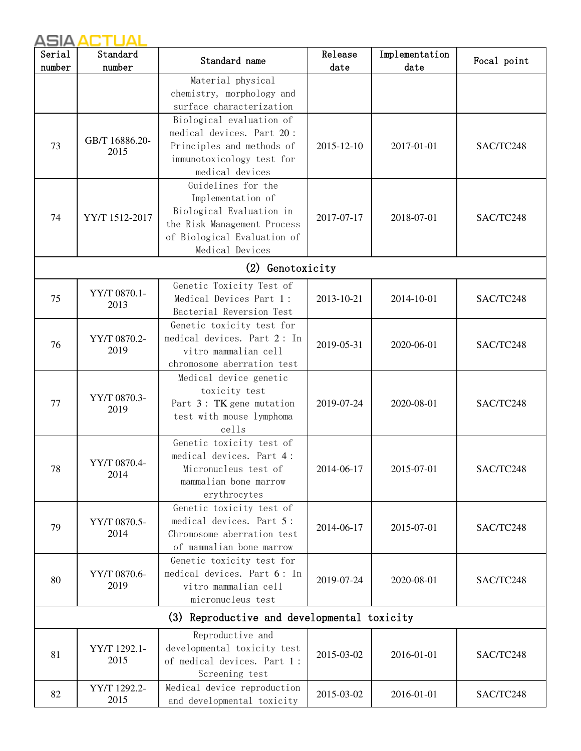| Serial number | Standard number | Standard name | Release date | Implementation date | Focal point |
|---|---|---|---|---|---|
| | | Material physical chemistry, morphology and surface characterization | | | |
| 73 | GB/T 16886.20-2015 | Biological evaluation of medical devices. Part 20 : Principles and methods of immunotoxicology test for medical devices | 2015-12-10 | 2017-01-01 | SAC/TC248 |
| 74 | YY/T 1512-2017 | Guidelines for the Implementation of Biological Evaluation in the Risk Management Process of Biological Evaluation of Medical Devices | 2017-07-17 | 2018-07-01 | SAC/TC248 |
| (2) Genotoxicity | | | | | |
| 75 | YY/T 0870.1-2013 | Genetic Toxicity Test of Medical Devices Part 1 : Bacterial Reversion Test | 2013-10-21 | 2014-10-01 | SAC/TC248 |
| 76 | YY/T 0870.2-2019 | Genetic toxicity test for medical devices. Part 2 : In vitro mammalian cell chromosome aberration test | 2019-05-31 | 2020-06-01 | SAC/TC248 |
| 77 | YY/T 0870.3-2019 | Medical device genetic toxicity test Part 3 : TK gene mutation test with mouse lymphoma cells | 2019-07-24 | 2020-08-01 | SAC/TC248 |
| 78 | YY/T 0870.4-2014 | Genetic toxicity test of medical devices. Part 4 : Micronucleus test of mammalian bone marrow erythrocytes | 2014-06-17 | 2015-07-01 | SAC/TC248 |
| 79 | YY/T 0870.5-2014 | Genetic toxicity test of medical devices. Part 5 : Chromosome aberration test of mammalian bone marrow | 2014-06-17 | 2015-07-01 | SAC/TC248 |
| 80 | YY/T 0870.6-2019 | Genetic toxicity test for medical devices. Part 6 : In vitro mammalian cell micronucleus test | 2019-07-24 | 2020-08-01 | SAC/TC248 |
| (3) Reproductive and developmental toxicity | | | | | |
| 81 | YY/T 1292.1-2015 | Reproductive and developmental toxicity test of medical devices. Part 1 : Screening test | 2015-03-02 | 2016-01-01 | SAC/TC248 |
| 82 | YY/T 1292.2-2015 | Medical device reproduction and developmental toxicity | 2015-03-02 | 2016-01-01 | SAC/TC248 |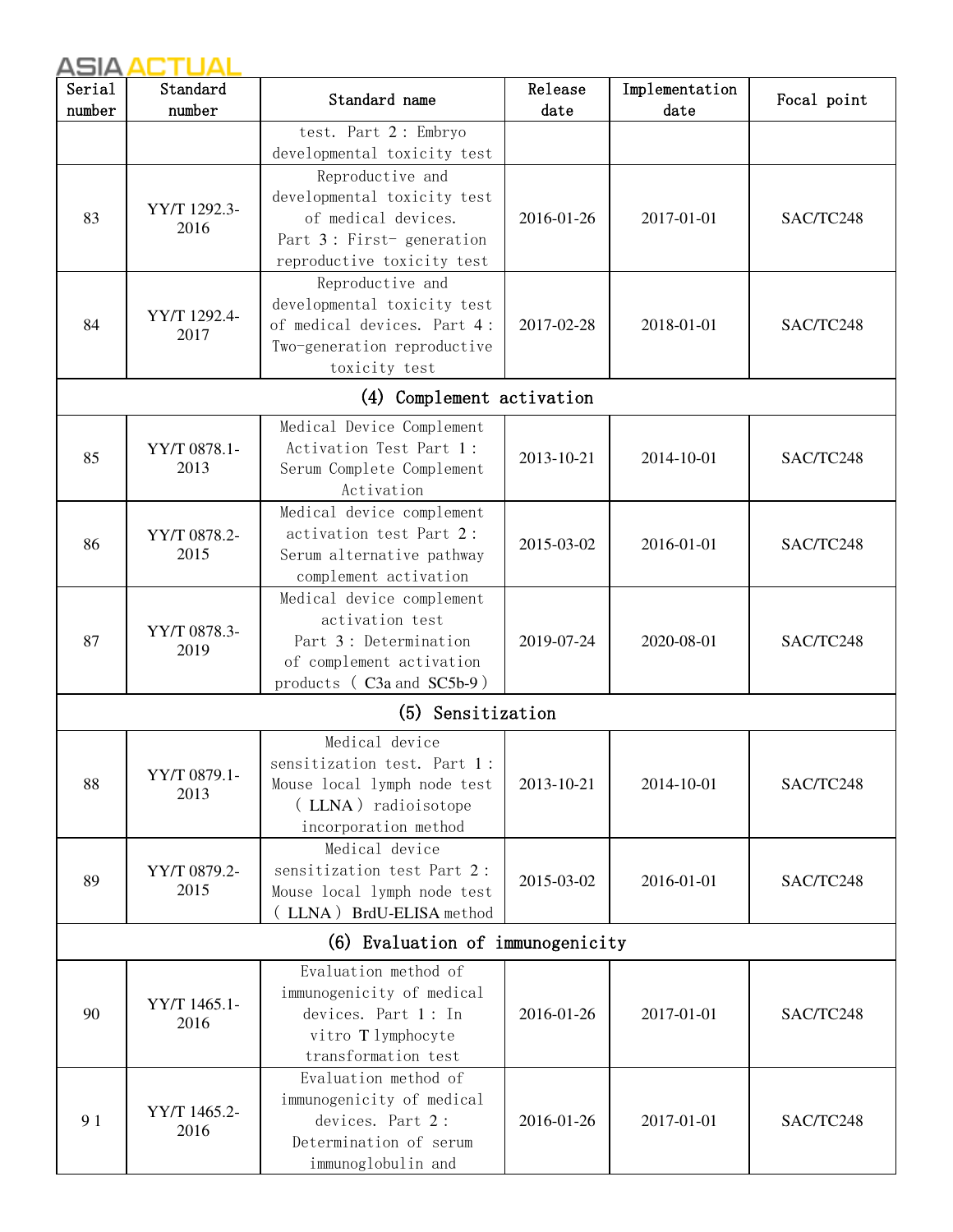| Serial number | Standard number | Standard name | Release date | Implementation date | Focal point |
|---|---|---|---|---|---|
| | | test. Part 2: Embryo developmental toxicity test | | | |
| 83 | YY/T 1292.3-2016 | Reproductive and developmental toxicity test of medical devices. Part 3: First- generation reproductive toxicity test | 2016-01-26 | 2017-01-01 | SAC/TC248 |
| 84 | YY/T 1292.4-2017 | Reproductive and developmental toxicity test of medical devices. Part 4: Two-generation reproductive toxicity test | 2017-02-28 | 2018-01-01 | SAC/TC248 |
| (4) Complement activation | | | | | |
| 85 | YY/T 0878.1-2013 | Medical Device Complement Activation Test Part 1: Serum Complete Complement Activation | 2013-10-21 | 2014-10-01 | SAC/TC248 |
| 86 | YY/T 0878.2-2015 | Medical device complement activation test Part 2: Serum alternative pathway complement activation | 2015-03-02 | 2016-01-01 | SAC/TC248 |
| 87 | YY/T 0878.3-2019 | Medical device complement activation test Part 3: Determination of complement activation products (C3a and SC5b-9) | 2019-07-24 | 2020-08-01 | SAC/TC248 |
| (5) Sensitization | | | | | |
| 88 | YY/T 0879.1-2013 | Medical device sensitization test. Part 1: Mouse local lymph node test (LLNA) radioisotope incorporation method | 2013-10-21 | 2014-10-01 | SAC/TC248 |
| 89 | YY/T 0879.2-2015 | Medical device sensitization test Part 2: Mouse local lymph node test (LLNA) BrdU-ELISA method | 2015-03-02 | 2016-01-01 | SAC/TC248 |
| (6) Evaluation of immunogenicity | | | | | |
| 90 | YY/T 1465.1-2016 | Evaluation method of immunogenicity of medical devices. Part 1: In vitro T lymphocyte transformation test | 2016-01-26 | 2017-01-01 | SAC/TC248 |
| 91 | YY/T 1465.2-2016 | Evaluation method of immunogenicity of medical devices. Part 2: Determination of serum immunoglobulin and | 2016-01-26 | 2017-01-01 | SAC/TC248 |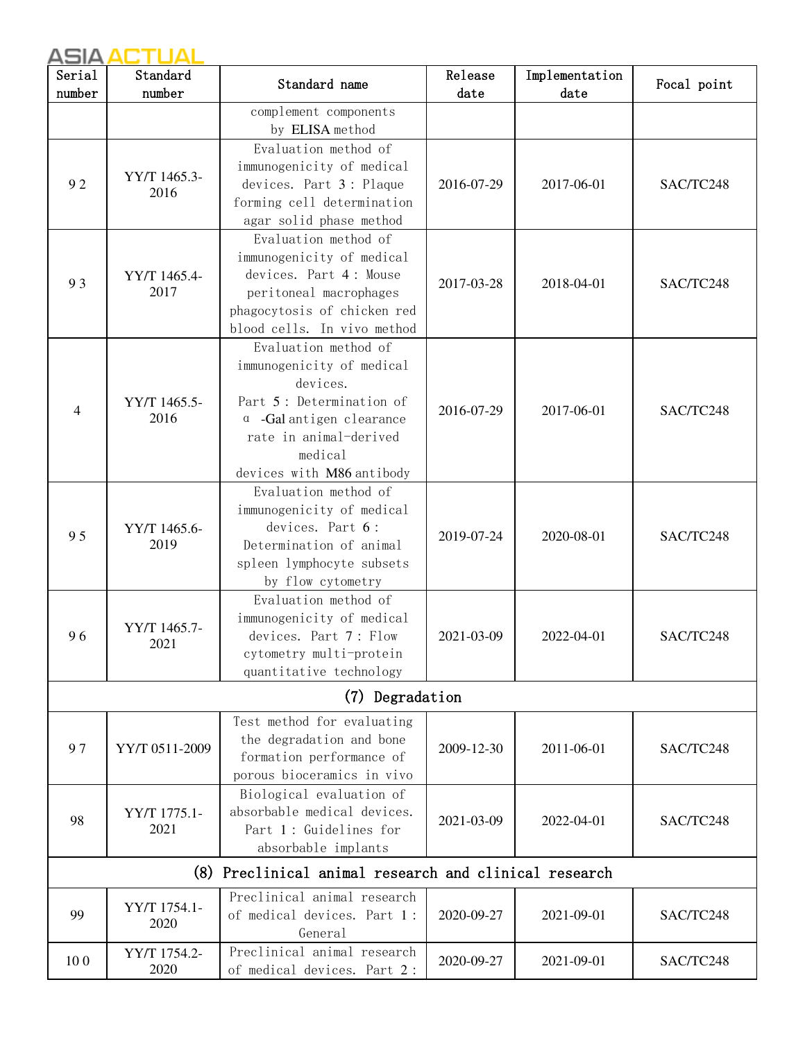| Serial number | Standard number | Standard name | Release date | Implementation date | Focal point |
|---|---|---|---|---|---|
| | | complement components by ELISA method | | | |
| 92 | YY/T 1465.3-2016 | Evaluation method of immunogenicity of medical devices. Part 3: Plaque forming cell determination agar solid phase method | 2016-07-29 | 2017-06-01 | SAC/TC248 |
| 93 | YY/T 1465.4-2017 | Evaluation method of immunogenicity of medical devices. Part 4: Mouse peritoneal macrophages phagocytosis of chicken red blood cells. In vivo method | 2017-03-28 | 2018-04-01 | SAC/TC248 |
| 4 | YY/T 1465.5-2016 | Evaluation method of immunogenicity of medical devices. Part 5: Determination of α -Gal antigen clearance rate in animal-derived medical devices with M86 antibody | 2016-07-29 | 2017-06-01 | SAC/TC248 |
| 95 | YY/T 1465.6-2019 | Evaluation method of immunogenicity of medical devices. Part 6: Determination of animal spleen lymphocyte subsets by flow cytometry | 2019-07-24 | 2020-08-01 | SAC/TC248 |
| 96 | YY/T 1465.7-2021 | Evaluation method of immunogenicity of medical devices. Part 7: Flow cytometry multi-protein quantitative technology | 2021-03-09 | 2022-04-01 | SAC/TC248 |
| (7) Degradation | | | | | |
| 97 | YY/T 0511-2009 | Test method for evaluating the degradation and bone formation performance of porous bioceramics in vivo | 2009-12-30 | 2011-06-01 | SAC/TC248 |
| 98 | YY/T 1775.1-2021 | Biological evaluation of absorbable medical devices. Part 1: Guidelines for absorbable implants | 2021-03-09 | 2022-04-01 | SAC/TC248 |
| (8) Preclinical animal research and clinical research | | | | | |
| 99 | YY/T 1754.1-2020 | Preclinical animal research of medical devices. Part 1: General | 2020-09-27 | 2021-09-01 | SAC/TC248 |
| 100 | YY/T 1754.2-2020 | Preclinical animal research of medical devices. Part 2: | 2020-09-27 | 2021-09-01 | SAC/TC248 |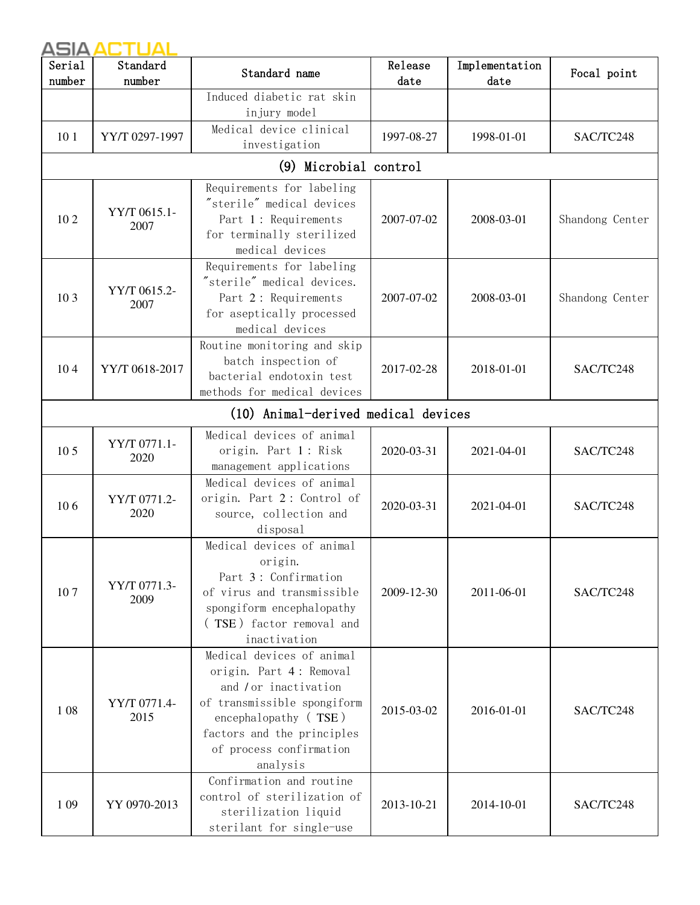| Serial number | Standard number | Standard name | Release date | Implementation date | Focal point |
|---|---|---|---|---|---|
| | | Induced diabetic rat skin injury model | | | |
| 10 1 | YY/T 0297-1997 | Medical device clinical investigation | 1997-08-27 | 1998-01-01 | SAC/TC248 |
| (9) Microbial control | | | | | |
| 10 2 | YY/T 0615.1-2007 | Requirements for labeling "sterile" medical devices Part 1: Requirements for terminally sterilized medical devices | 2007-07-02 | 2008-03-01 | Shandong Center |
| 10 3 | YY/T 0615.2-2007 | Requirements for labeling "sterile" medical devices. Part 2: Requirements for aseptically processed medical devices | 2007-07-02 | 2008-03-01 | Shandong Center |
| 10 4 | YY/T 0618-2017 | Routine monitoring and skip batch inspection of bacterial endotoxin test methods for medical devices | 2017-02-28 | 2018-01-01 | SAC/TC248 |
| (10) Animal-derived medical devices | | | | | |
| 10 5 | YY/T 0771.1-2020 | Medical devices of animal origin. Part 1: Risk management applications | 2020-03-31 | 2021-04-01 | SAC/TC248 |
| 10 6 | YY/T 0771.2-2020 | Medical devices of animal origin. Part 2: Control of source, collection and disposal | 2020-03-31 | 2021-04-01 | SAC/TC248 |
| 10 7 | YY/T 0771.3-2009 | Medical devices of animal origin. Part 3: Confirmation of virus and transmissible spongiform encephalopathy (TSE) factor removal and inactivation | 2009-12-30 | 2011-06-01 | SAC/TC248 |
| 1 08 | YY/T 0771.4-2015 | Medical devices of animal origin. Part 4: Removal and/or inactivation of transmissible spongiform encephalopathy (TSE) factors and the principles of process confirmation analysis | 2015-03-02 | 2016-01-01 | SAC/TC248 |
| 1 09 | YY 0970-2013 | Confirmation and routine control of sterilization of sterilization liquid sterilant for single-use | 2013-10-21 | 2014-10-01 | SAC/TC248 |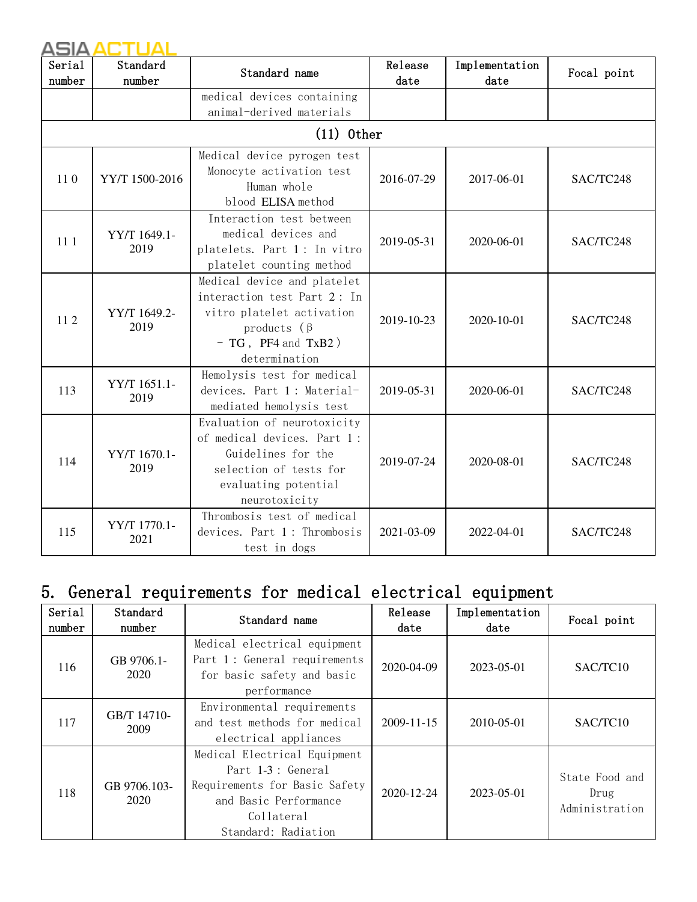| Serial number | Standard number | Standard name | Release date | Implementation date | Focal point |
|---|---|---|---|---|---|
| | | medical devices containing animal-derived materials | | | |
| (11) Other | | | | | |
| 110 | YY/T 1500-2016 | Medical device pyrogen test Monocyte activation test Human whole blood ELISA method | 2016-07-29 | 2017-06-01 | SAC/TC248 |
| 111 | YY/T 1649.1-2019 | Interaction test between medical devices and platelets. Part 1: In vitro platelet counting method | 2019-05-31 | 2020-06-01 | SAC/TC248 |
| 112 | YY/T 1649.2-2019 | Medical device and platelet interaction test Part 2: In vitro platelet activation products (β - TG, PF4 and TxB2) determination | 2019-10-23 | 2020-10-01 | SAC/TC248 |
| 113 | YY/T 1651.1-2019 | Hemolysis test for medical devices. Part 1: Material-mediated hemolysis test | 2019-05-31 | 2020-06-01 | SAC/TC248 |
| 114 | YY/T 1670.1-2019 | Evaluation of neurotoxicity of medical devices. Part 1: Guidelines for the selection of tests for evaluating potential neurotoxicity | 2019-07-24 | 2020-08-01 | SAC/TC248 |
| 115 | YY/T 1770.1-2021 | Thrombosis test of medical devices. Part 1: Thrombosis test in dogs | 2021-03-09 | 2022-04-01 | SAC/TC248 |

# 5. General requirements for medical electrical equipment

| Serial number | Standard number | Standard name | Release date | Implementation date | Focal point |
|---|---|---|---|---|---|
| 116 | GB 9706.1-2020 | Medical electrical equipment Part 1: General requirements for basic safety and basic performance | 2020-04-09 | 2023-05-01 | SAC/TC10 |
| 117 | GB/T 14710-2009 | Environmental requirements and test methods for medical electrical appliances | 2009-11-15 | 2010-05-01 | SAC/TC10 |
| 118 | GB 9706.103-2020 | Medical Electrical Equipment Part 1-3: General Requirements for Basic Safety and Basic Performance Collateral Standard: Radiation | 2020-12-24 | 2023-05-01 | State Food and Drug Administration |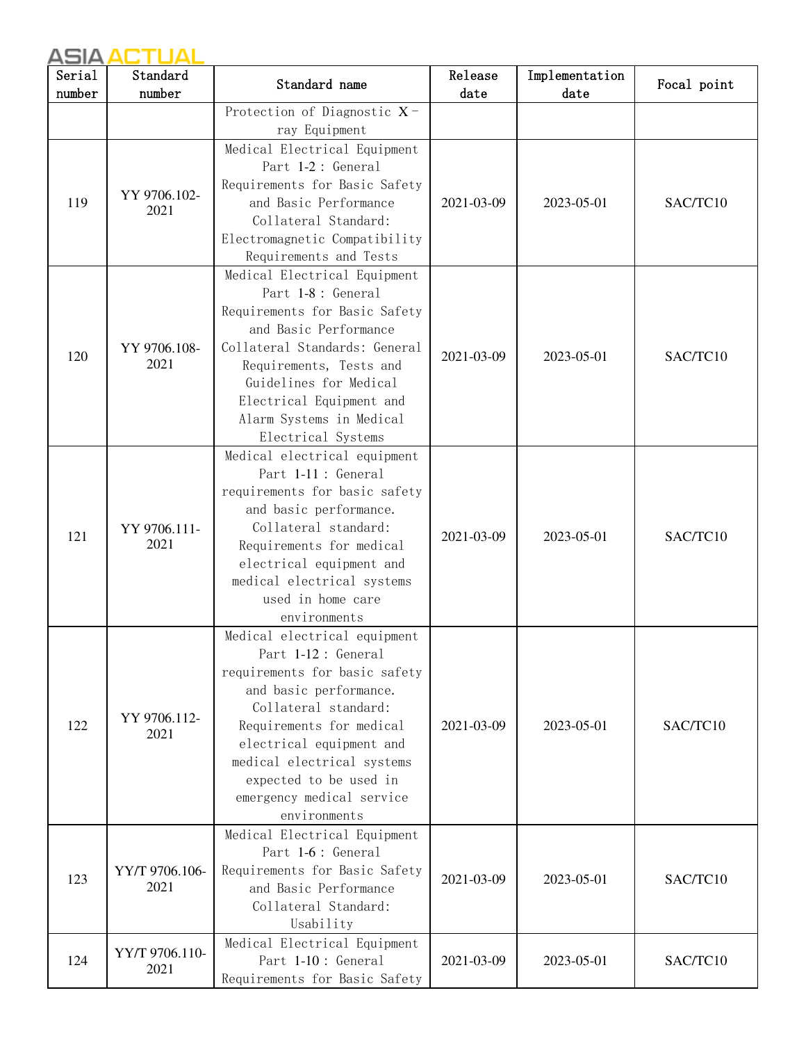| Serial number | Standard number | Standard name | Release date | Implementation date | Focal point |
|---|---|---|---|---|---|
| | | Protection of Diagnostic X-ray Equipment | | | |
| 119 | YY 9706.102-2021 | Medical Electrical Equipment Part 1-2: General Requirements for Basic Safety and Basic Performance Collateral Standard: Electromagnetic Compatibility Requirements and Tests | 2021-03-09 | 2023-05-01 | SAC/TC10 |
| 120 | YY 9706.108-2021 | Medical Electrical Equipment Part 1-8: General Requirements for Basic Safety and Basic Performance Collateral Standards: General Requirements, Tests and Guidelines for Medical Electrical Equipment and Alarm Systems in Medical Electrical Systems | 2021-03-09 | 2023-05-01 | SAC/TC10 |
| 121 | YY 9706.111-2021 | Medical electrical equipment Part 1-11: General requirements for basic safety and basic performance. Collateral standard: Requirements for medical electrical equipment and medical electrical systems used in home care environments | 2021-03-09 | 2023-05-01 | SAC/TC10 |
| 122 | YY 9706.112-2021 | Medical electrical equipment Part 1-12: General requirements for basic safety and basic performance. Collateral standard: Requirements for medical electrical equipment and medical electrical systems expected to be used in emergency medical service environments | 2021-03-09 | 2023-05-01 | SAC/TC10 |
| 123 | YY/T 9706.106-2021 | Medical Electrical Equipment Part 1-6: General Requirements for Basic Safety and Basic Performance Collateral Standard: Usability | 2021-03-09 | 2023-05-01 | SAC/TC10 |
| 124 | YY/T 9706.110-2021 | Medical Electrical Equipment Part 1-10: General Requirements for Basic Safety | 2021-03-09 | 2023-05-01 | SAC/TC10 |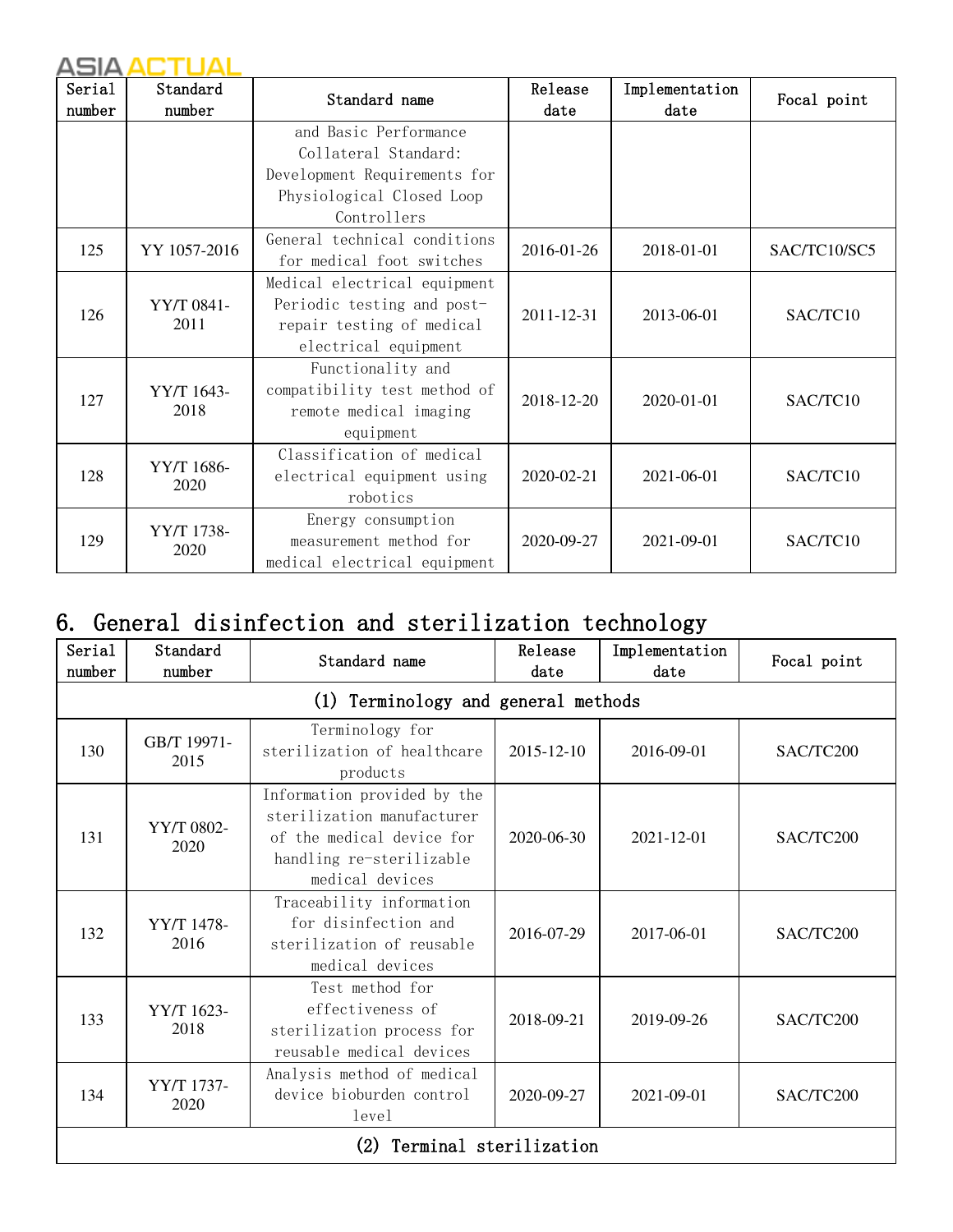| Serial number | Standard number | Standard name | Release date | Implementation date | Focal point |
|---|---|---|---|---|---|
| | | and Basic Performance Collateral Standard: Development Requirements for Physiological Closed Loop Controllers | | | |
| 125 | YY 1057-2016 | General technical conditions for medical foot switches | 2016-01-26 | 2018-01-01 | SAC/TC10/SC5 |
| 126 | YY/T 0841-2011 | Medical electrical equipment Periodic testing and post-repair testing of medical electrical equipment | 2011-12-31 | 2013-06-01 | SAC/TC10 |
| 127 | YY/T 1643-2018 | Functionality and compatibility test method of remote medical imaging equipment | 2018-12-20 | 2020-01-01 | SAC/TC10 |
| 128 | YY/T 1686-2020 | Classification of medical electrical equipment using robotics | 2020-02-21 | 2021-06-01 | SAC/TC10 |
| 129 | YY/T 1738-2020 | Energy consumption measurement method for medical electrical equipment | 2020-09-27 | 2021-09-01 | SAC/TC10 |

## 6. General disinfection and sterilization technology

| Serial number | Standard number | Standard name | Release date | Implementation date | Focal point |
|---|---|---|---|---|---|
| (1) Terminology and general methods | | | | | |
| 130 | GB/T 19971-2015 | Terminology for sterilization of healthcare products | 2015-12-10 | 2016-09-01 | SAC/TC200 |
| 131 | YY/T 0802-2020 | Information provided by the sterilization manufacturer of the medical device for handling re-sterilizable medical devices | 2020-06-30 | 2021-12-01 | SAC/TC200 |
| 132 | YY/T 1478-2016 | Traceability information for disinfection and sterilization of reusable medical devices | 2016-07-29 | 2017-06-01 | SAC/TC200 |
| 133 | YY/T 1623-2018 | Test method for effectiveness of sterilization process for reusable medical devices | 2018-09-21 | 2019-09-26 | SAC/TC200 |
| 134 | YY/T 1737-2020 | Analysis method of medical device bioburden control level | 2020-09-27 | 2021-09-01 | SAC/TC200 |
| (2) Terminal sterilization | | | | | |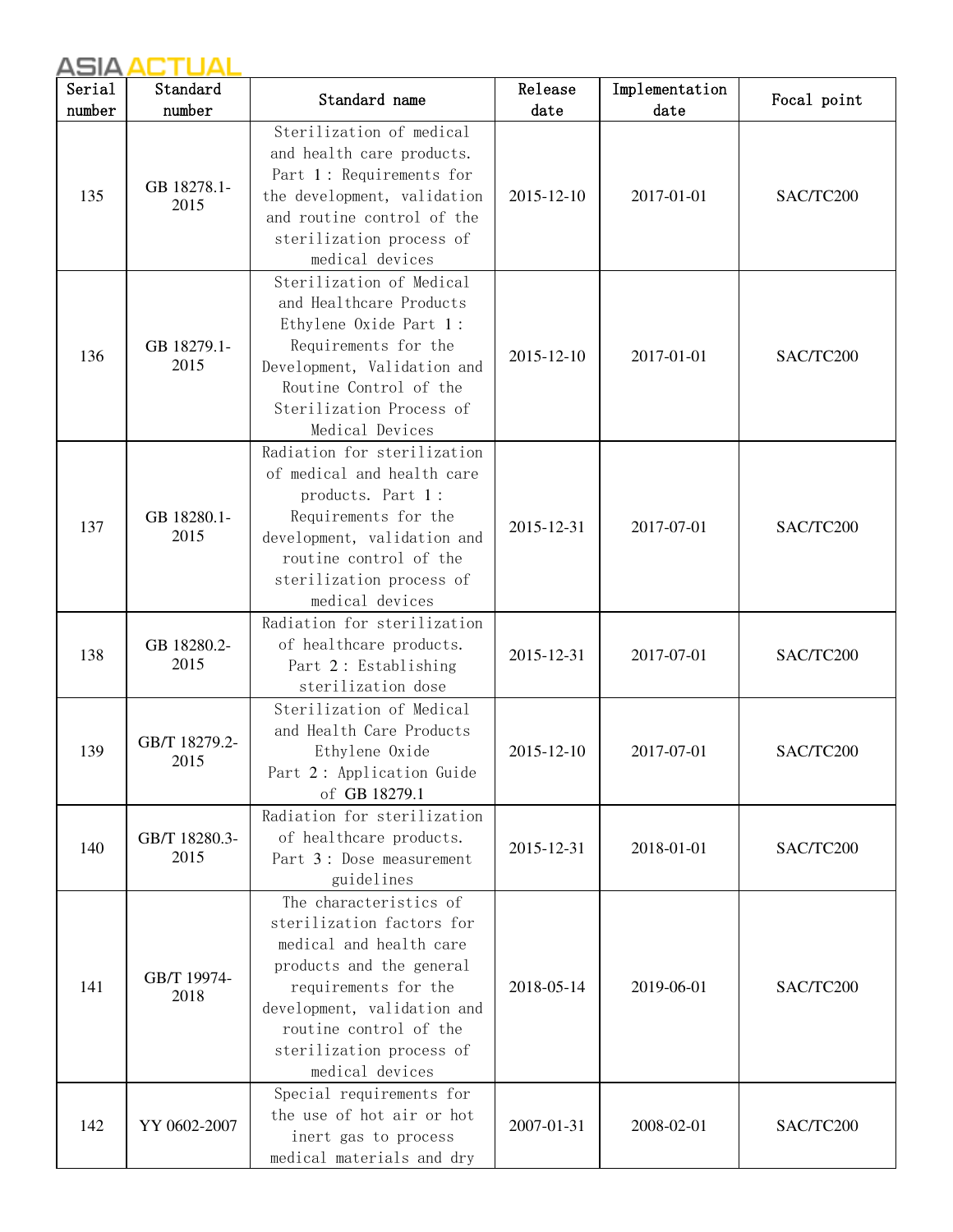| Serial number | Standard number | Standard name | Release date | Implementation date | Focal point |
|---|---|---|---|---|---|
| 135 | GB 18278.1-2015 | Sterilization of medical and health care products. Part 1: Requirements for the development, validation and routine control of the sterilization process of medical devices | 2015-12-10 | 2017-01-01 | SAC/TC200 |
| 136 | GB 18279.1-2015 | Sterilization of Medical and Healthcare Products Ethylene Oxide Part 1: Requirements for the Development, Validation and Routine Control of the Sterilization Process of Medical Devices | 2015-12-10 | 2017-01-01 | SAC/TC200 |
| 137 | GB 18280.1-2015 | Radiation for sterilization of medical and health care products. Part 1: Requirements for the development, validation and routine control of the sterilization process of medical devices | 2015-12-31 | 2017-07-01 | SAC/TC200 |
| 138 | GB 18280.2-2015 | Radiation for sterilization of healthcare products. Part 2: Establishing sterilization dose | 2015-12-31 | 2017-07-01 | SAC/TC200 |
| 139 | GB/T 18279.2-2015 | Sterilization of Medical and Health Care Products Ethylene Oxide Part 2: Application Guide of GB 18279.1 | 2015-12-10 | 2017-07-01 | SAC/TC200 |
| 140 | GB/T 18280.3-2015 | Radiation for sterilization of healthcare products. Part 3: Dose measurement guidelines | 2015-12-31 | 2018-01-01 | SAC/TC200 |
| 141 | GB/T 19974-2018 | The characteristics of sterilization factors for medical and health care products and the general requirements for the development, validation and routine control of the sterilization process of medical devices | 2018-05-14 | 2019-06-01 | SAC/TC200 |
| 142 | YY 0602-2007 | Special requirements for the use of hot air or hot inert gas to process medical materials and dry | 2007-01-31 | 2008-02-01 | SAC/TC200 |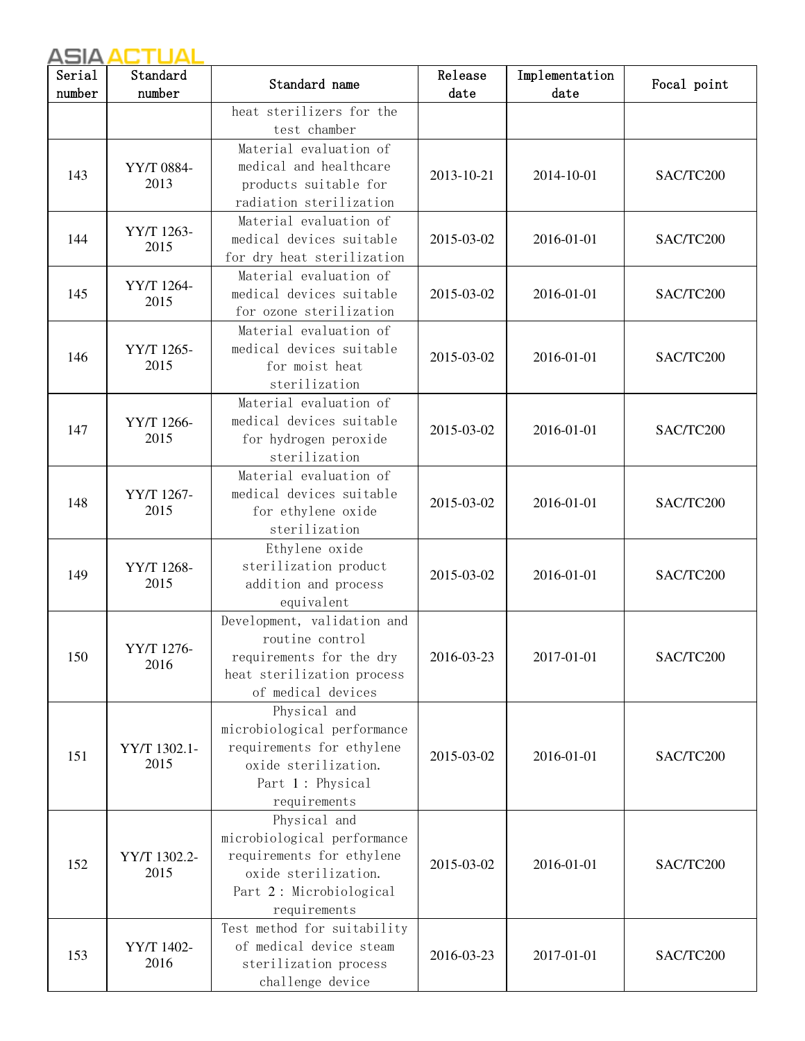| Serial number | Standard number | Standard name | Release date | Implementation date | Focal point |
|---|---|---|---|---|---|
| | | heat sterilizers for the test chamber | | | |
| 143 | YY/T 0884-2013 | Material evaluation of medical and healthcare products suitable for radiation sterilization | 2013-10-21 | 2014-10-01 | SAC/TC200 |
| 144 | YY/T 1263-2015 | Material evaluation of medical devices suitable for dry heat sterilization | 2015-03-02 | 2016-01-01 | SAC/TC200 |
| 145 | YY/T 1264-2015 | Material evaluation of medical devices suitable for ozone sterilization | 2015-03-02 | 2016-01-01 | SAC/TC200 |
| 146 | YY/T 1265-2015 | Material evaluation of medical devices suitable for moist heat sterilization | 2015-03-02 | 2016-01-01 | SAC/TC200 |
| 147 | YY/T 1266-2015 | Material evaluation of medical devices suitable for hydrogen peroxide sterilization | 2015-03-02 | 2016-01-01 | SAC/TC200 |
| 148 | YY/T 1267-2015 | Material evaluation of medical devices suitable for ethylene oxide sterilization | 2015-03-02 | 2016-01-01 | SAC/TC200 |
| 149 | YY/T 1268-2015 | Ethylene oxide sterilization product addition and process equivalent | 2015-03-02 | 2016-01-01 | SAC/TC200 |
| 150 | YY/T 1276-2016 | Development, validation and routine control requirements for the dry heat sterilization process of medical devices | 2016-03-23 | 2017-01-01 | SAC/TC200 |
| 151 | YY/T 1302.1-2015 | Physical and microbiological performance requirements for ethylene oxide sterilization. Part 1 : Physical requirements | 2015-03-02 | 2016-01-01 | SAC/TC200 |
| 152 | YY/T 1302.2-2015 | Physical and microbiological performance requirements for ethylene oxide sterilization. Part 2 : Microbiological requirements | 2015-03-02 | 2016-01-01 | SAC/TC200 |
| 153 | YY/T 1402-2016 | Test method for suitability of medical device steam sterilization process challenge device | 2016-03-23 | 2017-01-01 | SAC/TC200 |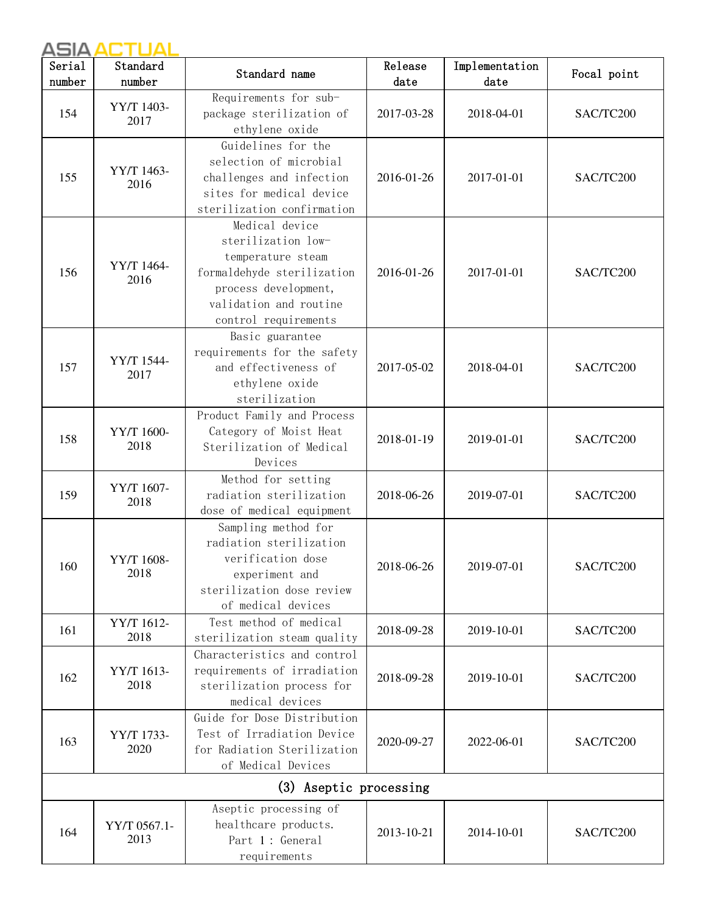| Serial number | Standard number | Standard name | Release date | Implementation date | Focal point |
| --- | --- | --- | --- | --- | --- |
| 154 | YY/T 1403-2017 | Requirements for sub-package sterilization of ethylene oxide | 2017-03-28 | 2018-04-01 | SAC/TC200 |
| 155 | YY/T 1463-2016 | Guidelines for the selection of microbial challenges and infection sites for medical device sterilization confirmation | 2016-01-26 | 2017-01-01 | SAC/TC200 |
| 156 | YY/T 1464-2016 | Medical device sterilization low-temperature steam formaldehyde sterilization process development, validation and routine control requirements | 2016-01-26 | 2017-01-01 | SAC/TC200 |
| 157 | YY/T 1544-2017 | Basic guarantee requirements for the safety and effectiveness of ethylene oxide sterilization | 2017-05-02 | 2018-04-01 | SAC/TC200 |
| 158 | YY/T 1600-2018 | Product Family and Process Category of Moist Heat Sterilization of Medical Devices | 2018-01-19 | 2019-01-01 | SAC/TC200 |
| 159 | YY/T 1607-2018 | Method for setting radiation sterilization dose of medical equipment | 2018-06-26 | 2019-07-01 | SAC/TC200 |
| 160 | YY/T 1608-2018 | Sampling method for radiation sterilization verification dose experiment and sterilization dose review of medical devices | 2018-06-26 | 2019-07-01 | SAC/TC200 |
| 161 | YY/T 1612-2018 | Test method of medical sterilization steam quality | 2018-09-28 | 2019-10-01 | SAC/TC200 |
| 162 | YY/T 1613-2018 | Characteristics and control requirements of irradiation sterilization process for medical devices | 2018-09-28 | 2019-10-01 | SAC/TC200 |
| 163 | YY/T 1733-2020 | Guide for Dose Distribution Test of Irradiation Device for Radiation Sterilization of Medical Devices | 2020-09-27 | 2022-06-01 | SAC/TC200 |
| (3) Aseptic processing | | | | | |
| 164 | YY/T 0567.1-2013 | Aseptic processing of healthcare products. Part 1: General requirements | 2013-10-21 | 2014-10-01 | SAC/TC200 |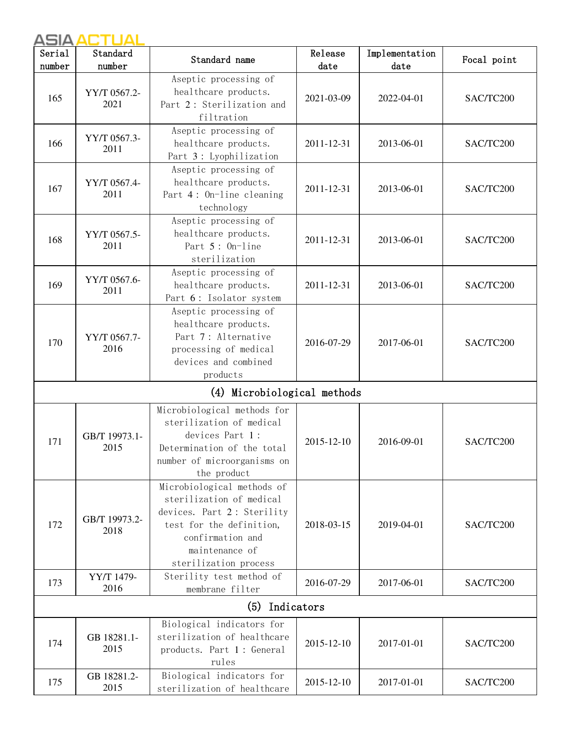| Serial number | Standard number | Standard name | Release date | Implementation date | Focal point |
|---|---|---|---|---|---|
| 165 | YY/T 0567.2-2021 | Aseptic processing of healthcare products. Part 2: Sterilization and filtration | 2021-03-09 | 2022-04-01 | SAC/TC200 |
| 166 | YY/T 0567.3-2011 | Aseptic processing of healthcare products. Part 3: Lyophilization | 2011-12-31 | 2013-06-01 | SAC/TC200 |
| 167 | YY/T 0567.4-2011 | Aseptic processing of healthcare products. Part 4: On-line cleaning technology | 2011-12-31 | 2013-06-01 | SAC/TC200 |
| 168 | YY/T 0567.5-2011 | Aseptic processing of healthcare products. Part 5: On-line sterilization | 2011-12-31 | 2013-06-01 | SAC/TC200 |
| 169 | YY/T 0567.6-2011 | Aseptic processing of healthcare products. Part 6: Isolator system | 2011-12-31 | 2013-06-01 | SAC/TC200 |
| 170 | YY/T 0567.7-2016 | Aseptic processing of healthcare products. Part 7: Alternative processing of medical devices and combined products | 2016-07-29 | 2017-06-01 | SAC/TC200 |
| (4) Microbiological methods | | | | | |
| 171 | GB/T 19973.1-2015 | Microbiological methods for sterilization of medical devices Part 1: Determination of the total number of microorganisms on the product | 2015-12-10 | 2016-09-01 | SAC/TC200 |
| 172 | GB/T 19973.2-2018 | Microbiological methods of sterilization of medical devices. Part 2: Sterility test for the definition, confirmation and maintenance of sterilization process | 2018-03-15 | 2019-04-01 | SAC/TC200 |
| 173 | YY/T 1479-2016 | Sterility test method of membrane filter | 2016-07-29 | 2017-06-01 | SAC/TC200 |
| (5) Indicators | | | | | |
| 174 | GB 18281.1-2015 | Biological indicators for sterilization of healthcare products. Part 1: General rules | 2015-12-10 | 2017-01-01 | SAC/TC200 |
| 175 | GB 18281.2-2015 | Biological indicators for sterilization of healthcare | 2015-12-10 | 2017-01-01 | SAC/TC200 |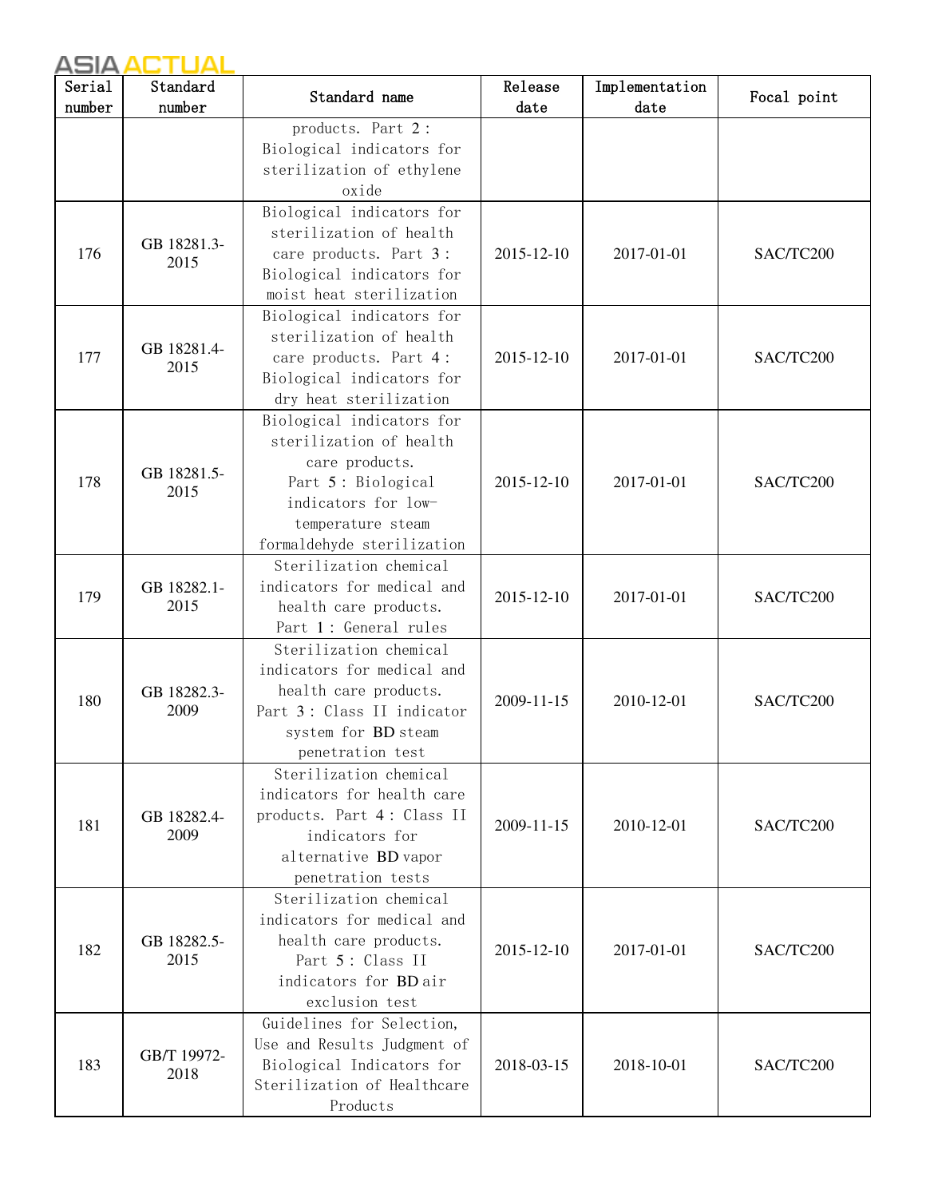| Serial number | Standard number | Standard name | Release date | Implementation date | Focal point |
|---|---|---|---|---|---|
| | | products. Part 2: Biological indicators for sterilization of ethylene oxide | | | |
| 176 | GB 18281.3-2015 | Biological indicators for sterilization of health care products. Part 3: Biological indicators for moist heat sterilization | 2015-12-10 | 2017-01-01 | SAC/TC200 |
| 177 | GB 18281.4-2015 | Biological indicators for sterilization of health care products. Part 4: Biological indicators for dry heat sterilization | 2015-12-10 | 2017-01-01 | SAC/TC200 |
| 178 | GB 18281.5-2015 | Biological indicators for sterilization of health care products. Part 5: Biological indicators for low-temperature steam formaldehyde sterilization | 2015-12-10 | 2017-01-01 | SAC/TC200 |
| 179 | GB 18282.1-2015 | Sterilization chemical indicators for medical and health care products. Part 1: General rules | 2015-12-10 | 2017-01-01 | SAC/TC200 |
| 180 | GB 18282.3-2009 | Sterilization chemical indicators for medical and health care products. Part 3: Class II indicator system for BD steam penetration test | 2009-11-15 | 2010-12-01 | SAC/TC200 |
| 181 | GB 18282.4-2009 | Sterilization chemical indicators for health care products. Part 4: Class II indicators for alternative BD vapor penetration tests | 2009-11-15 | 2010-12-01 | SAC/TC200 |
| 182 | GB 18282.5-2015 | Sterilization chemical indicators for medical and health care products. Part 5: Class II indicators for BD air exclusion test | 2015-12-10 | 2017-01-01 | SAC/TC200 |
| 183 | GB/T 19972-2018 | Guidelines for Selection, Use and Results Judgment of Biological Indicators for Sterilization of Healthcare Products | 2018-03-15 | 2018-10-01 | SAC/TC200 |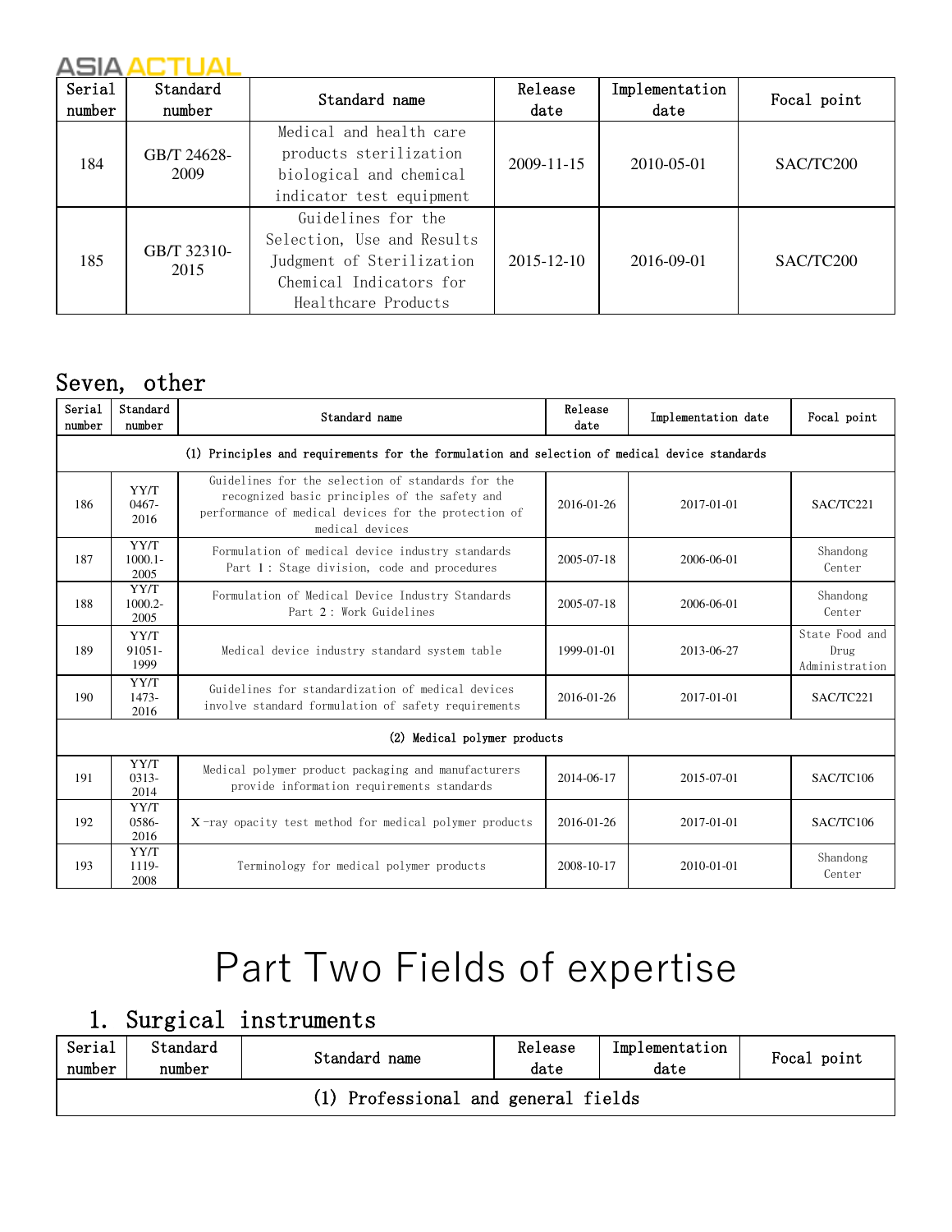| Serial number | Standard number | Standard name | Release date | Implementation date | Focal point |
|---|---|---|---|---|---|
| 184 | GB/T 24628-2009 | Medical and health care products sterilization biological and chemical indicator test equipment | 2009-11-15 | 2010-05-01 | SAC/TC200 |
| 185 | GB/T 32310-2015 | Guidelines for the Selection, Use and Results Judgment of Sterilization Chemical Indicators for Healthcare Products | 2015-12-10 | 2016-09-01 | SAC/TC200 |

## Seven, other

| Serial number | Standard number | Standard name | Release date | Implementation date | Focal point |
|---|---|---|---|---|---|
| (1) Principles and requirements for the formulation and selection of medical device standards | | | | | |
| 186 | YY/T 0467-2016 | Guidelines for the selection of standards for the recognized basic principles of the safety and performance of medical devices for the protection of medical devices | 2016-01-26 | 2017-01-01 | SAC/TC221 |
| 187 | YY/T 1000.1-2005 | Formulation of medical device industry standards Part 1: Stage division, code and procedures | 2005-07-18 | 2006-06-01 | Shandong Center |
| 188 | YY/T 1000.2-2005 | Formulation of Medical Device Industry Standards Part 2: Work Guidelines | 2005-07-18 | 2006-06-01 | Shandong Center |
| 189 | YY/T 91051-1999 | Medical device industry standard system table | 1999-01-01 | 2013-06-27 | State Food and Drug Administration |
| 190 | YY/T 1473-2016 | Guidelines for standardization of medical devices involve standard formulation of safety requirements | 2016-01-26 | 2017-01-01 | SAC/TC221 |
| (2) Medical polymer products | | | | | |
| 191 | YY/T 0313-2014 | Medical polymer product packaging and manufacturers provide information requirements standards | 2014-06-17 | 2015-07-01 | SAC/TC106 |
| 192 | YY/T 0586-2016 | X-ray opacity test method for medical polymer products | 2016-01-26 | 2017-01-01 | SAC/TC106 |
| 193 | YY/T 1119-2008 | Terminology for medical polymer products | 2008-10-17 | 2010-01-01 | Shandong Center |

# Part Two Fields of expertise

## 1. Surgical instruments

| Serial number | Standard number | Standard name | Release date | Implementation date | Focal point |
|---|---|---|---|---|---|
| (1) Professional and general fields | | | | | |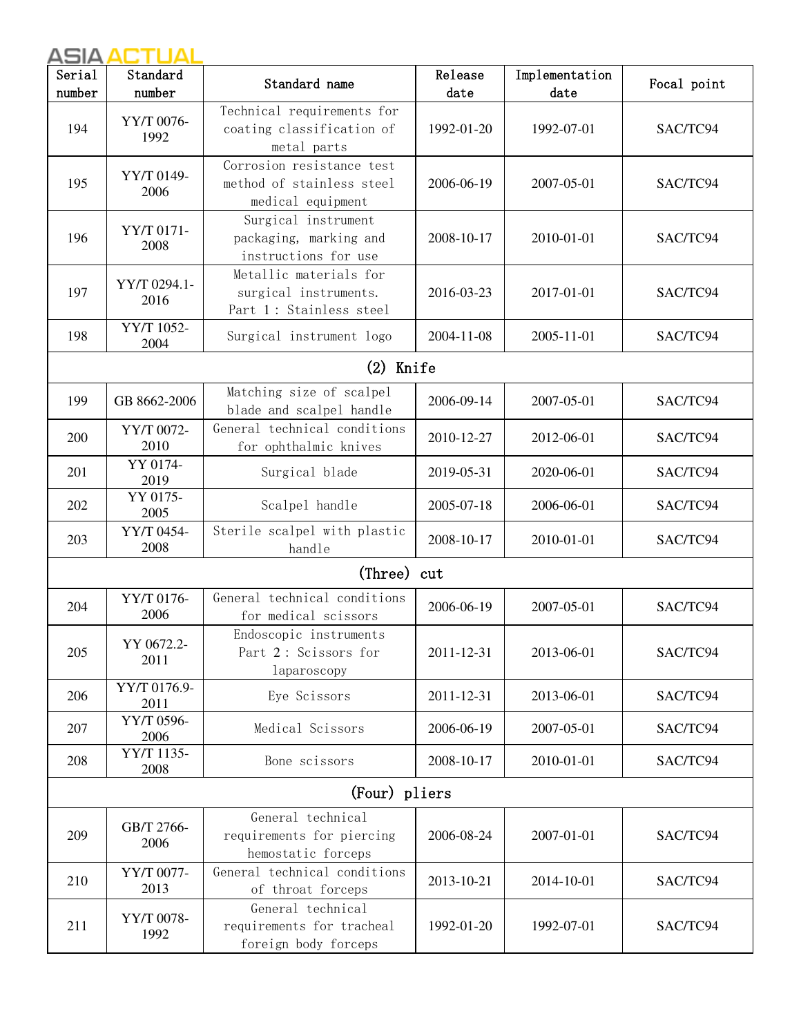| Serial number | Standard number | Standard name | Release date | Implementation date | Focal point |
|---|---|---|---|---|---|
| 194 | YY/T 0076-1992 | Technical requirements for coating classification of metal parts | 1992-01-20 | 1992-07-01 | SAC/TC94 |
| 195 | YY/T 0149-2006 | Corrosion resistance test method of stainless steel medical equipment | 2006-06-19 | 2007-05-01 | SAC/TC94 |
| 196 | YY/T 0171-2008 | Surgical instrument packaging, marking and instructions for use | 2008-10-17 | 2010-01-01 | SAC/TC94 |
| 197 | YY/T 0294.1-2016 | Metallic materials for surgical instruments. Part 1: Stainless steel | 2016-03-23 | 2017-01-01 | SAC/TC94 |
| 198 | YY/T 1052-2004 | Surgical instrument logo | 2004-11-08 | 2005-11-01 | SAC/TC94 |
| (2) Knife | | | | | |
| 199 | GB 8662-2006 | Matching size of scalpel blade and scalpel handle | 2006-09-14 | 2007-05-01 | SAC/TC94 |
| 200 | YY/T 0072-2010 | General technical conditions for ophthalmic knives | 2010-12-27 | 2012-06-01 | SAC/TC94 |
| 201 | YY 0174-2019 | Surgical blade | 2019-05-31 | 2020-06-01 | SAC/TC94 |
| 202 | YY 0175-2005 | Scalpel handle | 2005-07-18 | 2006-06-01 | SAC/TC94 |
| 203 | YY/T 0454-2008 | Sterile scalpel with plastic handle | 2008-10-17 | 2010-01-01 | SAC/TC94 |
| (Three) cut | | | | | |
| 204 | YY/T 0176-2006 | General technical conditions for medical scissors | 2006-06-19 | 2007-05-01 | SAC/TC94 |
| 205 | YY 0672.2-2011 | Endoscopic instruments Part 2: Scissors for laparoscopy | 2011-12-31 | 2013-06-01 | SAC/TC94 |
| 206 | YY/T 0176.9-2011 | Eye Scissors | 2011-12-31 | 2013-06-01 | SAC/TC94 |
| 207 | YY/T 0596-2006 | Medical Scissors | 2006-06-19 | 2007-05-01 | SAC/TC94 |
| 208 | YY/T 1135-2008 | Bone scissors | 2008-10-17 | 2010-01-01 | SAC/TC94 |
| (Four) pliers | | | | | |
| 209 | GB/T 2766-2006 | General technical requirements for piercing hemostatic forceps | 2006-08-24 | 2007-01-01 | SAC/TC94 |
| 210 | YY/T 0077-2013 | General technical conditions of throat forceps | 2013-10-21 | 2014-10-01 | SAC/TC94 |
| 211 | YY/T 0078-1992 | General technical requirements for tracheal foreign body forceps | 1992-01-20 | 1992-07-01 | SAC/TC94 |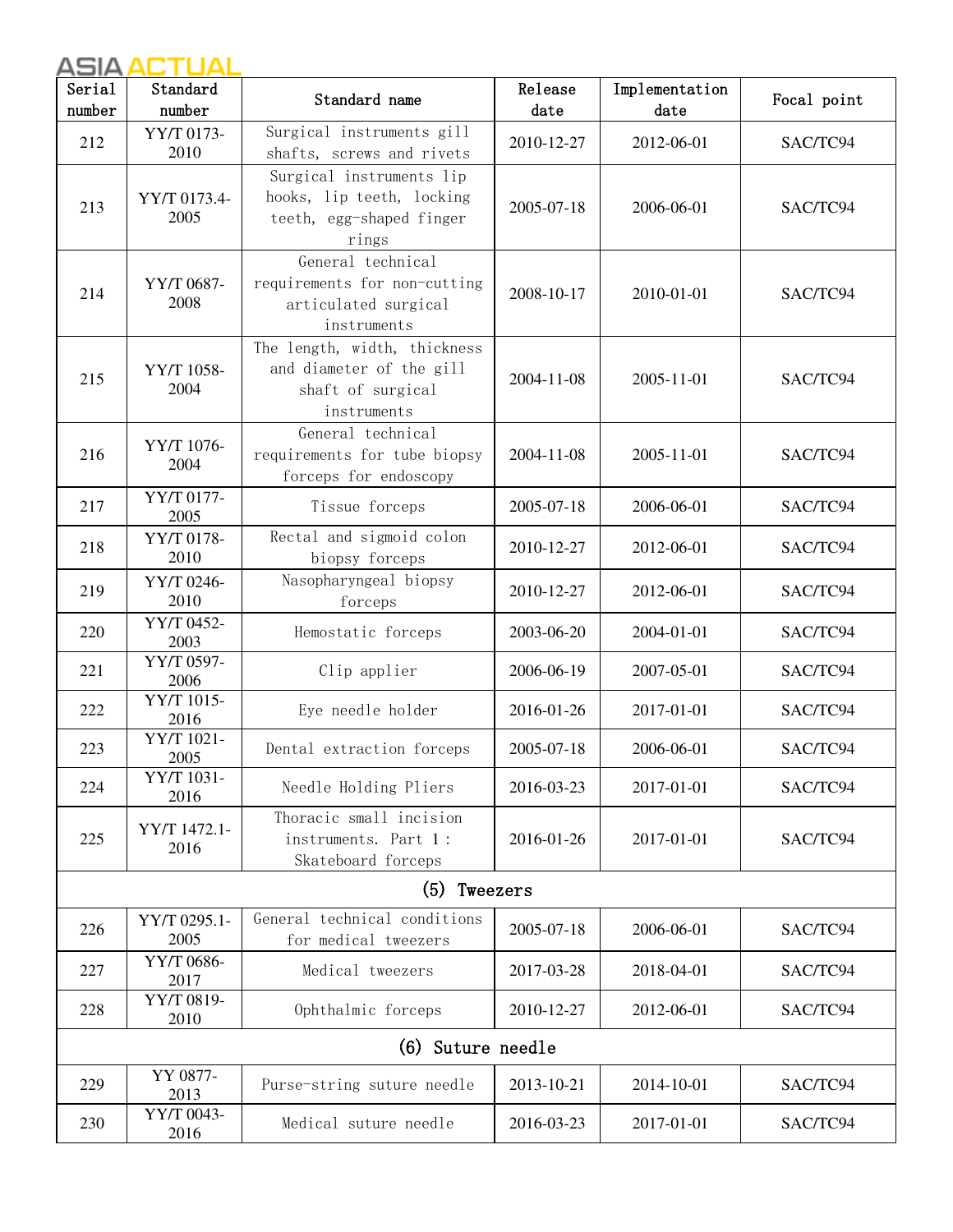| Serial number | Standard number | Standard name | Release date | Implementation date | Focal point |
|---|---|---|---|---|---|
| 212 | YY/T 0173-2010 | Surgical instruments gill shafts, screws and rivets | 2010-12-27 | 2012-06-01 | SAC/TC94 |
| 213 | YY/T 0173.4-2005 | Surgical instruments lip hooks, lip teeth, locking teeth, egg-shaped finger rings | 2005-07-18 | 2006-06-01 | SAC/TC94 |
| 214 | YY/T 0687-2008 | General technical requirements for non-cutting articulated surgical instruments | 2008-10-17 | 2010-01-01 | SAC/TC94 |
| 215 | YY/T 1058-2004 | The length, width, thickness and diameter of the gill shaft of surgical instruments | 2004-11-08 | 2005-11-01 | SAC/TC94 |
| 216 | YY/T 1076-2004 | General technical requirements for tube biopsy forceps for endoscopy | 2004-11-08 | 2005-11-01 | SAC/TC94 |
| 217 | YY/T 0177-2005 | Tissue forceps | 2005-07-18 | 2006-06-01 | SAC/TC94 |
| 218 | YY/T 0178-2010 | Rectal and sigmoid colon biopsy forceps | 2010-12-27 | 2012-06-01 | SAC/TC94 |
| 219 | YY/T 0246-2010 | Nasopharyngeal biopsy forceps | 2010-12-27 | 2012-06-01 | SAC/TC94 |
| 220 | YY/T 0452-2003 | Hemostatic forceps | 2003-06-20 | 2004-01-01 | SAC/TC94 |
| 221 | YY/T 0597-2006 | Clip applier | 2006-06-19 | 2007-05-01 | SAC/TC94 |
| 222 | YY/T 1015-2016 | Eye needle holder | 2016-01-26 | 2017-01-01 | SAC/TC94 |
| 223 | YY/T 1021-2005 | Dental extraction forceps | 2005-07-18 | 2006-06-01 | SAC/TC94 |
| 224 | YY/T 1031-2016 | Needle Holding Pliers | 2016-03-23 | 2017-01-01 | SAC/TC94 |
| 225 | YY/T 1472.1-2016 | Thoracic small incision instruments. Part 1 : Skateboard forceps | 2016-01-26 | 2017-01-01 | SAC/TC94 |
| (5) Tweezers | | | | | |
| 226 | YY/T 0295.1-2005 | General technical conditions for medical tweezers | 2005-07-18 | 2006-06-01 | SAC/TC94 |
| 227 | YY/T 0686-2017 | Medical tweezers | 2017-03-28 | 2018-04-01 | SAC/TC94 |
| 228 | YY/T 0819-2010 | Ophthalmic forceps | 2010-12-27 | 2012-06-01 | SAC/TC94 |
| (6) Suture needle | | | | | |
| 229 | YY 0877-2013 | Purse-string suture needle | 2013-10-21 | 2014-10-01 | SAC/TC94 |
| 230 | YY/T 0043-2016 | Medical suture needle | 2016-03-23 | 2017-01-01 | SAC/TC94 |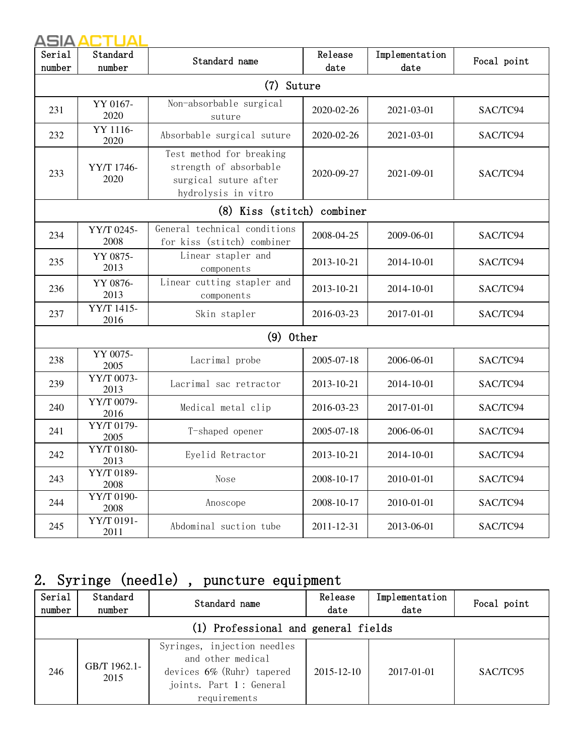| Serial number | Standard number | Standard name | Release date | Implementation date | Focal point |
|---|---|---|---|---|---|
| (7) Suture | | | | | |
| 231 | YY 0167-2020 | Non-absorbable surgical suture | 2020-02-26 | 2021-03-01 | SAC/TC94 |
| 232 | YY 1116-2020 | Absorbable surgical suture | 2020-02-26 | 2021-03-01 | SAC/TC94 |
| 233 | YY/T 1746-2020 | Test method for breaking strength of absorbable surgical suture after hydrolysis in vitro | 2020-09-27 | 2021-09-01 | SAC/TC94 |
| (8) Kiss (stitch) combiner | | | | | |
| 234 | YY/T 0245-2008 | General technical conditions for kiss (stitch) combiner | 2008-04-25 | 2009-06-01 | SAC/TC94 |
| 235 | YY 0875-2013 | Linear stapler and components | 2013-10-21 | 2014-10-01 | SAC/TC94 |
| 236 | YY 0876-2013 | Linear cutting stapler and components | 2013-10-21 | 2014-10-01 | SAC/TC94 |
| 237 | YY/T 1415-2016 | Skin stapler | 2016-03-23 | 2017-01-01 | SAC/TC94 |
| (9) Other | | | | | |
| 238 | YY 0075-2005 | Lacrimal probe | 2005-07-18 | 2006-06-01 | SAC/TC94 |
| 239 | YY/T 0073-2013 | Lacrimal sac retractor | 2013-10-21 | 2014-10-01 | SAC/TC94 |
| 240 | YY/T 0079-2016 | Medical metal clip | 2016-03-23 | 2017-01-01 | SAC/TC94 |
| 241 | YY/T 0179-2005 | T-shaped opener | 2005-07-18 | 2006-06-01 | SAC/TC94 |
| 242 | YY/T 0180-2013 | Eyelid Retractor | 2013-10-21 | 2014-10-01 | SAC/TC94 |
| 243 | YY/T 0189-2008 | Nose | 2008-10-17 | 2010-01-01 | SAC/TC94 |
| 244 | YY/T 0190-2008 | Anoscope | 2008-10-17 | 2010-01-01 | SAC/TC94 |
| 245 | YY/T 0191-2011 | Abdominal suction tube | 2011-12-31 | 2013-06-01 | SAC/TC94 |

## 2. Syringe (needle) , puncture equipment

| Serial number | Standard number | Standard name | Release date | Implementation date | Focal point |
|---|---|---|---|---|---|
| (1) Professional and general fields | | | | | |
| 246 | GB/T 1962.1-2015 | Syringes, injection needles and other medical devices 6% (Ruhr) tapered joints. Part 1: General requirements | 2015-12-10 | 2017-01-01 | SAC/TC95 |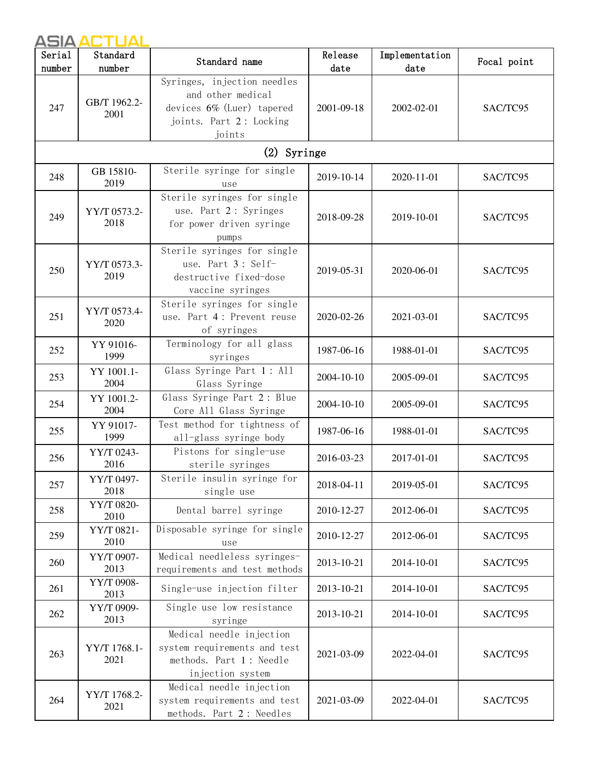| Serial number | Standard number | Standard name | Release date | Implementation date | Focal point |
|---|---|---|---|---|---|
| 247 | GB/T 1962.2-2001 | Syringes, injection needles and other medical devices 6% (Luer) tapered joints. Part 2: Locking joints | 2001-09-18 | 2002-02-01 | SAC/TC95 |
| (2) Syringe | | | | | |
| 248 | GB 15810-2019 | Sterile syringe for single use | 2019-10-14 | 2020-11-01 | SAC/TC95 |
| 249 | YY/T 0573.2-2018 | Sterile syringes for single use. Part 2: Syringes for power driven syringe pumps | 2018-09-28 | 2019-10-01 | SAC/TC95 |
| 250 | YY/T 0573.3-2019 | Sterile syringes for single use. Part 3: Self-destructive fixed-dose vaccine syringes | 2019-05-31 | 2020-06-01 | SAC/TC95 |
| 251 | YY/T 0573.4-2020 | Sterile syringes for single use. Part 4: Prevent reuse of syringes | 2020-02-26 | 2021-03-01 | SAC/TC95 |
| 252 | YY 91016-1999 | Terminology for all glass syringes | 1987-06-16 | 1988-01-01 | SAC/TC95 |
| 253 | YY 1001.1-2004 | Glass Syringe Part 1: All Glass Syringe | 2004-10-10 | 2005-09-01 | SAC/TC95 |
| 254 | YY 1001.2-2004 | Glass Syringe Part 2: Blue Core All Glass Syringe | 2004-10-10 | 2005-09-01 | SAC/TC95 |
| 255 | YY 91017-1999 | Test method for tightness of all-glass syringe body | 1987-06-16 | 1988-01-01 | SAC/TC95 |
| 256 | YY/T 0243-2016 | Pistons for single-use sterile syringes | 2016-03-23 | 2017-01-01 | SAC/TC95 |
| 257 | YY/T 0497-2018 | Sterile insulin syringe for single use | 2018-04-11 | 2019-05-01 | SAC/TC95 |
| 258 | YY/T 0820-2010 | Dental barrel syringe | 2010-12-27 | 2012-06-01 | SAC/TC95 |
| 259 | YY/T 0821-2010 | Disposable syringe for single use | 2010-12-27 | 2012-06-01 | SAC/TC95 |
| 260 | YY/T 0907-2013 | Medical needleless syringes-requirements and test methods | 2013-10-21 | 2014-10-01 | SAC/TC95 |
| 261 | YY/T 0908-2013 | Single-use injection filter | 2013-10-21 | 2014-10-01 | SAC/TC95 |
| 262 | YY/T 0909-2013 | Single use low resistance syringe | 2013-10-21 | 2014-10-01 | SAC/TC95 |
| 263 | YY/T 1768.1-2021 | Medical needle injection system requirements and test methods. Part 1: Needle injection system | 2021-03-09 | 2022-04-01 | SAC/TC95 |
| 264 | YY/T 1768.2-2021 | Medical needle injection system requirements and test methods. Part 2: Needles | 2021-03-09 | 2022-04-01 | SAC/TC95 |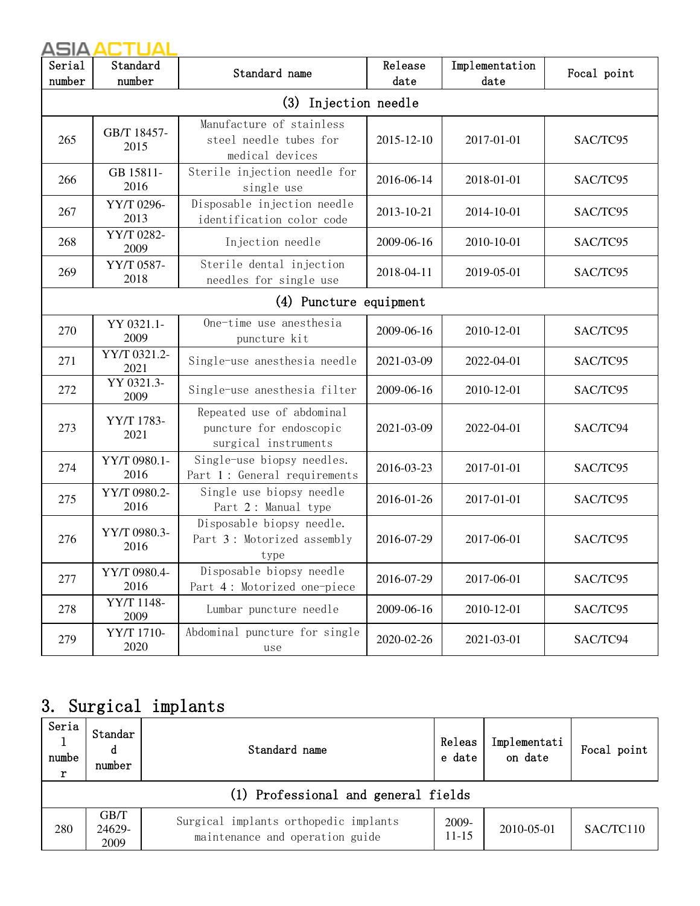| Serial number | Standard number | Standard name | Release date | Implementation date | Focal point |
|---|---|---|---|---|---|
| (3) Injection needle | | | | | |
| 265 | GB/T 18457-2015 | Manufacture of stainless steel needle tubes for medical devices | 2015-12-10 | 2017-01-01 | SAC/TC95 |
| 266 | GB 15811-2016 | Sterile injection needle for single use | 2016-06-14 | 2018-01-01 | SAC/TC95 |
| 267 | YY/T 0296-2013 | Disposable injection needle identification color code | 2013-10-21 | 2014-10-01 | SAC/TC95 |
| 268 | YY/T 0282-2009 | Injection needle | 2009-06-16 | 2010-10-01 | SAC/TC95 |
| 269 | YY/T 0587-2018 | Sterile dental injection needles for single use | 2018-04-11 | 2019-05-01 | SAC/TC95 |
| (4) Puncture equipment | | | | | |
| 270 | YY 0321.1-2009 | One-time use anesthesia puncture kit | 2009-06-16 | 2010-12-01 | SAC/TC95 |
| 271 | YY/T 0321.2-2021 | Single-use anesthesia needle | 2021-03-09 | 2022-04-01 | SAC/TC95 |
| 272 | YY 0321.3-2009 | Single-use anesthesia filter | 2009-06-16 | 2010-12-01 | SAC/TC95 |
| 273 | YY/T 1783-2021 | Repeated use of abdominal puncture for endoscopic surgical instruments | 2021-03-09 | 2022-04-01 | SAC/TC94 |
| 274 | YY/T 0980.1-2016 | Single-use biopsy needles. Part 1: General requirements | 2016-03-23 | 2017-01-01 | SAC/TC95 |
| 275 | YY/T 0980.2-2016 | Single use biopsy needle Part 2: Manual type | 2016-01-26 | 2017-01-01 | SAC/TC95 |
| 276 | YY/T 0980.3-2016 | Disposable biopsy needle. Part 3: Motorized assembly type | 2016-07-29 | 2017-06-01 | SAC/TC95 |
| 277 | YY/T 0980.4-2016 | Disposable biopsy needle Part 4: Motorized one-piece | 2016-07-29 | 2017-06-01 | SAC/TC95 |
| 278 | YY/T 1148-2009 | Lumbar puncture needle | 2009-06-16 | 2010-12-01 | SAC/TC95 |
| 279 | YY/T 1710-2020 | Abdominal puncture for single use | 2020-02-26 | 2021-03-01 | SAC/TC94 |

## 3. Surgical implants

| Serial number | Standard number | Standard name | Release date | Implementation date | Focal point |
|---|---|---|---|---|---|
| (1) Professional and general fields | | | | | |
| 280 | GB/T 24629-2009 | Surgical implants orthopedic implants maintenance and operation guide | 2009-11-15 | 2010-05-01 | SAC/TC110 |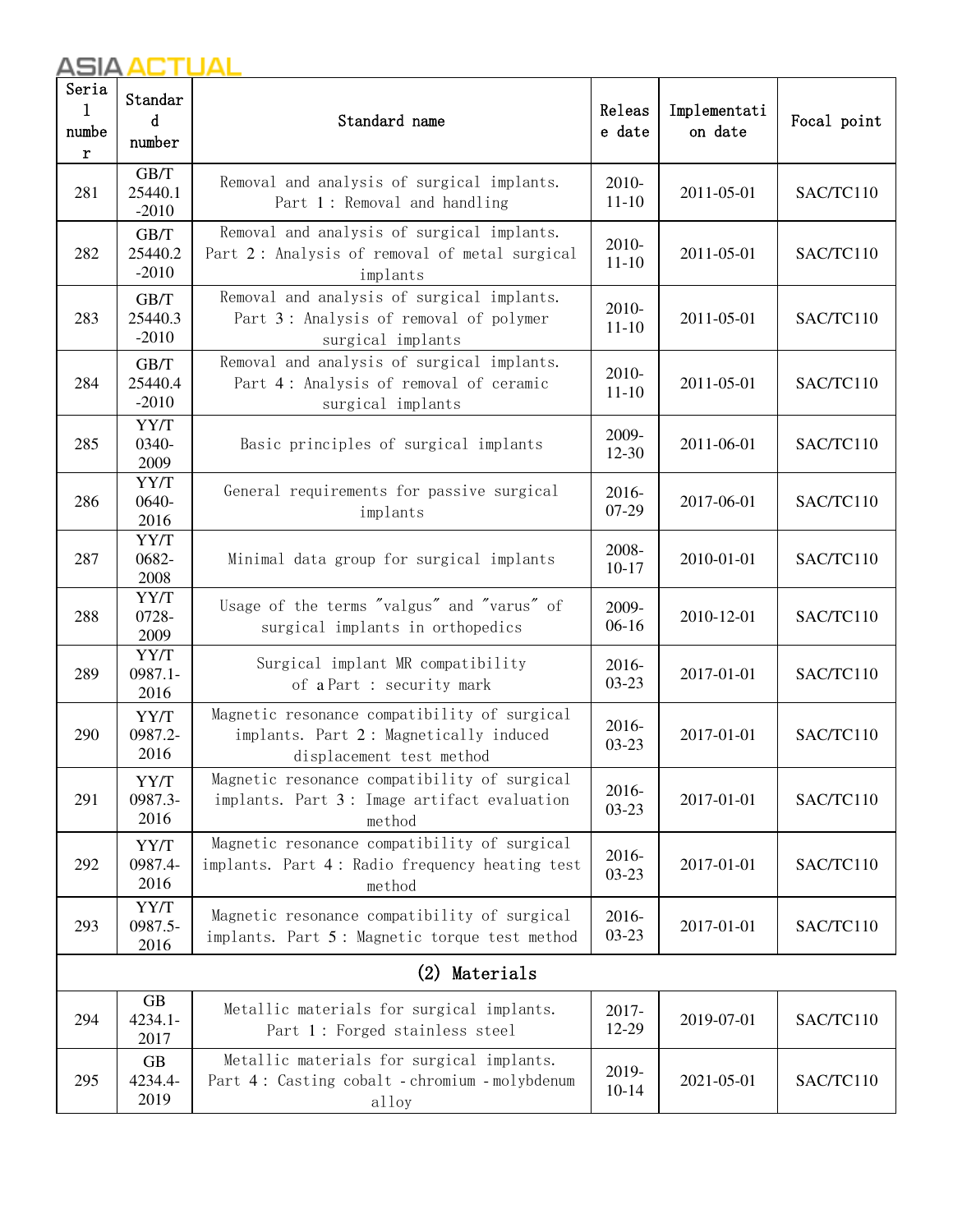| Serial number | Standard number | Standard name | Release date | Implementation date | Focal point |
|---|---|---|---|---|---|
| 281 | GB/T 25440.1-2010 | Removal and analysis of surgical implants. Part 1: Removal and handling | 2010-11-10 | 2011-05-01 | SAC/TC110 |
| 282 | GB/T 25440.2-2010 | Removal and analysis of surgical implants. Part 2: Analysis of removal of metal surgical implants | 2010-11-10 | 2011-05-01 | SAC/TC110 |
| 283 | GB/T 25440.3-2010 | Removal and analysis of surgical implants. Part 3: Analysis of removal of polymer surgical implants | 2010-11-10 | 2011-05-01 | SAC/TC110 |
| 284 | GB/T 25440.4-2010 | Removal and analysis of surgical implants. Part 4: Analysis of removal of ceramic surgical implants | 2010-11-10 | 2011-05-01 | SAC/TC110 |
| 285 | YY/T 0340-2009 | Basic principles of surgical implants | 2009-12-30 | 2011-06-01 | SAC/TC110 |
| 286 | YY/T 0640-2016 | General requirements for passive surgical implants | 2016-07-29 | 2017-06-01 | SAC/TC110 |
| 287 | YY/T 0682-2008 | Minimal data group for surgical implants | 2008-10-17 | 2010-01-01 | SAC/TC110 |
| 288 | YY/T 0728-2009 | Usage of the terms "valgus" and "varus" of surgical implants in orthopedics | 2009-06-16 | 2010-12-01 | SAC/TC110 |
| 289 | YY/T 0987.1-2016 | Surgical implant MR compatibility of a Part: security mark | 2016-03-23 | 2017-01-01 | SAC/TC110 |
| 290 | YY/T 0987.2-2016 | Magnetic resonance compatibility of surgical implants. Part 2: Magnetically induced displacement test method | 2016-03-23 | 2017-01-01 | SAC/TC110 |
| 291 | YY/T 0987.3-2016 | Magnetic resonance compatibility of surgical implants. Part 3: Image artifact evaluation method | 2016-03-23 | 2017-01-01 | SAC/TC110 |
| 292 | YY/T 0987.4-2016 | Magnetic resonance compatibility of surgical implants. Part 4: Radio frequency heating test method | 2016-03-23 | 2017-01-01 | SAC/TC110 |
| 293 | YY/T 0987.5-2016 | Magnetic resonance compatibility of surgical implants. Part 5: Magnetic torque test method | 2016-03-23 | 2017-01-01 | SAC/TC110 |
| (2) Materials | | | | | |
| 294 | GB 4234.1-2017 | Metallic materials for surgical implants. Part 1: Forged stainless steel | 2017-12-29 | 2019-07-01 | SAC/TC110 |
| 295 | GB 4234.4-2019 | Metallic materials for surgical implants. Part 4: Casting cobalt - chromium - molybdenum alloy | 2019-10-14 | 2021-05-01 | SAC/TC110 |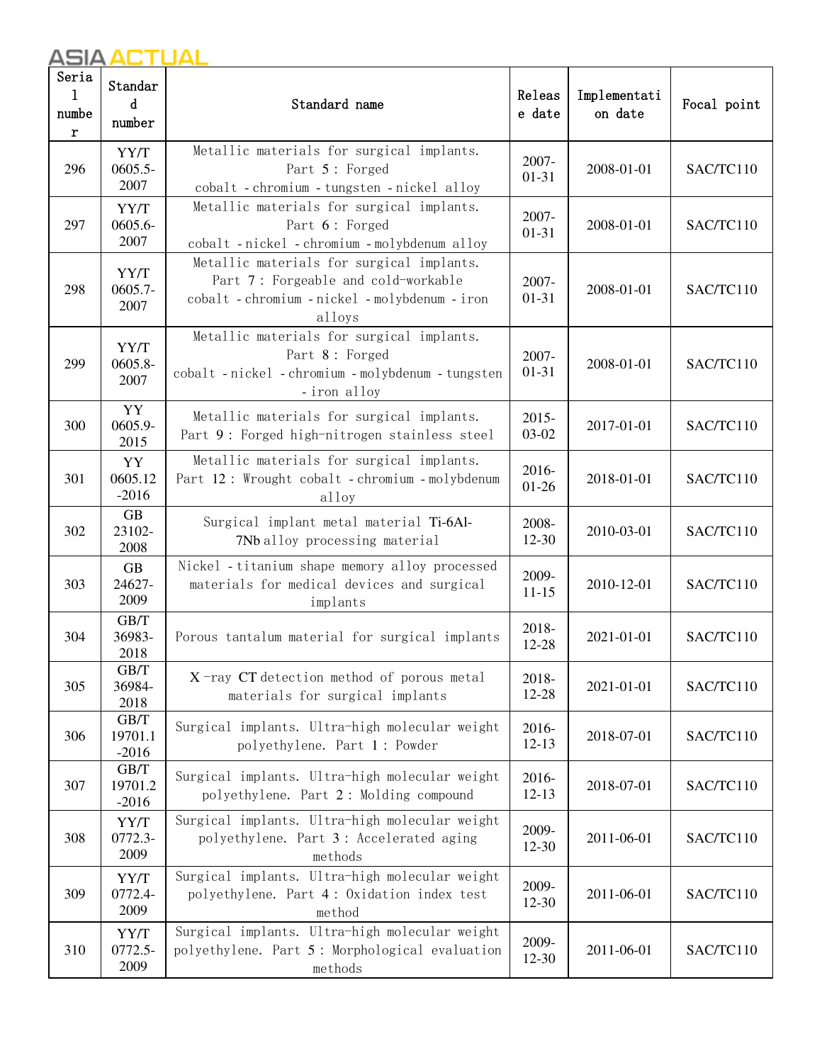| Serial number | Standard number | Standard name | Release date | Implementation date | Focal point |
|---|---|---|---|---|---|
| 296 | YY/T 0605.5-2007 | Metallic materials for surgical implants. Part 5: Forged cobalt - chromium - tungsten - nickel alloy | 2007-01-31 | 2008-01-01 | SAC/TC110 |
| 297 | YY/T 0605.6-2007 | Metallic materials for surgical implants. Part 6: Forged cobalt - nickel - chromium - molybdenum alloy | 2007-01-31 | 2008-01-01 | SAC/TC110 |
| 298 | YY/T 0605.7-2007 | Metallic materials for surgical implants. Part 7: Forgeable and cold-workable cobalt - chromium - nickel - molybdenum - iron alloys | 2007-01-31 | 2008-01-01 | SAC/TC110 |
| 299 | YY/T 0605.8-2007 | Metallic materials for surgical implants. Part 8: Forged cobalt - nickel - chromium - molybdenum - tungsten - iron alloy | 2007-01-31 | 2008-01-01 | SAC/TC110 |
| 300 | YY 0605.9-2015 | Metallic materials for surgical implants. Part 9: Forged high-nitrogen stainless steel | 2015-03-02 | 2017-01-01 | SAC/TC110 |
| 301 | YY 0605.12-2016 | Metallic materials for surgical implants. Part 12: Wrought cobalt - chromium - molybdenum alloy | 2016-01-26 | 2018-01-01 | SAC/TC110 |
| 302 | GB 23102-2008 | Surgical implant metal material Ti-6Al-7Nb alloy processing material | 2008-12-30 | 2010-03-01 | SAC/TC110 |
| 303 | GB 24627-2009 | Nickel - titanium shape memory alloy processed materials for medical devices and surgical implants | 2009-11-15 | 2010-12-01 | SAC/TC110 |
| 304 | GB/T 36983-2018 | Porous tantalum material for surgical implants | 2018-12-28 | 2021-01-01 | SAC/TC110 |
| 305 | GB/T 36984-2018 | X -ray CT detection method of porous metal materials for surgical implants | 2018-12-28 | 2021-01-01 | SAC/TC110 |
| 306 | GB/T 19701.1-2016 | Surgical implants. Ultra-high molecular weight polyethylene. Part 1: Powder | 2016-12-13 | 2018-07-01 | SAC/TC110 |
| 307 | GB/T 19701.2-2016 | Surgical implants. Ultra-high molecular weight polyethylene. Part 2: Molding compound | 2016-12-13 | 2018-07-01 | SAC/TC110 |
| 308 | YY/T 0772.3-2009 | Surgical implants. Ultra-high molecular weight polyethylene. Part 3: Accelerated aging methods | 2009-12-30 | 2011-06-01 | SAC/TC110 |
| 309 | YY/T 0772.4-2009 | Surgical implants. Ultra-high molecular weight polyethylene. Part 4: Oxidation index test method | 2009-12-30 | 2011-06-01 | SAC/TC110 |
| 310 | YY/T 0772.5-2009 | Surgical implants. Ultra-high molecular weight polyethylene. Part 5: Morphological evaluation methods | 2009-12-30 | 2011-06-01 | SAC/TC110 |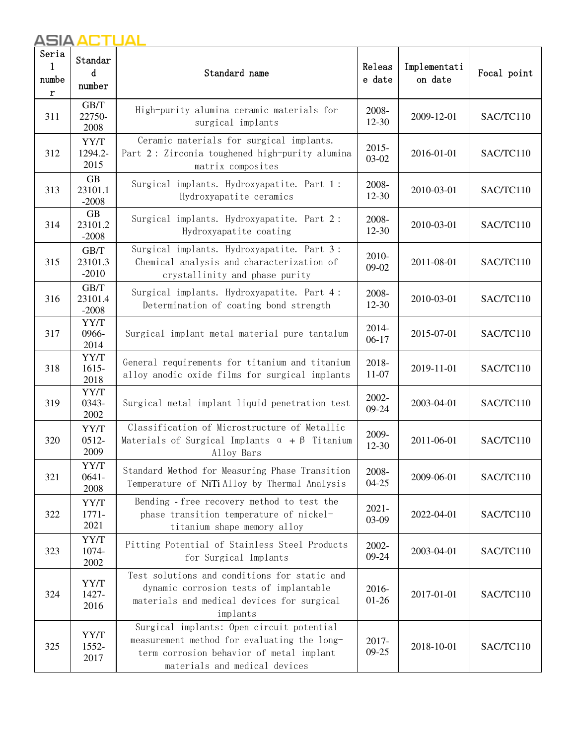| Serial number | Standard number | Standard name | Release date | Implementation date | Focal point |
|---|---|---|---|---|---|
| 311 | GB/T 22750-2008 | High-purity alumina ceramic materials for surgical implants | 2008-12-30 | 2009-12-01 | SAC/TC110 |
| 312 | YY/T 1294.2-2015 | Ceramic materials for surgical implants. Part 2: Zirconia toughened high-purity alumina matrix composites | 2015-03-02 | 2016-01-01 | SAC/TC110 |
| 313 | GB 23101.1-2008 | Surgical implants. Hydroxyapatite. Part 1: Hydroxyapatite ceramics | 2008-12-30 | 2010-03-01 | SAC/TC110 |
| 314 | GB 23101.2-2008 | Surgical implants. Hydroxyapatite. Part 2: Hydroxyapatite coating | 2008-12-30 | 2010-03-01 | SAC/TC110 |
| 315 | GB/T 23101.3-2010 | Surgical implants. Hydroxyapatite. Part 3: Chemical analysis and characterization of crystallinity and phase purity | 2010-09-02 | 2011-08-01 | SAC/TC110 |
| 316 | GB/T 23101.4-2008 | Surgical implants. Hydroxyapatite. Part 4: Determination of coating bond strength | 2008-12-30 | 2010-03-01 | SAC/TC110 |
| 317 | YY/T 0966-2014 | Surgical implant metal material pure tantalum | 2014-06-17 | 2015-07-01 | SAC/TC110 |
| 318 | YY/T 1615-2018 | General requirements for titanium and titanium alloy anodic oxide films for surgical implants | 2018-11-07 | 2019-11-01 | SAC/TC110 |
| 319 | YY/T 0343-2002 | Surgical metal implant liquid penetration test | 2002-09-24 | 2003-04-01 | SAC/TC110 |
| 320 | YY/T 0512-2009 | Classification of Microstructure of Metallic Materials of Surgical Implants α + β Titanium Alloy Bars | 2009-12-30 | 2011-06-01 | SAC/TC110 |
| 321 | YY/T 0641-2008 | Standard Method for Measuring Phase Transition Temperature of NiTi Alloy by Thermal Analysis | 2008-04-25 | 2009-06-01 | SAC/TC110 |
| 322 | YY/T 1771-2021 | Bending - free recovery method to test the phase transition temperature of nickel-titanium shape memory alloy | 2021-03-09 | 2022-04-01 | SAC/TC110 |
| 323 | YY/T 1074-2002 | Pitting Potential of Stainless Steel Products for Surgical Implants | 2002-09-24 | 2003-04-01 | SAC/TC110 |
| 324 | YY/T 1427-2016 | Test solutions and conditions for static and dynamic corrosion tests of implantable materials and medical devices for surgical implants | 2016-01-26 | 2017-01-01 | SAC/TC110 |
| 325 | YY/T 1552-2017 | Surgical implants: Open circuit potential measurement method for evaluating the long-term corrosion behavior of metal implant materials and medical devices | 2017-09-25 | 2018-10-01 | SAC/TC110 |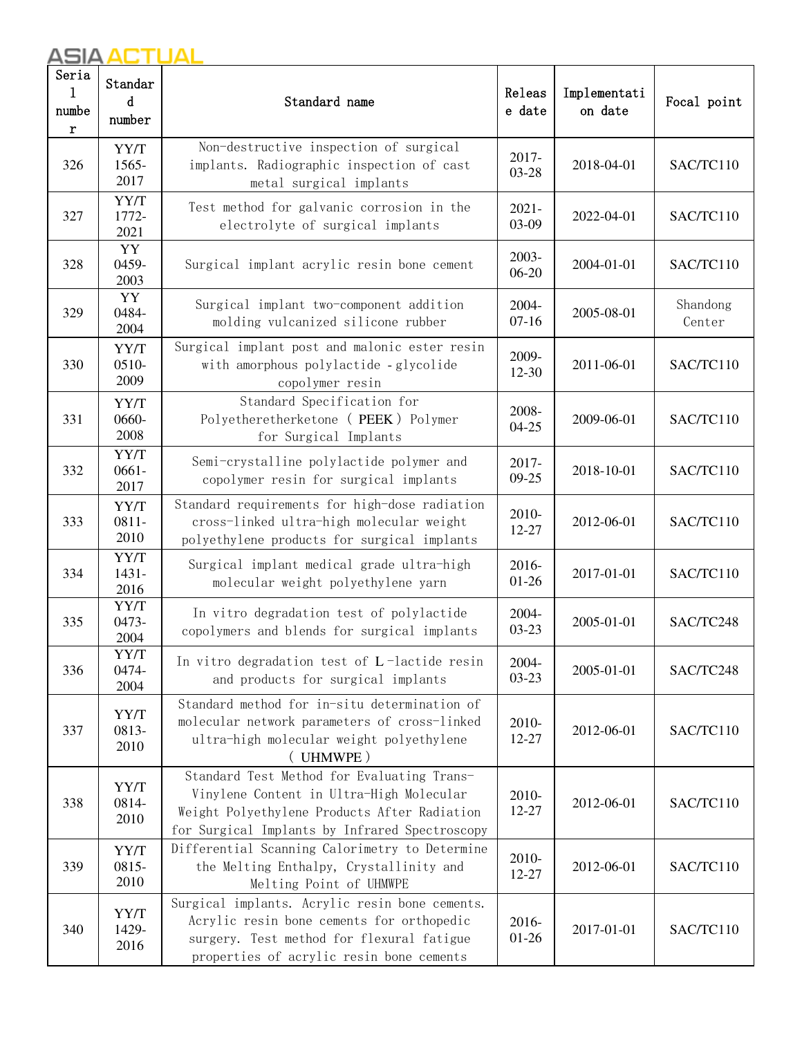| Serial number | Standard number | Standard name | Release date | Implementation date | Focal point |
| --- | --- | --- | --- | --- | --- |
| 326 | YY/T 1565-2017 | Non-destructive inspection of surgical implants. Radiographic inspection of cast metal surgical implants | 2017-03-28 | 2018-04-01 | SAC/TC110 |
| 327 | YY/T 1772-2021 | Test method for galvanic corrosion in the electrolyte of surgical implants | 2021-03-09 | 2022-04-01 | SAC/TC110 |
| 328 | YY 0459-2003 | Surgical implant acrylic resin bone cement | 2003-06-20 | 2004-01-01 | SAC/TC110 |
| 329 | YY 0484-2004 | Surgical implant two-component addition molding vulcanized silicone rubber | 2004-07-16 | 2005-08-01 | Shandong Center |
| 330 | YY/T 0510-2009 | Surgical implant post and malonic ester resin with amorphous polylactide - glycolide copolymer resin | 2009-12-30 | 2011-06-01 | SAC/TC110 |
| 331 | YY/T 0660-2008 | Standard Specification for Polyetheretherketone （PEEK） Polymer for Surgical Implants | 2008-04-25 | 2009-06-01 | SAC/TC110 |
| 332 | YY/T 0661-2017 | Semi-crystalline polylactide polymer and copolymer resin for surgical implants | 2017-09-25 | 2018-10-01 | SAC/TC110 |
| 333 | YY/T 0811-2010 | Standard requirements for high-dose radiation cross-linked ultra-high molecular weight polyethylene products for surgical implants | 2010-12-27 | 2012-06-01 | SAC/TC110 |
| 334 | YY/T 1431-2016 | Surgical implant medical grade ultra-high molecular weight polyethylene yarn | 2016-01-26 | 2017-01-01 | SAC/TC110 |
| 335 | YY/T 0473-2004 | In vitro degradation test of polylactide copolymers and blends for surgical implants | 2004-03-23 | 2005-01-01 | SAC/TC248 |
| 336 | YY/T 0474-2004 | In vitro degradation test of L-lactide resin and products for surgical implants | 2004-03-23 | 2005-01-01 | SAC/TC248 |
| 337 | YY/T 0813-2010 | Standard method for in-situ determination of molecular network parameters of cross-linked ultra-high molecular weight polyethylene （UHMWPE） | 2010-12-27 | 2012-06-01 | SAC/TC110 |
| 338 | YY/T 0814-2010 | Standard Test Method for Evaluating Trans-Vinylene Content in Ultra-High Molecular Weight Polyethylene Products After Radiation for Surgical Implants by Infrared Spectroscopy | 2010-12-27 | 2012-06-01 | SAC/TC110 |
| 339 | YY/T 0815-2010 | Differential Scanning Calorimetry to Determine the Melting Enthalpy, Crystallinity and Melting Point of UHMWPE | 2010-12-27 | 2012-06-01 | SAC/TC110 |
| 340 | YY/T 1429-2016 | Surgical implants. Acrylic resin bone cements. Acrylic resin bone cements for orthopedic surgery. Test method for flexural fatigue properties of acrylic resin bone cements | 2016-01-26 | 2017-01-01 | SAC/TC110 |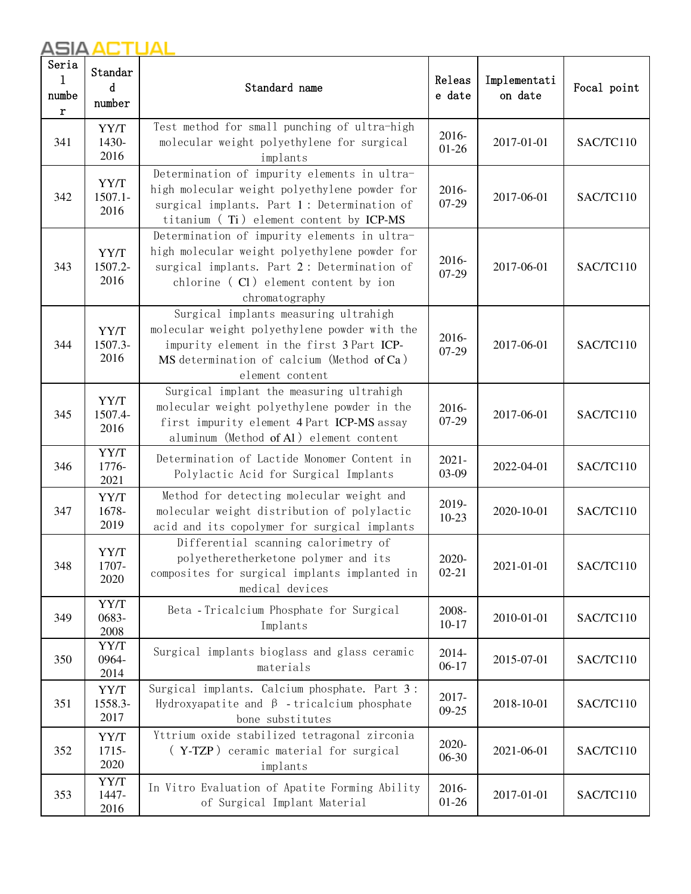| Serial number | Standard number | Standard name | Release date | Implementation date | Focal point |
|---|---|---|---|---|---|
| 341 | YY/T 1430-2016 | Test method for small punching of ultra-high molecular weight polyethylene for surgical implants | 2016-01-26 | 2017-01-01 | SAC/TC110 |
| 342 | YY/T 1507.1-2016 | Determination of impurity elements in ultra-high molecular weight polyethylene powder for surgical implants. Part 1: Determination of titanium (Ti) element content by ICP-MS | 2016-07-29 | 2017-06-01 | SAC/TC110 |
| 343 | YY/T 1507.2-2016 | Determination of impurity elements in ultra-high molecular weight polyethylene powder for surgical implants. Part 2: Determination of chlorine (Cl) element content by ion chromatography | 2016-07-29 | 2017-06-01 | SAC/TC110 |
| 344 | YY/T 1507.3-2016 | Surgical implants measuring ultrahigh molecular weight polyethylene powder with the impurity element in the first 3 Part ICP-MS determination of calcium (Method of Ca) element content | 2016-07-29 | 2017-06-01 | SAC/TC110 |
| 345 | YY/T 1507.4-2016 | Surgical implant the measuring ultrahigh molecular weight polyethylene powder in the first impurity element 4 Part ICP-MS assay aluminum (Method of Al) element content | 2016-07-29 | 2017-06-01 | SAC/TC110 |
| 346 | YY/T 1776-2021 | Determination of Lactide Monomer Content in Polylactic Acid for Surgical Implants | 2021-03-09 | 2022-04-01 | SAC/TC110 |
| 347 | YY/T 1678-2019 | Method for detecting molecular weight and molecular weight distribution of polylactic acid and its copolymer for surgical implants | 2019-10-23 | 2020-10-01 | SAC/TC110 |
| 348 | YY/T 1707-2020 | Differential scanning calorimetry of polyetheretherketone polymer and its composites for surgical implants implanted in medical devices | 2020-02-21 | 2021-01-01 | SAC/TC110 |
| 349 | YY/T 0683-2008 | Beta -Tricalcium Phosphate for Surgical Implants | 2008-10-17 | 2010-01-01 | SAC/TC110 |
| 350 | YY/T 0964-2014 | Surgical implants bioglass and glass ceramic materials | 2014-06-17 | 2015-07-01 | SAC/TC110 |
| 351 | YY/T 1558.3-2017 | Surgical implants. Calcium phosphate. Part 3: Hydroxyapatite and β -tricalcium phosphate bone substitutes | 2017-09-25 | 2018-10-01 | SAC/TC110 |
| 352 | YY/T 1715-2020 | Yttrium oxide stabilized tetragonal zirconia (Y-TZP) ceramic material for surgical implants | 2020-06-30 | 2021-06-01 | SAC/TC110 |
| 353 | YY/T 1447-2016 | In Vitro Evaluation of Apatite Forming Ability of Surgical Implant Material | 2016-01-26 | 2017-01-01 | SAC/TC110 |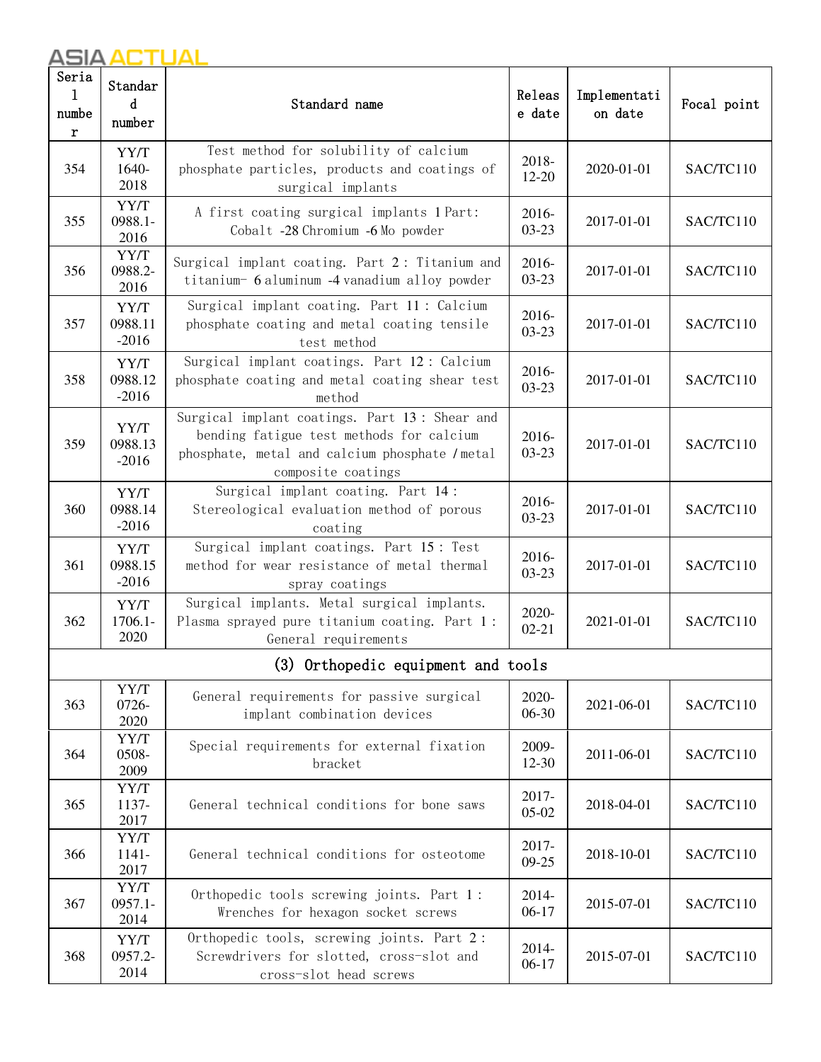| Serial number | Standard number | Standard name | Release date | Implementation date | Focal point |
|---|---|---|---|---|---|
| 354 | YY/T 1640-2018 | Test method for solubility of calcium phosphate particles, products and coatings of surgical implants | 2018-12-20 | 2020-01-01 | SAC/TC110 |
| 355 | YY/T 0988.1-2016 | A first coating surgical implants 1 Part: Cobalt -28 Chromium -6 Mo powder | 2016-03-23 | 2017-01-01 | SAC/TC110 |
| 356 | YY/T 0988.2-2016 | Surgical implant coating. Part 2 : Titanium and titanium- 6 aluminum -4 vanadium alloy powder | 2016-03-23 | 2017-01-01 | SAC/TC110 |
| 357 | YY/T 0988.11-2016 | Surgical implant coating. Part 11 : Calcium phosphate coating and metal coating tensile test method | 2016-03-23 | 2017-01-01 | SAC/TC110 |
| 358 | YY/T 0988.12-2016 | Surgical implant coatings. Part 12 : Calcium phosphate coating and metal coating shear test method | 2016-03-23 | 2017-01-01 | SAC/TC110 |
| 359 | YY/T 0988.13-2016 | Surgical implant coatings. Part 13 : Shear and bending fatigue test methods for calcium phosphate, metal and calcium phosphate / metal composite coatings | 2016-03-23 | 2017-01-01 | SAC/TC110 |
| 360 | YY/T 0988.14-2016 | Surgical implant coating. Part 14 : Stereological evaluation method of porous coating | 2016-03-23 | 2017-01-01 | SAC/TC110 |
| 361 | YY/T 0988.15-2016 | Surgical implant coatings. Part 15 : Test method for wear resistance of metal thermal spray coatings | 2016-03-23 | 2017-01-01 | SAC/TC110 |
| 362 | YY/T 1706.1-2020 | Surgical implants. Metal surgical implants. Plasma sprayed pure titanium coating. Part 1 : General requirements | 2020-02-21 | 2021-01-01 | SAC/TC110 |
| (3) Orthopedic equipment and tools | | | | | |
| 363 | YY/T 0726-2020 | General requirements for passive surgical implant combination devices | 2020-06-30 | 2021-06-01 | SAC/TC110 |
| 364 | YY/T 0508-2009 | Special requirements for external fixation bracket | 2009-12-30 | 2011-06-01 | SAC/TC110 |
| 365 | YY/T 1137-2017 | General technical conditions for bone saws | 2017-05-02 | 2018-04-01 | SAC/TC110 |
| 366 | YY/T 1141-2017 | General technical conditions for osteotome | 2017-09-25 | 2018-10-01 | SAC/TC110 |
| 367 | YY/T 0957.1-2014 | Orthopedic tools screwing joints. Part 1 : Wrenches for hexagon socket screws | 2014-06-17 | 2015-07-01 | SAC/TC110 |
| 368 | YY/T 0957.2-2014 | Orthopedic tools, screwing joints. Part 2 : Screwdrivers for slotted, cross-slot and cross-slot head screws | 2014-06-17 | 2015-07-01 | SAC/TC110 |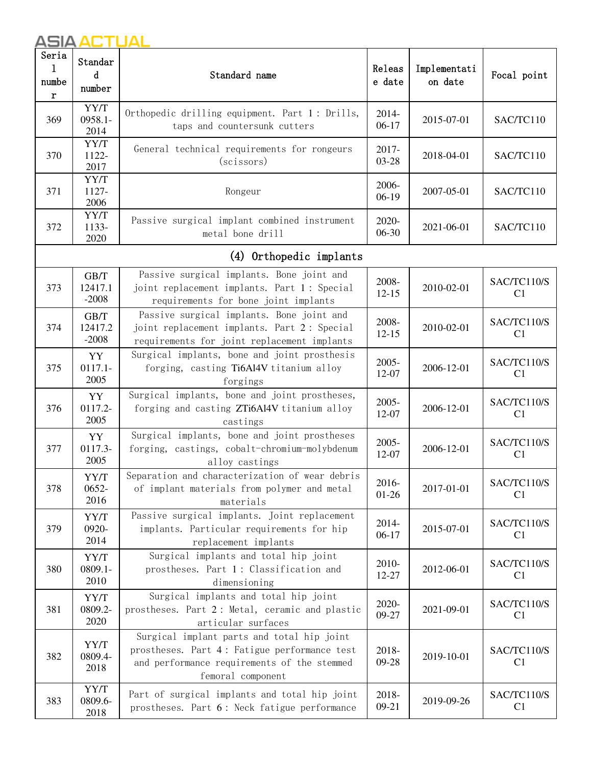| Serial number | Standard number | Standard name | Release date | Implementation date | Focal point |
|---|---|---|---|---|---|
| 369 | YY/T 0958.1-2014 | Orthopedic drilling equipment. Part 1: Drills, taps and countersunk cutters | 2014-06-17 | 2015-07-01 | SAC/TC110 |
| 370 | YY/T 1122-2017 | General technical requirements for rongeurs (scissors) | 2017-03-28 | 2018-04-01 | SAC/TC110 |
| 371 | YY/T 1127-2006 | Rongeur | 2006-06-19 | 2007-05-01 | SAC/TC110 |
| 372 | YY/T 1133-2020 | Passive surgical implant combined instrument metal bone drill | 2020-06-30 | 2021-06-01 | SAC/TC110 |
| **(4) Orthopedic implants** | | | | | |
| 373 | GB/T 12417.1-2008 | Passive surgical implants. Bone joint and joint replacement implants. Part 1: Special requirements for bone joint implants | 2008-12-15 | 2010-02-01 | SAC/TC110/SC1 |
| 374 | GB/T 12417.2-2008 | Passive surgical implants. Bone joint and joint replacement implants. Part 2: Special requirements for joint replacement implants | 2008-12-15 | 2010-02-01 | SAC/TC110/SC1 |
| 375 | YY 0117.1-2005 | Surgical implants, bone and joint prosthesis forging, casting Ti6Al4V titanium alloy forgings | 2005-12-07 | 2006-12-01 | SAC/TC110/SC1 |
| 376 | YY 0117.2-2005 | Surgical implants, bone and joint prostheses, forging and casting ZTi6Al4V titanium alloy castings | 2005-12-07 | 2006-12-01 | SAC/TC110/SC1 |
| 377 | YY 0117.3-2005 | Surgical implants, bone and joint prostheses forging, castings, cobalt-chromium-molybdenum alloy castings | 2005-12-07 | 2006-12-01 | SAC/TC110/SC1 |
| 378 | YY/T 0652-2016 | Separation and characterization of wear debris of implant materials from polymer and metal materials | 2016-01-26 | 2017-01-01 | SAC/TC110/SC1 |
| 379 | YY/T 0920-2014 | Passive surgical implants. Joint replacement implants. Particular requirements for hip replacement implants | 2014-06-17 | 2015-07-01 | SAC/TC110/SC1 |
| 380 | YY/T 0809.1-2010 | Surgical implants and total hip joint prostheses. Part 1: Classification and dimensioning | 2010-12-27 | 2012-06-01 | SAC/TC110/SC1 |
| 381 | YY/T 0809.2-2020 | Surgical implants and total hip joint prostheses. Part 2: Metal, ceramic and plastic articular surfaces | 2020-09-27 | 2021-09-01 | SAC/TC110/SC1 |
| 382 | YY/T 0809.4-2018 | Surgical implant parts and total hip joint prostheses. Part 4: Fatigue performance test and performance requirements of the stemmed femoral component | 2018-09-28 | 2019-10-01 | SAC/TC110/SC1 |
| 383 | YY/T 0809.6-2018 | Part of surgical implants and total hip joint prostheses. Part 6: Neck fatigue performance | 2018-09-21 | 2019-09-26 | SAC/TC110/SC1 |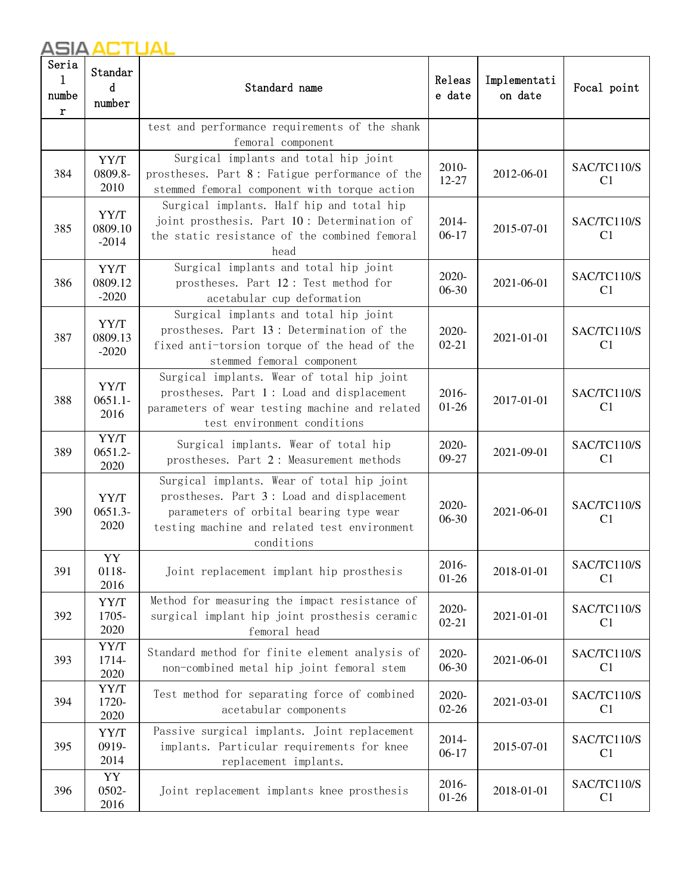| Serial number | Standard number | Standard name | Release date | Implementation date | Focal point |
|---|---|---|---|---|---|
| | | test and performance requirements of the shank femoral component | | | |
| 384 | YY/T 0809.8-2010 | Surgical implants and total hip joint prostheses. Part 8: Fatigue performance of the stemmed femoral component with torque action | 2010-12-27 | 2012-06-01 | SAC/TC110/SC1 |
| 385 | YY/T 0809.10-2014 | Surgical implants. Half hip and total hip joint prosthesis. Part 10: Determination of the static resistance of the combined femoral head | 2014-06-17 | 2015-07-01 | SAC/TC110/SC1 |
| 386 | YY/T 0809.12-2020 | Surgical implants and total hip joint prostheses. Part 12: Test method for acetabular cup deformation | 2020-06-30 | 2021-06-01 | SAC/TC110/SC1 |
| 387 | YY/T 0809.13-2020 | Surgical implants and total hip joint prostheses. Part 13: Determination of the fixed anti-torsion torque of the head of the stemmed femoral component | 2020-02-21 | 2021-01-01 | SAC/TC110/SC1 |
| 388 | YY/T 0651.1-2016 | Surgical implants. Wear of total hip joint prostheses. Part 1: Load and displacement parameters of wear testing machine and related test environment conditions | 2016-01-26 | 2017-01-01 | SAC/TC110/SC1 |
| 389 | YY/T 0651.2-2020 | Surgical implants. Wear of total hip prostheses. Part 2: Measurement methods | 2020-09-27 | 2021-09-01 | SAC/TC110/SC1 |
| 390 | YY/T 0651.3-2020 | Surgical implants. Wear of total hip joint prostheses. Part 3: Load and displacement parameters of orbital bearing type wear testing machine and related test environment conditions | 2020-06-30 | 2021-06-01 | SAC/TC110/SC1 |
| 391 | YY 0118-2016 | Joint replacement implant hip prosthesis | 2016-01-26 | 2018-01-01 | SAC/TC110/SC1 |
| 392 | YY/T 1705-2020 | Method for measuring the impact resistance of surgical implant hip joint prosthesis ceramic femoral head | 2020-02-21 | 2021-01-01 | SAC/TC110/SC1 |
| 393 | YY/T 1714-2020 | Standard method for finite element analysis of non-combined metal hip joint femoral stem | 2020-06-30 | 2021-06-01 | SAC/TC110/SC1 |
| 394 | YY/T 1720-2020 | Test method for separating force of combined acetabular components | 2020-02-26 | 2021-03-01 | SAC/TC110/SC1 |
| 395 | YY/T 0919-2014 | Passive surgical implants. Joint replacement implants. Particular requirements for knee replacement implants. | 2014-06-17 | 2015-07-01 | SAC/TC110/SC1 |
| 396 | YY 0502-2016 | Joint replacement implants knee prosthesis | 2016-01-26 | 2018-01-01 | SAC/TC110/SC1 |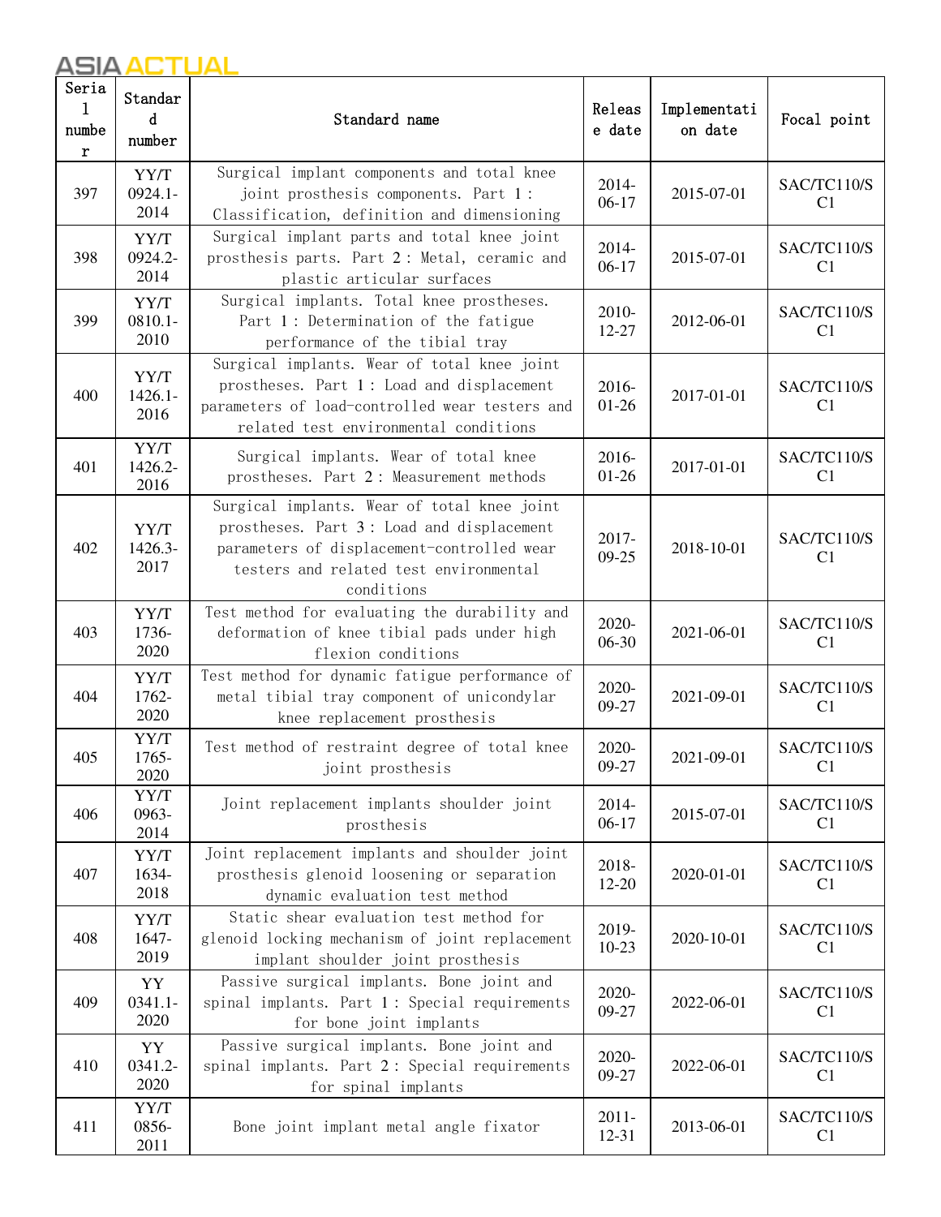| Serial number | Standard number | Standard name | Release date | Implementation date | Focal point |
| --- | --- | --- | --- | --- | --- |
| 397 | YY/T 0924.1-2014 | Surgical implant components and total knee joint prosthesis components. Part 1: Classification, definition and dimensioning | 2014-06-17 | 2015-07-01 | SAC/TC110/SC1 |
| 398 | YY/T 0924.2-2014 | Surgical implant parts and total knee joint prosthesis parts. Part 2: Metal, ceramic and plastic articular surfaces | 2014-06-17 | 2015-07-01 | SAC/TC110/SC1 |
| 399 | YY/T 0810.1-2010 | Surgical implants. Total knee prostheses. Part 1: Determination of the fatigue performance of the tibial tray | 2010-12-27 | 2012-06-01 | SAC/TC110/SC1 |
| 400 | YY/T 1426.1-2016 | Surgical implants. Wear of total knee joint prostheses. Part 1: Load and displacement parameters of load-controlled wear testers and related test environmental conditions | 2016-01-26 | 2017-01-01 | SAC/TC110/SC1 |
| 401 | YY/T 1426.2-2016 | Surgical implants. Wear of total knee prostheses. Part 2: Measurement methods | 2016-01-26 | 2017-01-01 | SAC/TC110/SC1 |
| 402 | YY/T 1426.3-2017 | Surgical implants. Wear of total knee joint prostheses. Part 3: Load and displacement parameters of displacement-controlled wear testers and related test environmental conditions | 2017-09-25 | 2018-10-01 | SAC/TC110/SC1 |
| 403 | YY/T 1736-2020 | Test method for evaluating the durability and deformation of knee tibial pads under high flexion conditions | 2020-06-30 | 2021-06-01 | SAC/TC110/SC1 |
| 404 | YY/T 1762-2020 | Test method for dynamic fatigue performance of metal tibial tray component of unicondylar knee replacement prosthesis | 2020-09-27 | 2021-09-01 | SAC/TC110/SC1 |
| 405 | YY/T 1765-2020 | Test method of restraint degree of total knee joint prosthesis | 2020-09-27 | 2021-09-01 | SAC/TC110/SC1 |
| 406 | YY/T 0963-2014 | Joint replacement implants shoulder joint prosthesis | 2014-06-17 | 2015-07-01 | SAC/TC110/SC1 |
| 407 | YY/T 1634-2018 | Joint replacement implants and shoulder joint prosthesis glenoid loosening or separation dynamic evaluation test method | 2018-12-20 | 2020-01-01 | SAC/TC110/SC1 |
| 408 | YY/T 1647-2019 | Static shear evaluation test method for glenoid locking mechanism of joint replacement implant shoulder joint prosthesis | 2019-10-23 | 2020-10-01 | SAC/TC110/SC1 |
| 409 | YY 0341.1-2020 | Passive surgical implants. Bone joint and spinal implants. Part 1: Special requirements for bone joint implants | 2020-09-27 | 2022-06-01 | SAC/TC110/SC1 |
| 410 | YY 0341.2-2020 | Passive surgical implants. Bone joint and spinal implants. Part 2: Special requirements for spinal implants | 2020-09-27 | 2022-06-01 | SAC/TC110/SC1 |
| 411 | YY/T 0856-2011 | Bone joint implant metal angle fixator | 2011-12-31 | 2013-06-01 | SAC/TC110/SC1 |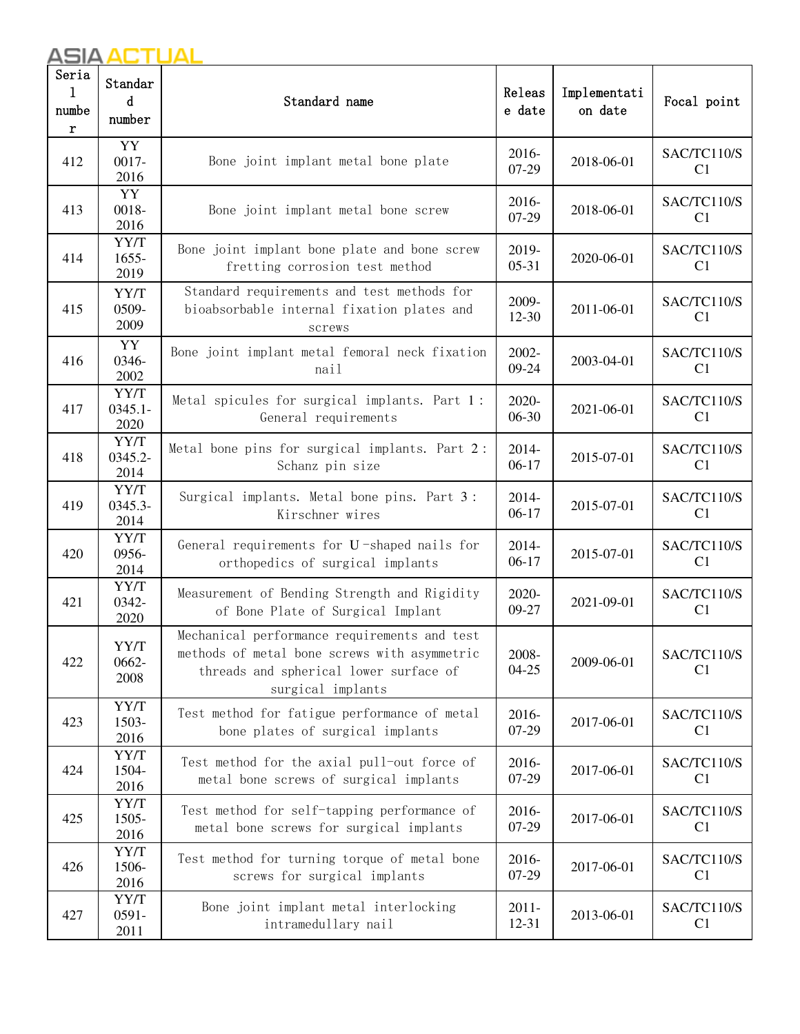| Serial number | Standard number | Standard name | Release date | Implementation date | Focal point |
|---|---|---|---|---|---|
| 412 | YY 0017-2016 | Bone joint implant metal bone plate | 2016-07-29 | 2018-06-01 | SAC/TC110/SC1 |
| 413 | YY 0018-2016 | Bone joint implant metal bone screw | 2016-07-29 | 2018-06-01 | SAC/TC110/SC1 |
| 414 | YY/T 1655-2019 | Bone joint implant bone plate and bone screw fretting corrosion test method | 2019-05-31 | 2020-06-01 | SAC/TC110/SC1 |
| 415 | YY/T 0509-2009 | Standard requirements and test methods for bioabsorbable internal fixation plates and screws | 2009-12-30 | 2011-06-01 | SAC/TC110/SC1 |
| 416 | YY 0346-2002 | Bone joint implant metal femoral neck fixation nail | 2002-09-24 | 2003-04-01 | SAC/TC110/SC1 |
| 417 | YY/T 0345.1-2020 | Metal spicules for surgical implants. Part 1: General requirements | 2020-06-30 | 2021-06-01 | SAC/TC110/SC1 |
| 418 | YY/T 0345.2-2014 | Metal bone pins for surgical implants. Part 2: Schanz pin size | 2014-06-17 | 2015-07-01 | SAC/TC110/SC1 |
| 419 | YY/T 0345.3-2014 | Surgical implants. Metal bone pins. Part 3: Kirschner wires | 2014-06-17 | 2015-07-01 | SAC/TC110/SC1 |
| 420 | YY/T 0956-2014 | General requirements for U-shaped nails for orthopedics of surgical implants | 2014-06-17 | 2015-07-01 | SAC/TC110/SC1 |
| 421 | YY/T 0342-2020 | Measurement of Bending Strength and Rigidity of Bone Plate of Surgical Implant | 2020-09-27 | 2021-09-01 | SAC/TC110/SC1 |
| 422 | YY/T 0662-2008 | Mechanical performance requirements and test methods of metal bone screws with asymmetric threads and spherical lower surface of surgical implants | 2008-04-25 | 2009-06-01 | SAC/TC110/SC1 |
| 423 | YY/T 1503-2016 | Test method for fatigue performance of metal bone plates of surgical implants | 2016-07-29 | 2017-06-01 | SAC/TC110/SC1 |
| 424 | YY/T 1504-2016 | Test method for the axial pull-out force of metal bone screws of surgical implants | 2016-07-29 | 2017-06-01 | SAC/TC110/SC1 |
| 425 | YY/T 1505-2016 | Test method for self-tapping performance of metal bone screws for surgical implants | 2016-07-29 | 2017-06-01 | SAC/TC110/SC1 |
| 426 | YY/T 1506-2016 | Test method for turning torque of metal bone screws for surgical implants | 2016-07-29 | 2017-06-01 | SAC/TC110/SC1 |
| 427 | YY/T 0591-2011 | Bone joint implant metal interlocking intramedullary nail | 2011-12-31 | 2013-06-01 | SAC/TC110/SC1 |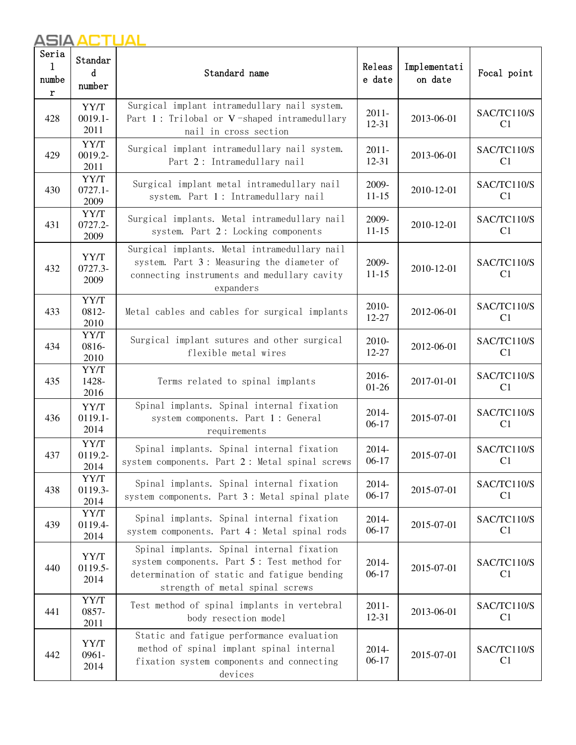| Serial number | Standard number | Standard name | Release date | Implementation date | Focal point |
|---|---|---|---|---|---|
| 428 | YY/T 0019.1-2011 | Surgical implant intramedullary nail system. Part 1: Trilobal or V-shaped intramedullary nail in cross section | 2011-12-31 | 2013-06-01 | SAC/TC110/SC1 |
| 429 | YY/T 0019.2-2011 | Surgical implant intramedullary nail system. Part 2: Intramedullary nail | 2011-12-31 | 2013-06-01 | SAC/TC110/SC1 |
| 430 | YY/T 0727.1-2009 | Surgical implant metal intramedullary nail system. Part 1: Intramedullary nail | 2009-11-15 | 2010-12-01 | SAC/TC110/SC1 |
| 431 | YY/T 0727.2-2009 | Surgical implants. Metal intramedullary nail system. Part 2: Locking components | 2009-11-15 | 2010-12-01 | SAC/TC110/SC1 |
| 432 | YY/T 0727.3-2009 | Surgical implants. Metal intramedullary nail system. Part 3: Measuring the diameter of connecting instruments and medullary cavity expanders | 2009-11-15 | 2010-12-01 | SAC/TC110/SC1 |
| 433 | YY/T 0812-2010 | Metal cables and cables for surgical implants | 2010-12-27 | 2012-06-01 | SAC/TC110/SC1 |
| 434 | YY/T 0816-2010 | Surgical implant sutures and other surgical flexible metal wires | 2010-12-27 | 2012-06-01 | SAC/TC110/SC1 |
| 435 | YY/T 1428-2016 | Terms related to spinal implants | 2016-01-26 | 2017-01-01 | SAC/TC110/SC1 |
| 436 | YY/T 0119.1-2014 | Spinal implants. Spinal internal fixation system components. Part 1: General requirements | 2014-06-17 | 2015-07-01 | SAC/TC110/SC1 |
| 437 | YY/T 0119.2-2014 | Spinal implants. Spinal internal fixation system components. Part 2: Metal spinal screws | 2014-06-17 | 2015-07-01 | SAC/TC110/SC1 |
| 438 | YY/T 0119.3-2014 | Spinal implants. Spinal internal fixation system components. Part 3: Metal spinal plate | 2014-06-17 | 2015-07-01 | SAC/TC110/SC1 |
| 439 | YY/T 0119.4-2014 | Spinal implants. Spinal internal fixation system components. Part 4: Metal spinal rods | 2014-06-17 | 2015-07-01 | SAC/TC110/SC1 |
| 440 | YY/T 0119.5-2014 | Spinal implants. Spinal internal fixation system components. Part 5: Test method for determination of static and fatigue bending strength of metal spinal screws | 2014-06-17 | 2015-07-01 | SAC/TC110/SC1 |
| 441 | YY/T 0857-2011 | Test method of spinal implants in vertebral body resection model | 2011-12-31 | 2013-06-01 | SAC/TC110/SC1 |
| 442 | YY/T 0961-2014 | Static and fatigue performance evaluation method of spinal implant spinal internal fixation system components and connecting devices | 2014-06-17 | 2015-07-01 | SAC/TC110/SC1 |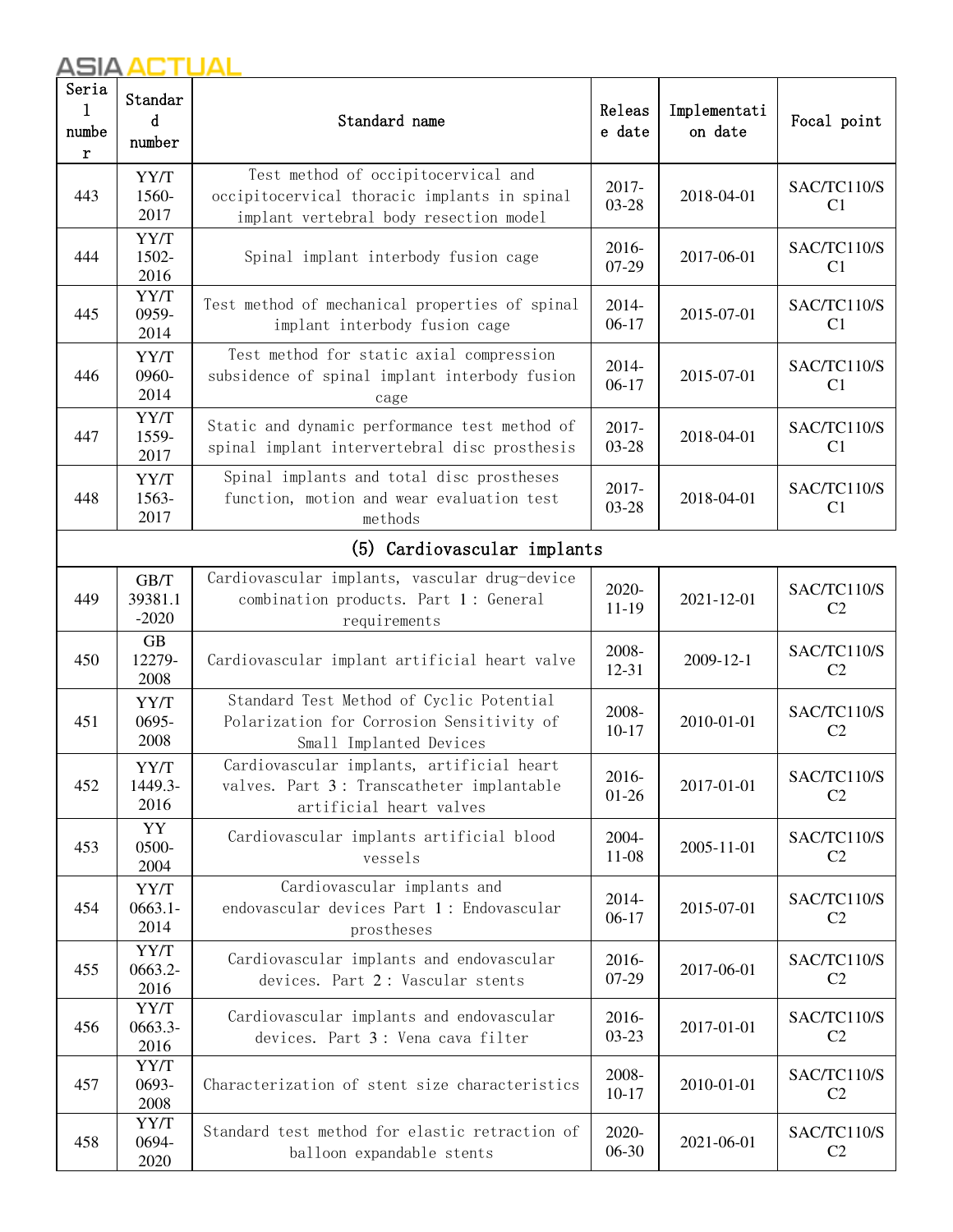| Serial number | Standard number | Standard name | Release date | Implementation date | Focal point |
|---|---|---|---|---|---|
| 443 | YY/T 1560-2017 | Test method of occipitocervical and occipitocervical thoracic implants in spinal implant vertebral body resection model | 2017-03-28 | 2018-04-01 | SAC/TC110/SC1 |
| 444 | YY/T 1502-2016 | Spinal implant interbody fusion cage | 2016-07-29 | 2017-06-01 | SAC/TC110/SC1 |
| 445 | YY/T 0959-2014 | Test method of mechanical properties of spinal implant interbody fusion cage | 2014-06-17 | 2015-07-01 | SAC/TC110/SC1 |
| 446 | YY/T 0960-2014 | Test method for static axial compression subsidence of spinal implant interbody fusion cage | 2014-06-17 | 2015-07-01 | SAC/TC110/SC1 |
| 447 | YY/T 1559-2017 | Static and dynamic performance test method of spinal implant intervertebral disc prosthesis | 2017-03-28 | 2018-04-01 | SAC/TC110/SC1 |
| 448 | YY/T 1563-2017 | Spinal implants and total disc prostheses function, motion and wear evaluation test methods | 2017-03-28 | 2018-04-01 | SAC/TC110/SC1 |
| (5) Cardiovascular implants | | | | | |
| 449 | GB/T 39381.1-2020 | Cardiovascular implants, vascular drug-device combination products. Part 1: General requirements | 2020-11-19 | 2021-12-01 | SAC/TC110/SC2 |
| 450 | GB 12279-2008 | Cardiovascular implant artificial heart valve | 2008-12-31 | 2009-12-1 | SAC/TC110/SC2 |
| 451 | YY/T 0695-2008 | Standard Test Method of Cyclic Potential Polarization for Corrosion Sensitivity of Small Implanted Devices | 2008-10-17 | 2010-01-01 | SAC/TC110/SC2 |
| 452 | YY/T 1449.3-2016 | Cardiovascular implants, artificial heart valves. Part 3: Transcatheter implantable artificial heart valves | 2016-01-26 | 2017-01-01 | SAC/TC110/SC2 |
| 453 | YY 0500-2004 | Cardiovascular implants artificial blood vessels | 2004-11-08 | 2005-11-01 | SAC/TC110/SC2 |
| 454 | YY/T 0663.1-2014 | Cardiovascular implants and endovascular devices Part 1: Endovascular prostheses | 2014-06-17 | 2015-07-01 | SAC/TC110/SC2 |
| 455 | YY/T 0663.2-2016 | Cardiovascular implants and endovascular devices. Part 2: Vascular stents | 2016-07-29 | 2017-06-01 | SAC/TC110/SC2 |
| 456 | YY/T 0663.3-2016 | Cardiovascular implants and endovascular devices. Part 3: Vena cava filter | 2016-03-23 | 2017-01-01 | SAC/TC110/SC2 |
| 457 | YY/T 0693-2008 | Characterization of stent size characteristics | 2008-10-17 | 2010-01-01 | SAC/TC110/SC2 |
| 458 | YY/T 0694-2020 | Standard test method for elastic retraction of balloon expandable stents | 2020-06-30 | 2021-06-01 | SAC/TC110/SC2 |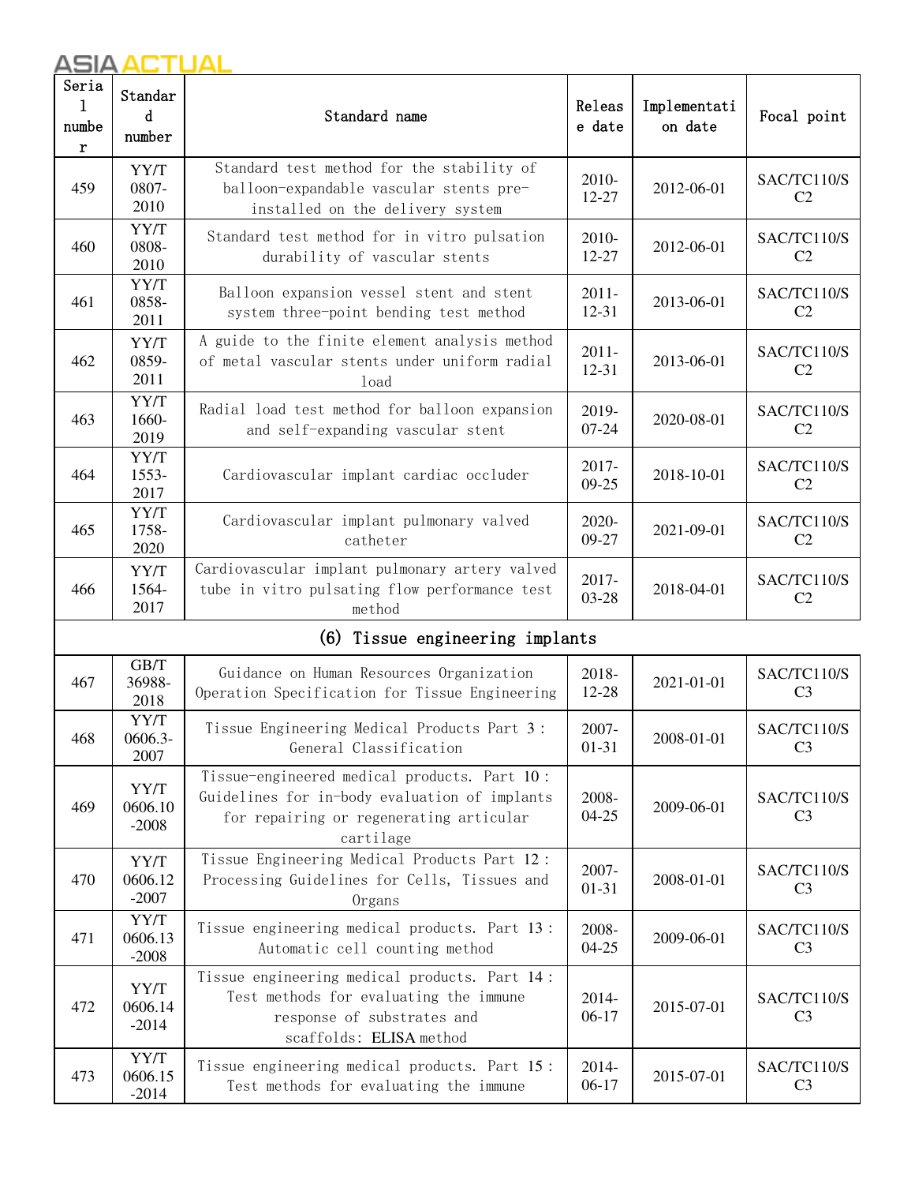| Serial number | Standard number | Standard name | Release date | Implementation date | Focal point |
|---|---|---|---|---|---|
| 459 | YY/T 0807-2010 | Standard test method for the stability of balloon-expandable vascular stents pre-installed on the delivery system | 2010-12-27 | 2012-06-01 | SAC/TC110/SC2 |
| 460 | YY/T 0808-2010 | Standard test method for in vitro pulsation durability of vascular stents | 2010-12-27 | 2012-06-01 | SAC/TC110/SC2 |
| 461 | YY/T 0858-2011 | Balloon expansion vessel stent and stent system three-point bending test method | 2011-12-31 | 2013-06-01 | SAC/TC110/SC2 |
| 462 | YY/T 0859-2011 | A guide to the finite element analysis method of metal vascular stents under uniform radial load | 2011-12-31 | 2013-06-01 | SAC/TC110/SC2 |
| 463 | YY/T 1660-2019 | Radial load test method for balloon expansion and self-expanding vascular stent | 2019-07-24 | 2020-08-01 | SAC/TC110/SC2 |
| 464 | YY/T 1553-2017 | Cardiovascular implant cardiac occluder | 2017-09-25 | 2018-10-01 | SAC/TC110/SC2 |
| 465 | YY/T 1758-2020 | Cardiovascular implant pulmonary valved catheter | 2020-09-27 | 2021-09-01 | SAC/TC110/SC2 |
| 466 | YY/T 1564-2017 | Cardiovascular implant pulmonary artery valved tube in vitro pulsating flow performance test method | 2017-03-28 | 2018-04-01 | SAC/TC110/SC2 |
| **(6) Tissue engineering implants** | | | | | |
| 467 | GB/T 36988-2018 | Guidance on Human Resources Organization Operation Specification for Tissue Engineering | 2018-12-28 | 2021-01-01 | SAC/TC110/SC3 |
| 468 | YY/T 0606.3-2007 | Tissue Engineering Medical Products Part 3: General Classification | 2007-01-31 | 2008-01-01 | SAC/TC110/SC3 |
| 469 | YY/T 0606.10-2008 | Tissue-engineered medical products. Part 10: Guidelines for in-body evaluation of implants for repairing or regenerating articular cartilage | 2008-04-25 | 2009-06-01 | SAC/TC110/SC3 |
| 470 | YY/T 0606.12-2007 | Tissue Engineering Medical Products Part 12: Processing Guidelines for Cells, Tissues and Organs | 2007-01-31 | 2008-01-01 | SAC/TC110/SC3 |
| 471 | YY/T 0606.13-2008 | Tissue engineering medical products. Part 13: Automatic cell counting method | 2008-04-25 | 2009-06-01 | SAC/TC110/SC3 |
| 472 | YY/T 0606.14-2014 | Tissue engineering medical products. Part 14: Test methods for evaluating the immune response of substrates and scaffolds: ELISA method | 2014-06-17 | 2015-07-01 | SAC/TC110/SC3 |
| 473 | YY/T 0606.15-2014 | Tissue engineering medical products. Part 15: Test methods for evaluating the immune | 2014-06-17 | 2015-07-01 | SAC/TC110/SC3 |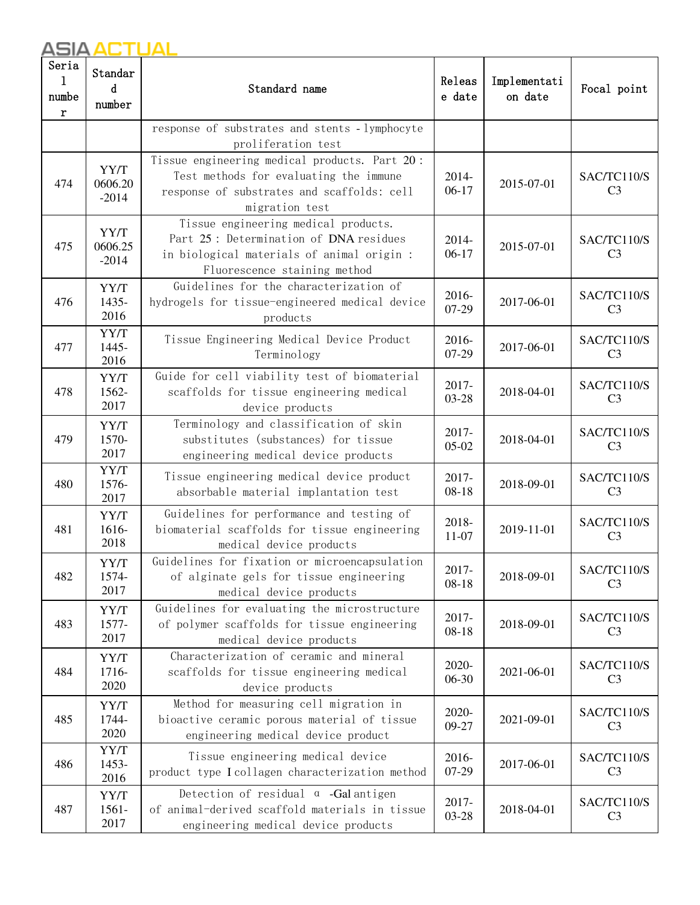| Serial number | Standard number | Standard name | Release date | Implementation date | Focal point |
|---|---|---|---|---|---|
| | | response of substrates and stents - lymphocyte proliferation test | | | |
| 474 | YY/T 0606.20-2014 | Tissue engineering medical products. Part 20: Test methods for evaluating the immune response of substrates and scaffolds: cell migration test | 2014-06-17 | 2015-07-01 | SAC/TC110/SC3 |
| 475 | YY/T 0606.25-2014 | Tissue engineering medical products. Part 25: Determination of DNA residues in biological materials of animal origin: Fluorescence staining method | 2014-06-17 | 2015-07-01 | SAC/TC110/SC3 |
| 476 | YY/T 1435-2016 | Guidelines for the characterization of hydrogels for tissue-engineered medical device products | 2016-07-29 | 2017-06-01 | SAC/TC110/SC3 |
| 477 | YY/T 1445-2016 | Tissue Engineering Medical Device Product Terminology | 2016-07-29 | 2017-06-01 | SAC/TC110/SC3 |
| 478 | YY/T 1562-2017 | Guide for cell viability test of biomaterial scaffolds for tissue engineering medical device products | 2017-03-28 | 2018-04-01 | SAC/TC110/SC3 |
| 479 | YY/T 1570-2017 | Terminology and classification of skin substitutes (substances) for tissue engineering medical device products | 2017-05-02 | 2018-04-01 | SAC/TC110/SC3 |
| 480 | YY/T 1576-2017 | Tissue engineering medical device product absorbable material implantation test | 2017-08-18 | 2018-09-01 | SAC/TC110/SC3 |
| 481 | YY/T 1616-2018 | Guidelines for performance and testing of biomaterial scaffolds for tissue engineering medical device products | 2018-11-07 | 2019-11-01 | SAC/TC110/SC3 |
| 482 | YY/T 1574-2017 | Guidelines for fixation or microencapsulation of alginate gels for tissue engineering medical device products | 2017-08-18 | 2018-09-01 | SAC/TC110/SC3 |
| 483 | YY/T 1577-2017 | Guidelines for evaluating the microstructure of polymer scaffolds for tissue engineering medical device products | 2017-08-18 | 2018-09-01 | SAC/TC110/SC3 |
| 484 | YY/T 1716-2020 | Characterization of ceramic and mineral scaffolds for tissue engineering medical device products | 2020-06-30 | 2021-06-01 | SAC/TC110/SC3 |
| 485 | YY/T 1744-2020 | Method for measuring cell migration in bioactive ceramic porous material of tissue engineering medical device product | 2020-09-27 | 2021-09-01 | SAC/TC110/SC3 |
| 486 | YY/T 1453-2016 | Tissue engineering medical device product type I collagen characterization method | 2016-07-29 | 2017-06-01 | SAC/TC110/SC3 |
| 487 | YY/T 1561-2017 | Detection of residual α-Gal antigen of animal-derived scaffold materials in tissue engineering medical device products | 2017-03-28 | 2018-04-01 | SAC/TC110/SC3 |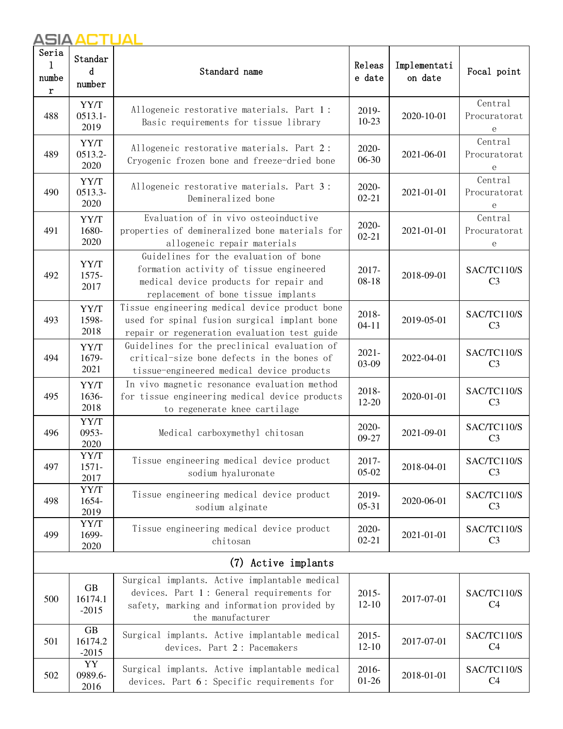| Serial number | Standard number | Standard name | Release date | Implementation date | Focal point |
|---|---|---|---|---|---|
| 488 | YY/T 0513.1-2019 | Allogeneic restorative materials. Part 1: Basic requirements for tissue library | 2019-10-23 | 2020-10-01 | Central Procuratorate |
| 489 | YY/T 0513.2-2020 | Allogeneic restorative materials. Part 2: Cryogenic frozen bone and freeze-dried bone | 2020-06-30 | 2021-06-01 | Central Procuratorate |
| 490 | YY/T 0513.3-2020 | Allogeneic restorative materials. Part 3: Demineralized bone | 2020-02-21 | 2021-01-01 | Central Procuratorate |
| 491 | YY/T 1680-2020 | Evaluation of in vivo osteoinductive properties of demineralized bone materials for allogeneic repair materials | 2020-02-21 | 2021-01-01 | Central Procuratorate |
| 492 | YY/T 1575-2017 | Guidelines for the evaluation of bone formation activity of tissue engineered medical device products for repair and replacement of bone tissue implants | 2017-08-18 | 2018-09-01 | SAC/TC110/SC3 |
| 493 | YY/T 1598-2018 | Tissue engineering medical device product bone used for spinal fusion surgical implant bone repair or regeneration evaluation test guide | 2018-04-11 | 2019-05-01 | SAC/TC110/SC3 |
| 494 | YY/T 1679-2021 | Guidelines for the preclinical evaluation of critical-size bone defects in the bones of tissue-engineered medical device products | 2021-03-09 | 2022-04-01 | SAC/TC110/SC3 |
| 495 | YY/T 1636-2018 | In vivo magnetic resonance evaluation method for tissue engineering medical device products to regenerate knee cartilage | 2018-12-20 | 2020-01-01 | SAC/TC110/SC3 |
| 496 | YY/T 0953-2020 | Medical carboxymethyl chitosan | 2020-09-27 | 2021-09-01 | SAC/TC110/SC3 |
| 497 | YY/T 1571-2017 | Tissue engineering medical device product sodium hyaluronate | 2017-05-02 | 2018-04-01 | SAC/TC110/SC3 |
| 498 | YY/T 1654-2019 | Tissue engineering medical device product sodium alginate | 2019-05-31 | 2020-06-01 | SAC/TC110/SC3 |
| 499 | YY/T 1699-2020 | Tissue engineering medical device product chitosan | 2020-02-21 | 2021-01-01 | SAC/TC110/SC3 |
| (7) Active implants | | | | | |
| 500 | GB 16174.1-2015 | Surgical implants. Active implantable medical devices. Part 1: General requirements for safety, marking and information provided by the manufacturer | 2015-12-10 | 2017-07-01 | SAC/TC110/SC4 |
| 501 | GB 16174.2-2015 | Surgical implants. Active implantable medical devices. Part 2: Pacemakers | 2015-12-10 | 2017-07-01 | SAC/TC110/SC4 |
| 502 | YY 0989.6-2016 | Surgical implants. Active implantable medical devices. Part 6: Specific requirements for | 2016-01-26 | 2018-01-01 | SAC/TC110/SC4 |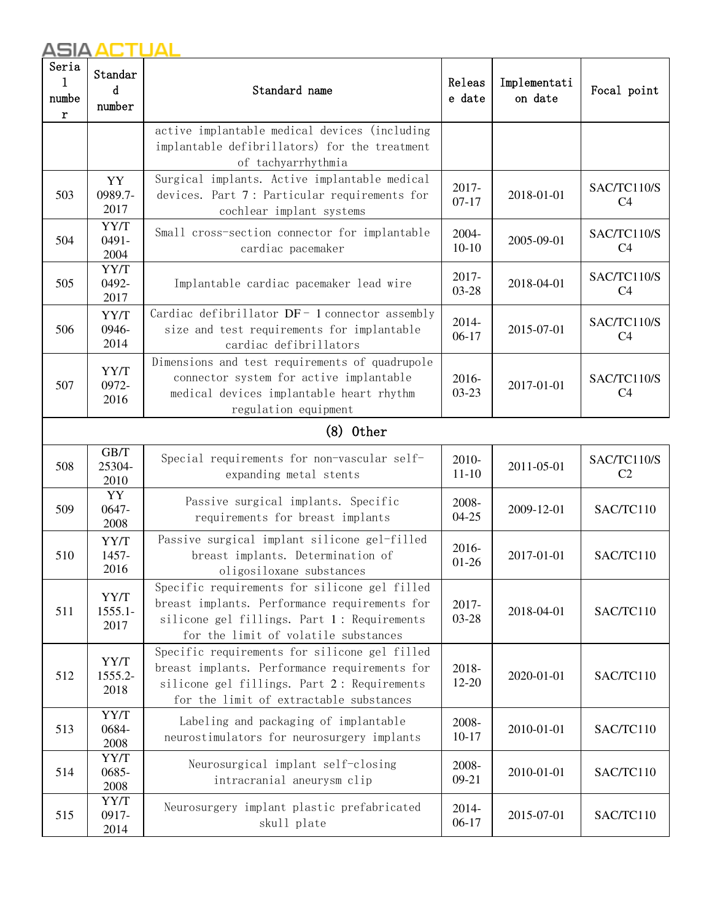| Serial number | Standard number | Standard name | Release date | Implementation date | Focal point |
|---|---|---|---|---|---|
| | | active implantable medical devices (including implantable defibrillators) for the treatment of tachyarrhythmia | | | |
| 503 | YY 0989.7-2017 | Surgical implants. Active implantable medical devices. Part 7: Particular requirements for cochlear implant systems | 2017-07-17 | 2018-01-01 | SAC/TC110/SC4 |
| 504 | YY/T 0491-2004 | Small cross-section connector for implantable cardiac pacemaker | 2004-10-10 | 2005-09-01 | SAC/TC110/SC4 |
| 505 | YY/T 0492-2017 | Implantable cardiac pacemaker lead wire | 2017-03-28 | 2018-04-01 | SAC/TC110/SC4 |
| 506 | YY/T 0946-2014 | Cardiac defibrillator DF-1 connector assembly size and test requirements for implantable cardiac defibrillators | 2014-06-17 | 2015-07-01 | SAC/TC110/SC4 |
| 507 | YY/T 0972-2016 | Dimensions and test requirements of quadrupole connector system for active implantable medical devices implantable heart rhythm regulation equipment | 2016-03-23 | 2017-01-01 | SAC/TC110/SC4 |
| (8) Other | | | | | |
| 508 | GB/T 25304-2010 | Special requirements for non-vascular self-expanding metal stents | 2010-11-10 | 2011-05-01 | SAC/TC110/SC2 |
| 509 | YY 0647-2008 | Passive surgical implants. Specific requirements for breast implants | 2008-04-25 | 2009-12-01 | SAC/TC110 |
| 510 | YY/T 1457-2016 | Passive surgical implant silicone gel-filled breast implants. Determination of oligosiloxane substances | 2016-01-26 | 2017-01-01 | SAC/TC110 |
| 511 | YY/T 1555.1-2017 | Specific requirements for silicone gel filled breast implants. Performance requirements for silicone gel fillings. Part 1: Requirements for the limit of volatile substances | 2017-03-28 | 2018-04-01 | SAC/TC110 |
| 512 | YY/T 1555.2-2018 | Specific requirements for silicone gel filled breast implants. Performance requirements for silicone gel fillings. Part 2: Requirements for the limit of extractable substances | 2018-12-20 | 2020-01-01 | SAC/TC110 |
| 513 | YY/T 0684-2008 | Labeling and packaging of implantable neurostimulators for neurosurgery implants | 2008-10-17 | 2010-01-01 | SAC/TC110 |
| 514 | YY/T 0685-2008 | Neurosurgical implant self-closing intracranial aneurysm clip | 2008-09-21 | 2010-01-01 | SAC/TC110 |
| 515 | YY/T 0917-2014 | Neurosurgery implant plastic prefabricated skull plate | 2014-06-17 | 2015-07-01 | SAC/TC110 |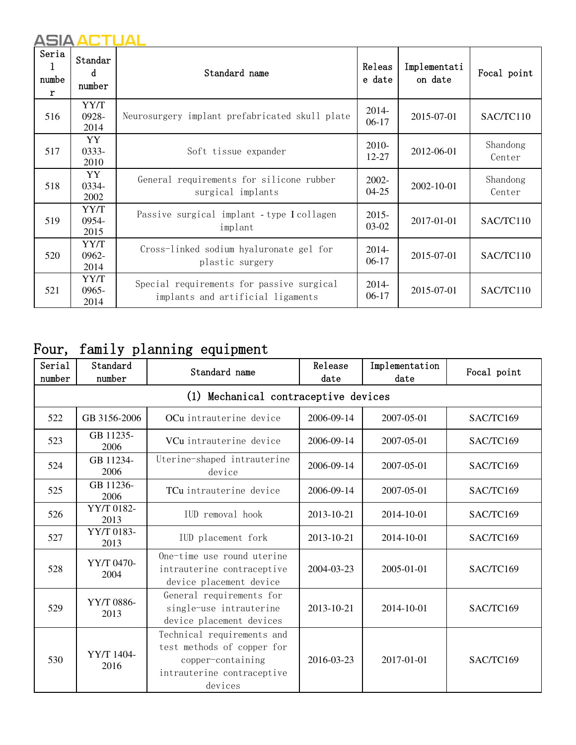| Serial number | Standard number | Standard name | Release date | Implementation date | Focal point |
|---|---|---|---|---|---|
| 516 | YY/T 0928-2014 | Neurosurgery implant prefabricated skull plate | 2014-06-17 | 2015-07-01 | SAC/TC110 |
| 517 | YY 0333-2010 | Soft tissue expander | 2010-12-27 | 2012-06-01 | Shandong Center |
| 518 | YY 0334-2002 | General requirements for silicone rubber surgical implants | 2002-04-25 | 2002-10-01 | Shandong Center |
| 519 | YY/T 0954-2015 | Passive surgical implant - type I collagen implant | 2015-03-02 | 2017-01-01 | SAC/TC110 |
| 520 | YY/T 0962-2014 | Cross-linked sodium hyaluronate gel for plastic surgery | 2014-06-17 | 2015-07-01 | SAC/TC110 |
| 521 | YY/T 0965-2014 | Special requirements for passive surgical implants and artificial ligaments | 2014-06-17 | 2015-07-01 | SAC/TC110 |

## Four, family planning equipment

| Serial number | Standard number | Standard name | Release date | Implementation date | Focal point |
|---|---|---|---|---|---|
| (1) Mechanical contraceptive devices | | | | | |
| 522 | GB 3156-2006 | OCu intrauterine device | 2006-09-14 | 2007-05-01 | SAC/TC169 |
| 523 | GB 11235-2006 | VCu intrauterine device | 2006-09-14 | 2007-05-01 | SAC/TC169 |
| 524 | GB 11234-2006 | Uterine-shaped intrauterine device | 2006-09-14 | 2007-05-01 | SAC/TC169 |
| 525 | GB 11236-2006 | TCu intrauterine device | 2006-09-14 | 2007-05-01 | SAC/TC169 |
| 526 | YY/T 0182-2013 | IUD removal hook | 2013-10-21 | 2014-10-01 | SAC/TC169 |
| 527 | YY/T 0183-2013 | IUD placement fork | 2013-10-21 | 2014-10-01 | SAC/TC169 |
| 528 | YY/T 0470-2004 | One-time use round uterine intrauterine contraceptive device placement device | 2004-03-23 | 2005-01-01 | SAC/TC169 |
| 529 | YY/T 0886-2013 | General requirements for single-use intrauterine device placement devices | 2013-10-21 | 2014-10-01 | SAC/TC169 |
| 530 | YY/T 1404-2016 | Technical requirements and test methods of copper for copper-containing intrauterine contraceptive devices | 2016-03-23 | 2017-01-01 | SAC/TC169 |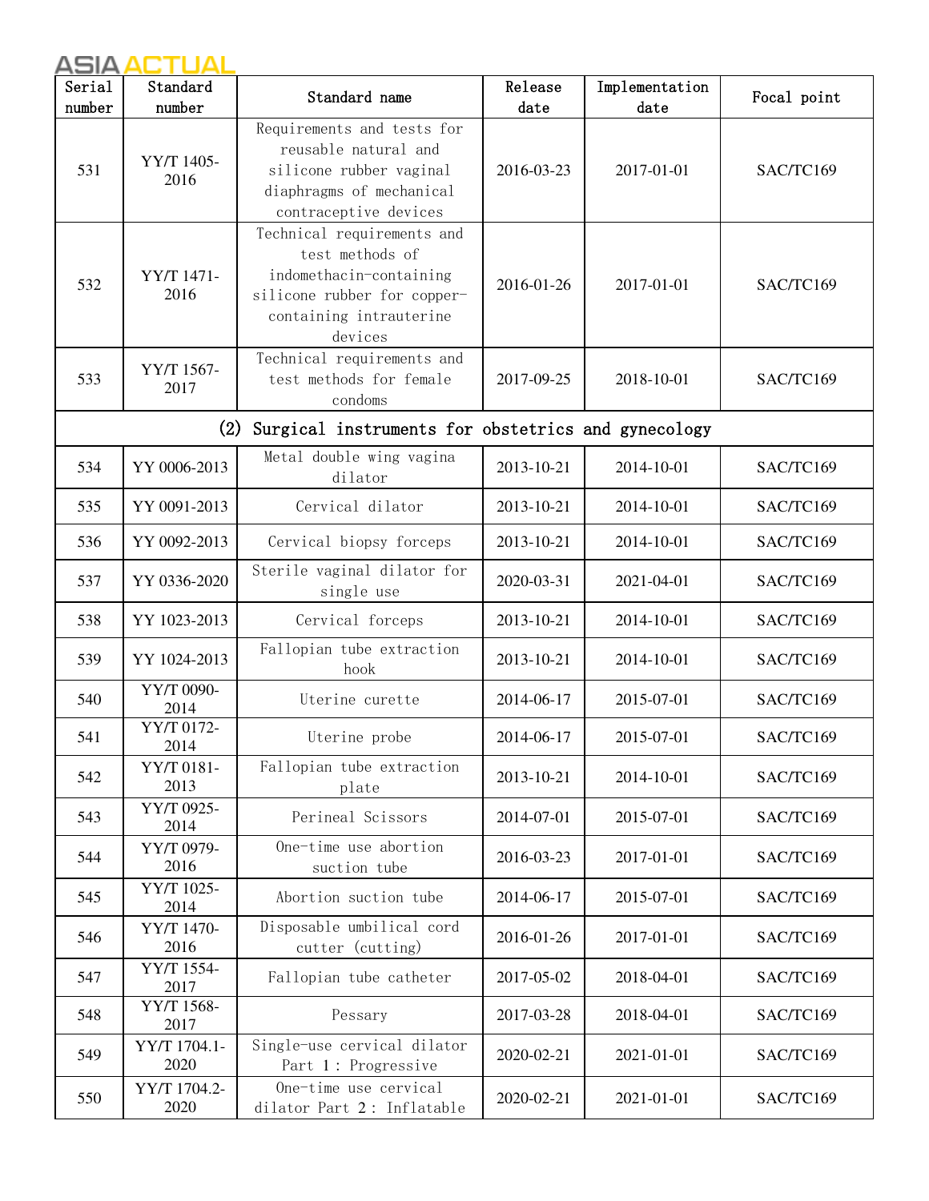| Serial number | Standard number | Standard name | Release date | Implementation date | Focal point |
|---|---|---|---|---|---|
| 531 | YY/T 1405-2016 | Requirements and tests for reusable natural and silicone rubber vaginal diaphragms of mechanical contraceptive devices | 2016-03-23 | 2017-01-01 | SAC/TC169 |
| 532 | YY/T 1471-2016 | Technical requirements and test methods of indomethacin-containing silicone rubber for copper-containing intrauterine devices | 2016-01-26 | 2017-01-01 | SAC/TC169 |
| 533 | YY/T 1567-2017 | Technical requirements and test methods for female condoms | 2017-09-25 | 2018-10-01 | SAC/TC169 |
| (2) Surgical instruments for obstetrics and gynecology | | | | | |
| 534 | YY 0006-2013 | Metal double wing vagina dilator | 2013-10-21 | 2014-10-01 | SAC/TC169 |
| 535 | YY 0091-2013 | Cervical dilator | 2013-10-21 | 2014-10-01 | SAC/TC169 |
| 536 | YY 0092-2013 | Cervical biopsy forceps | 2013-10-21 | 2014-10-01 | SAC/TC169 |
| 537 | YY 0336-2020 | Sterile vaginal dilator for single use | 2020-03-31 | 2021-04-01 | SAC/TC169 |
| 538 | YY 1023-2013 | Cervical forceps | 2013-10-21 | 2014-10-01 | SAC/TC169 |
| 539 | YY 1024-2013 | Fallopian tube extraction hook | 2013-10-21 | 2014-10-01 | SAC/TC169 |
| 540 | YY/T 0090-2014 | Uterine curette | 2014-06-17 | 2015-07-01 | SAC/TC169 |
| 541 | YY/T 0172-2014 | Uterine probe | 2014-06-17 | 2015-07-01 | SAC/TC169 |
| 542 | YY/T 0181-2013 | Fallopian tube extraction plate | 2013-10-21 | 2014-10-01 | SAC/TC169 |
| 543 | YY/T 0925-2014 | Perineal Scissors | 2014-07-01 | 2015-07-01 | SAC/TC169 |
| 544 | YY/T 0979-2016 | One-time use abortion suction tube | 2016-03-23 | 2017-01-01 | SAC/TC169 |
| 545 | YY/T 1025-2014 | Abortion suction tube | 2014-06-17 | 2015-07-01 | SAC/TC169 |
| 546 | YY/T 1470-2016 | Disposable umbilical cord cutter (cutting) | 2016-01-26 | 2017-01-01 | SAC/TC169 |
| 547 | YY/T 1554-2017 | Fallopian tube catheter | 2017-05-02 | 2018-04-01 | SAC/TC169 |
| 548 | YY/T 1568-2017 | Pessary | 2017-03-28 | 2018-04-01 | SAC/TC169 |
| 549 | YY/T 1704.1-2020 | Single-use cervical dilator Part 1: Progressive | 2020-02-21 | 2021-01-01 | SAC/TC169 |
| 550 | YY/T 1704.2-2020 | One-time use cervical dilator Part 2: Inflatable | 2020-02-21 | 2021-01-01 | SAC/TC169 |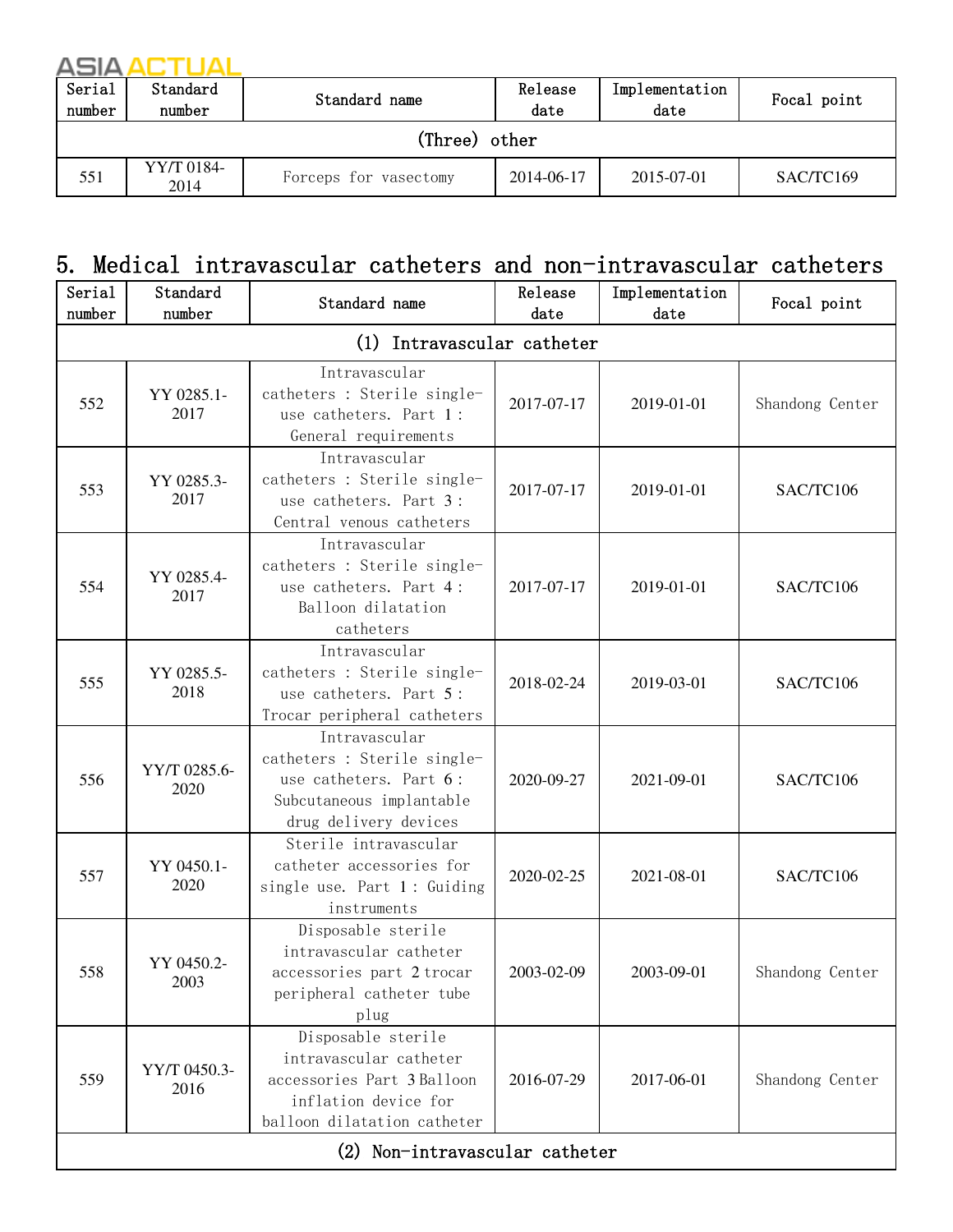| Serial number | Standard number | Standard name | Release date | Implementation date | Focal point |
|---|---|---|---|---|---|
| (Three) other | | | | | |
| 551 | YY/T 0184-2014 | Forceps for vasectomy | 2014-06-17 | 2015-07-01 | SAC/TC169 |

## 5. Medical intravascular catheters and non-intravascular catheters

| Serial number | Standard number | Standard name | Release date | Implementation date | Focal point |
|---|---|---|---|---|---|
| (1) Intravascular catheter | | | | | |
| 552 | YY 0285.1-2017 | Intravascular catheters : Sterile single-use catheters. Part 1 : General requirements | 2017-07-17 | 2019-01-01 | Shandong Center |
| 553 | YY 0285.3-2017 | Intravascular catheters : Sterile single-use catheters. Part 3 : Central venous catheters | 2017-07-17 | 2019-01-01 | SAC/TC106 |
| 554 | YY 0285.4-2017 | Intravascular catheters : Sterile single-use catheters. Part 4 : Balloon dilatation catheters | 2017-07-17 | 2019-01-01 | SAC/TC106 |
| 555 | YY 0285.5-2018 | Intravascular catheters : Sterile single-use catheters. Part 5 : Trocar peripheral catheters | 2018-02-24 | 2019-03-01 | SAC/TC106 |
| 556 | YY/T 0285.6-2020 | Intravascular catheters : Sterile single-use catheters. Part 6 : Subcutaneous implantable drug delivery devices | 2020-09-27 | 2021-09-01 | SAC/TC106 |
| 557 | YY 0450.1-2020 | Sterile intravascular catheter accessories for single use. Part 1 : Guiding instruments | 2020-02-25 | 2021-08-01 | SAC/TC106 |
| 558 | YY 0450.2-2003 | Disposable sterile intravascular catheter accessories part 2 trocar peripheral catheter tube plug | 2003-02-09 | 2003-09-01 | Shandong Center |
| 559 | YY/T 0450.3-2016 | Disposable sterile intravascular catheter accessories Part 3 Balloon inflation device for balloon dilatation catheter | 2016-07-29 | 2017-06-01 | Shandong Center |
| (2) Non-intravascular catheter | | | | | |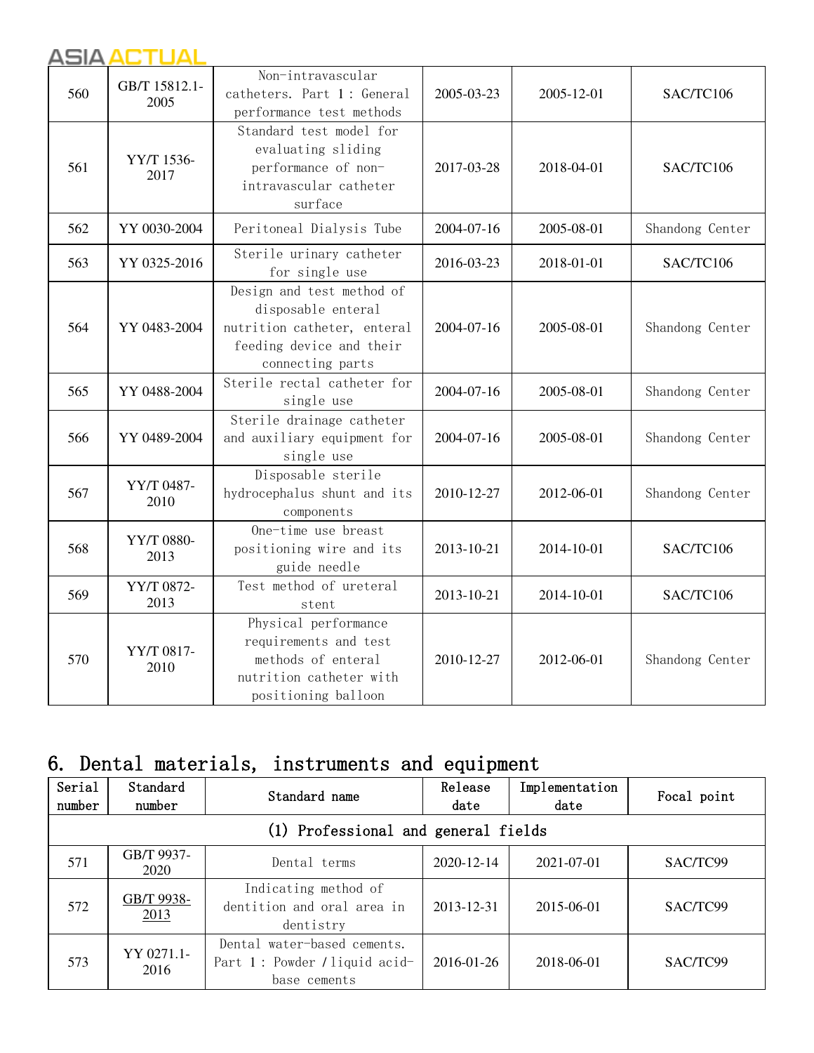| 560 | GB/T 15812.1-2005 | Non-intravascular catheters. Part 1: General performance test methods | 2005-03-23 | 2005-12-01 | SAC/TC106 |
|---|---|---|---|---|---|
| 561 | YY/T 1536-2017 | Standard test model for evaluating sliding performance of non-intravascular catheter surface | 2017-03-28 | 2018-04-01 | SAC/TC106 |
| 562 | YY 0030-2004 | Peritoneal Dialysis Tube | 2004-07-16 | 2005-08-01 | Shandong Center |
| 563 | YY 0325-2016 | Sterile urinary catheter for single use | 2016-03-23 | 2018-01-01 | SAC/TC106 |
| 564 | YY 0483-2004 | Design and test method of disposable enteral nutrition catheter, enteral feeding device and their connecting parts | 2004-07-16 | 2005-08-01 | Shandong Center |
| 565 | YY 0488-2004 | Sterile rectal catheter for single use | 2004-07-16 | 2005-08-01 | Shandong Center |
| 566 | YY 0489-2004 | Sterile drainage catheter and auxiliary equipment for single use | 2004-07-16 | 2005-08-01 | Shandong Center |
| 567 | YY/T 0487-2010 | Disposable sterile hydrocephalus shunt and its components | 2010-12-27 | 2012-06-01 | Shandong Center |
| 568 | YY/T 0880-2013 | One-time use breast positioning wire and its guide needle | 2013-10-21 | 2014-10-01 | SAC/TC106 |
| 569 | YY/T 0872-2013 | Test method of ureteral stent | 2013-10-21 | 2014-10-01 | SAC/TC106 |
| 570 | YY/T 0817-2010 | Physical performance requirements and test methods of enteral nutrition catheter with positioning balloon | 2010-12-27 | 2012-06-01 | Shandong Center |

## 6. Dental materials, instruments and equipment

| Serial number | Standard number | Standard name | Release date | Implementation date | Focal point |
|---|---|---|---|---|---|
| (1) Professional and general fields | | | | | |
| 571 | GB/T 9937-2020 | Dental terms | 2020-12-14 | 2021-07-01 | SAC/TC99 |
| 572 | GB/T 9938-2013 | Indicating method of dentition and oral area in dentistry | 2013-12-31 | 2015-06-01 | SAC/TC99 |
| 573 | YY 0271.1-2016 | Dental water-based cements. Part 1: Powder / liquid acid-base cements | 2016-01-26 | 2018-06-01 | SAC/TC99 |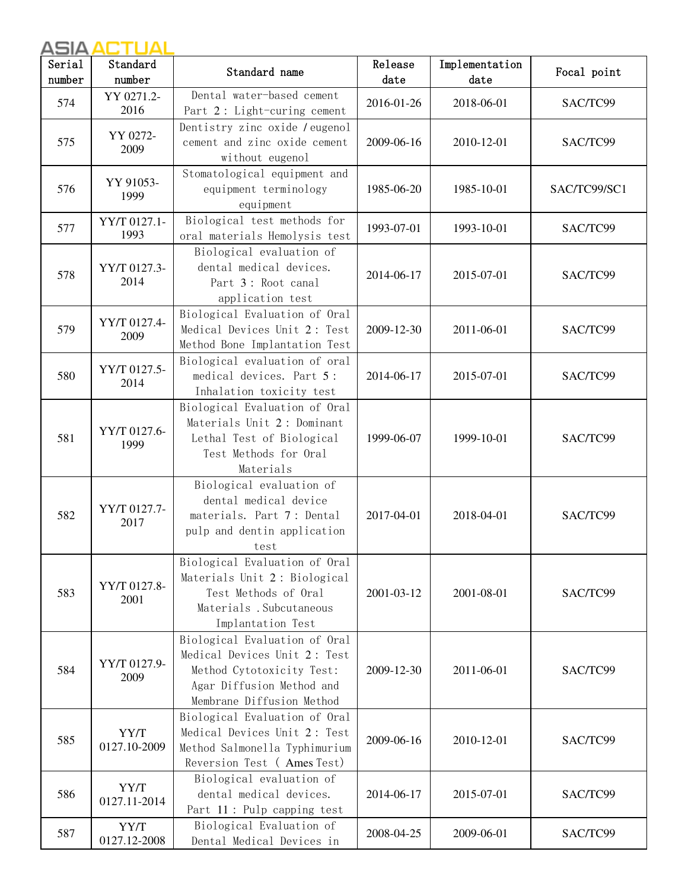| Serial number | Standard number | Standard name | Release date | Implementation date | Focal point |
|---|---|---|---|---|---|
| 574 | YY 0271.2-2016 | Dental water-based cement Part 2: Light-curing cement | 2016-01-26 | 2018-06-01 | SAC/TC99 |
| 575 | YY 0272-2009 | Dentistry zinc oxide / eugenol cement and zinc oxide cement without eugenol | 2009-06-16 | 2010-12-01 | SAC/TC99 |
| 576 | YY 91053-1999 | Stomatological equipment and equipment terminology equipment | 1985-06-20 | 1985-10-01 | SAC/TC99/SC1 |
| 577 | YY/T 0127.1-1993 | Biological test methods for oral materials Hemolysis test | 1993-07-01 | 1993-10-01 | SAC/TC99 |
| 578 | YY/T 0127.3-2014 | Biological evaluation of dental medical devices. Part 3: Root canal application test | 2014-06-17 | 2015-07-01 | SAC/TC99 |
| 579 | YY/T 0127.4-2009 | Biological Evaluation of Oral Medical Devices Unit 2: Test Method Bone Implantation Test | 2009-12-30 | 2011-06-01 | SAC/TC99 |
| 580 | YY/T 0127.5-2014 | Biological evaluation of oral medical devices. Part 5: Inhalation toxicity test | 2014-06-17 | 2015-07-01 | SAC/TC99 |
| 581 | YY/T 0127.6-1999 | Biological Evaluation of Oral Materials Unit 2: Dominant Lethal Test of Biological Test Methods for Oral Materials | 1999-06-07 | 1999-10-01 | SAC/TC99 |
| 582 | YY/T 0127.7-2017 | Biological evaluation of dental medical device materials. Part 7: Dental pulp and dentin application test | 2017-04-01 | 2018-04-01 | SAC/TC99 |
| 583 | YY/T 0127.8-2001 | Biological Evaluation of Oral Materials Unit 2: Biological Test Methods of Oral Materials .Subcutaneous Implantation Test | 2001-03-12 | 2001-08-01 | SAC/TC99 |
| 584 | YY/T 0127.9-2009 | Biological Evaluation of Oral Medical Devices Unit 2: Test Method Cytotoxicity Test: Agar Diffusion Method and Membrane Diffusion Method | 2009-12-30 | 2011-06-01 | SAC/TC99 |
| 585 | YY/T 0127.10-2009 | Biological Evaluation of Oral Medical Devices Unit 2: Test Method Salmonella Typhimurium Reversion Test ( Ames Test) | 2009-06-16 | 2010-12-01 | SAC/TC99 |
| 586 | YY/T 0127.11-2014 | Biological evaluation of dental medical devices. Part 11: Pulp capping test | 2014-06-17 | 2015-07-01 | SAC/TC99 |
| 587 | YY/T 0127.12-2008 | Biological Evaluation of Dental Medical Devices in | 2008-04-25 | 2009-06-01 | SAC/TC99 |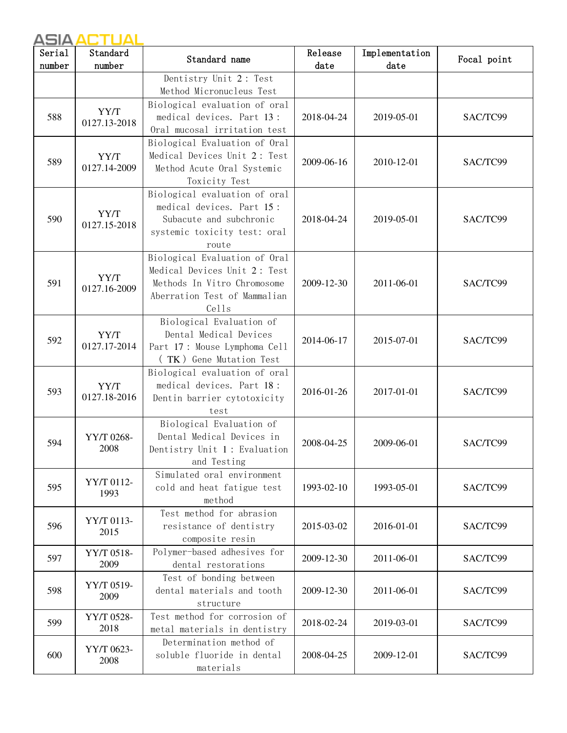| Serial number | Standard number | Standard name | Release date | Implementation date | Focal point |
|---|---|---|---|---|---|
| | | Dentistry Unit 2: Test Method Micronucleus Test | | | |
| 588 | YY/T 0127.13-2018 | Biological evaluation of oral medical devices. Part 13: Oral mucosal irritation test | 2018-04-24 | 2019-05-01 | SAC/TC99 |
| 589 | YY/T 0127.14-2009 | Biological Evaluation of Oral Medical Devices Unit 2: Test Method Acute Oral Systemic Toxicity Test | 2009-06-16 | 2010-12-01 | SAC/TC99 |
| 590 | YY/T 0127.15-2018 | Biological evaluation of oral medical devices. Part 15: Subacute and subchronic systemic toxicity test: oral route | 2018-04-24 | 2019-05-01 | SAC/TC99 |
| 591 | YY/T 0127.16-2009 | Biological Evaluation of Oral Medical Devices Unit 2: Test Methods In Vitro Chromosome Aberration Test of Mammalian Cells | 2009-12-30 | 2011-06-01 | SAC/TC99 |
| 592 | YY/T 0127.17-2014 | Biological Evaluation of Dental Medical Devices Part 17: Mouse Lymphoma Cell (TK) Gene Mutation Test | 2014-06-17 | 2015-07-01 | SAC/TC99 |
| 593 | YY/T 0127.18-2016 | Biological evaluation of oral medical devices. Part 18: Dentin barrier cytotoxicity test | 2016-01-26 | 2017-01-01 | SAC/TC99 |
| 594 | YY/T 0268-2008 | Biological Evaluation of Dental Medical Devices in Dentistry Unit 1: Evaluation and Testing | 2008-04-25 | 2009-06-01 | SAC/TC99 |
| 595 | YY/T 0112-1993 | Simulated oral environment cold and heat fatigue test method | 1993-02-10 | 1993-05-01 | SAC/TC99 |
| 596 | YY/T 0113-2015 | Test method for abrasion resistance of dentistry composite resin | 2015-03-02 | 2016-01-01 | SAC/TC99 |
| 597 | YY/T 0518-2009 | Polymer-based adhesives for dental restorations | 2009-12-30 | 2011-06-01 | SAC/TC99 |
| 598 | YY/T 0519-2009 | Test of bonding between dental materials and tooth structure | 2009-12-30 | 2011-06-01 | SAC/TC99 |
| 599 | YY/T 0528-2018 | Test method for corrosion of metal materials in dentistry | 2018-02-24 | 2019-03-01 | SAC/TC99 |
| 600 | YY/T 0623-2008 | Determination method of soluble fluoride in dental materials | 2008-04-25 | 2009-12-01 | SAC/TC99 |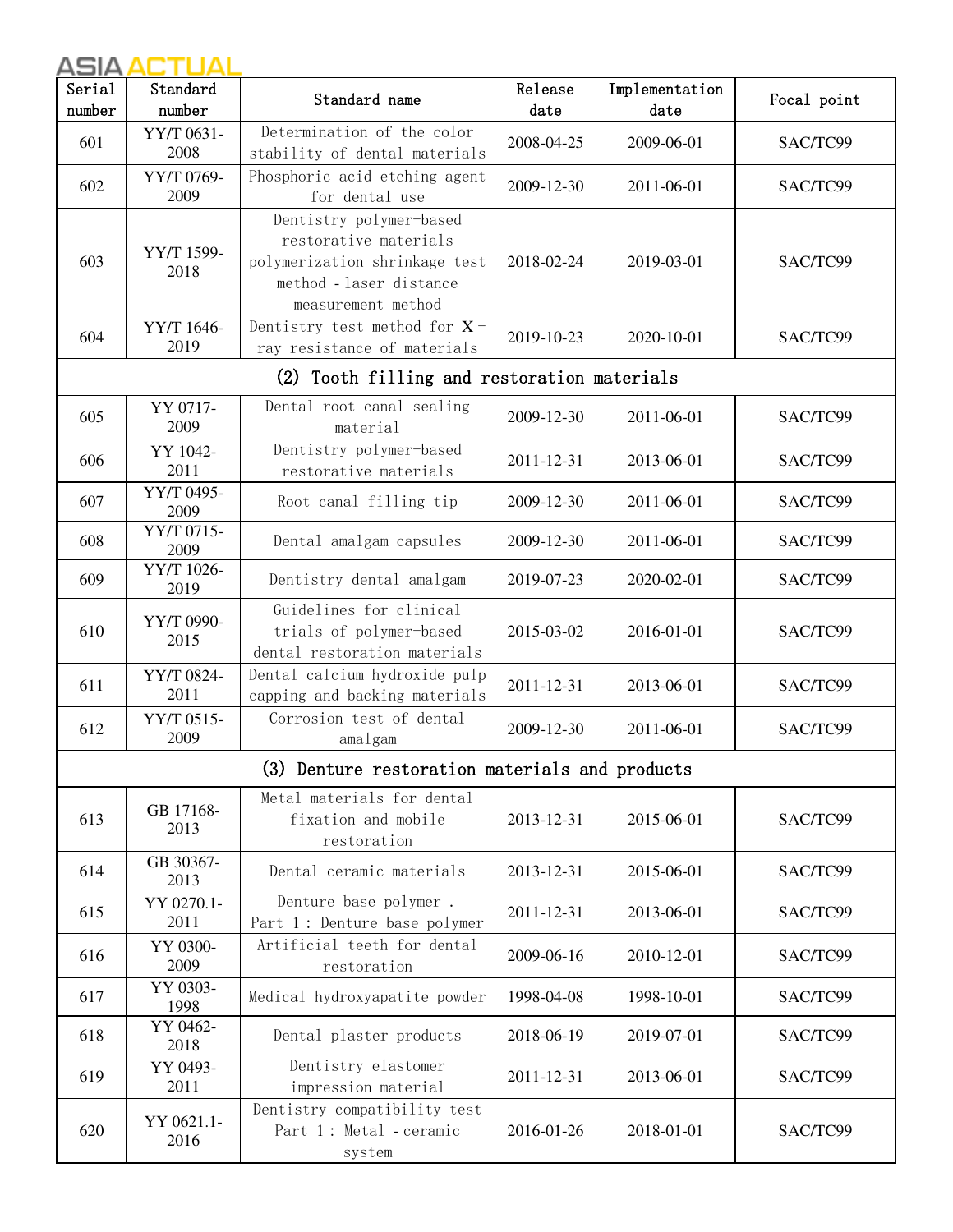| Serial number | Standard number | Standard name | Release date | Implementation date | Focal point |
|---|---|---|---|---|---|
| 601 | YY/T 0631-2008 | Determination of the color stability of dental materials | 2008-04-25 | 2009-06-01 | SAC/TC99 |
| 602 | YY/T 0769-2009 | Phosphoric acid etching agent for dental use | 2009-12-30 | 2011-06-01 | SAC/TC99 |
| 603 | YY/T 1599-2018 | Dentistry polymer-based restorative materials polymerization shrinkage test method - laser distance measurement method | 2018-02-24 | 2019-03-01 | SAC/TC99 |
| 604 | YY/T 1646-2019 | Dentistry test method for X - ray resistance of materials | 2019-10-23 | 2020-10-01 | SAC/TC99 |
| (2) Tooth filling and restoration materials | | | | | |
| 605 | YY 0717-2009 | Dental root canal sealing material | 2009-12-30 | 2011-06-01 | SAC/TC99 |
| 606 | YY 1042-2011 | Dentistry polymer-based restorative materials | 2011-12-31 | 2013-06-01 | SAC/TC99 |
| 607 | YY/T 0495-2009 | Root canal filling tip | 2009-12-30 | 2011-06-01 | SAC/TC99 |
| 608 | YY/T 0715-2009 | Dental amalgam capsules | 2009-12-30 | 2011-06-01 | SAC/TC99 |
| 609 | YY/T 1026-2019 | Dentistry dental amalgam | 2019-07-23 | 2020-02-01 | SAC/TC99 |
| 610 | YY/T 0990-2015 | Guidelines for clinical trials of polymer-based dental restoration materials | 2015-03-02 | 2016-01-01 | SAC/TC99 |
| 611 | YY/T 0824-2011 | Dental calcium hydroxide pulp capping and backing materials | 2011-12-31 | 2013-06-01 | SAC/TC99 |
| 612 | YY/T 0515-2009 | Corrosion test of dental amalgam | 2009-12-30 | 2011-06-01 | SAC/TC99 |
| (3) Denture restoration materials and products | | | | | |
| 613 | GB 17168-2013 | Metal materials for dental fixation and mobile restoration | 2013-12-31 | 2015-06-01 | SAC/TC99 |
| 614 | GB 30367-2013 | Dental ceramic materials | 2013-12-31 | 2015-06-01 | SAC/TC99 |
| 615 | YY 0270.1-2011 | Denture base polymer . Part 1 : Denture base polymer | 2011-12-31 | 2013-06-01 | SAC/TC99 |
| 616 | YY 0300-2009 | Artificial teeth for dental restoration | 2009-06-16 | 2010-12-01 | SAC/TC99 |
| 617 | YY 0303-1998 | Medical hydroxyapatite powder | 1998-04-08 | 1998-10-01 | SAC/TC99 |
| 618 | YY 0462-2018 | Dental plaster products | 2018-06-19 | 2019-07-01 | SAC/TC99 |
| 619 | YY 0493-2011 | Dentistry elastomer impression material | 2011-12-31 | 2013-06-01 | SAC/TC99 |
| 620 | YY 0621.1-2016 | Dentistry compatibility test Part 1 : Metal - ceramic system | 2016-01-26 | 2018-01-01 | SAC/TC99 |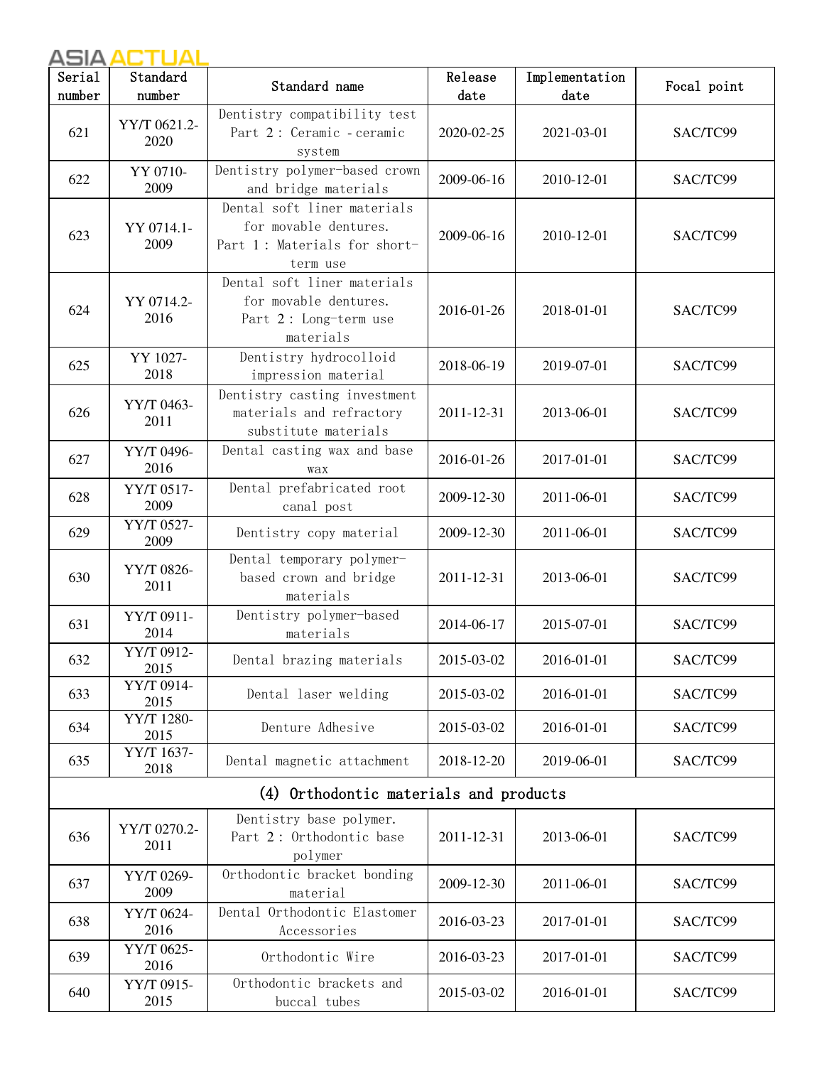| Serial number | Standard number | Standard name | Release date | Implementation date | Focal point |
|---|---|---|---|---|---|
| 621 | YY/T 0621.2-2020 | Dentistry compatibility test Part 2 : Ceramic - ceramic system | 2020-02-25 | 2021-03-01 | SAC/TC99 |
| 622 | YY 0710-2009 | Dentistry polymer-based crown and bridge materials | 2009-06-16 | 2010-12-01 | SAC/TC99 |
| 623 | YY 0714.1-2009 | Dental soft liner materials for movable dentures. Part 1 : Materials for short-term use | 2009-06-16 | 2010-12-01 | SAC/TC99 |
| 624 | YY 0714.2-2016 | Dental soft liner materials for movable dentures. Part 2 : Long-term use materials | 2016-01-26 | 2018-01-01 | SAC/TC99 |
| 625 | YY 1027-2018 | Dentistry hydrocolloid impression material | 2018-06-19 | 2019-07-01 | SAC/TC99 |
| 626 | YY/T 0463-2011 | Dentistry casting investment materials and refractory substitute materials | 2011-12-31 | 2013-06-01 | SAC/TC99 |
| 627 | YY/T 0496-2016 | Dental casting wax and base wax | 2016-01-26 | 2017-01-01 | SAC/TC99 |
| 628 | YY/T 0517-2009 | Dental prefabricated root canal post | 2009-12-30 | 2011-06-01 | SAC/TC99 |
| 629 | YY/T 0527-2009 | Dentistry copy material | 2009-12-30 | 2011-06-01 | SAC/TC99 |
| 630 | YY/T 0826-2011 | Dental temporary polymer-based crown and bridge materials | 2011-12-31 | 2013-06-01 | SAC/TC99 |
| 631 | YY/T 0911-2014 | Dentistry polymer-based materials | 2014-06-17 | 2015-07-01 | SAC/TC99 |
| 632 | YY/T 0912-2015 | Dental brazing materials | 2015-03-02 | 2016-01-01 | SAC/TC99 |
| 633 | YY/T 0914-2015 | Dental laser welding | 2015-03-02 | 2016-01-01 | SAC/TC99 |
| 634 | YY/T 1280-2015 | Denture Adhesive | 2015-03-02 | 2016-01-01 | SAC/TC99 |
| 635 | YY/T 1637-2018 | Dental magnetic attachment | 2018-12-20 | 2019-06-01 | SAC/TC99 |
| (4) Orthodontic materials and products | | | | | |
| 636 | YY/T 0270.2-2011 | Dentistry base polymer. Part 2 : Orthodontic base polymer | 2011-12-31 | 2013-06-01 | SAC/TC99 |
| 637 | YY/T 0269-2009 | Orthodontic bracket bonding material | 2009-12-30 | 2011-06-01 | SAC/TC99 |
| 638 | YY/T 0624-2016 | Dental Orthodontic Elastomer Accessories | 2016-03-23 | 2017-01-01 | SAC/TC99 |
| 639 | YY/T 0625-2016 | Orthodontic Wire | 2016-03-23 | 2017-01-01 | SAC/TC99 |
| 640 | YY/T 0915-2015 | Orthodontic brackets and buccal tubes | 2015-03-02 | 2016-01-01 | SAC/TC99 |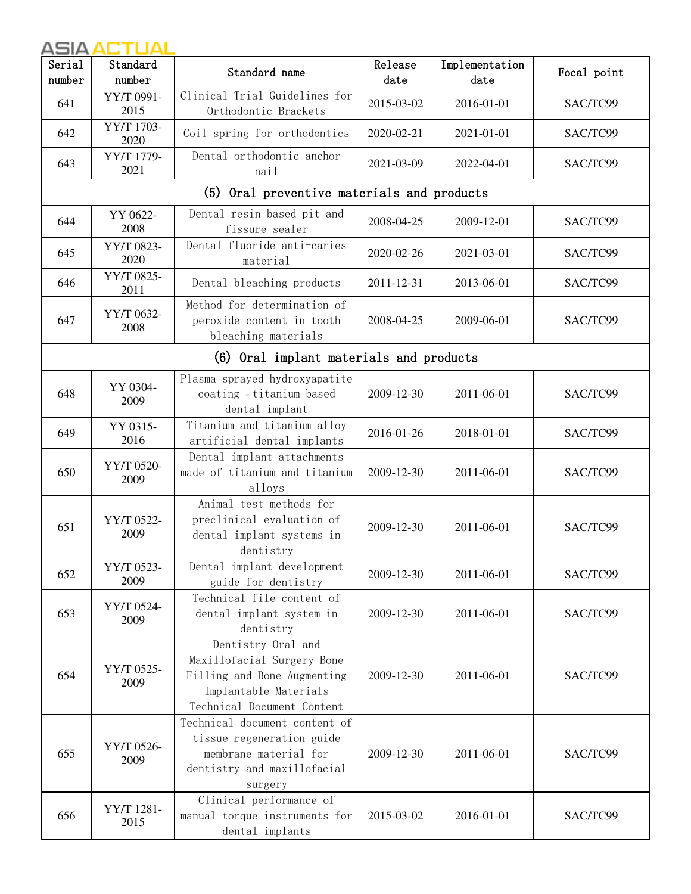| Serial number | Standard number | Standard name | Release date | Implementation date | Focal point |
|---|---|---|---|---|---|
| 641 | YY/T 0991-2015 | Clinical Trial Guidelines for Orthodontic Brackets | 2015-03-02 | 2016-01-01 | SAC/TC99 |
| 642 | YY/T 1703-2020 | Coil spring for orthodontics | 2020-02-21 | 2021-01-01 | SAC/TC99 |
| 643 | YY/T 1779-2021 | Dental orthodontic anchor nail | 2021-03-09 | 2022-04-01 | SAC/TC99 |
| (5) Oral preventive materials and products | | | | | |
| 644 | YY 0622-2008 | Dental resin based pit and fissure sealer | 2008-04-25 | 2009-12-01 | SAC/TC99 |
| 645 | YY/T 0823-2020 | Dental fluoride anti-caries material | 2020-02-26 | 2021-03-01 | SAC/TC99 |
| 646 | YY/T 0825-2011 | Dental bleaching products | 2011-12-31 | 2013-06-01 | SAC/TC99 |
| 647 | YY/T 0632-2008 | Method for determination of peroxide content in tooth bleaching materials | 2008-04-25 | 2009-06-01 | SAC/TC99 |
| (6) Oral implant materials and products | | | | | |
| 648 | YY 0304-2009 | Plasma sprayed hydroxyapatite coating - titanium-based dental implant | 2009-12-30 | 2011-06-01 | SAC/TC99 |
| 649 | YY 0315-2016 | Titanium and titanium alloy artificial dental implants | 2016-01-26 | 2018-01-01 | SAC/TC99 |
| 650 | YY/T 0520-2009 | Dental implant attachments made of titanium and titanium alloys | 2009-12-30 | 2011-06-01 | SAC/TC99 |
| 651 | YY/T 0522-2009 | Animal test methods for preclinical evaluation of dental implant systems in dentistry | 2009-12-30 | 2011-06-01 | SAC/TC99 |
| 652 | YY/T 0523-2009 | Dental implant development guide for dentistry | 2009-12-30 | 2011-06-01 | SAC/TC99 |
| 653 | YY/T 0524-2009 | Technical file content of dental implant system in dentistry | 2009-12-30 | 2011-06-01 | SAC/TC99 |
| 654 | YY/T 0525-2009 | Dentistry Oral and Maxillofacial Surgery Bone Filling and Bone Augmenting Implantable Materials Technical Document Content | 2009-12-30 | 2011-06-01 | SAC/TC99 |
| 655 | YY/T 0526-2009 | Technical document content of tissue regeneration guide membrane material for dentistry and maxillofacial surgery | 2009-12-30 | 2011-06-01 | SAC/TC99 |
| 656 | YY/T 1281-2015 | Clinical performance of manual torque instruments for dental implants | 2015-03-02 | 2016-01-01 | SAC/TC99 |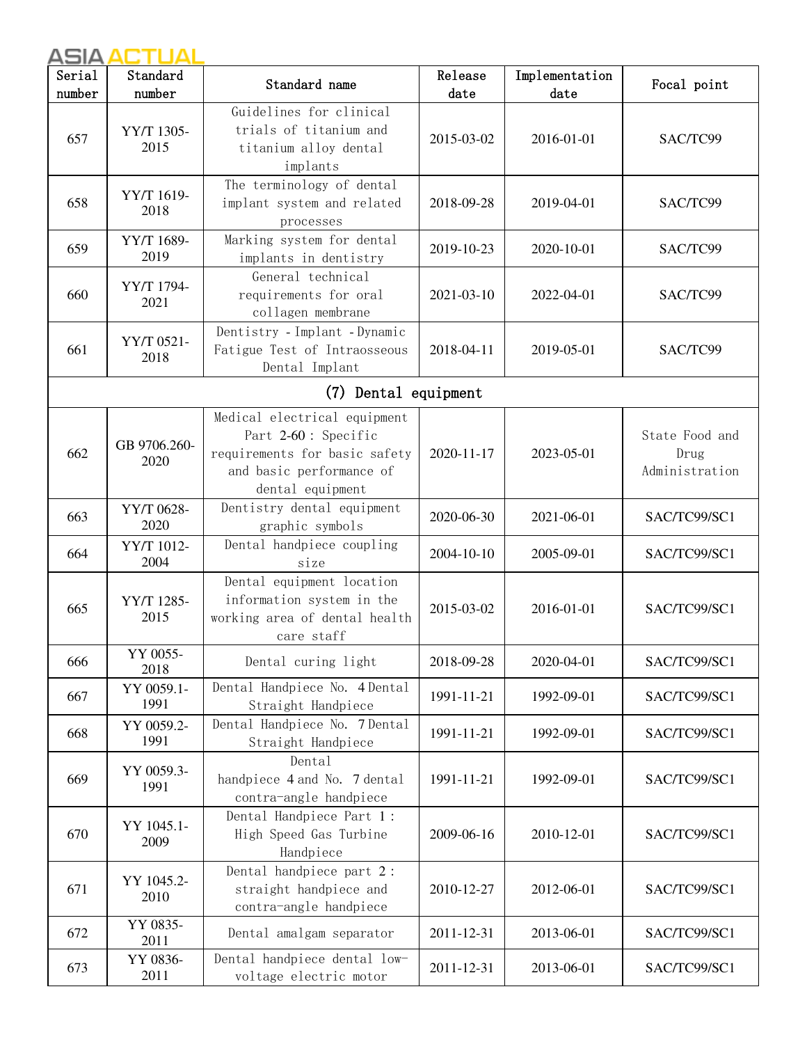| Serial number | Standard number | Standard name | Release date | Implementation date | Focal point |
|---|---|---|---|---|---|
| 657 | YY/T 1305-2015 | Guidelines for clinical trials of titanium and titanium alloy dental implants | 2015-03-02 | 2016-01-01 | SAC/TC99 |
| 658 | YY/T 1619-2018 | The terminology of dental implant system and related processes | 2018-09-28 | 2019-04-01 | SAC/TC99 |
| 659 | YY/T 1689-2019 | Marking system for dental implants in dentistry | 2019-10-23 | 2020-10-01 | SAC/TC99 |
| 660 | YY/T 1794-2021 | General technical requirements for oral collagen membrane | 2021-03-10 | 2022-04-01 | SAC/TC99 |
| 661 | YY/T 0521-2018 | Dentistry - Implant - Dynamic Fatigue Test of Intraosseous Dental Implant | 2018-04-11 | 2019-05-01 | SAC/TC99 |
| (7) Dental equipment | | | | | |
| 662 | GB 9706.260-2020 | Medical electrical equipment Part 2-60: Specific requirements for basic safety and basic performance of dental equipment | 2020-11-17 | 2023-05-01 | State Food and Drug Administration |
| 663 | YY/T 0628-2020 | Dentistry dental equipment graphic symbols | 2020-06-30 | 2021-06-01 | SAC/TC99/SC1 |
| 664 | YY/T 1012-2004 | Dental handpiece coupling size | 2004-10-10 | 2005-09-01 | SAC/TC99/SC1 |
| 665 | YY/T 1285-2015 | Dental equipment location information system in the working area of dental health care staff | 2015-03-02 | 2016-01-01 | SAC/TC99/SC1 |
| 666 | YY 0055-2018 | Dental curing light | 2018-09-28 | 2020-04-01 | SAC/TC99/SC1 |
| 667 | YY 0059.1-1991 | Dental Handpiece No. 4 Dental Straight Handpiece | 1991-11-21 | 1992-09-01 | SAC/TC99/SC1 |
| 668 | YY 0059.2-1991 | Dental Handpiece No. 7 Dental Straight Handpiece | 1991-11-21 | 1992-09-01 | SAC/TC99/SC1 |
| 669 | YY 0059.3-1991 | Dental handpiece 4 and No. 7 dental contra-angle handpiece | 1991-11-21 | 1992-09-01 | SAC/TC99/SC1 |
| 670 | YY 1045.1-2009 | Dental Handpiece Part 1: High Speed Gas Turbine Handpiece | 2009-06-16 | 2010-12-01 | SAC/TC99/SC1 |
| 671 | YY 1045.2-2010 | Dental handpiece part 2: straight handpiece and contra-angle handpiece | 2010-12-27 | 2012-06-01 | SAC/TC99/SC1 |
| 672 | YY 0835-2011 | Dental amalgam separator | 2011-12-31 | 2013-06-01 | SAC/TC99/SC1 |
| 673 | YY 0836-2011 | Dental handpiece dental low-voltage electric motor | 2011-12-31 | 2013-06-01 | SAC/TC99/SC1 |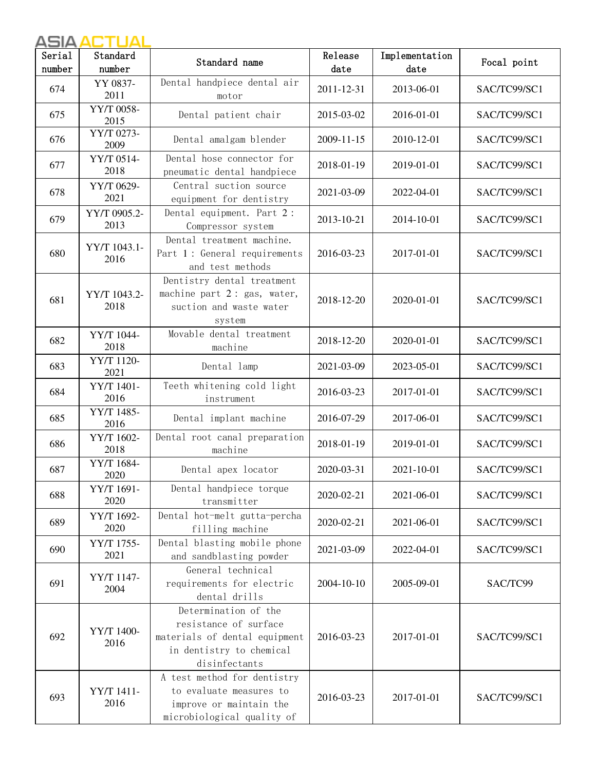| Serial number | Standard number | Standard name | Release date | Implementation date | Focal point |
|---|---|---|---|---|---|
| 674 | YY 0837-2011 | Dental handpiece dental air motor | 2011-12-31 | 2013-06-01 | SAC/TC99/SC1 |
| 675 | YY/T 0058-2015 | Dental patient chair | 2015-03-02 | 2016-01-01 | SAC/TC99/SC1 |
| 676 | YY/T 0273-2009 | Dental amalgam blender | 2009-11-15 | 2010-12-01 | SAC/TC99/SC1 |
| 677 | YY/T 0514-2018 | Dental hose connector for pneumatic dental handpiece | 2018-01-19 | 2019-01-01 | SAC/TC99/SC1 |
| 678 | YY/T 0629-2021 | Central suction source equipment for dentistry | 2021-03-09 | 2022-04-01 | SAC/TC99/SC1 |
| 679 | YY/T 0905.2-2013 | Dental equipment. Part 2 : Compressor system | 2013-10-21 | 2014-10-01 | SAC/TC99/SC1 |
| 680 | YY/T 1043.1-2016 | Dental treatment machine. Part 1 : General requirements and test methods | 2016-03-23 | 2017-01-01 | SAC/TC99/SC1 |
| 681 | YY/T 1043.2-2018 | Dentistry dental treatment machine part 2 : gas, water, suction and waste water system | 2018-12-20 | 2020-01-01 | SAC/TC99/SC1 |
| 682 | YY/T 1044-2018 | Movable dental treatment machine | 2018-12-20 | 2020-01-01 | SAC/TC99/SC1 |
| 683 | YY/T 1120-2021 | Dental lamp | 2021-03-09 | 2023-05-01 | SAC/TC99/SC1 |
| 684 | YY/T 1401-2016 | Teeth whitening cold light instrument | 2016-03-23 | 2017-01-01 | SAC/TC99/SC1 |
| 685 | YY/T 1485-2016 | Dental implant machine | 2016-07-29 | 2017-06-01 | SAC/TC99/SC1 |
| 686 | YY/T 1602-2018 | Dental root canal preparation machine | 2018-01-19 | 2019-01-01 | SAC/TC99/SC1 |
| 687 | YY/T 1684-2020 | Dental apex locator | 2020-03-31 | 2021-10-01 | SAC/TC99/SC1 |
| 688 | YY/T 1691-2020 | Dental handpiece torque transmitter | 2020-02-21 | 2021-06-01 | SAC/TC99/SC1 |
| 689 | YY/T 1692-2020 | Dental hot-melt gutta-percha filling machine | 2020-02-21 | 2021-06-01 | SAC/TC99/SC1 |
| 690 | YY/T 1755-2021 | Dental blasting mobile phone and sandblasting powder | 2021-03-09 | 2022-04-01 | SAC/TC99/SC1 |
| 691 | YY/T 1147-2004 | General technical requirements for electric dental drills | 2004-10-10 | 2005-09-01 | SAC/TC99 |
| 692 | YY/T 1400-2016 | Determination of the resistance of surface materials of dental equipment in dentistry to chemical disinfectants | 2016-03-23 | 2017-01-01 | SAC/TC99/SC1 |
| 693 | YY/T 1411-2016 | A test method for dentistry to evaluate measures to improve or maintain the microbiological quality of | 2016-03-23 | 2017-01-01 | SAC/TC99/SC1 |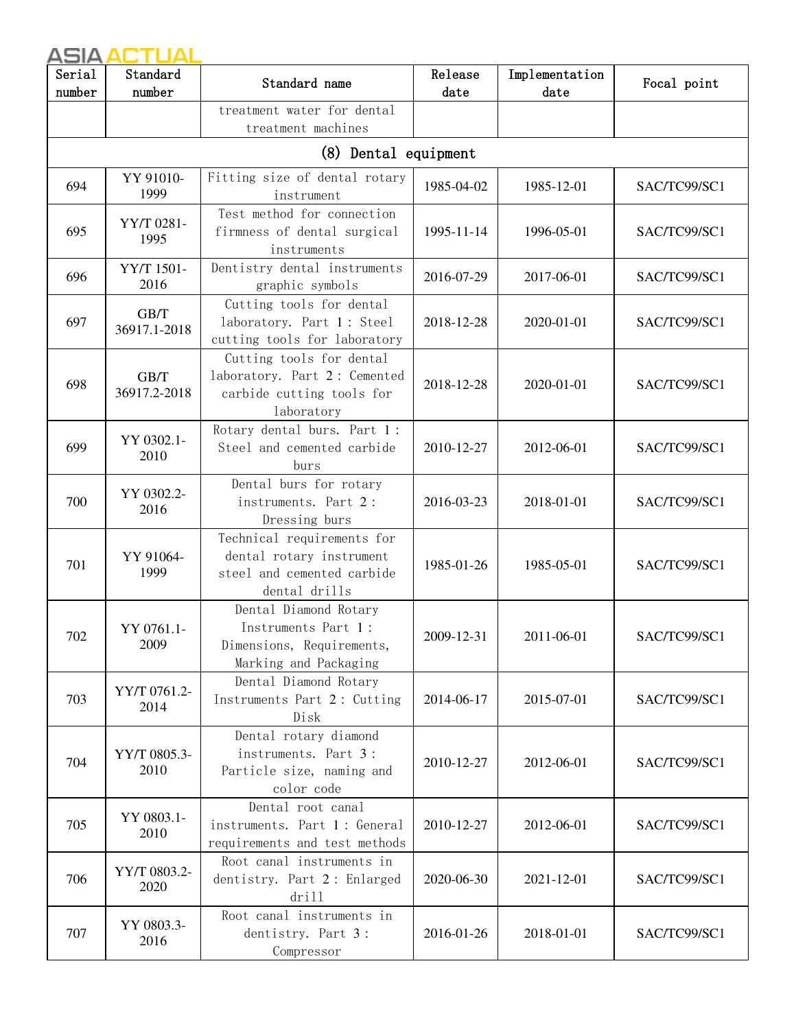| Serial number | Standard number | Standard name | Release date | Implementation date | Focal point |
|---|---|---|---|---|---|
| | | treatment water for dental treatment machines | | | |
| (8) Dental equipment | | | | | |
| 694 | YY 91010-1999 | Fitting size of dental rotary instrument | 1985-04-02 | 1985-12-01 | SAC/TC99/SC1 |
| 695 | YY/T 0281-1995 | Test method for connection firmness of dental surgical instruments | 1995-11-14 | 1996-05-01 | SAC/TC99/SC1 |
| 696 | YY/T 1501-2016 | Dentistry dental instruments graphic symbols | 2016-07-29 | 2017-06-01 | SAC/TC99/SC1 |
| 697 | GB/T 36917.1-2018 | Cutting tools for dental laboratory. Part 1: Steel cutting tools for laboratory | 2018-12-28 | 2020-01-01 | SAC/TC99/SC1 |
| 698 | GB/T 36917.2-2018 | Cutting tools for dental laboratory. Part 2: Cemented carbide cutting tools for laboratory | 2018-12-28 | 2020-01-01 | SAC/TC99/SC1 |
| 699 | YY 0302.1-2010 | Rotary dental burs. Part 1: Steel and cemented carbide burs | 2010-12-27 | 2012-06-01 | SAC/TC99/SC1 |
| 700 | YY 0302.2-2016 | Dental burs for rotary instruments. Part 2: Dressing burs | 2016-03-23 | 2018-01-01 | SAC/TC99/SC1 |
| 701 | YY 91064-1999 | Technical requirements for dental rotary instrument steel and cemented carbide dental drills | 1985-01-26 | 1985-05-01 | SAC/TC99/SC1 |
| 702 | YY 0761.1-2009 | Dental Diamond Rotary Instruments Part 1: Dimensions, Requirements, Marking and Packaging | 2009-12-31 | 2011-06-01 | SAC/TC99/SC1 |
| 703 | YY/T 0761.2-2014 | Dental Diamond Rotary Instruments Part 2: Cutting Disk | 2014-06-17 | 2015-07-01 | SAC/TC99/SC1 |
| 704 | YY/T 0805.3-2010 | Dental rotary diamond instruments. Part 3: Particle size, naming and color code | 2010-12-27 | 2012-06-01 | SAC/TC99/SC1 |
| 705 | YY 0803.1-2010 | Dental root canal instruments. Part 1: General requirements and test methods | 2010-12-27 | 2012-06-01 | SAC/TC99/SC1 |
| 706 | YY/T 0803.2-2020 | Root canal instruments in dentistry. Part 2: Enlarged drill | 2020-06-30 | 2021-12-01 | SAC/TC99/SC1 |
| 707 | YY 0803.3-2016 | Root canal instruments in dentistry. Part 3: Compressor | 2016-01-26 | 2018-01-01 | SAC/TC99/SC1 |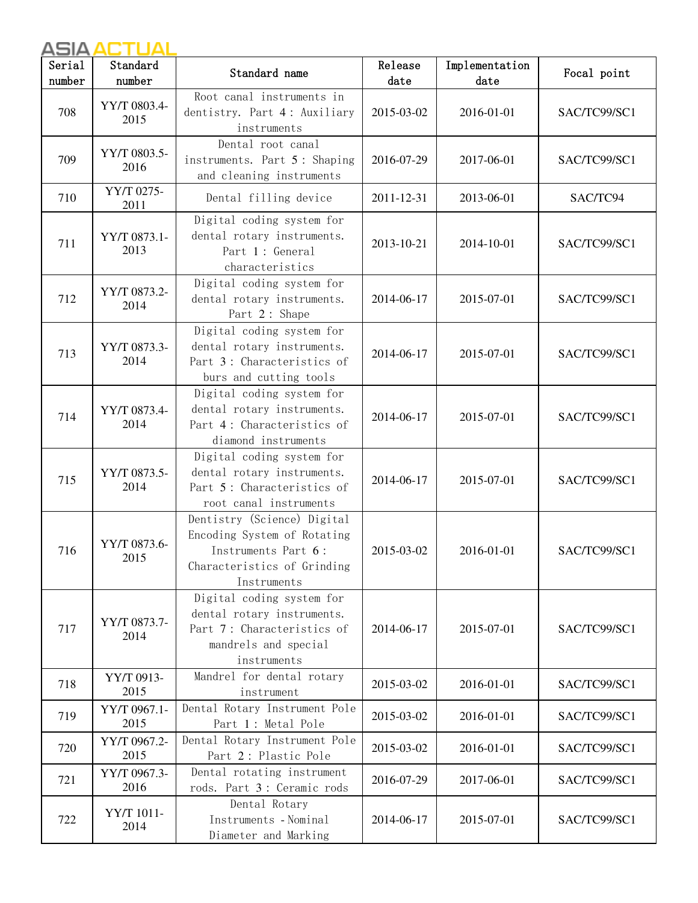| Serial number | Standard number | Standard name | Release date | Implementation date | Focal point |
|---|---|---|---|---|---|
| 708 | YY/T 0803.4-2015 | Root canal instruments in dentistry. Part 4: Auxiliary instruments | 2015-03-02 | 2016-01-01 | SAC/TC99/SC1 |
| 709 | YY/T 0803.5-2016 | Dental root canal instruments. Part 5: Shaping and cleaning instruments | 2016-07-29 | 2017-06-01 | SAC/TC99/SC1 |
| 710 | YY/T 0275-2011 | Dental filling device | 2011-12-31 | 2013-06-01 | SAC/TC94 |
| 711 | YY/T 0873.1-2013 | Digital coding system for dental rotary instruments. Part 1: General characteristics | 2013-10-21 | 2014-10-01 | SAC/TC99/SC1 |
| 712 | YY/T 0873.2-2014 | Digital coding system for dental rotary instruments. Part 2: Shape | 2014-06-17 | 2015-07-01 | SAC/TC99/SC1 |
| 713 | YY/T 0873.3-2014 | Digital coding system for dental rotary instruments. Part 3: Characteristics of burs and cutting tools | 2014-06-17 | 2015-07-01 | SAC/TC99/SC1 |
| 714 | YY/T 0873.4-2014 | Digital coding system for dental rotary instruments. Part 4: Characteristics of diamond instruments | 2014-06-17 | 2015-07-01 | SAC/TC99/SC1 |
| 715 | YY/T 0873.5-2014 | Digital coding system for dental rotary instruments. Part 5: Characteristics of root canal instruments | 2014-06-17 | 2015-07-01 | SAC/TC99/SC1 |
| 716 | YY/T 0873.6-2015 | Dentistry (Science) Digital Encoding System of Rotating Instruments Part 6: Characteristics of Grinding Instruments | 2015-03-02 | 2016-01-01 | SAC/TC99/SC1 |
| 717 | YY/T 0873.7-2014 | Digital coding system for dental rotary instruments. Part 7: Characteristics of mandrels and special instruments | 2014-06-17 | 2015-07-01 | SAC/TC99/SC1 |
| 718 | YY/T 0913-2015 | Mandrel for dental rotary instrument | 2015-03-02 | 2016-01-01 | SAC/TC99/SC1 |
| 719 | YY/T 0967.1-2015 | Dental Rotary Instrument Pole Part 1: Metal Pole | 2015-03-02 | 2016-01-01 | SAC/TC99/SC1 |
| 720 | YY/T 0967.2-2015 | Dental Rotary Instrument Pole Part 2: Plastic Pole | 2015-03-02 | 2016-01-01 | SAC/TC99/SC1 |
| 721 | YY/T 0967.3-2016 | Dental rotating instrument rods. Part 3: Ceramic rods | 2016-07-29 | 2017-06-01 | SAC/TC99/SC1 |
| 722 | YY/T 1011-2014 | Dental Rotary Instruments - Nominal Diameter and Marking | 2014-06-17 | 2015-07-01 | SAC/TC99/SC1 |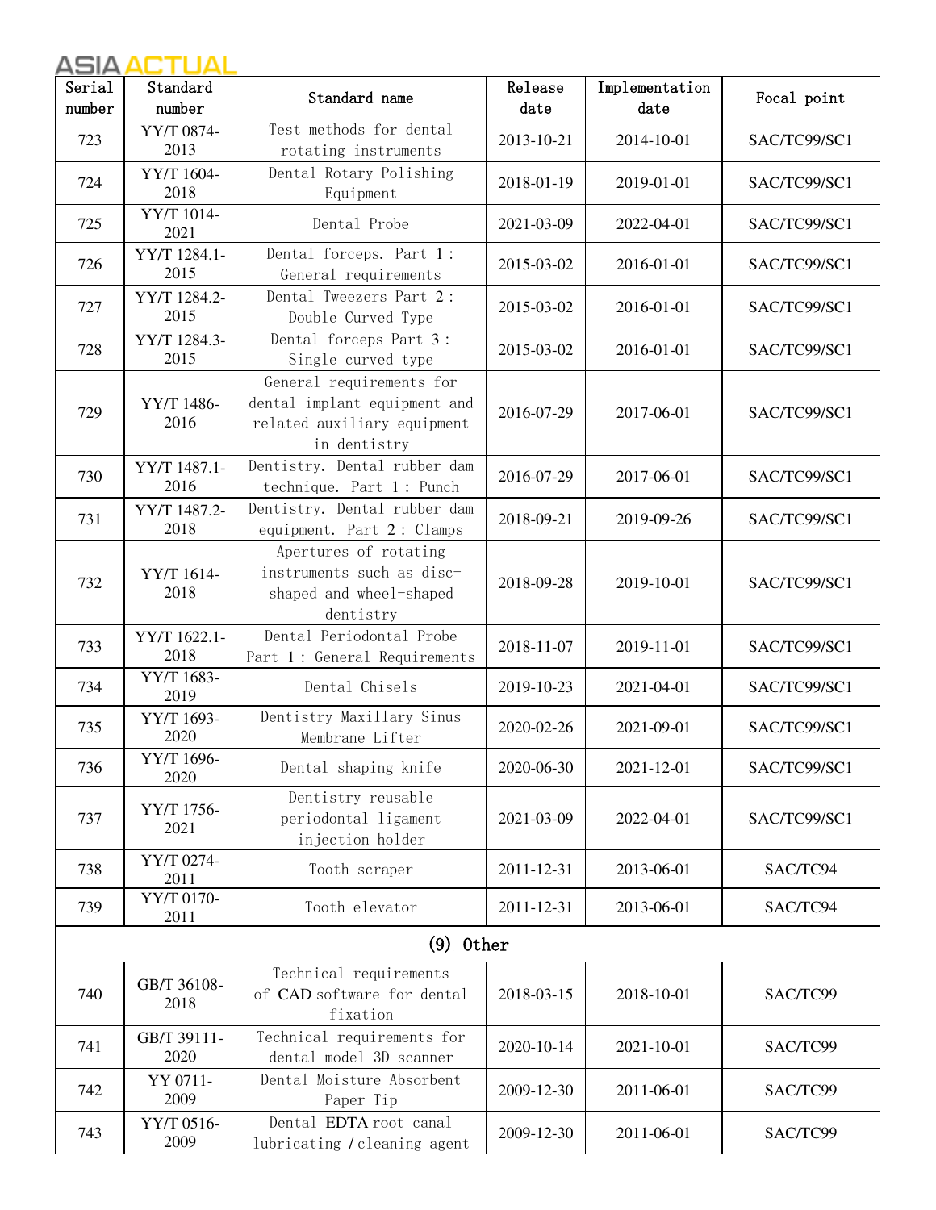| Serial number | Standard number | Standard name | Release date | Implementation date | Focal point |
|---|---|---|---|---|---|
| 723 | YY/T 0874-2013 | Test methods for dental rotating instruments | 2013-10-21 | 2014-10-01 | SAC/TC99/SC1 |
| 724 | YY/T 1604-2018 | Dental Rotary Polishing Equipment | 2018-01-19 | 2019-01-01 | SAC/TC99/SC1 |
| 725 | YY/T 1014-2021 | Dental Probe | 2021-03-09 | 2022-04-01 | SAC/TC99/SC1 |
| 726 | YY/T 1284.1-2015 | Dental forceps. Part 1: General requirements | 2015-03-02 | 2016-01-01 | SAC/TC99/SC1 |
| 727 | YY/T 1284.2-2015 | Dental Tweezers Part 2: Double Curved Type | 2015-03-02 | 2016-01-01 | SAC/TC99/SC1 |
| 728 | YY/T 1284.3-2015 | Dental forceps Part 3: Single curved type | 2015-03-02 | 2016-01-01 | SAC/TC99/SC1 |
| 729 | YY/T 1486-2016 | General requirements for dental implant equipment and related auxiliary equipment in dentistry | 2016-07-29 | 2017-06-01 | SAC/TC99/SC1 |
| 730 | YY/T 1487.1-2016 | Dentistry. Dental rubber dam technique. Part 1: Punch | 2016-07-29 | 2017-06-01 | SAC/TC99/SC1 |
| 731 | YY/T 1487.2-2018 | Dentistry. Dental rubber dam equipment. Part 2: Clamps | 2018-09-21 | 2019-09-26 | SAC/TC99/SC1 |
| 732 | YY/T 1614-2018 | Apertures of rotating instruments such as disc-shaped and wheel-shaped dentistry | 2018-09-28 | 2019-10-01 | SAC/TC99/SC1 |
| 733 | YY/T 1622.1-2018 | Dental Periodontal Probe Part 1: General Requirements | 2018-11-07 | 2019-11-01 | SAC/TC99/SC1 |
| 734 | YY/T 1683-2019 | Dental Chisels | 2019-10-23 | 2021-04-01 | SAC/TC99/SC1 |
| 735 | YY/T 1693-2020 | Dentistry Maxillary Sinus Membrane Lifter | 2020-02-26 | 2021-09-01 | SAC/TC99/SC1 |
| 736 | YY/T 1696-2020 | Dental shaping knife | 2020-06-30 | 2021-12-01 | SAC/TC99/SC1 |
| 737 | YY/T 1756-2021 | Dentistry reusable periodontal ligament injection holder | 2021-03-09 | 2022-04-01 | SAC/TC99/SC1 |
| 738 | YY/T 0274-2011 | Tooth scraper | 2011-12-31 | 2013-06-01 | SAC/TC94 |
| 739 | YY/T 0170-2011 | Tooth elevator | 2011-12-31 | 2013-06-01 | SAC/TC94 |
| (9) Other | | | | | |
| 740 | GB/T 36108-2018 | Technical requirements of CAD software for dental fixation | 2018-03-15 | 2018-10-01 | SAC/TC99 |
| 741 | GB/T 39111-2020 | Technical requirements for dental model 3D scanner | 2020-10-14 | 2021-10-01 | SAC/TC99 |
| 742 | YY 0711-2009 | Dental Moisture Absorbent Paper Tip | 2009-12-30 | 2011-06-01 | SAC/TC99 |
| 743 | YY/T 0516-2009 | Dental EDTA root canal lubricating / cleaning agent | 2009-12-30 | 2011-06-01 | SAC/TC99 |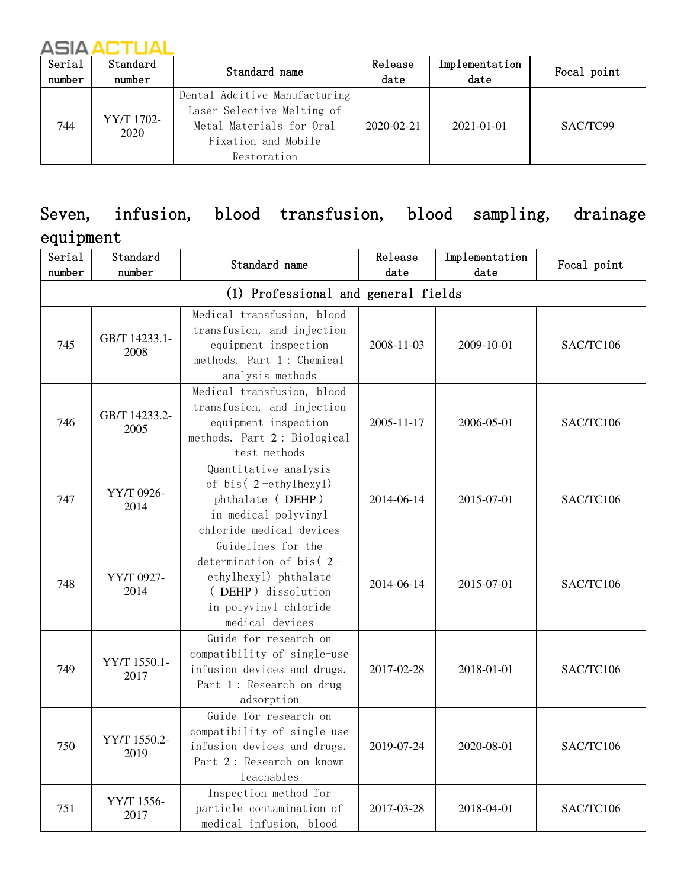| Serial number | Standard number | Standard name | Release date | Implementation date | Focal point |
|---|---|---|---|---|---|
| 744 | YY/T 1702-2020 | Dental Additive Manufacturing Laser Selective Melting of Metal Materials for Oral Fixation and Mobile Restoration | 2020-02-21 | 2021-01-01 | SAC/TC99 |

## Seven, infusion, blood transfusion, blood sampling, drainage equipment

| Serial number | Standard number | Standard name | Release date | Implementation date | Focal point |
|---|---|---|---|---|---|
| (1) Professional and general fields | | | | | |
| 745 | GB/T 14233.1-2008 | Medical transfusion, blood transfusion, and injection equipment inspection methods. Part 1: Chemical analysis methods | 2008-11-03 | 2009-10-01 | SAC/TC106 |
| 746 | GB/T 14233.2-2005 | Medical transfusion, blood transfusion, and injection equipment inspection methods. Part 2: Biological test methods | 2005-11-17 | 2006-05-01 | SAC/TC106 |
| 747 | YY/T 0926-2014 | Quantitative analysis of bis(2-ethylhexyl) phthalate (DEHP) in medical polyvinyl chloride medical devices | 2014-06-14 | 2015-07-01 | SAC/TC106 |
| 748 | YY/T 0927-2014 | Guidelines for the determination of bis(2-ethylhexyl) phthalate (DEHP) dissolution in polyvinyl chloride medical devices | 2014-06-14 | 2015-07-01 | SAC/TC106 |
| 749 | YY/T 1550.1-2017 | Guide for research on compatibility of single-use infusion devices and drugs. Part 1: Research on drug adsorption | 2017-02-28 | 2018-01-01 | SAC/TC106 |
| 750 | YY/T 1550.2-2019 | Guide for research on compatibility of single-use infusion devices and drugs. Part 2: Research on known leachables | 2019-07-24 | 2020-08-01 | SAC/TC106 |
| 751 | YY/T 1556-2017 | Inspection method for particle contamination of medical infusion, blood | 2017-03-28 | 2018-04-01 | SAC/TC106 |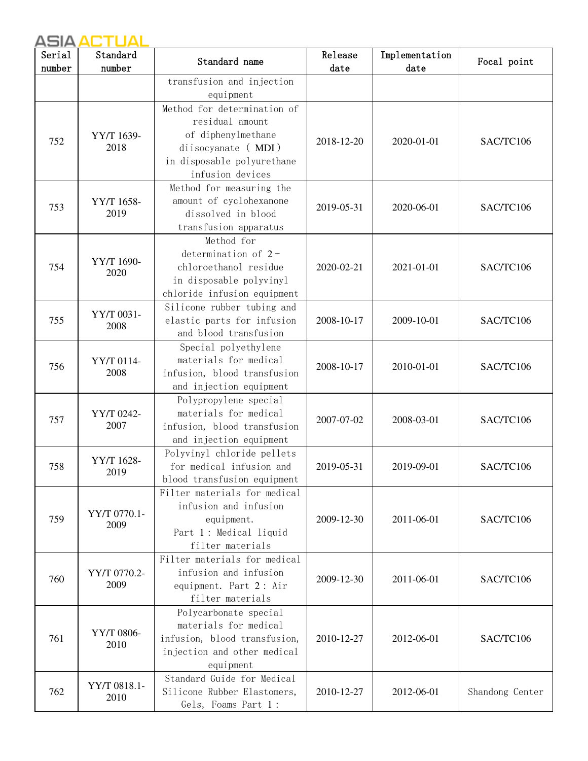| Serial number | Standard number | Standard name | Release date | Implementation date | Focal point |
|---|---|---|---|---|---|
| | | transfusion and injection equipment | | | |
| 752 | YY/T 1639-2018 | Method for determination of residual amount of diphenylmethane diisocyanate ( MDI ) in disposable polyurethane infusion devices | 2018-12-20 | 2020-01-01 | SAC/TC106 |
| 753 | YY/T 1658-2019 | Method for measuring the amount of cyclohexanone dissolved in blood transfusion apparatus | 2019-05-31 | 2020-06-01 | SAC/TC106 |
| 754 | YY/T 1690-2020 | Method for determination of 2-chloroethanol residue in disposable polyvinyl chloride infusion equipment | 2020-02-21 | 2021-01-01 | SAC/TC106 |
| 755 | YY/T 0031-2008 | Silicone rubber tubing and elastic parts for infusion and blood transfusion | 2008-10-17 | 2009-10-01 | SAC/TC106 |
| 756 | YY/T 0114-2008 | Special polyethylene materials for medical infusion, blood transfusion and injection equipment | 2008-10-17 | 2010-01-01 | SAC/TC106 |
| 757 | YY/T 0242-2007 | Polypropylene special materials for medical infusion, blood transfusion and injection equipment | 2007-07-02 | 2008-03-01 | SAC/TC106 |
| 758 | YY/T 1628-2019 | Polyvinyl chloride pellets for medical infusion and blood transfusion equipment | 2019-05-31 | 2019-09-01 | SAC/TC106 |
| 759 | YY/T 0770.1-2009 | Filter materials for medical infusion and infusion equipment. Part 1: Medical liquid filter materials | 2009-12-30 | 2011-06-01 | SAC/TC106 |
| 760 | YY/T 0770.2-2009 | Filter materials for medical infusion and infusion equipment. Part 2: Air filter materials | 2009-12-30 | 2011-06-01 | SAC/TC106 |
| 761 | YY/T 0806-2010 | Polycarbonate special materials for medical infusion, blood transfusion, injection and other medical equipment | 2010-12-27 | 2012-06-01 | SAC/TC106 |
| 762 | YY/T 0818.1-2010 | Standard Guide for Medical Silicone Rubber Elastomers, Gels, Foams Part 1: | 2010-12-27 | 2012-06-01 | Shandong Center |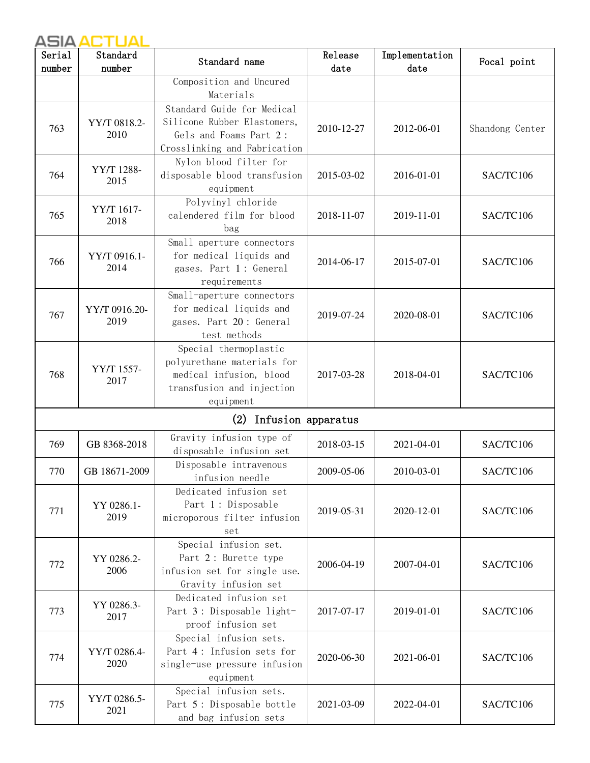| Serial number | Standard number | Standard name | Release date | Implementation date | Focal point |
|---|---|---|---|---|---|
| | | Composition and Uncured Materials | | | |
| 763 | YY/T 0818.2-2010 | Standard Guide for Medical Silicone Rubber Elastomers, Gels and Foams Part 2: Crosslinking and Fabrication | 2010-12-27 | 2012-06-01 | Shandong Center |
| 764 | YY/T 1288-2015 | Nylon blood filter for disposable blood transfusion equipment | 2015-03-02 | 2016-01-01 | SAC/TC106 |
| 765 | YY/T 1617-2018 | Polyvinyl chloride calendered film for blood bag | 2018-11-07 | 2019-11-01 | SAC/TC106 |
| 766 | YY/T 0916.1-2014 | Small aperture connectors for medical liquids and gases. Part 1: General requirements | 2014-06-17 | 2015-07-01 | SAC/TC106 |
| 767 | YY/T 0916.20-2019 | Small-aperture connectors for medical liquids and gases. Part 20: General test methods | 2019-07-24 | 2020-08-01 | SAC/TC106 |
| 768 | YY/T 1557-2017 | Special thermoplastic polyurethane materials for medical infusion, blood transfusion and injection equipment | 2017-03-28 | 2018-04-01 | SAC/TC106 |
| (2) Infusion apparatus | | | | | |
| 769 | GB 8368-2018 | Gravity infusion type of disposable infusion set | 2018-03-15 | 2021-04-01 | SAC/TC106 |
| 770 | GB 18671-2009 | Disposable intravenous infusion needle | 2009-05-06 | 2010-03-01 | SAC/TC106 |
| 771 | YY 0286.1-2019 | Dedicated infusion set Part 1: Disposable microporous filter infusion set | 2019-05-31 | 2020-12-01 | SAC/TC106 |
| 772 | YY 0286.2-2006 | Special infusion set. Part 2: Burette type infusion set for single use. Gravity infusion set | 2006-04-19 | 2007-04-01 | SAC/TC106 |
| 773 | YY 0286.3-2017 | Dedicated infusion set Part 3: Disposable light-proof infusion set | 2017-07-17 | 2019-01-01 | SAC/TC106 |
| 774 | YY/T 0286.4-2020 | Special infusion sets. Part 4: Infusion sets for single-use pressure infusion equipment | 2020-06-30 | 2021-06-01 | SAC/TC106 |
| 775 | YY/T 0286.5-2021 | Special infusion sets. Part 5: Disposable bottle and bag infusion sets | 2021-03-09 | 2022-04-01 | SAC/TC106 |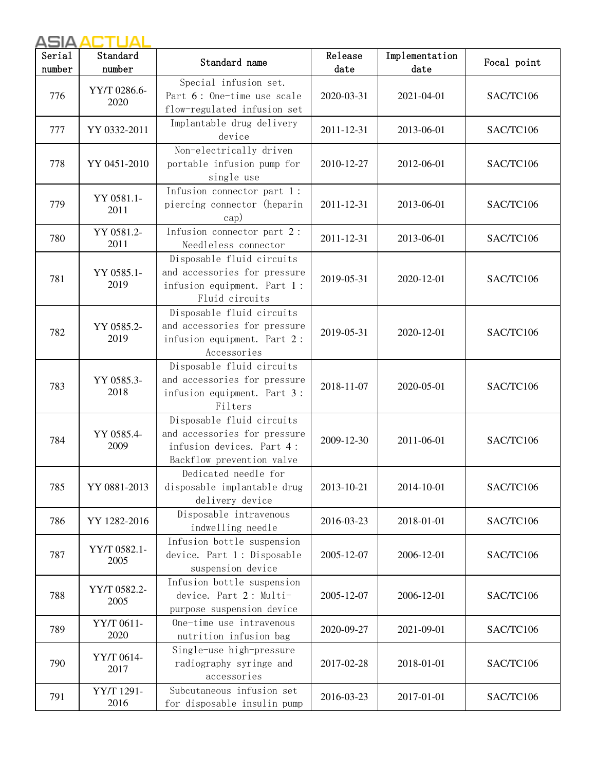| Serial number | Standard number | Standard name | Release date | Implementation date | Focal point |
| --- | --- | --- | --- | --- | --- |
| 776 | YY/T 0286.6-2020 | Special infusion set. Part 6 : One-time use scale flow-regulated infusion set | 2020-03-31 | 2021-04-01 | SAC/TC106 |
| 777 | YY 0332-2011 | Implantable drug delivery device | 2011-12-31 | 2013-06-01 | SAC/TC106 |
| 778 | YY 0451-2010 | Non-electrically driven portable infusion pump for single use | 2010-12-27 | 2012-06-01 | SAC/TC106 |
| 779 | YY 0581.1-2011 | Infusion connector part 1 : piercing connector (heparin cap) | 2011-12-31 | 2013-06-01 | SAC/TC106 |
| 780 | YY 0581.2-2011 | Infusion connector part 2 : Needleless connector | 2011-12-31 | 2013-06-01 | SAC/TC106 |
| 781 | YY 0585.1-2019 | Disposable fluid circuits and accessories for pressure infusion equipment. Part 1 : Fluid circuits | 2019-05-31 | 2020-12-01 | SAC/TC106 |
| 782 | YY 0585.2-2019 | Disposable fluid circuits and accessories for pressure infusion equipment. Part 2 : Accessories | 2019-05-31 | 2020-12-01 | SAC/TC106 |
| 783 | YY 0585.3-2018 | Disposable fluid circuits and accessories for pressure infusion equipment. Part 3 : Filters | 2018-11-07 | 2020-05-01 | SAC/TC106 |
| 784 | YY 0585.4-2009 | Disposable fluid circuits and accessories for pressure infusion devices. Part 4 : Backflow prevention valve | 2009-12-30 | 2011-06-01 | SAC/TC106 |
| 785 | YY 0881-2013 | Dedicated needle for disposable implantable drug delivery device | 2013-10-21 | 2014-10-01 | SAC/TC106 |
| 786 | YY 1282-2016 | Disposable intravenous indwelling needle | 2016-03-23 | 2018-01-01 | SAC/TC106 |
| 787 | YY/T 0582.1-2005 | Infusion bottle suspension device. Part 1 : Disposable suspension device | 2005-12-07 | 2006-12-01 | SAC/TC106 |
| 788 | YY/T 0582.2-2005 | Infusion bottle suspension device. Part 2 : Multi-purpose suspension device | 2005-12-07 | 2006-12-01 | SAC/TC106 |
| 789 | YY/T 0611-2020 | One-time use intravenous nutrition infusion bag | 2020-09-27 | 2021-09-01 | SAC/TC106 |
| 790 | YY/T 0614-2017 | Single-use high-pressure radiography syringe and accessories | 2017-02-28 | 2018-01-01 | SAC/TC106 |
| 791 | YY/T 1291-2016 | Subcutaneous infusion set for disposable insulin pump | 2016-03-23 | 2017-01-01 | SAC/TC106 |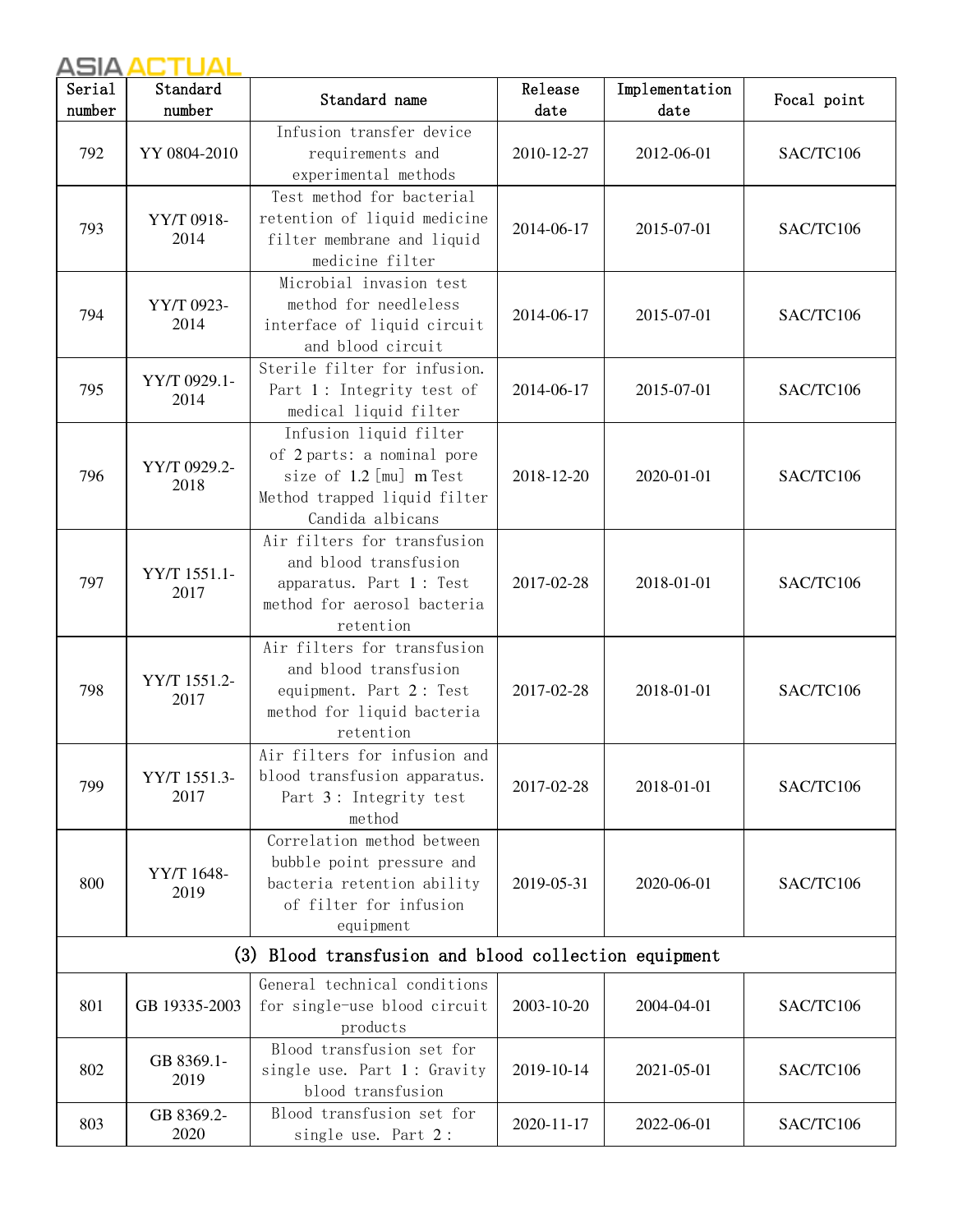| Serial number | Standard number | Standard name | Release date | Implementation date | Focal point |
|---|---|---|---|---|---|
| 792 | YY 0804-2010 | Infusion transfer device requirements and experimental methods | 2010-12-27 | 2012-06-01 | SAC/TC106 |
| 793 | YY/T 0918-2014 | Test method for bacterial retention of liquid medicine filter membrane and liquid medicine filter | 2014-06-17 | 2015-07-01 | SAC/TC106 |
| 794 | YY/T 0923-2014 | Microbial invasion test method for needleless interface of liquid circuit and blood circuit | 2014-06-17 | 2015-07-01 | SAC/TC106 |
| 795 | YY/T 0929.1-2014 | Sterile filter for infusion. Part 1: Integrity test of medical liquid filter | 2014-06-17 | 2015-07-01 | SAC/TC106 |
| 796 | YY/T 0929.2-2018 | Infusion liquid filter of 2 parts: a nominal pore size of 1.2 [mu] m Test Method trapped liquid filter Candida albicans | 2018-12-20 | 2020-01-01 | SAC/TC106 |
| 797 | YY/T 1551.1-2017 | Air filters for transfusion and blood transfusion apparatus. Part 1: Test method for aerosol bacteria retention | 2017-02-28 | 2018-01-01 | SAC/TC106 |
| 798 | YY/T 1551.2-2017 | Air filters for transfusion and blood transfusion equipment. Part 2: Test method for liquid bacteria retention | 2017-02-28 | 2018-01-01 | SAC/TC106 |
| 799 | YY/T 1551.3-2017 | Air filters for infusion and blood transfusion apparatus. Part 3: Integrity test method | 2017-02-28 | 2018-01-01 | SAC/TC106 |
| 800 | YY/T 1648-2019 | Correlation method between bubble point pressure and bacteria retention ability of filter for infusion equipment | 2019-05-31 | 2020-06-01 | SAC/TC106 |
| (3) Blood transfusion and blood collection equipment | | | | | |
| 801 | GB 19335-2003 | General technical conditions for single-use blood circuit products | 2003-10-20 | 2004-04-01 | SAC/TC106 |
| 802 | GB 8369.1-2019 | Blood transfusion set for single use. Part 1: Gravity blood transfusion | 2019-10-14 | 2021-05-01 | SAC/TC106 |
| 803 | GB 8369.2-2020 | Blood transfusion set for single use. Part 2: | 2020-11-17 | 2022-06-01 | SAC/TC106 |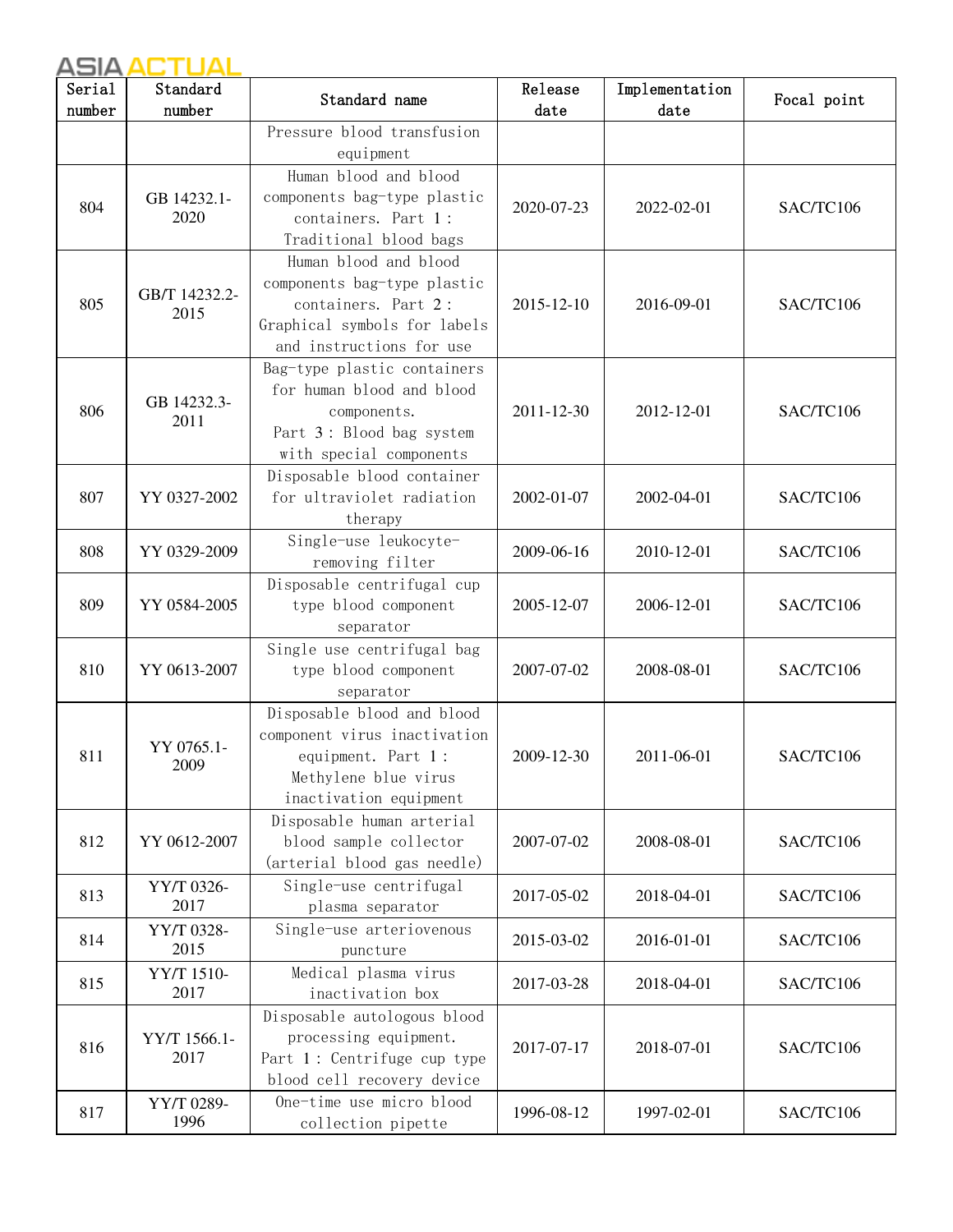| Serial number | Standard number | Standard name | Release date | Implementation date | Focal point |
|---|---|---|---|---|---|
| | | Pressure blood transfusion equipment | | | |
| 804 | GB 14232.1-2020 | Human blood and blood components bag-type plastic containers. Part 1 : Traditional blood bags | 2020-07-23 | 2022-02-01 | SAC/TC106 |
| 805 | GB/T 14232.2-2015 | Human blood and blood components bag-type plastic containers. Part 2 : Graphical symbols for labels and instructions for use | 2015-12-10 | 2016-09-01 | SAC/TC106 |
| 806 | GB 14232.3-2011 | Bag-type plastic containers for human blood and blood components. Part 3 : Blood bag system with special components | 2011-12-30 | 2012-12-01 | SAC/TC106 |
| 807 | YY 0327-2002 | Disposable blood container for ultraviolet radiation therapy | 2002-01-07 | 2002-04-01 | SAC/TC106 |
| 808 | YY 0329-2009 | Single-use leukocyte-removing filter | 2009-06-16 | 2010-12-01 | SAC/TC106 |
| 809 | YY 0584-2005 | Disposable centrifugal cup type blood component separator | 2005-12-07 | 2006-12-01 | SAC/TC106 |
| 810 | YY 0613-2007 | Single use centrifugal bag type blood component separator | 2007-07-02 | 2008-08-01 | SAC/TC106 |
| 811 | YY 0765.1-2009 | Disposable blood and blood component virus inactivation equipment. Part 1 : Methylene blue virus inactivation equipment | 2009-12-30 | 2011-06-01 | SAC/TC106 |
| 812 | YY 0612-2007 | Disposable human arterial blood sample collector (arterial blood gas needle) | 2007-07-02 | 2008-08-01 | SAC/TC106 |
| 813 | YY/T 0326-2017 | Single-use centrifugal plasma separator | 2017-05-02 | 2018-04-01 | SAC/TC106 |
| 814 | YY/T 0328-2015 | Single-use arteriovenous puncture | 2015-03-02 | 2016-01-01 | SAC/TC106 |
| 815 | YY/T 1510-2017 | Medical plasma virus inactivation box | 2017-03-28 | 2018-04-01 | SAC/TC106 |
| 816 | YY/T 1566.1-2017 | Disposable autologous blood processing equipment. Part 1 : Centrifuge cup type blood cell recovery device | 2017-07-17 | 2018-07-01 | SAC/TC106 |
| 817 | YY/T 0289-1996 | One-time use micro blood collection pipette | 1996-08-12 | 1997-02-01 | SAC/TC106 |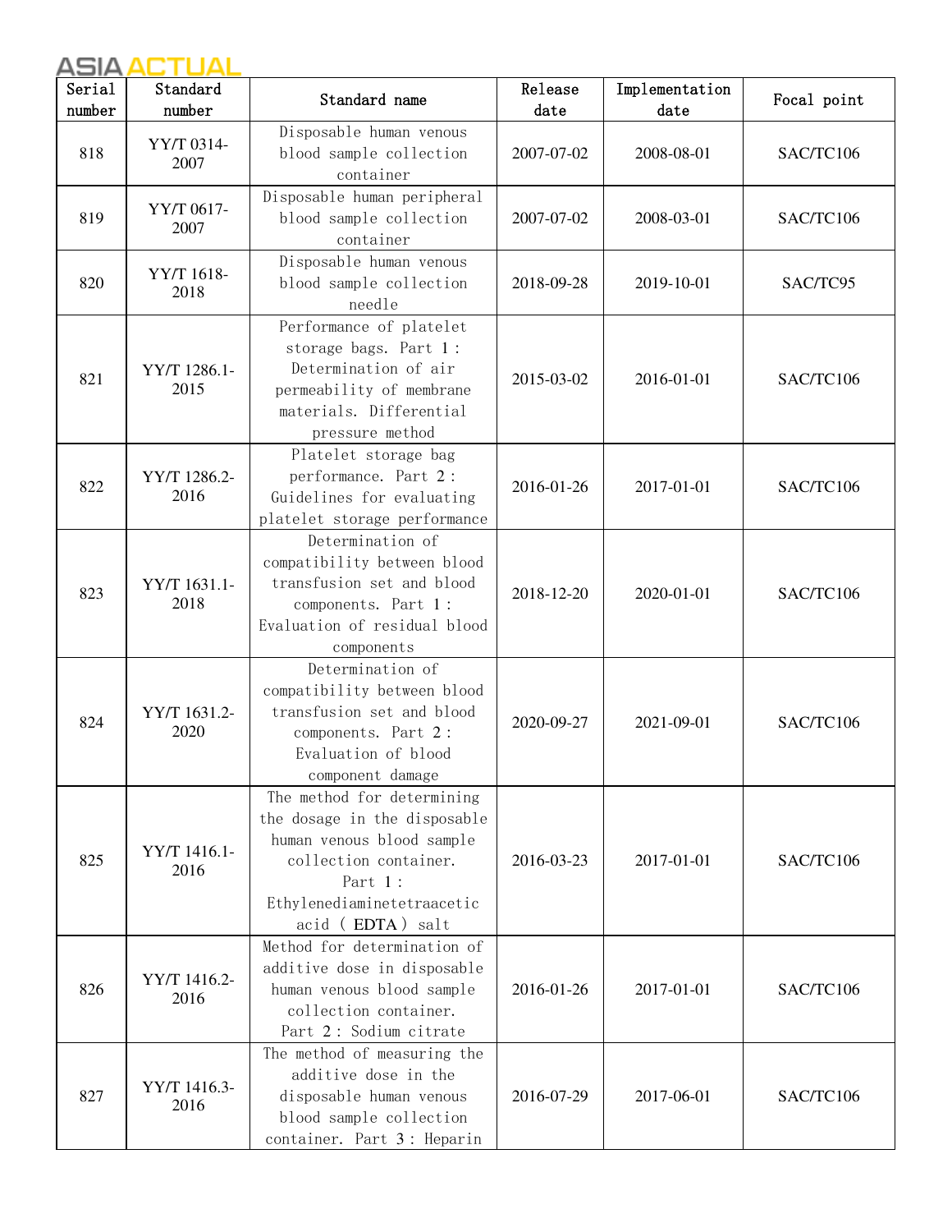| Serial number | Standard number | Standard name | Release date | Implementation date | Focal point |
|---|---|---|---|---|---|
| 818 | YY/T 0314-2007 | Disposable human venous blood sample collection container | 2007-07-02 | 2008-08-01 | SAC/TC106 |
| 819 | YY/T 0617-2007 | Disposable human peripheral blood sample collection container | 2007-07-02 | 2008-03-01 | SAC/TC106 |
| 820 | YY/T 1618-2018 | Disposable human venous blood sample collection needle | 2018-09-28 | 2019-10-01 | SAC/TC95 |
| 821 | YY/T 1286.1-2015 | Performance of platelet storage bags. Part 1: Determination of air permeability of membrane materials. Differential pressure method | 2015-03-02 | 2016-01-01 | SAC/TC106 |
| 822 | YY/T 1286.2-2016 | Platelet storage bag performance. Part 2: Guidelines for evaluating platelet storage performance | 2016-01-26 | 2017-01-01 | SAC/TC106 |
| 823 | YY/T 1631.1-2018 | Determination of compatibility between blood transfusion set and blood components. Part 1: Evaluation of residual blood components | 2018-12-20 | 2020-01-01 | SAC/TC106 |
| 824 | YY/T 1631.2-2020 | Determination of compatibility between blood transfusion set and blood components. Part 2: Evaluation of blood component damage | 2020-09-27 | 2021-09-01 | SAC/TC106 |
| 825 | YY/T 1416.1-2016 | The method for determining the dosage in the disposable human venous blood sample collection container. Part 1: Ethylenediaminetetraacetic acid (EDTA) salt | 2016-03-23 | 2017-01-01 | SAC/TC106 |
| 826 | YY/T 1416.2-2016 | Method for determination of additive dose in disposable human venous blood sample collection container. Part 2: Sodium citrate | 2016-01-26 | 2017-01-01 | SAC/TC106 |
| 827 | YY/T 1416.3-2016 | The method of measuring the additive dose in the disposable human venous blood sample collection container. Part 3: Heparin | 2016-07-29 | 2017-06-01 | SAC/TC106 |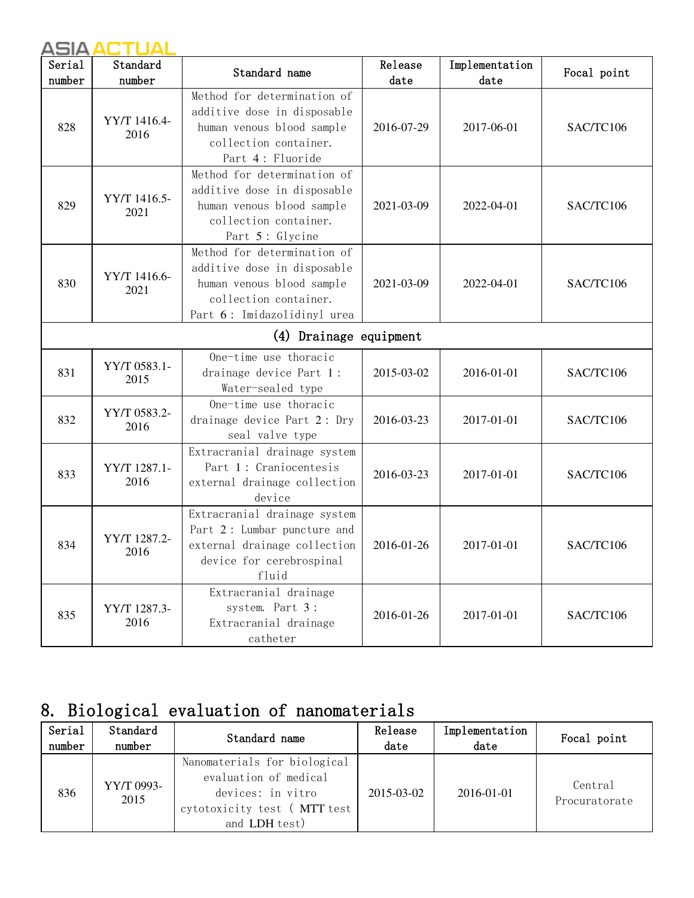| Serial number | Standard number | Standard name | Release date | Implementation date | Focal point |
|---|---|---|---|---|---|
| 828 | YY/T 1416.4-2016 | Method for determination of additive dose in disposable human venous blood sample collection container. Part 4: Fluoride | 2016-07-29 | 2017-06-01 | SAC/TC106 |
| 829 | YY/T 1416.5-2021 | Method for determination of additive dose in disposable human venous blood sample collection container. Part 5: Glycine | 2021-03-09 | 2022-04-01 | SAC/TC106 |
| 830 | YY/T 1416.6-2021 | Method for determination of additive dose in disposable human venous blood sample collection container. Part 6: Imidazolidinyl urea | 2021-03-09 | 2022-04-01 | SAC/TC106 |
| (4) Drainage equipment | | | | | |
| 831 | YY/T 0583.1-2015 | One-time use thoracic drainage device Part 1: Water-sealed type | 2015-03-02 | 2016-01-01 | SAC/TC106 |
| 832 | YY/T 0583.2-2016 | One-time use thoracic drainage device Part 2: Dry seal valve type | 2016-03-23 | 2017-01-01 | SAC/TC106 |
| 833 | YY/T 1287.1-2016 | Extracranial drainage system Part 1: Craniocentesis external drainage collection device | 2016-03-23 | 2017-01-01 | SAC/TC106 |
| 834 | YY/T 1287.2-2016 | Extracranial drainage system Part 2: Lumbar puncture and external drainage collection device for cerebrospinal fluid | 2016-01-26 | 2017-01-01 | SAC/TC106 |
| 835 | YY/T 1287.3-2016 | Extracranial drainage system. Part 3: Extracranial drainage catheter | 2016-01-26 | 2017-01-01 | SAC/TC106 |

## 8. Biological evaluation of nanomaterials

| Serial number | Standard number | Standard name | Release date | Implementation date | Focal point |
|---|---|---|---|---|---|
| 836 | YY/T 0993-2015 | Nanomaterials for biological evaluation of medical devices: in vitro cytotoxicity test (MTT test and LDH test) | 2015-03-02 | 2016-01-01 | Central Procuratorate |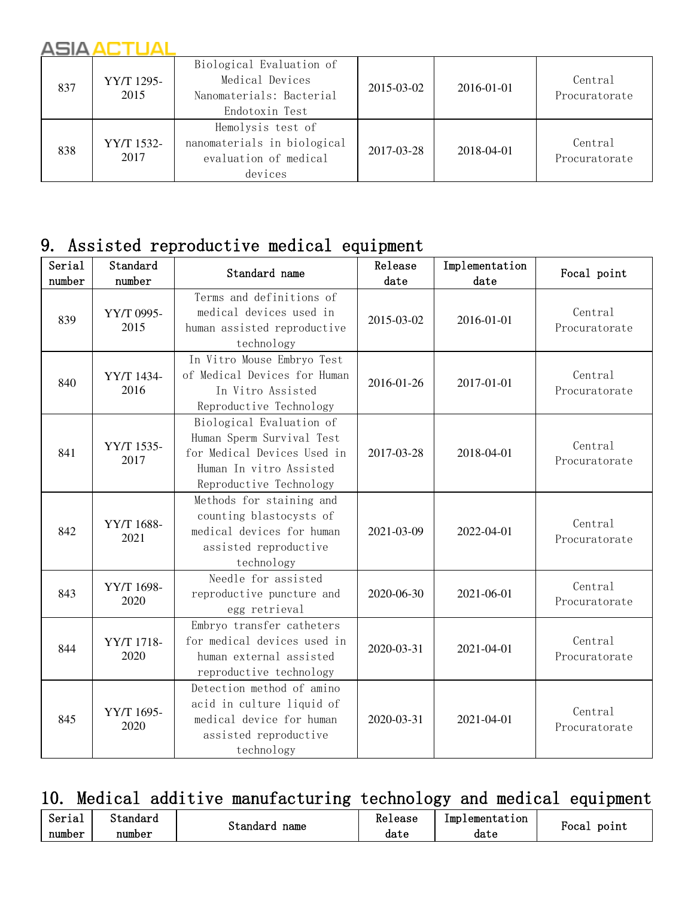| | | | | | |
|---|---|---|---|---|---|
| 837 | YY/T 1295-2015 | Biological Evaluation of Medical Devices Nanomaterials: Bacterial Endotoxin Test | 2015-03-02 | 2016-01-01 | Central Procuratorate |
| 838 | YY/T 1532-2017 | Hemolysis test of nanomaterials in biological evaluation of medical devices | 2017-03-28 | 2018-04-01 | Central Procuratorate |

## 9. Assisted reproductive medical equipment

| Serial number | Standard number | Standard name | Release date | Implementation date | Focal point |
|---|---|---|---|---|---|
| 839 | YY/T 0995-2015 | Terms and definitions of medical devices used in human assisted reproductive technology | 2015-03-02 | 2016-01-01 | Central Procuratorate |
| 840 | YY/T 1434-2016 | In Vitro Mouse Embryo Test of Medical Devices for Human In Vitro Assisted Reproductive Technology | 2016-01-26 | 2017-01-01 | Central Procuratorate |
| 841 | YY/T 1535-2017 | Biological Evaluation of Human Sperm Survival Test for Medical Devices Used in Human In vitro Assisted Reproductive Technology | 2017-03-28 | 2018-04-01 | Central Procuratorate |
| 842 | YY/T 1688-2021 | Methods for staining and counting blastocysts of medical devices for human assisted reproductive technology | 2021-03-09 | 2022-04-01 | Central Procuratorate |
| 843 | YY/T 1698-2020 | Needle for assisted reproductive puncture and egg retrieval | 2020-06-30 | 2021-06-01 | Central Procuratorate |
| 844 | YY/T 1718-2020 | Embryo transfer catheters for medical devices used in human external assisted reproductive technology | 2020-03-31 | 2021-04-01 | Central Procuratorate |
| 845 | YY/T 1695-2020 | Detection method of amino acid in culture liquid of medical device for human assisted reproductive technology | 2020-03-31 | 2021-04-01 | Central Procuratorate |

## 10. Medical additive manufacturing technology and medical equipment

| Serial number | Standard number | Standard name | Release date | Implementation date | Focal point |
|---|---|---|---|---|---|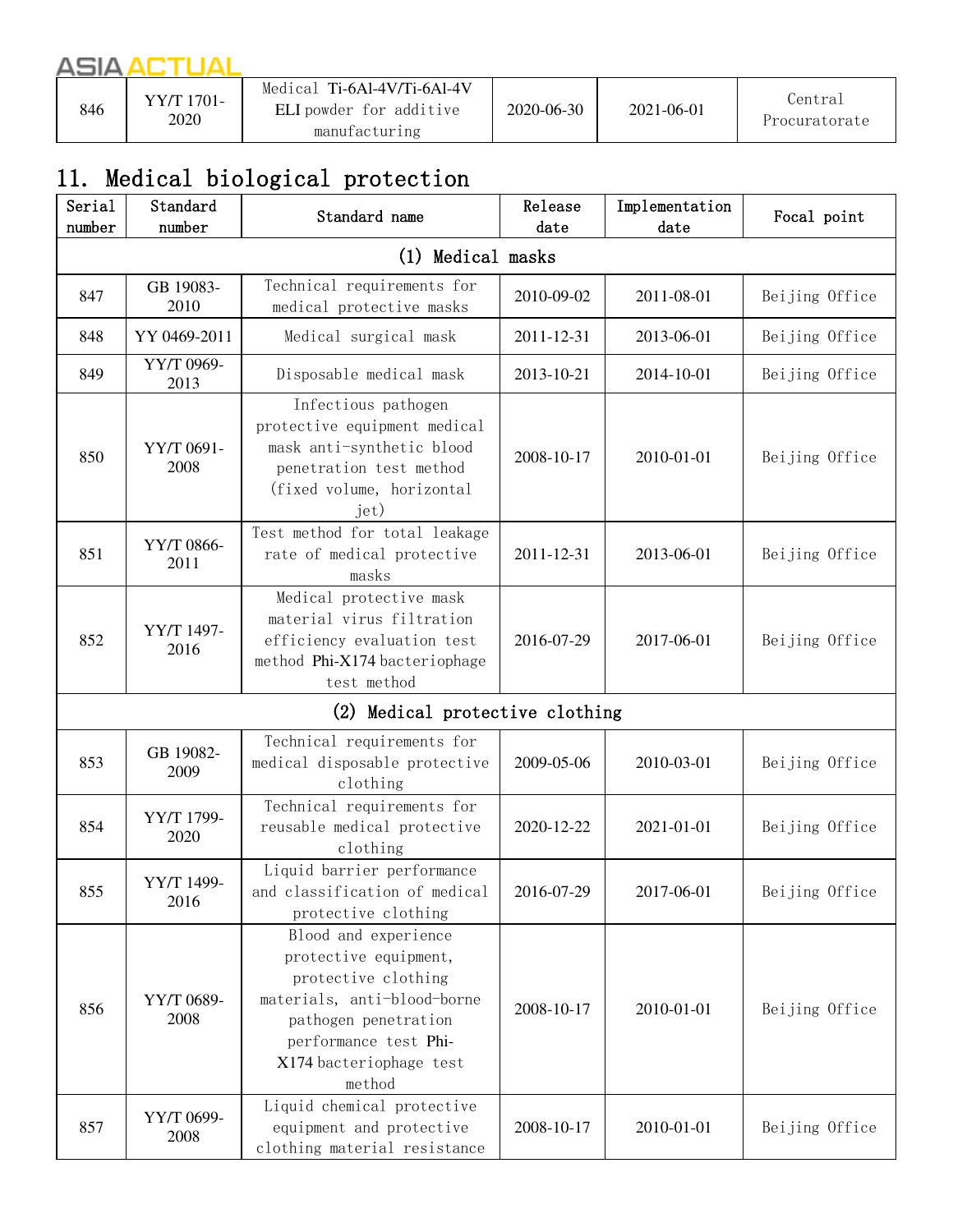| 846 | YY/T 1701-2020 | Medical Ti-6Al-4V/Ti-6Al-4V ELI powder for additive manufacturing | 2020-06-30 | 2021-06-01 | Central Procuratorate |
|---|---|---|---|---|---|

## 11. Medical biological protection

| Serial number | Standard number | Standard name | Release date | Implementation date | Focal point |
|---|---|---|---|---|---|
| (1) Medical masks | | | | | |
| 847 | GB 19083-2010 | Technical requirements for medical protective masks | 2010-09-02 | 2011-08-01 | Beijing Office |
| 848 | YY 0469-2011 | Medical surgical mask | 2011-12-31 | 2013-06-01 | Beijing Office |
| 849 | YY/T 0969-2013 | Disposable medical mask | 2013-10-21 | 2014-10-01 | Beijing Office |
| 850 | YY/T 0691-2008 | Infectious pathogen protective equipment medical mask anti-synthetic blood penetration test method (fixed volume, horizontal jet) | 2008-10-17 | 2010-01-01 | Beijing Office |
| 851 | YY/T 0866-2011 | Test method for total leakage rate of medical protective masks | 2011-12-31 | 2013-06-01 | Beijing Office |
| 852 | YY/T 1497-2016 | Medical protective mask material virus filtration efficiency evaluation test method Phi-X174 bacteriophage test method | 2016-07-29 | 2017-06-01 | Beijing Office |
| (2) Medical protective clothing | | | | | |
| 853 | GB 19082-2009 | Technical requirements for medical disposable protective clothing | 2009-05-06 | 2010-03-01 | Beijing Office |
| 854 | YY/T 1799-2020 | Technical requirements for reusable medical protective clothing | 2020-12-22 | 2021-01-01 | Beijing Office |
| 855 | YY/T 1499-2016 | Liquid barrier performance and classification of medical protective clothing | 2016-07-29 | 2017-06-01 | Beijing Office |
| 856 | YY/T 0689-2008 | Blood and experience protective equipment, protective clothing materials, anti-blood-borne pathogen penetration performance test Phi-X174 bacteriophage test method | 2008-10-17 | 2010-01-01 | Beijing Office |
| 857 | YY/T 0699-2008 | Liquid chemical protective equipment and protective clothing material resistance | 2008-10-17 | 2010-01-01 | Beijing Office |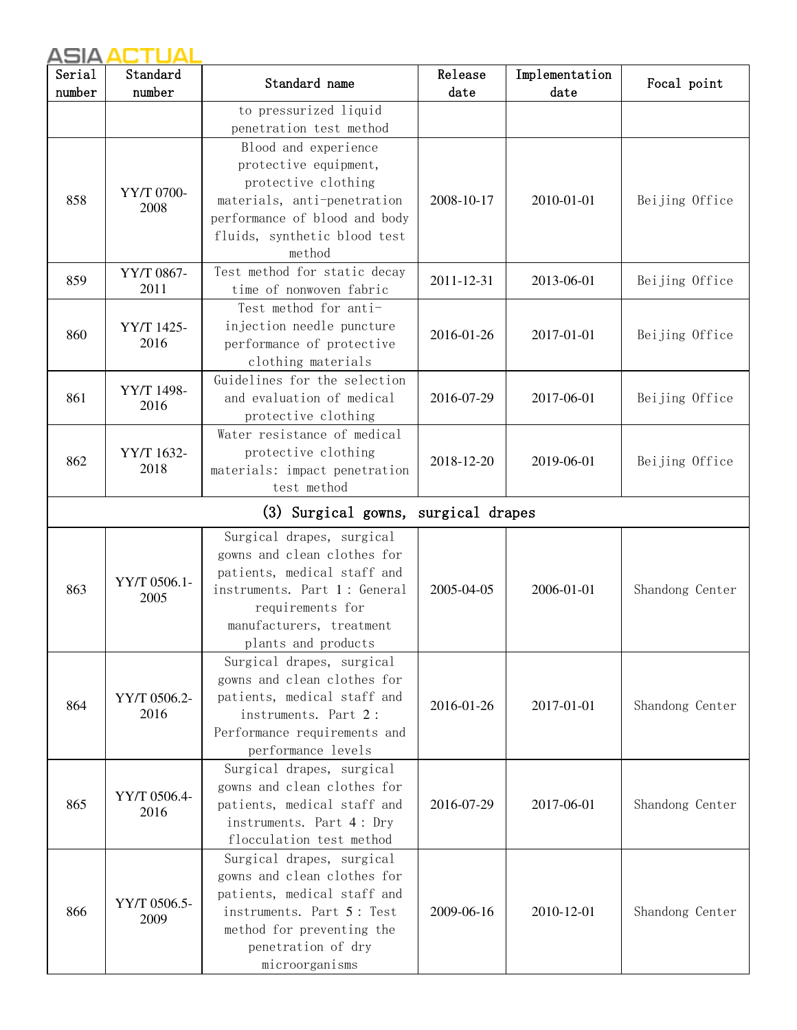| Serial number | Standard number | Standard name | Release date | Implementation date | Focal point |
|---|---|---|---|---|---|
| | | to pressurized liquid penetration test method | | | |
| 858 | YY/T 0700-2008 | Blood and experience protective equipment, protective clothing materials, anti-penetration performance of blood and body fluids, synthetic blood test method | 2008-10-17 | 2010-01-01 | Beijing Office |
| 859 | YY/T 0867-2011 | Test method for static decay time of nonwoven fabric | 2011-12-31 | 2013-06-01 | Beijing Office |
| 860 | YY/T 1425-2016 | Test method for anti-injection needle puncture performance of protective clothing materials | 2016-01-26 | 2017-01-01 | Beijing Office |
| 861 | YY/T 1498-2016 | Guidelines for the selection and evaluation of medical protective clothing | 2016-07-29 | 2017-06-01 | Beijing Office |
| 862 | YY/T 1632-2018 | Water resistance of medical protective clothing materials: impact penetration test method | 2018-12-20 | 2019-06-01 | Beijing Office |
| (3) Surgical gowns, surgical drapes | | | | | |
| 863 | YY/T 0506.1-2005 | Surgical drapes, surgical gowns and clean clothes for patients, medical staff and instruments. Part 1: General requirements for manufacturers, treatment plants and products | 2005-04-05 | 2006-01-01 | Shandong Center |
| 864 | YY/T 0506.2-2016 | Surgical drapes, surgical gowns and clean clothes for patients, medical staff and instruments. Part 2: Performance requirements and performance levels | 2016-01-26 | 2017-01-01 | Shandong Center |
| 865 | YY/T 0506.4-2016 | Surgical drapes, surgical gowns and clean clothes for patients, medical staff and instruments. Part 4: Dry flocculation test method | 2016-07-29 | 2017-06-01 | Shandong Center |
| 866 | YY/T 0506.5-2009 | Surgical drapes, surgical gowns and clean clothes for patients, medical staff and instruments. Part 5: Test method for preventing the penetration of dry microorganisms | 2009-06-16 | 2010-12-01 | Shandong Center |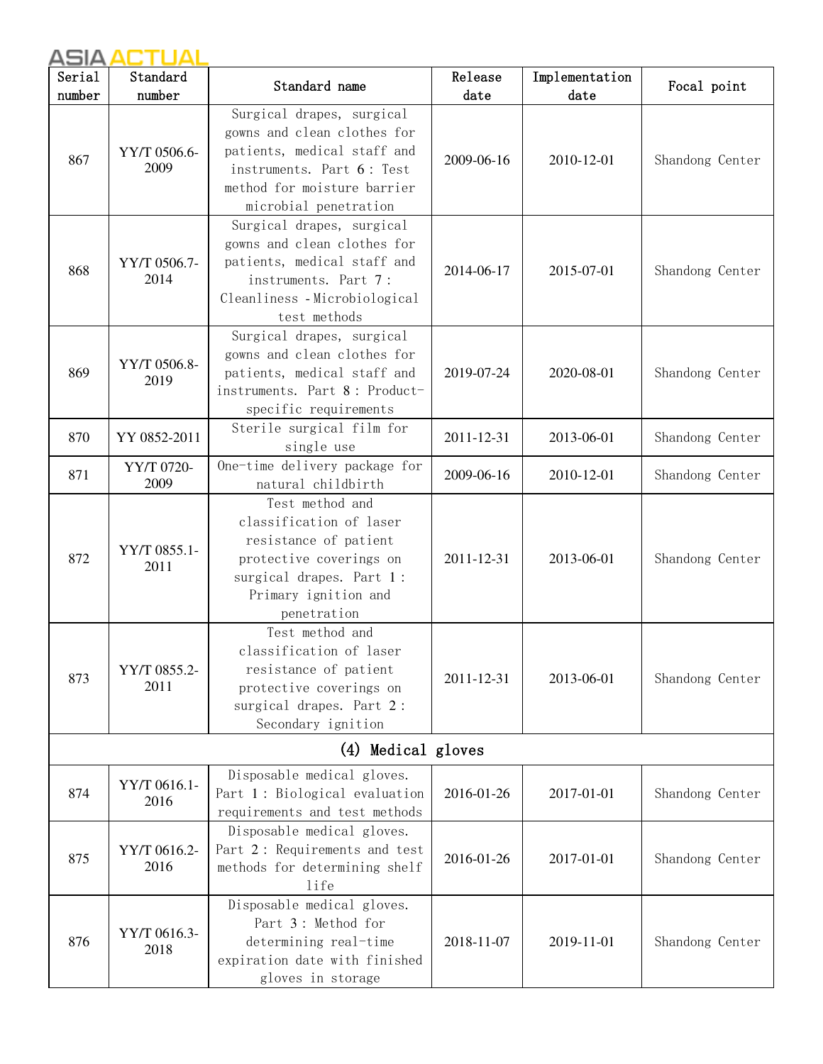| Serial number | Standard number | Standard name | Release date | Implementation date | Focal point |
|---|---|---|---|---|---|
| 867 | YY/T 0506.6-2009 | Surgical drapes, surgical gowns and clean clothes for patients, medical staff and instruments. Part 6: Test method for moisture barrier microbial penetration | 2009-06-16 | 2010-12-01 | Shandong Center |
| 868 | YY/T 0506.7-2014 | Surgical drapes, surgical gowns and clean clothes for patients, medical staff and instruments. Part 7: Cleanliness -Microbiological test methods | 2014-06-17 | 2015-07-01 | Shandong Center |
| 869 | YY/T 0506.8-2019 | Surgical drapes, surgical gowns and clean clothes for patients, medical staff and instruments. Part 8: Product-specific requirements | 2019-07-24 | 2020-08-01 | Shandong Center |
| 870 | YY 0852-2011 | Sterile surgical film for single use | 2011-12-31 | 2013-06-01 | Shandong Center |
| 871 | YY/T 0720-2009 | One-time delivery package for natural childbirth | 2009-06-16 | 2010-12-01 | Shandong Center |
| 872 | YY/T 0855.1-2011 | Test method and classification of laser resistance of patient protective coverings on surgical drapes. Part 1: Primary ignition and penetration | 2011-12-31 | 2013-06-01 | Shandong Center |
| 873 | YY/T 0855.2-2011 | Test method and classification of laser resistance of patient protective coverings on surgical drapes. Part 2: Secondary ignition | 2011-12-31 | 2013-06-01 | Shandong Center |
| (4) Medical gloves | | | | | |
| 874 | YY/T 0616.1-2016 | Disposable medical gloves. Part 1: Biological evaluation requirements and test methods | 2016-01-26 | 2017-01-01 | Shandong Center |
| 875 | YY/T 0616.2-2016 | Disposable medical gloves. Part 2: Requirements and test methods for determining shelf life | 2016-01-26 | 2017-01-01 | Shandong Center |
| 876 | YY/T 0616.3-2018 | Disposable medical gloves. Part 3: Method for determining real-time expiration date with finished gloves in storage | 2018-11-07 | 2019-11-01 | Shandong Center |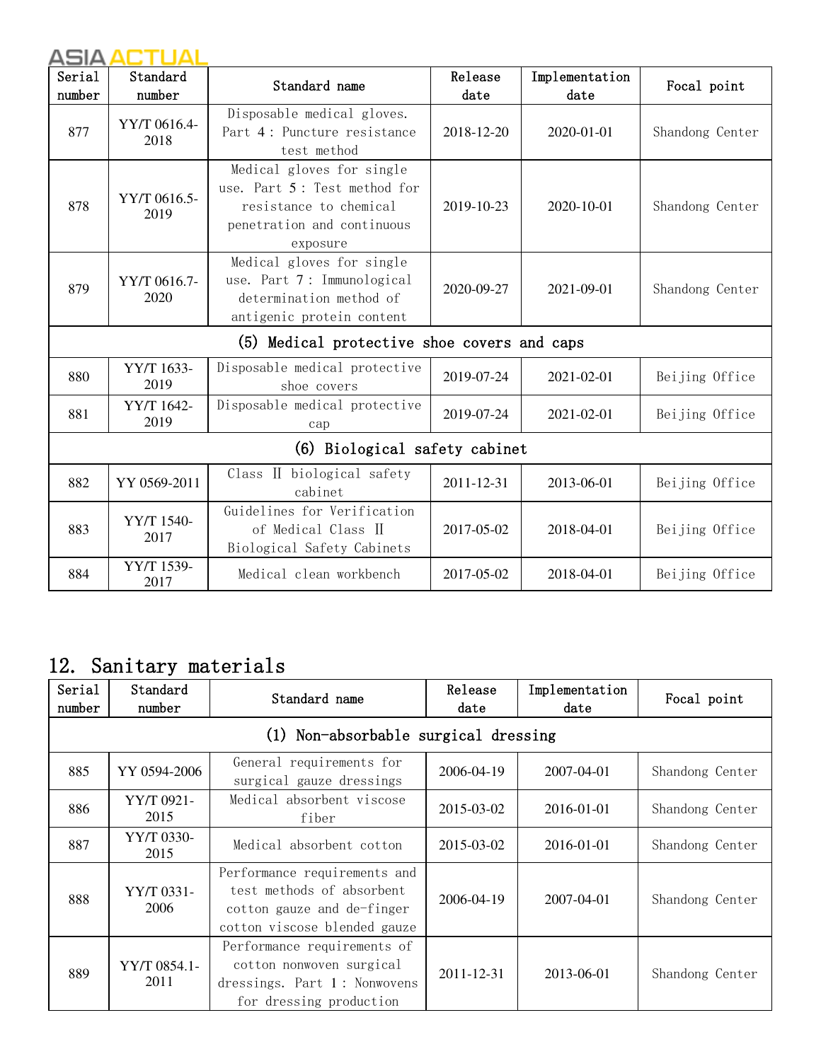| Serial number | Standard number | Standard name | Release date | Implementation date | Focal point |
|---|---|---|---|---|---|
| 877 | YY/T 0616.4-2018 | Disposable medical gloves. Part 4: Puncture resistance test method | 2018-12-20 | 2020-01-01 | Shandong Center |
| 878 | YY/T 0616.5-2019 | Medical gloves for single use. Part 5: Test method for resistance to chemical penetration and continuous exposure | 2019-10-23 | 2020-10-01 | Shandong Center |
| 879 | YY/T 0616.7-2020 | Medical gloves for single use. Part 7: Immunological determination method of antigenic protein content | 2020-09-27 | 2021-09-01 | Shandong Center |
| (5) Medical protective shoe covers and caps | | | | | |
| 880 | YY/T 1633-2019 | Disposable medical protective shoe covers | 2019-07-24 | 2021-02-01 | Beijing Office |
| 881 | YY/T 1642-2019 | Disposable medical protective cap | 2019-07-24 | 2021-02-01 | Beijing Office |
| (6) Biological safety cabinet | | | | | |
| 882 | YY 0569-2011 | Class Ⅱ biological safety cabinet | 2011-12-31 | 2013-06-01 | Beijing Office |
| 883 | YY/T 1540-2017 | Guidelines for Verification of Medical Class Ⅱ Biological Safety Cabinets | 2017-05-02 | 2018-04-01 | Beijing Office |
| 884 | YY/T 1539-2017 | Medical clean workbench | 2017-05-02 | 2018-04-01 | Beijing Office |

## 12. Sanitary materials

| Serial number | Standard number | Standard name | Release date | Implementation date | Focal point |
|---|---|---|---|---|---|
| (1) Non-absorbable surgical dressing | | | | | |
| 885 | YY 0594-2006 | General requirements for surgical gauze dressings | 2006-04-19 | 2007-04-01 | Shandong Center |
| 886 | YY/T 0921-2015 | Medical absorbent viscose fiber | 2015-03-02 | 2016-01-01 | Shandong Center |
| 887 | YY/T 0330-2015 | Medical absorbent cotton | 2015-03-02 | 2016-01-01 | Shandong Center |
| 888 | YY/T 0331-2006 | Performance requirements and test methods of absorbent cotton gauze and de-finger cotton viscose blended gauze | 2006-04-19 | 2007-04-01 | Shandong Center |
| 889 | YY/T 0854.1-2011 | Performance requirements of cotton nonwoven surgical dressings. Part 1: Nonwovens for dressing production | 2011-12-31 | 2013-06-01 | Shandong Center |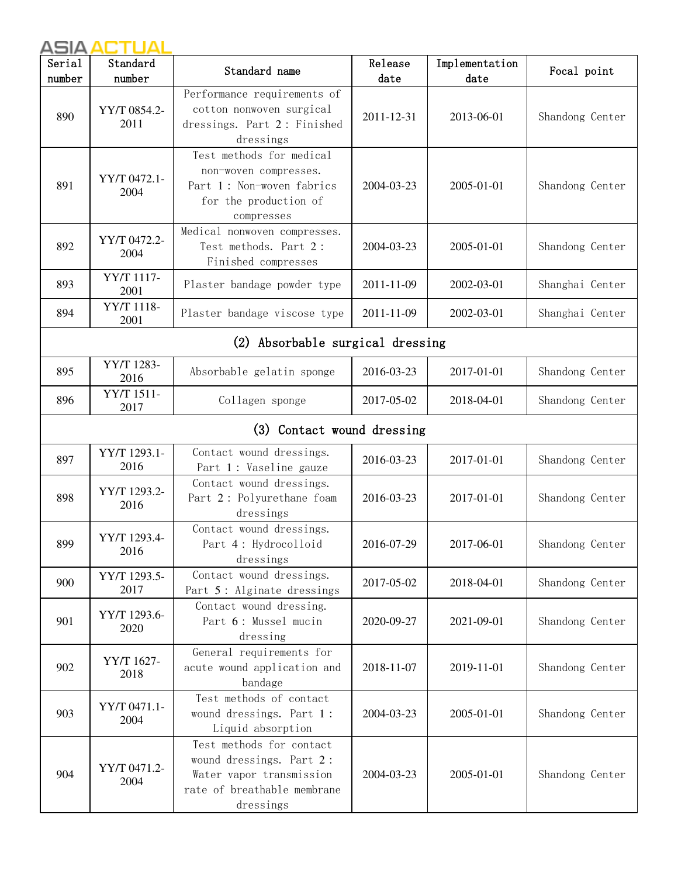| Serial number | Standard number | Standard name | Release date | Implementation date | Focal point |
|---|---|---|---|---|---|
| 890 | YY/T 0854.2-2011 | Performance requirements of cotton nonwoven surgical dressings. Part 2: Finished dressings | 2011-12-31 | 2013-06-01 | Shandong Center |
| 891 | YY/T 0472.1-2004 | Test methods for medical non-woven compresses. Part 1: Non-woven fabrics for the production of compresses | 2004-03-23 | 2005-01-01 | Shandong Center |
| 892 | YY/T 0472.2-2004 | Medical nonwoven compresses. Test methods. Part 2: Finished compresses | 2004-03-23 | 2005-01-01 | Shandong Center |
| 893 | YY/T 1117-2001 | Plaster bandage powder type | 2011-11-09 | 2002-03-01 | Shanghai Center |
| 894 | YY/T 1118-2001 | Plaster bandage viscose type | 2011-11-09 | 2002-03-01 | Shanghai Center |
| (2) Absorbable surgical dressing | | | | | |
| 895 | YY/T 1283-2016 | Absorbable gelatin sponge | 2016-03-23 | 2017-01-01 | Shandong Center |
| 896 | YY/T 1511-2017 | Collagen sponge | 2017-05-02 | 2018-04-01 | Shandong Center |
| (3) Contact wound dressing | | | | | |
| 897 | YY/T 1293.1-2016 | Contact wound dressings. Part 1: Vaseline gauze | 2016-03-23 | 2017-01-01 | Shandong Center |
| 898 | YY/T 1293.2-2016 | Contact wound dressings. Part 2: Polyurethane foam dressings | 2016-03-23 | 2017-01-01 | Shandong Center |
| 899 | YY/T 1293.4-2016 | Contact wound dressings. Part 4: Hydrocolloid dressings | 2016-07-29 | 2017-06-01 | Shandong Center |
| 900 | YY/T 1293.5-2017 | Contact wound dressings. Part 5: Alginate dressings | 2017-05-02 | 2018-04-01 | Shandong Center |
| 901 | YY/T 1293.6-2020 | Contact wound dressing. Part 6: Mussel mucin dressing | 2020-09-27 | 2021-09-01 | Shandong Center |
| 902 | YY/T 1627-2018 | General requirements for acute wound application and bandage | 2018-11-07 | 2019-11-01 | Shandong Center |
| 903 | YY/T 0471.1-2004 | Test methods of contact wound dressings. Part 1: Liquid absorption | 2004-03-23 | 2005-01-01 | Shandong Center |
| 904 | YY/T 0471.2-2004 | Test methods for contact wound dressings. Part 2: Water vapor transmission rate of breathable membrane dressings | 2004-03-23 | 2005-01-01 | Shandong Center |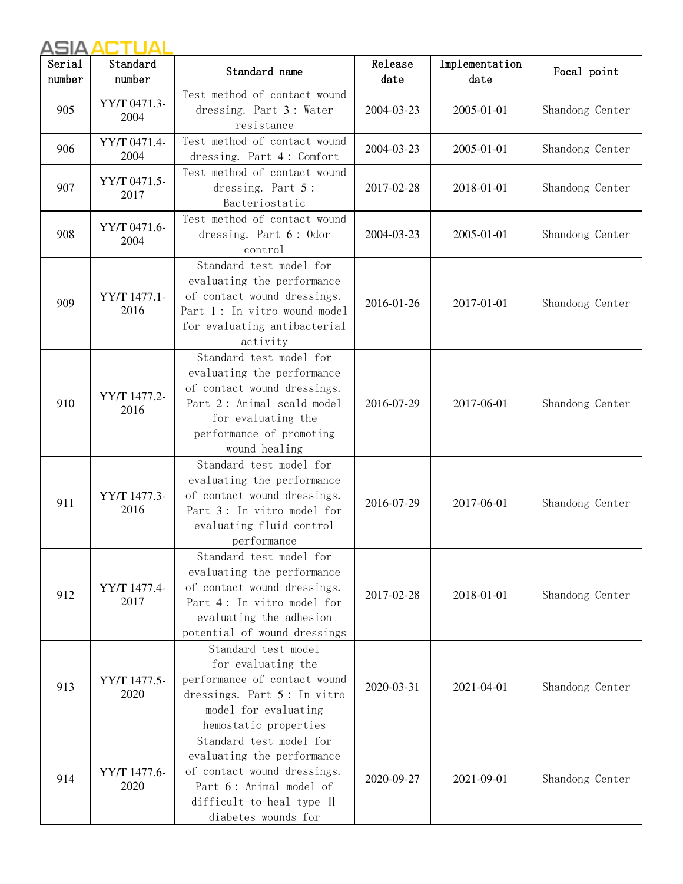| Serial number | Standard number | Standard name | Release date | Implementation date | Focal point |
|---|---|---|---|---|---|
| 905 | YY/T 0471.3-2004 | Test method of contact wound dressing. Part 3: Water resistance | 2004-03-23 | 2005-01-01 | Shandong Center |
| 906 | YY/T 0471.4-2004 | Test method of contact wound dressing. Part 4: Comfort | 2004-03-23 | 2005-01-01 | Shandong Center |
| 907 | YY/T 0471.5-2017 | Test method of contact wound dressing. Part 5: Bacteriostatic | 2017-02-28 | 2018-01-01 | Shandong Center |
| 908 | YY/T 0471.6-2004 | Test method of contact wound dressing. Part 6: Odor control | 2004-03-23 | 2005-01-01 | Shandong Center |
| 909 | YY/T 1477.1-2016 | Standard test model for evaluating the performance of contact wound dressings. Part 1: In vitro wound model for evaluating antibacterial activity | 2016-01-26 | 2017-01-01 | Shandong Center |
| 910 | YY/T 1477.2-2016 | Standard test model for evaluating the performance of contact wound dressings. Part 2: Animal scald model for evaluating the performance of promoting wound healing | 2016-07-29 | 2017-06-01 | Shandong Center |
| 911 | YY/T 1477.3-2016 | Standard test model for evaluating the performance of contact wound dressings. Part 3: In vitro model for evaluating fluid control performance | 2016-07-29 | 2017-06-01 | Shandong Center |
| 912 | YY/T 1477.4-2017 | Standard test model for evaluating the performance of contact wound dressings. Part 4: In vitro model for evaluating the adhesion potential of wound dressings | 2017-02-28 | 2018-01-01 | Shandong Center |
| 913 | YY/T 1477.5-2020 | Standard test model for evaluating the performance of contact wound dressings. Part 5: In vitro model for evaluating hemostatic properties | 2020-03-31 | 2021-04-01 | Shandong Center |
| 914 | YY/T 1477.6-2020 | Standard test model for evaluating the performance of contact wound dressings. Part 6: Animal model of difficult-to-heal type Ⅱ diabetes wounds for | 2020-09-27 | 2021-09-01 | Shandong Center |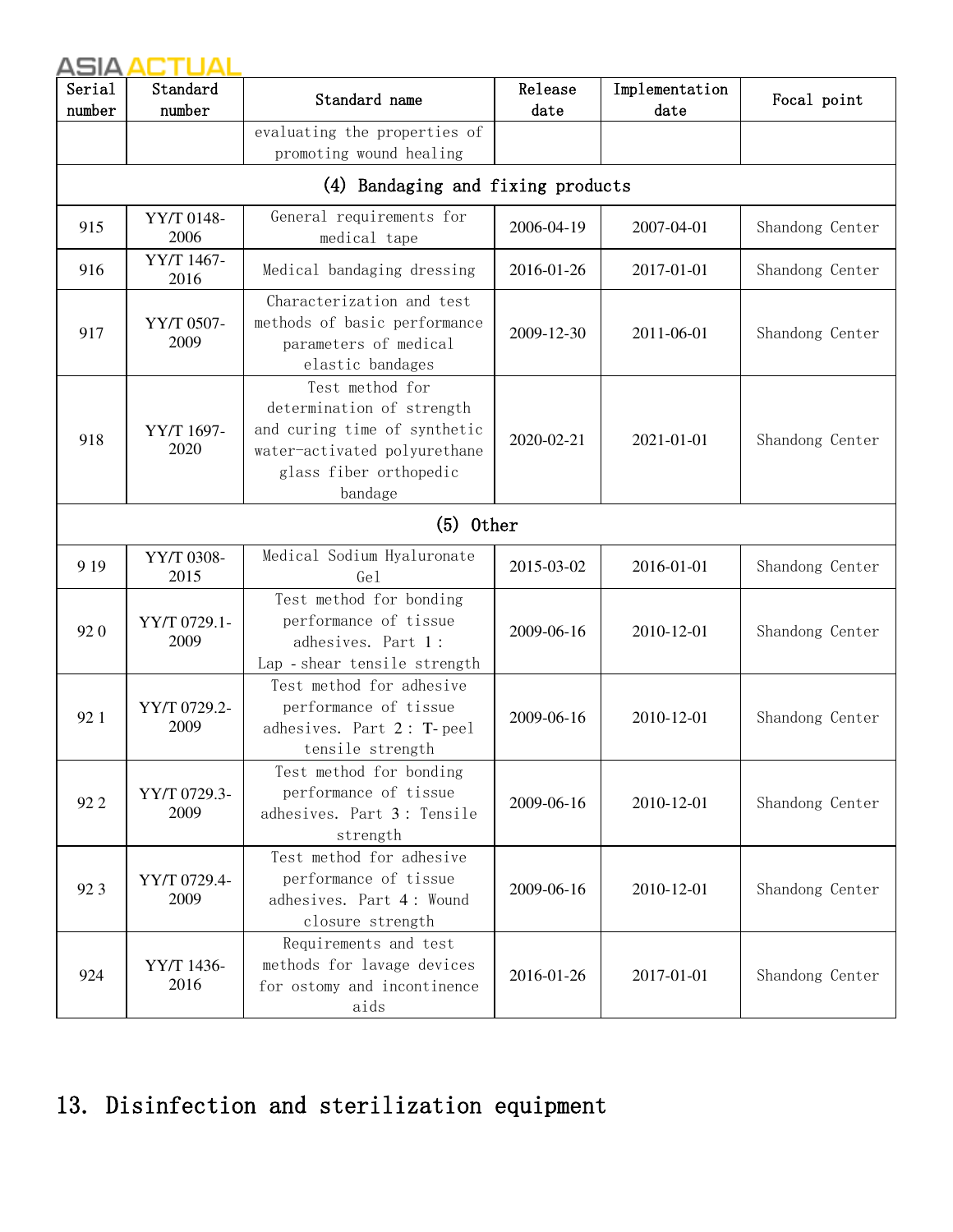| Serial number | Standard number | Standard name | Release date | Implementation date | Focal point |
| --- | --- | --- | --- | --- | --- |
| | | evaluating the properties of promoting wound healing | | | |
| (4) Bandaging and fixing products | | | | | |
| 915 | YY/T 0148-2006 | General requirements for medical tape | 2006-04-19 | 2007-04-01 | Shandong Center |
| 916 | YY/T 1467-2016 | Medical bandaging dressing | 2016-01-26 | 2017-01-01 | Shandong Center |
| 917 | YY/T 0507-2009 | Characterization and test methods of basic performance parameters of medical elastic bandages | 2009-12-30 | 2011-06-01 | Shandong Center |
| 918 | YY/T 1697-2020 | Test method for determination of strength and curing time of synthetic water-activated polyurethane glass fiber orthopedic bandage | 2020-02-21 | 2021-01-01 | Shandong Center |
| (5) Other | | | | | |
| 919 | YY/T 0308-2015 | Medical Sodium Hyaluronate Gel | 2015-03-02 | 2016-01-01 | Shandong Center |
| 920 | YY/T 0729.1-2009 | Test method for bonding performance of tissue adhesives. Part 1: Lap - shear tensile strength | 2009-06-16 | 2010-12-01 | Shandong Center |
| 921 | YY/T 0729.2-2009 | Test method for adhesive performance of tissue adhesives. Part 2: T-peel tensile strength | 2009-06-16 | 2010-12-01 | Shandong Center |
| 922 | YY/T 0729.3-2009 | Test method for bonding performance of tissue adhesives. Part 3: Tensile strength | 2009-06-16 | 2010-12-01 | Shandong Center |
| 923 | YY/T 0729.4-2009 | Test method for adhesive performance of tissue adhesives. Part 4: Wound closure strength | 2009-06-16 | 2010-12-01 | Shandong Center |
| 924 | YY/T 1436-2016 | Requirements and test methods for lavage devices for ostomy and incontinence aids | 2016-01-26 | 2017-01-01 | Shandong Center |

## 13. Disinfection and sterilization equipment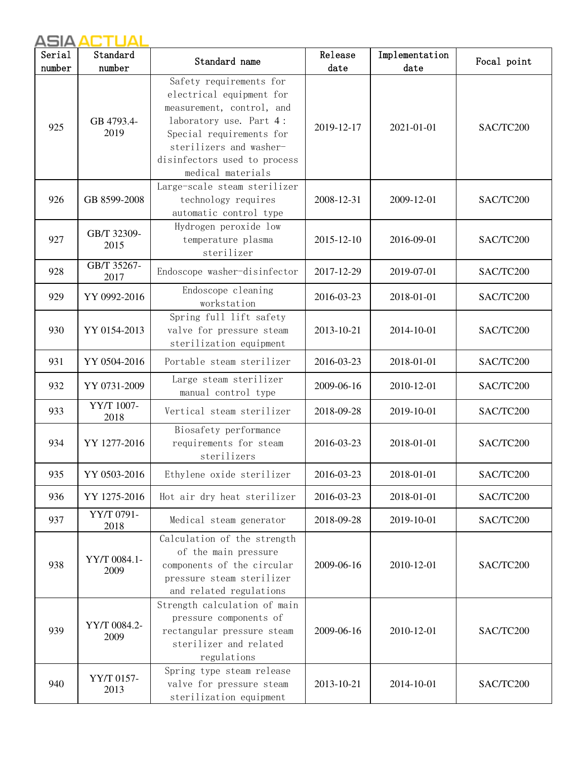| Serial number | Standard number | Standard name | Release date | Implementation date | Focal point |
|---|---|---|---|---|---|
| 925 | GB 4793.4-2019 | Safety requirements for electrical equipment for measurement, control, and laboratory use. Part 4 : Special requirements for sterilizers and washer-disinfectors used to process medical materials | 2019-12-17 | 2021-01-01 | SAC/TC200 |
| 926 | GB 8599-2008 | Large-scale steam sterilizer technology requires automatic control type | 2008-12-31 | 2009-12-01 | SAC/TC200 |
| 927 | GB/T 32309-2015 | Hydrogen peroxide low temperature plasma sterilizer | 2015-12-10 | 2016-09-01 | SAC/TC200 |
| 928 | GB/T 35267-2017 | Endoscope washer-disinfector | 2017-12-29 | 2019-07-01 | SAC/TC200 |
| 929 | YY 0992-2016 | Endoscope cleaning workstation | 2016-03-23 | 2018-01-01 | SAC/TC200 |
| 930 | YY 0154-2013 | Spring full lift safety valve for pressure steam sterilization equipment | 2013-10-21 | 2014-10-01 | SAC/TC200 |
| 931 | YY 0504-2016 | Portable steam sterilizer | 2016-03-23 | 2018-01-01 | SAC/TC200 |
| 932 | YY 0731-2009 | Large steam sterilizer manual control type | 2009-06-16 | 2010-12-01 | SAC/TC200 |
| 933 | YY/T 1007-2018 | Vertical steam sterilizer | 2018-09-28 | 2019-10-01 | SAC/TC200 |
| 934 | YY 1277-2016 | Biosafety performance requirements for steam sterilizers | 2016-03-23 | 2018-01-01 | SAC/TC200 |
| 935 | YY 0503-2016 | Ethylene oxide sterilizer | 2016-03-23 | 2018-01-01 | SAC/TC200 |
| 936 | YY 1275-2016 | Hot air dry heat sterilizer | 2016-03-23 | 2018-01-01 | SAC/TC200 |
| 937 | YY/T 0791-2018 | Medical steam generator | 2018-09-28 | 2019-10-01 | SAC/TC200 |
| 938 | YY/T 0084.1-2009 | Calculation of the strength of the main pressure components of the circular pressure steam sterilizer and related regulations | 2009-06-16 | 2010-12-01 | SAC/TC200 |
| 939 | YY/T 0084.2-2009 | Strength calculation of main pressure components of rectangular pressure steam sterilizer and related regulations | 2009-06-16 | 2010-12-01 | SAC/TC200 |
| 940 | YY/T 0157-2013 | Spring type steam release valve for pressure steam sterilization equipment | 2013-10-21 | 2014-10-01 | SAC/TC200 |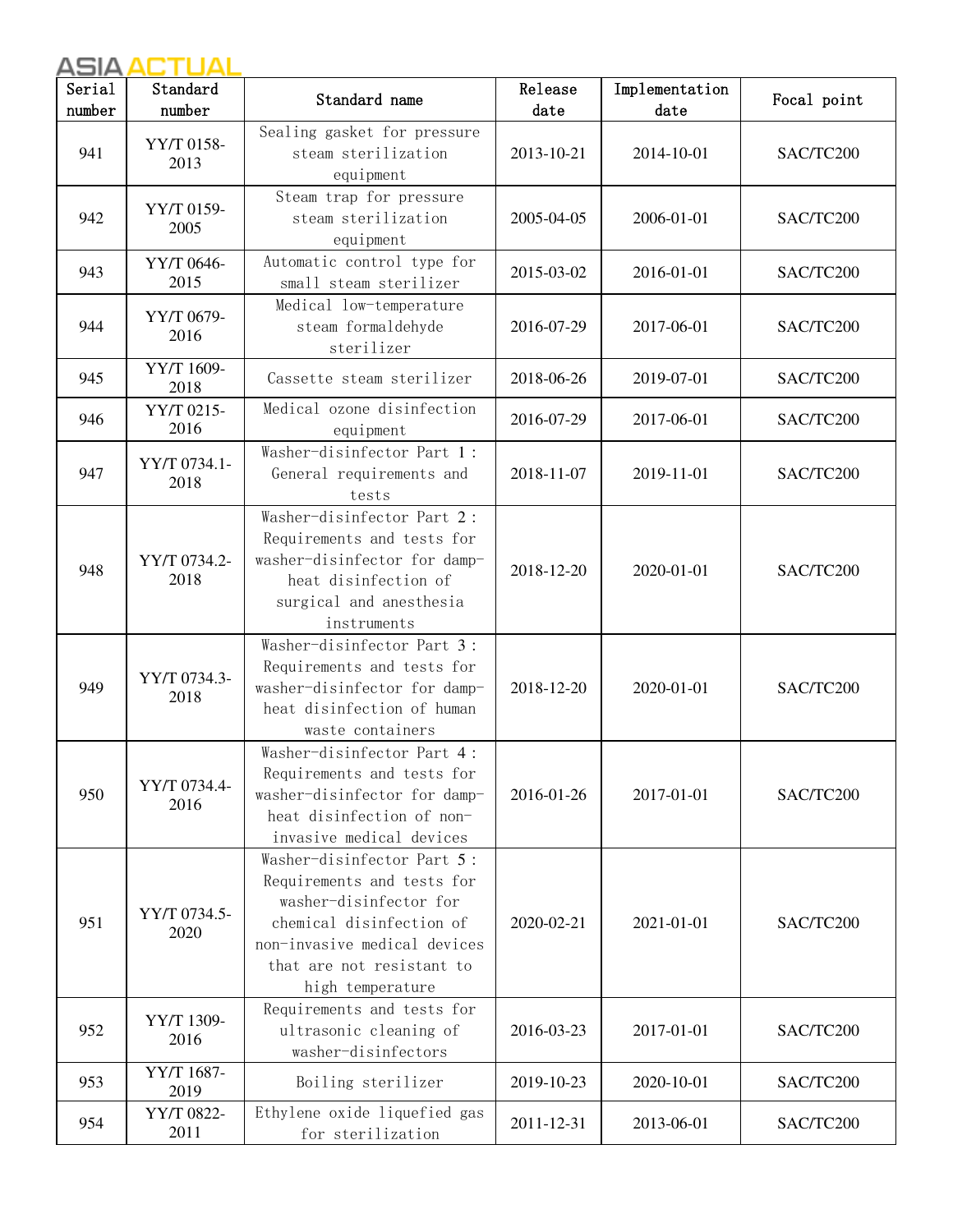| Serial number | Standard number | Standard name | Release date | Implementation date | Focal point |
|---|---|---|---|---|---|
| 941 | YY/T 0158-2013 | Sealing gasket for pressure steam sterilization equipment | 2013-10-21 | 2014-10-01 | SAC/TC200 |
| 942 | YY/T 0159-2005 | Steam trap for pressure steam sterilization equipment | 2005-04-05 | 2006-01-01 | SAC/TC200 |
| 943 | YY/T 0646-2015 | Automatic control type for small steam sterilizer | 2015-03-02 | 2016-01-01 | SAC/TC200 |
| 944 | YY/T 0679-2016 | Medical low-temperature steam formaldehyde sterilizer | 2016-07-29 | 2017-06-01 | SAC/TC200 |
| 945 | YY/T 1609-2018 | Cassette steam sterilizer | 2018-06-26 | 2019-07-01 | SAC/TC200 |
| 946 | YY/T 0215-2016 | Medical ozone disinfection equipment | 2016-07-29 | 2017-06-01 | SAC/TC200 |
| 947 | YY/T 0734.1-2018 | Washer-disinfector Part 1: General requirements and tests | 2018-11-07 | 2019-11-01 | SAC/TC200 |
| 948 | YY/T 0734.2-2018 | Washer-disinfector Part 2: Requirements and tests for washer-disinfector for damp-heat disinfection of surgical and anesthesia instruments | 2018-12-20 | 2020-01-01 | SAC/TC200 |
| 949 | YY/T 0734.3-2018 | Washer-disinfector Part 3: Requirements and tests for washer-disinfector for damp-heat disinfection of human waste containers | 2018-12-20 | 2020-01-01 | SAC/TC200 |
| 950 | YY/T 0734.4-2016 | Washer-disinfector Part 4: Requirements and tests for washer-disinfector for damp-heat disinfection of non-invasive medical devices | 2016-01-26 | 2017-01-01 | SAC/TC200 |
| 951 | YY/T 0734.5-2020 | Washer-disinfector Part 5: Requirements and tests for washer-disinfector for chemical disinfection of non-invasive medical devices that are not resistant to high temperature | 2020-02-21 | 2021-01-01 | SAC/TC200 |
| 952 | YY/T 1309-2016 | Requirements and tests for ultrasonic cleaning of washer-disinfectors | 2016-03-23 | 2017-01-01 | SAC/TC200 |
| 953 | YY/T 1687-2019 | Boiling sterilizer | 2019-10-23 | 2020-10-01 | SAC/TC200 |
| 954 | YY/T 0822-2011 | Ethylene oxide liquefied gas for sterilization | 2011-12-31 | 2013-06-01 | SAC/TC200 |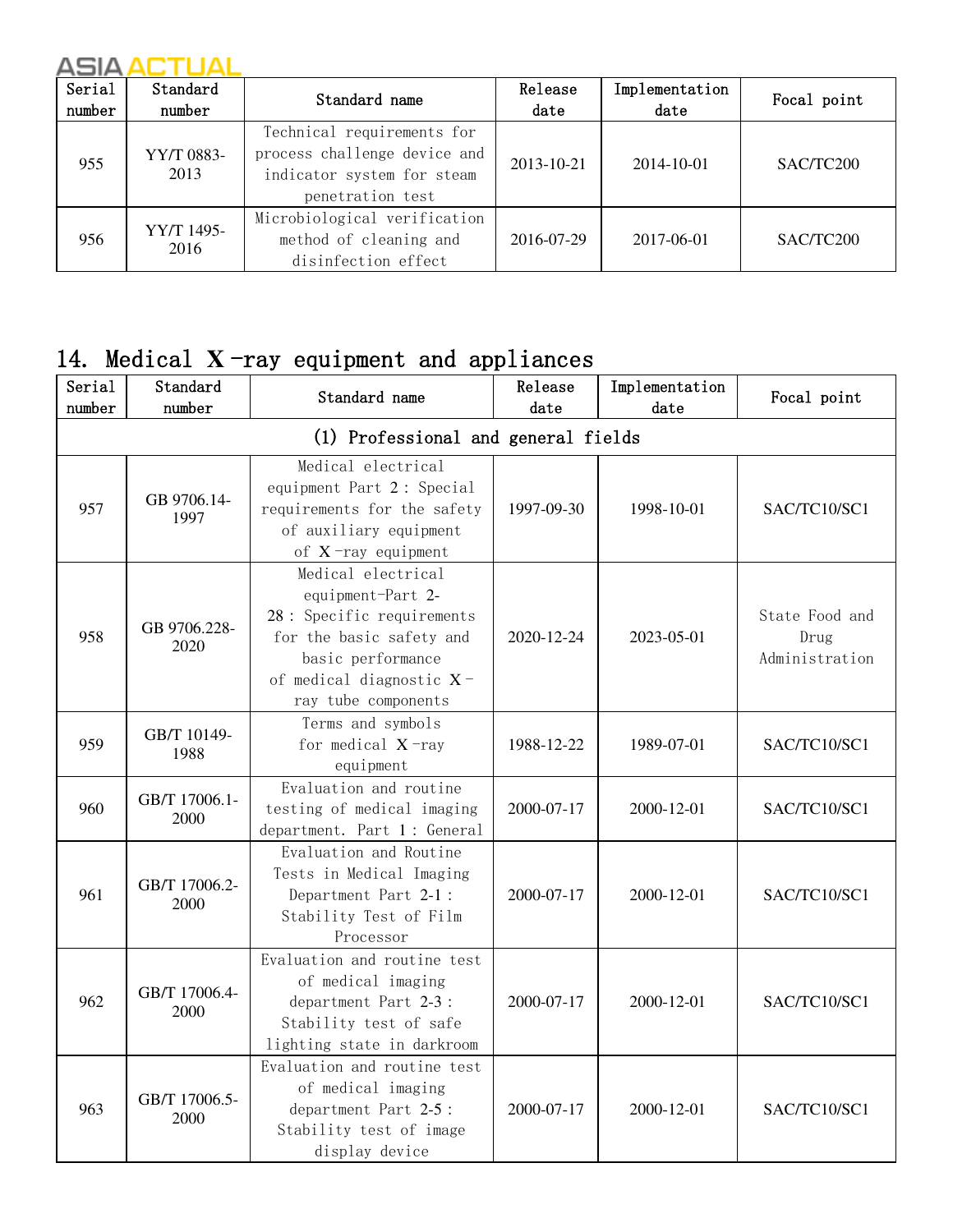| Serial number | Standard number | Standard name | Release date | Implementation date | Focal point |
|---|---|---|---|---|---|
| 955 | YY/T 0883-2013 | Technical requirements for process challenge device and indicator system for steam penetration test | 2013-10-21 | 2014-10-01 | SAC/TC200 |
| 956 | YY/T 1495-2016 | Microbiological verification method of cleaning and disinfection effect | 2016-07-29 | 2017-06-01 | SAC/TC200 |

## 14. Medical X -ray equipment and appliances

| Serial number | Standard number | Standard name | Release date | Implementation date | Focal point |
|---|---|---|---|---|---|
| (1) Professional and general fields | | | | | |
| 957 | GB 9706.14-1997 | Medical electrical equipment Part 2: Special requirements for the safety of auxiliary equipment of X -ray equipment | 1997-09-30 | 1998-10-01 | SAC/TC10/SC1 |
| 958 | GB 9706.228-2020 | Medical electrical equipment-Part 2-28: Specific requirements for the basic safety and basic performance of medical diagnostic X -ray tube components | 2020-12-24 | 2023-05-01 | State Food and Drug Administration |
| 959 | GB/T 10149-1988 | Terms and symbols for medical X -ray equipment | 1988-12-22 | 1989-07-01 | SAC/TC10/SC1 |
| 960 | GB/T 17006.1-2000 | Evaluation and routine testing of medical imaging department. Part 1: General | 2000-07-17 | 2000-12-01 | SAC/TC10/SC1 |
| 961 | GB/T 17006.2-2000 | Evaluation and Routine Tests in Medical Imaging Department Part 2-1: Stability Test of Film Processor | 2000-07-17 | 2000-12-01 | SAC/TC10/SC1 |
| 962 | GB/T 17006.4-2000 | Evaluation and routine test of medical imaging department Part 2-3: Stability test of safe lighting state in darkroom | 2000-07-17 | 2000-12-01 | SAC/TC10/SC1 |
| 963 | GB/T 17006.5-2000 | Evaluation and routine test of medical imaging department Part 2-5: Stability test of image display device | 2000-07-17 | 2000-12-01 | SAC/TC10/SC1 |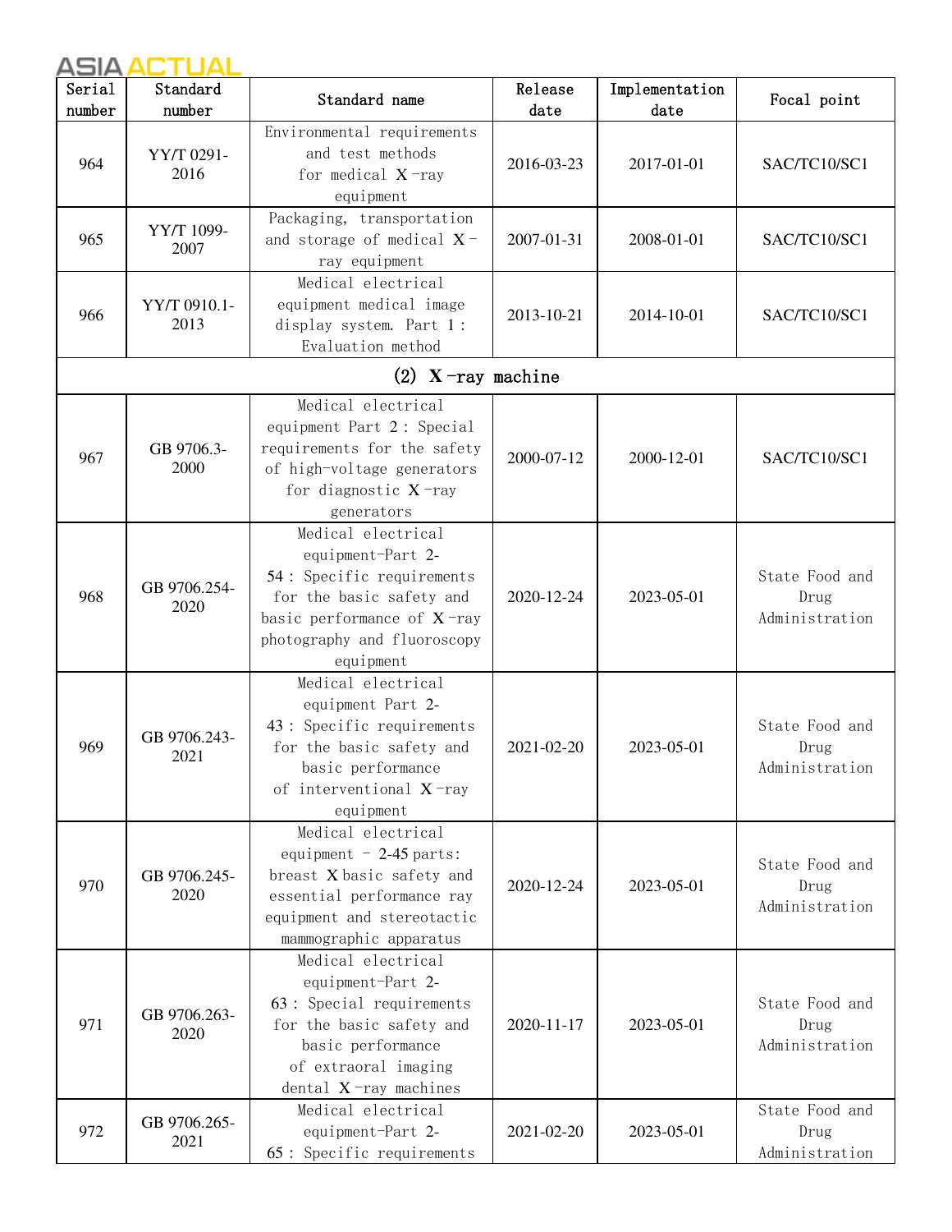| Serial number | Standard number | Standard name | Release date | Implementation date | Focal point |
|---|---|---|---|---|---|
| 964 | YY/T 0291-2016 | Environmental requirements and test methods for medical X-ray equipment | 2016-03-23 | 2017-01-01 | SAC/TC10/SC1 |
| 965 | YY/T 1099-2007 | Packaging, transportation and storage of medical X-ray equipment | 2007-01-31 | 2008-01-01 | SAC/TC10/SC1 |
| 966 | YY/T 0910.1-2013 | Medical electrical equipment medical image display system. Part 1: Evaluation method | 2013-10-21 | 2014-10-01 | SAC/TC10/SC1 |
| (2) X-ray machine | | | | | |
| 967 | GB 9706.3-2000 | Medical electrical equipment Part 2: Special requirements for the safety of high-voltage generators for diagnostic X-ray generators | 2000-07-12 | 2000-12-01 | SAC/TC10/SC1 |
| 968 | GB 9706.254-2020 | Medical electrical equipment-Part 2-54: Specific requirements for the basic safety and basic performance of X-ray photography and fluoroscopy equipment | 2020-12-24 | 2023-05-01 | State Food and Drug Administration |
| 969 | GB 9706.243-2021 | Medical electrical equipment Part 2-43: Specific requirements for the basic safety and basic performance of interventional X-ray equipment | 2021-02-20 | 2023-05-01 | State Food and Drug Administration |
| 970 | GB 9706.245-2020 | Medical electrical equipment - 2-45 parts: breast X basic safety and essential performance ray equipment and stereotactic mammographic apparatus | 2020-12-24 | 2023-05-01 | State Food and Drug Administration |
| 971 | GB 9706.263-2020 | Medical electrical equipment-Part 2-63: Special requirements for the basic safety and basic performance of extraoral imaging dental X-ray machines | 2020-11-17 | 2023-05-01 | State Food and Drug Administration |
| 972 | GB 9706.265-2021 | Medical electrical equipment-Part 2-65: Specific requirements | 2021-02-20 | 2023-05-01 | State Food and Drug Administration |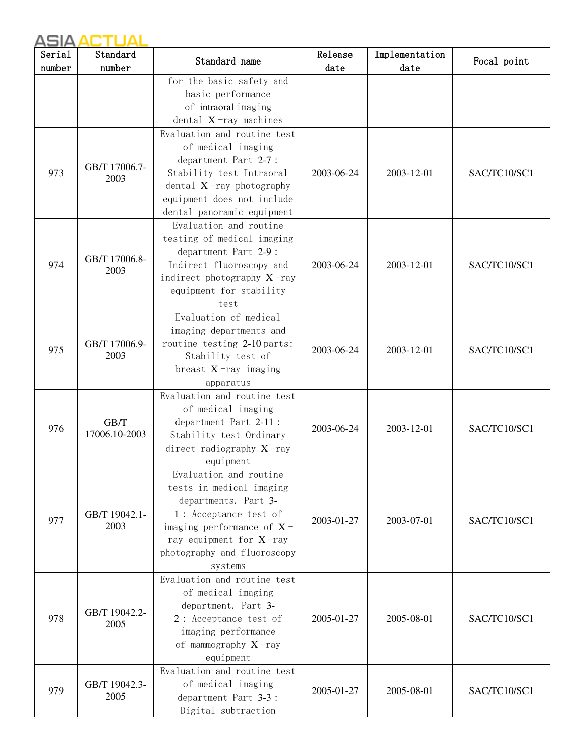| Serial number | Standard number | Standard name | Release date | Implementation date | Focal point |
| --- | --- | --- | --- | --- | --- |
| | | for the basic safety and basic performance of intraoral imaging dental X-ray machines | | | |
| 973 | GB/T 17006.7-2003 | Evaluation and routine test of medical imaging department Part 2-7: Stability test Intraoral dental X-ray photography equipment does not include dental panoramic equipment | 2003-06-24 | 2003-12-01 | SAC/TC10/SC1 |
| 974 | GB/T 17006.8-2003 | Evaluation and routine testing of medical imaging department Part 2-9: Indirect fluoroscopy and indirect photography X-ray equipment for stability test | 2003-06-24 | 2003-12-01 | SAC/TC10/SC1 |
| 975 | GB/T 17006.9-2003 | Evaluation of medical imaging departments and routine testing 2-10 parts: Stability test of breast X-ray imaging apparatus | 2003-06-24 | 2003-12-01 | SAC/TC10/SC1 |
| 976 | GB/T 17006.10-2003 | Evaluation and routine test of medical imaging department Part 2-11: Stability test Ordinary direct radiography X-ray equipment | 2003-06-24 | 2003-12-01 | SAC/TC10/SC1 |
| 977 | GB/T 19042.1-2003 | Evaluation and routine tests in medical imaging departments. Part 3-1: Acceptance test of imaging performance of X-ray equipment for X-ray photography and fluoroscopy systems | 2003-01-27 | 2003-07-01 | SAC/TC10/SC1 |
| 978 | GB/T 19042.2-2005 | Evaluation and routine test of medical imaging department. Part 3-2: Acceptance test of imaging performance of mammography X-ray equipment | 2005-01-27 | 2005-08-01 | SAC/TC10/SC1 |
| 979 | GB/T 19042.3-2005 | Evaluation and routine test of medical imaging department Part 3-3: Digital subtraction | 2005-01-27 | 2005-08-01 | SAC/TC10/SC1 |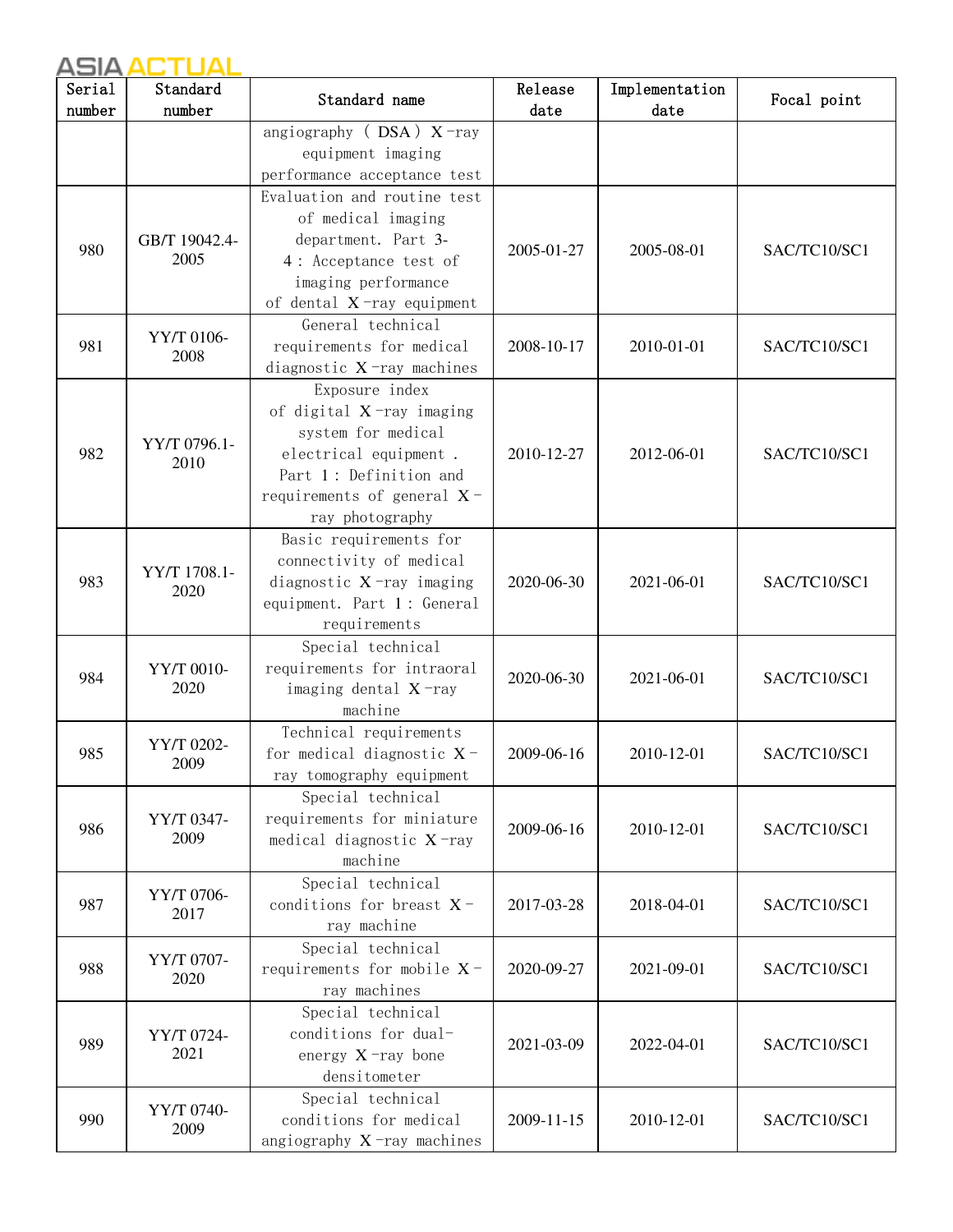| Serial number | Standard number | Standard name | Release date | Implementation date | Focal point |
|---|---|---|---|---|---|
| | | angiography (DSA) X-ray equipment imaging performance acceptance test | | | |
| 980 | GB/T 19042.4-2005 | Evaluation and routine test of medical imaging department. Part 3-4: Acceptance test of imaging performance of dental X-ray equipment | 2005-01-27 | 2005-08-01 | SAC/TC10/SC1 |
| 981 | YY/T 0106-2008 | General technical requirements for medical diagnostic X-ray machines | 2008-10-17 | 2010-01-01 | SAC/TC10/SC1 |
| 982 | YY/T 0796.1-2010 | Exposure index of digital X-ray imaging system for medical electrical equipment. Part 1: Definition and requirements of general X-ray photography | 2010-12-27 | 2012-06-01 | SAC/TC10/SC1 |
| 983 | YY/T 1708.1-2020 | Basic requirements for connectivity of medical diagnostic X-ray imaging equipment. Part 1: General requirements | 2020-06-30 | 2021-06-01 | SAC/TC10/SC1 |
| 984 | YY/T 0010-2020 | Special technical requirements for intraoral imaging dental X-ray machine | 2020-06-30 | 2021-06-01 | SAC/TC10/SC1 |
| 985 | YY/T 0202-2009 | Technical requirements for medical diagnostic X-ray tomography equipment | 2009-06-16 | 2010-12-01 | SAC/TC10/SC1 |
| 986 | YY/T 0347-2009 | Special technical requirements for miniature medical diagnostic X-ray machine | 2009-06-16 | 2010-12-01 | SAC/TC10/SC1 |
| 987 | YY/T 0706-2017 | Special technical conditions for breast X-ray machine | 2017-03-28 | 2018-04-01 | SAC/TC10/SC1 |
| 988 | YY/T 0707-2020 | Special technical requirements for mobile X-ray machines | 2020-09-27 | 2021-09-01 | SAC/TC10/SC1 |
| 989 | YY/T 0724-2021 | Special technical conditions for dual-energy X-ray bone densitometer | 2021-03-09 | 2022-04-01 | SAC/TC10/SC1 |
| 990 | YY/T 0740-2009 | Special technical conditions for medical angiography X-ray machines | 2009-11-15 | 2010-12-01 | SAC/TC10/SC1 |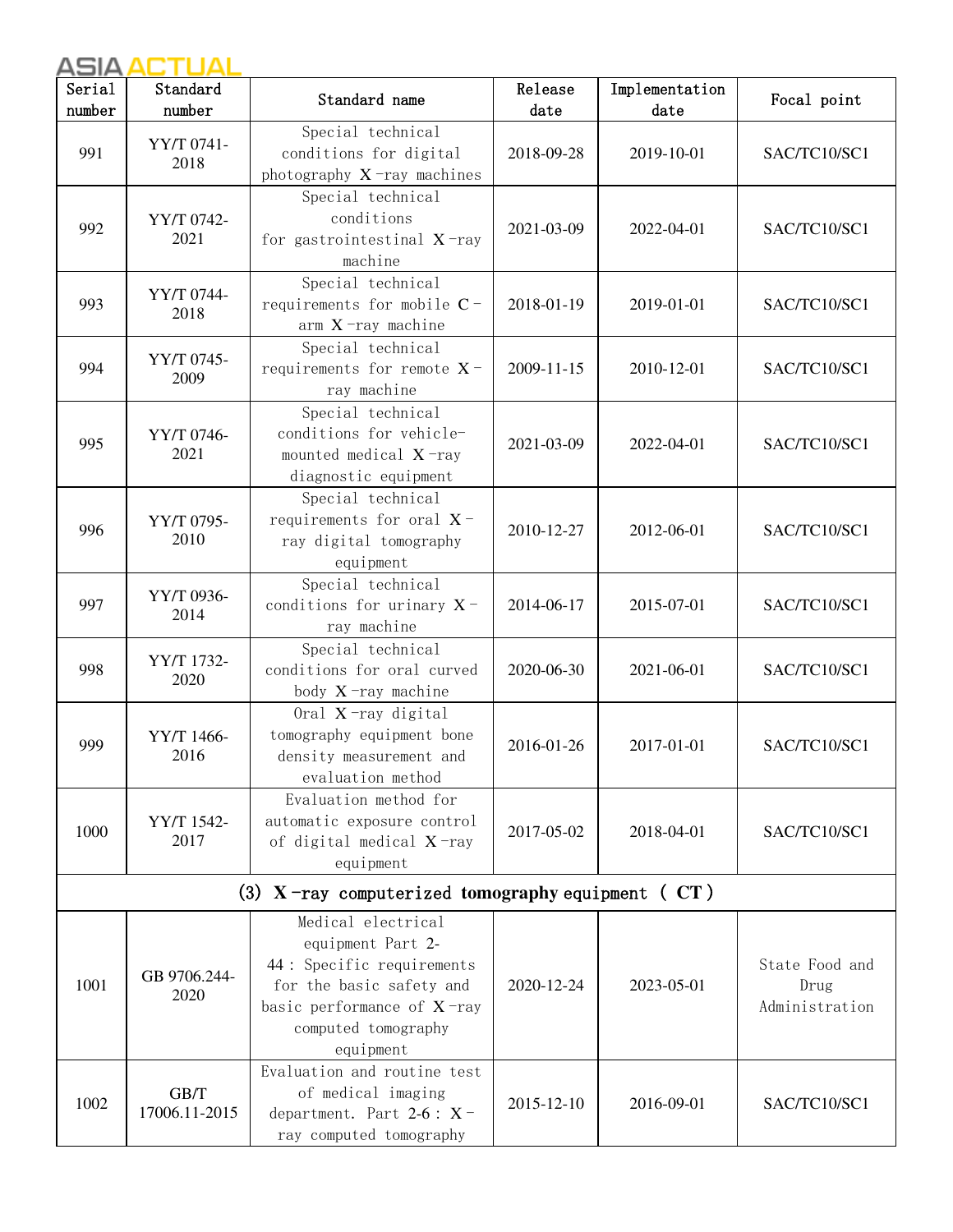| Serial number | Standard number | Standard name | Release date | Implementation date | Focal point |
|---|---|---|---|---|---|
| 991 | YY/T 0741-2018 | Special technical conditions for digital photography X-ray machines | 2018-09-28 | 2019-10-01 | SAC/TC10/SC1 |
| 992 | YY/T 0742-2021 | Special technical conditions for gastrointestinal X-ray machine | 2021-03-09 | 2022-04-01 | SAC/TC10/SC1 |
| 993 | YY/T 0744-2018 | Special technical requirements for mobile C-arm X-ray machine | 2018-01-19 | 2019-01-01 | SAC/TC10/SC1 |
| 994 | YY/T 0745-2009 | Special technical requirements for remote X-ray machine | 2009-11-15 | 2010-12-01 | SAC/TC10/SC1 |
| 995 | YY/T 0746-2021 | Special technical conditions for vehicle-mounted medical X-ray diagnostic equipment | 2021-03-09 | 2022-04-01 | SAC/TC10/SC1 |
| 996 | YY/T 0795-2010 | Special technical requirements for oral X-ray digital tomography equipment | 2010-12-27 | 2012-06-01 | SAC/TC10/SC1 |
| 997 | YY/T 0936-2014 | Special technical conditions for urinary X-ray machine | 2014-06-17 | 2015-07-01 | SAC/TC10/SC1 |
| 998 | YY/T 1732-2020 | Special technical conditions for oral curved body X-ray machine | 2020-06-30 | 2021-06-01 | SAC/TC10/SC1 |
| 999 | YY/T 1466-2016 | Oral X-ray digital tomography equipment bone density measurement and evaluation method | 2016-01-26 | 2017-01-01 | SAC/TC10/SC1 |
| 1000 | YY/T 1542-2017 | Evaluation method for automatic exposure control of digital medical X-ray equipment | 2017-05-02 | 2018-04-01 | SAC/TC10/SC1 |
| (3) X-ray computerized tomography equipment (CT) | | | | | |
| 1001 | GB 9706.244-2020 | Medical electrical equipment Part 2-44: Specific requirements for the basic safety and basic performance of X-ray computed tomography equipment | 2020-12-24 | 2023-05-01 | State Food and Drug Administration |
| 1002 | GB/T 17006.11-2015 | Evaluation and routine test of medical imaging department. Part 2-6: X-ray computed tomography | 2015-12-10 | 2016-09-01 | SAC/TC10/SC1 |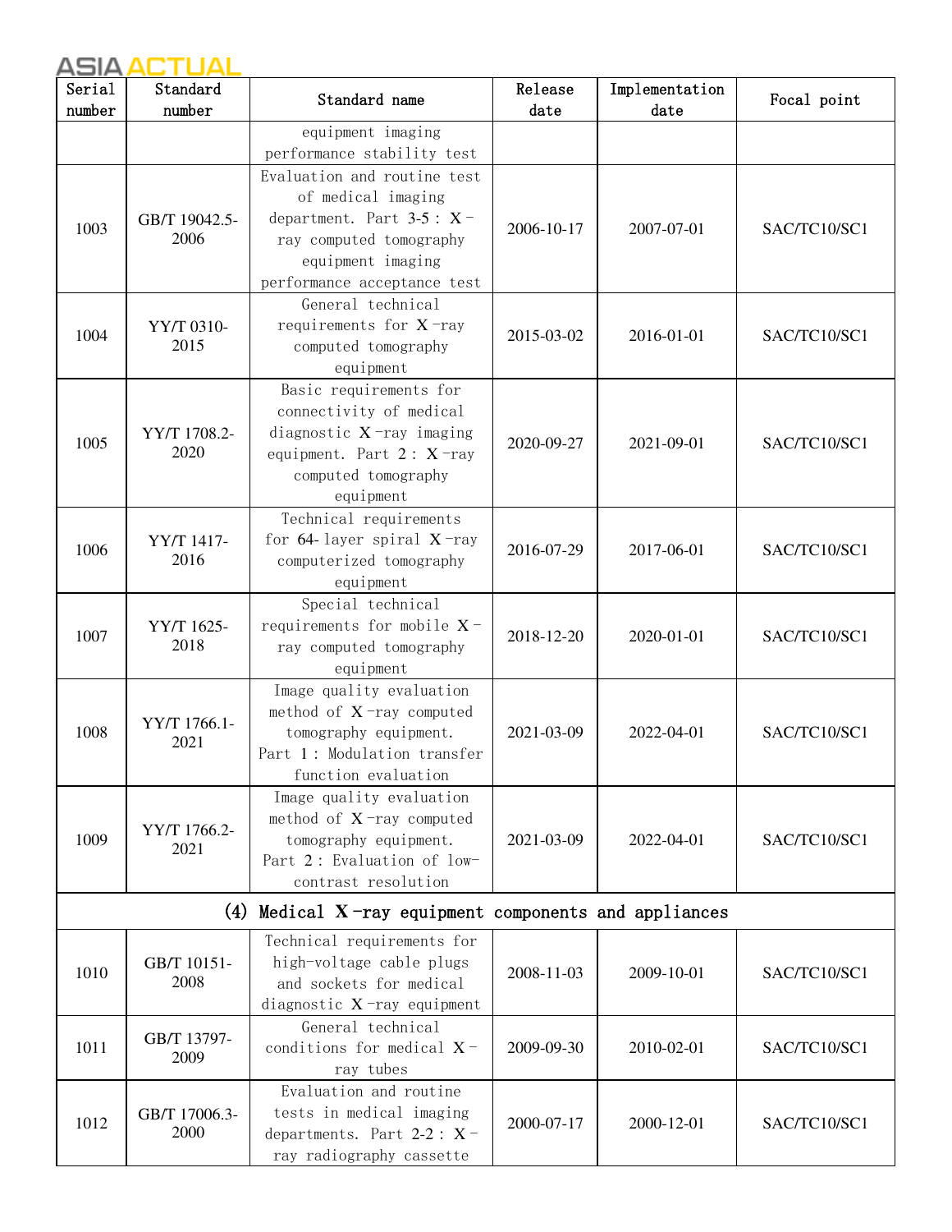| Serial number | Standard number | Standard name | Release date | Implementation date | Focal point |
|---|---|---|---|---|---|
| | | equipment imaging performance stability test | | | |
| 1003 | GB/T 19042.5-2006 | Evaluation and routine test of medical imaging department. Part 3-5 : X-ray computed tomography equipment imaging performance acceptance test | 2006-10-17 | 2007-07-01 | SAC/TC10/SC1 |
| 1004 | YY/T 0310-2015 | General technical requirements for X-ray computed tomography equipment | 2015-03-02 | 2016-01-01 | SAC/TC10/SC1 |
| 1005 | YY/T 1708.2-2020 | Basic requirements for connectivity of medical diagnostic X-ray imaging equipment. Part 2 : X-ray computed tomography equipment | 2020-09-27 | 2021-09-01 | SAC/TC10/SC1 |
| 1006 | YY/T 1417-2016 | Technical requirements for 64-layer spiral X-ray computerized tomography equipment | 2016-07-29 | 2017-06-01 | SAC/TC10/SC1 |
| 1007 | YY/T 1625-2018 | Special technical requirements for mobile X-ray computed tomography equipment | 2018-12-20 | 2020-01-01 | SAC/TC10/SC1 |
| 1008 | YY/T 1766.1-2021 | Image quality evaluation method of X-ray computed tomography equipment. Part 1 : Modulation transfer function evaluation | 2021-03-09 | 2022-04-01 | SAC/TC10/SC1 |
| 1009 | YY/T 1766.2-2021 | Image quality evaluation method of X-ray computed tomography equipment. Part 2 : Evaluation of low-contrast resolution | 2021-03-09 | 2022-04-01 | SAC/TC10/SC1 |
| (4) Medical X-ray equipment components and appliances | | | | | |
| 1010 | GB/T 10151-2008 | Technical requirements for high-voltage cable plugs and sockets for medical diagnostic X-ray equipment | 2008-11-03 | 2009-10-01 | SAC/TC10/SC1 |
| 1011 | GB/T 13797-2009 | General technical conditions for medical X-ray tubes | 2009-09-30 | 2010-02-01 | SAC/TC10/SC1 |
| 1012 | GB/T 17006.3-2000 | Evaluation and routine tests in medical imaging departments. Part 2-2 : X-ray radiography cassette | 2000-07-17 | 2000-12-01 | SAC/TC10/SC1 |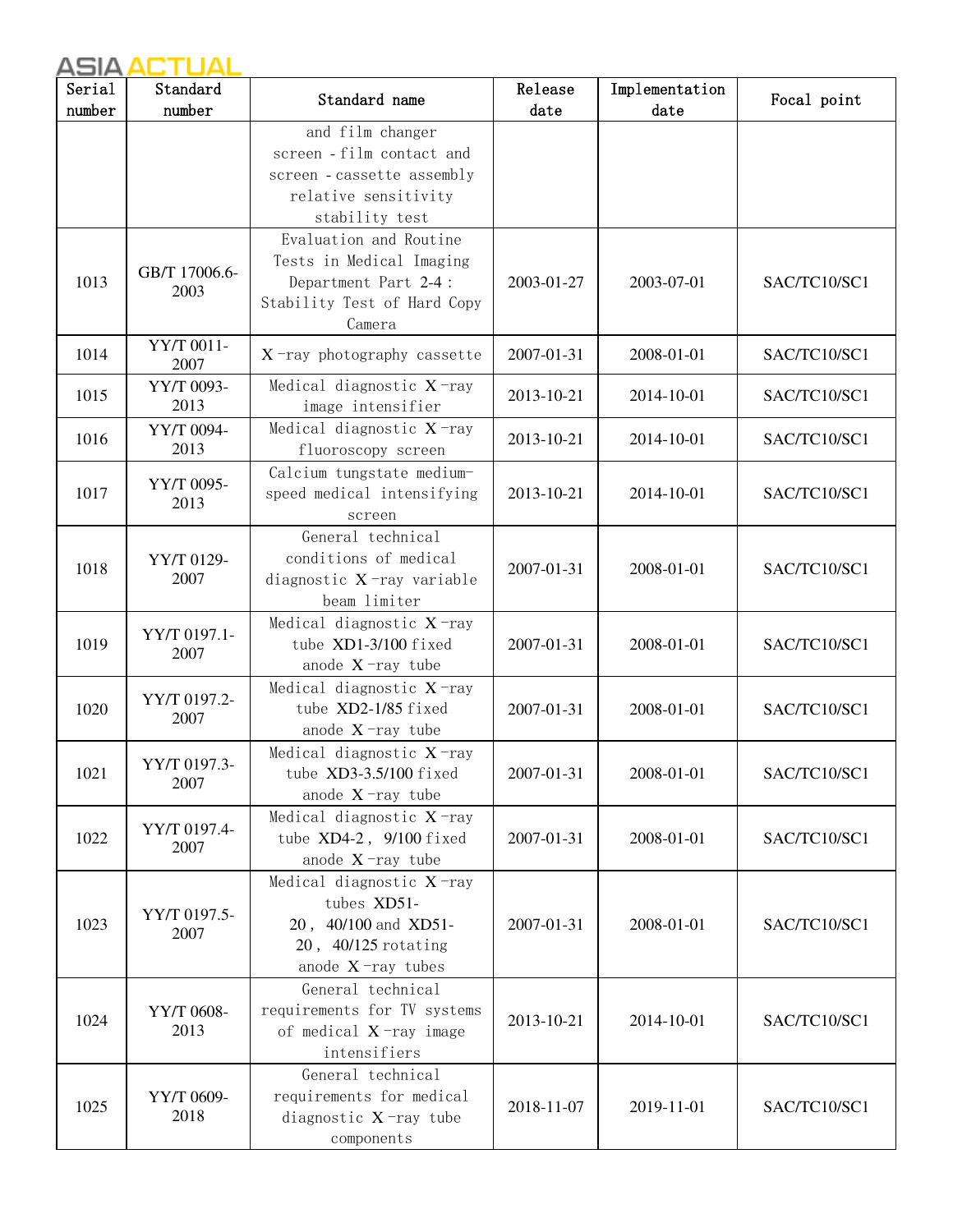| Serial number | Standard number | Standard name | Release date | Implementation date | Focal point |
|---|---|---|---|---|---|
| | | and film changer screen - film contact and screen - cassette assembly relative sensitivity stability test | | | |
| 1013 | GB/T 17006.6-2003 | Evaluation and Routine Tests in Medical Imaging Department Part 2-4 : Stability Test of Hard Copy Camera | 2003-01-27 | 2003-07-01 | SAC/TC10/SC1 |
| 1014 | YY/T 0011-2007 | X -ray photography cassette | 2007-01-31 | 2008-01-01 | SAC/TC10/SC1 |
| 1015 | YY/T 0093-2013 | Medical diagnostic X -ray image intensifier | 2013-10-21 | 2014-10-01 | SAC/TC10/SC1 |
| 1016 | YY/T 0094-2013 | Medical diagnostic X -ray fluoroscopy screen | 2013-10-21 | 2014-10-01 | SAC/TC10/SC1 |
| 1017 | YY/T 0095-2013 | Calcium tungstate medium-speed medical intensifying screen | 2013-10-21 | 2014-10-01 | SAC/TC10/SC1 |
| 1018 | YY/T 0129-2007 | General technical conditions of medical diagnostic X -ray variable beam limiter | 2007-01-31 | 2008-01-01 | SAC/TC10/SC1 |
| 1019 | YY/T 0197.1-2007 | Medical diagnostic X -ray tube XD1-3/100 fixed anode X -ray tube | 2007-01-31 | 2008-01-01 | SAC/TC10/SC1 |
| 1020 | YY/T 0197.2-2007 | Medical diagnostic X -ray tube XD2-1/85 fixed anode X -ray tube | 2007-01-31 | 2008-01-01 | SAC/TC10/SC1 |
| 1021 | YY/T 0197.3-2007 | Medical diagnostic X -ray tube XD3-3.5/100 fixed anode X -ray tube | 2007-01-31 | 2008-01-01 | SAC/TC10/SC1 |
| 1022 | YY/T 0197.4-2007 | Medical diagnostic X -ray tube XD4-2 , 9/100 fixed anode X -ray tube | 2007-01-31 | 2008-01-01 | SAC/TC10/SC1 |
| 1023 | YY/T 0197.5-2007 | Medical diagnostic X -ray tubes XD51-20 , 40/100 and XD51-20 , 40/125 rotating anode X -ray tubes | 2007-01-31 | 2008-01-01 | SAC/TC10/SC1 |
| 1024 | YY/T 0608-2013 | General technical requirements for TV systems of medical X -ray image intensifiers | 2013-10-21 | 2014-10-01 | SAC/TC10/SC1 |
| 1025 | YY/T 0609-2018 | General technical requirements for medical diagnostic X -ray tube components | 2018-11-07 | 2019-11-01 | SAC/TC10/SC1 |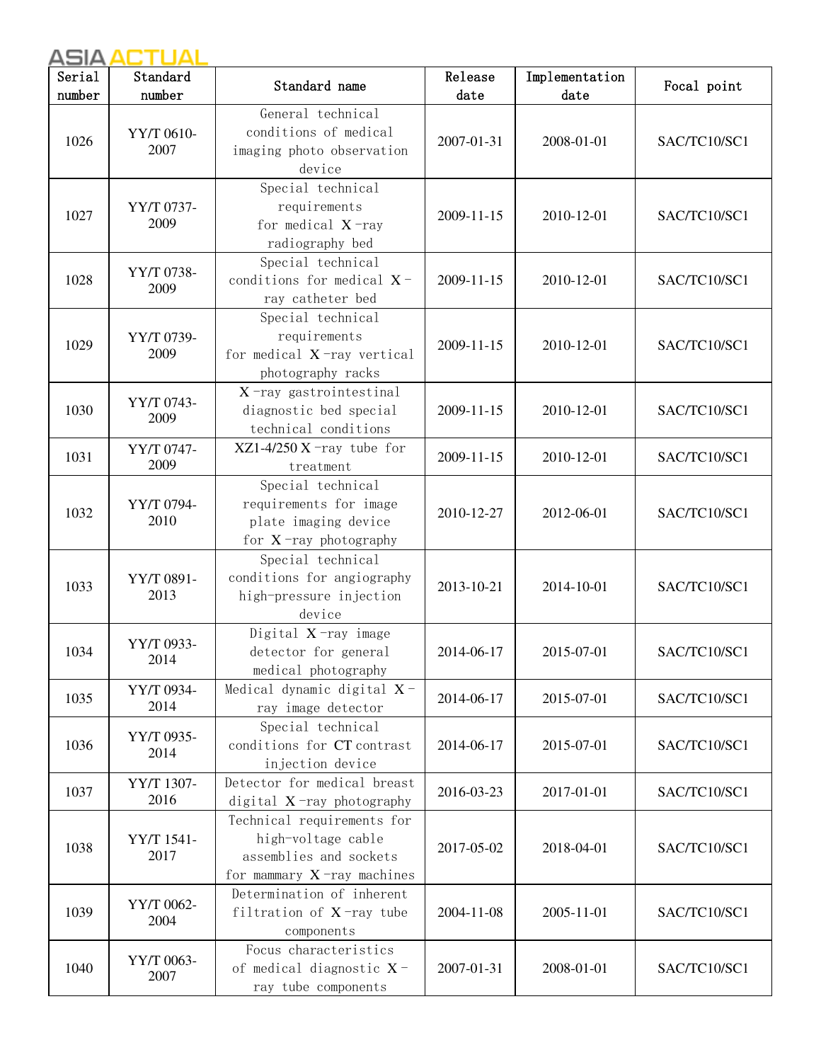| Serial number | Standard number | Standard name | Release date | Implementation date | Focal point |
| --- | --- | --- | --- | --- | --- |
| 1026 | YY/T 0610-2007 | General technical conditions of medical imaging photo observation device | 2007-01-31 | 2008-01-01 | SAC/TC10/SC1 |
| 1027 | YY/T 0737-2009 | Special technical requirements for medical X-ray radiography bed | 2009-11-15 | 2010-12-01 | SAC/TC10/SC1 |
| 1028 | YY/T 0738-2009 | Special technical conditions for medical X-ray catheter bed | 2009-11-15 | 2010-12-01 | SAC/TC10/SC1 |
| 1029 | YY/T 0739-2009 | Special technical requirements for medical X-ray vertical photography racks | 2009-11-15 | 2010-12-01 | SAC/TC10/SC1 |
| 1030 | YY/T 0743-2009 | X-ray gastrointestinal diagnostic bed special technical conditions | 2009-11-15 | 2010-12-01 | SAC/TC10/SC1 |
| 1031 | YY/T 0747-2009 | XZ1-4/250 X-ray tube for treatment | 2009-11-15 | 2010-12-01 | SAC/TC10/SC1 |
| 1032 | YY/T 0794-2010 | Special technical requirements for image plate imaging device for X-ray photography | 2010-12-27 | 2012-06-01 | SAC/TC10/SC1 |
| 1033 | YY/T 0891-2013 | Special technical conditions for angiography high-pressure injection device | 2013-10-21 | 2014-10-01 | SAC/TC10/SC1 |
| 1034 | YY/T 0933-2014 | Digital X-ray image detector for general medical photography | 2014-06-17 | 2015-07-01 | SAC/TC10/SC1 |
| 1035 | YY/T 0934-2014 | Medical dynamic digital X-ray image detector | 2014-06-17 | 2015-07-01 | SAC/TC10/SC1 |
| 1036 | YY/T 0935-2014 | Special technical conditions for CT contrast injection device | 2014-06-17 | 2015-07-01 | SAC/TC10/SC1 |
| 1037 | YY/T 1307-2016 | Detector for medical breast digital X-ray photography | 2016-03-23 | 2017-01-01 | SAC/TC10/SC1 |
| 1038 | YY/T 1541-2017 | Technical requirements for high-voltage cable assemblies and sockets for mammary X-ray machines | 2017-05-02 | 2018-04-01 | SAC/TC10/SC1 |
| 1039 | YY/T 0062-2004 | Determination of inherent filtration of X-ray tube components | 2004-11-08 | 2005-11-01 | SAC/TC10/SC1 |
| 1040 | YY/T 0063-2007 | Focus characteristics of medical diagnostic X-ray tube components | 2007-01-31 | 2008-01-01 | SAC/TC10/SC1 |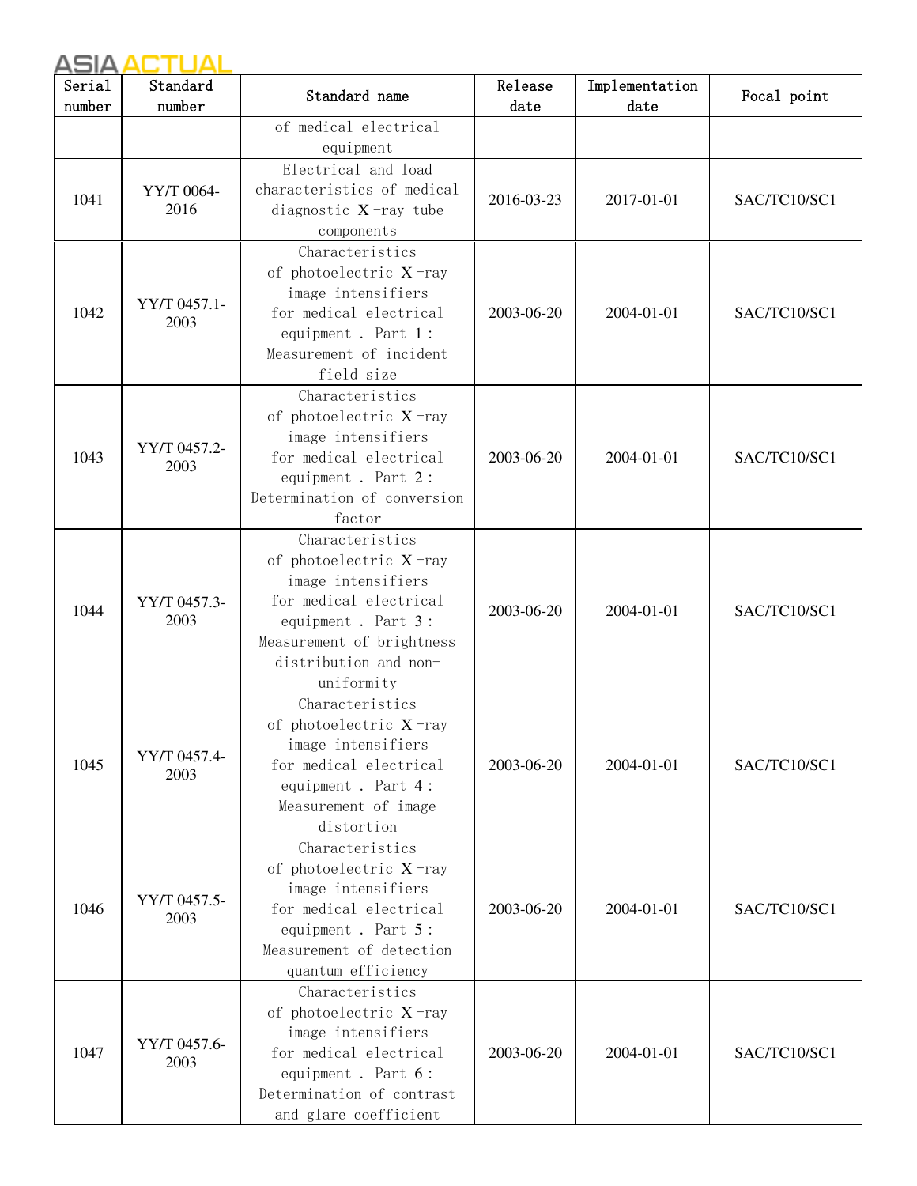| Serial number | Standard number | Standard name | Release date | Implementation date | Focal point |
|---|---|---|---|---|---|
| | | of medical electrical equipment | | | |
| 1041 | YY/T 0064-2016 | Electrical and load characteristics of medical diagnostic X -ray tube components | 2016-03-23 | 2017-01-01 | SAC/TC10/SC1 |
| 1042 | YY/T 0457.1-2003 | Characteristics of photoelectric X -ray image intensifiers for medical electrical equipment . Part 1 : Measurement of incident field size | 2003-06-20 | 2004-01-01 | SAC/TC10/SC1 |
| 1043 | YY/T 0457.2-2003 | Characteristics of photoelectric X -ray image intensifiers for medical electrical equipment . Part 2 : Determination of conversion factor | 2003-06-20 | 2004-01-01 | SAC/TC10/SC1 |
| 1044 | YY/T 0457.3-2003 | Characteristics of photoelectric X -ray image intensifiers for medical electrical equipment . Part 3 : Measurement of brightness distribution and non-uniformity | 2003-06-20 | 2004-01-01 | SAC/TC10/SC1 |
| 1045 | YY/T 0457.4-2003 | Characteristics of photoelectric X -ray image intensifiers for medical electrical equipment . Part 4 : Measurement of image distortion | 2003-06-20 | 2004-01-01 | SAC/TC10/SC1 |
| 1046 | YY/T 0457.5-2003 | Characteristics of photoelectric X -ray image intensifiers for medical electrical equipment . Part 5 : Measurement of detection quantum efficiency | 2003-06-20 | 2004-01-01 | SAC/TC10/SC1 |
| 1047 | YY/T 0457.6-2003 | Characteristics of photoelectric X -ray image intensifiers for medical electrical equipment . Part 6 : Determination of contrast and glare coefficient | 2003-06-20 | 2004-01-01 | SAC/TC10/SC1 |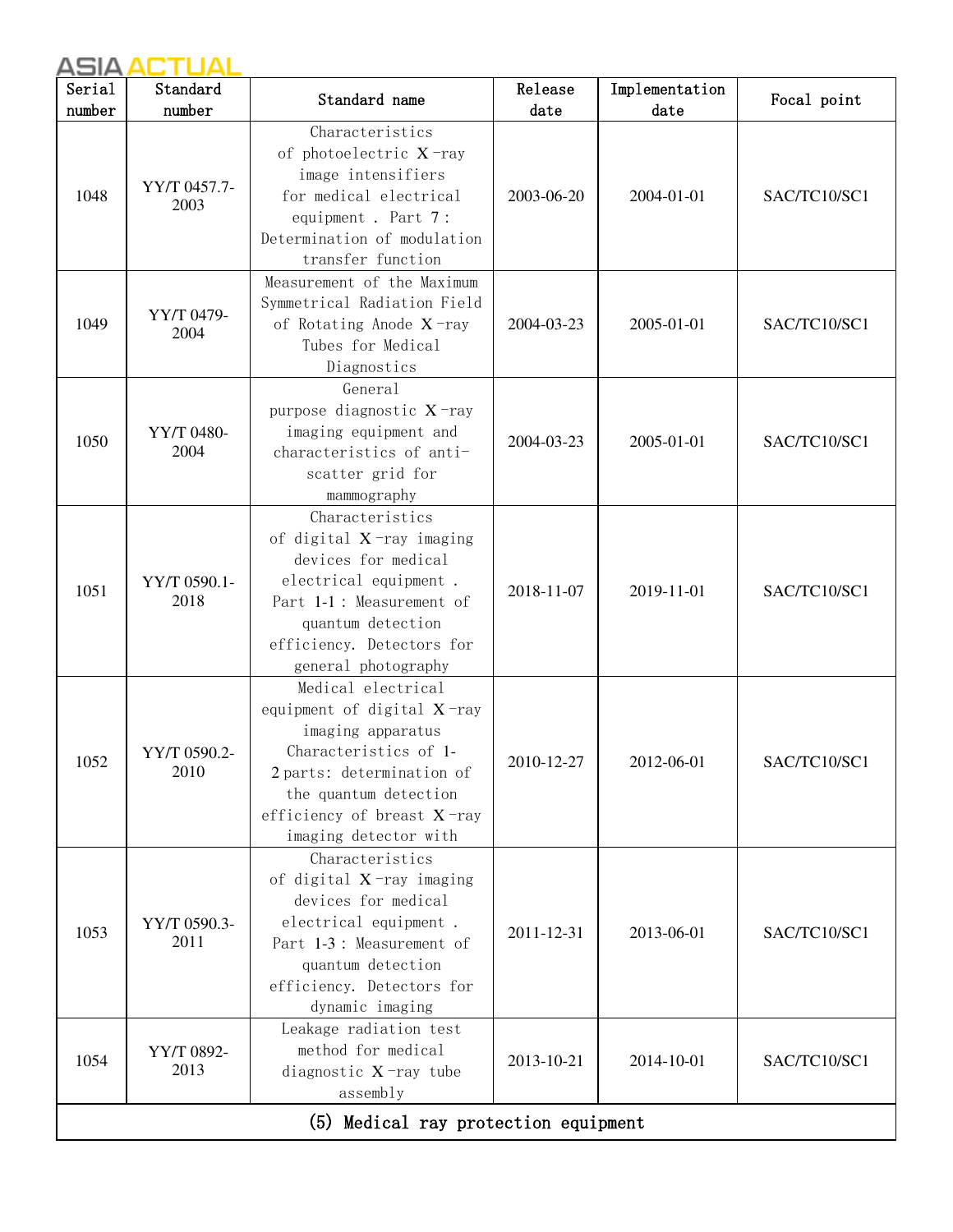| Serial number | Standard number | Standard name | Release date | Implementation date | Focal point |
|---|---|---|---|---|---|
| 1048 | YY/T 0457.7-2003 | Characteristics of photoelectric X-ray image intensifiers for medical electrical equipment . Part 7 : Determination of modulation transfer function | 2003-06-20 | 2004-01-01 | SAC/TC10/SC1 |
| 1049 | YY/T 0479-2004 | Measurement of the Maximum Symmetrical Radiation Field of Rotating Anode X-ray Tubes for Medical Diagnostics | 2004-03-23 | 2005-01-01 | SAC/TC10/SC1 |
| 1050 | YY/T 0480-2004 | General purpose diagnostic X-ray imaging equipment and characteristics of anti-scatter grid for mammography | 2004-03-23 | 2005-01-01 | SAC/TC10/SC1 |
| 1051 | YY/T 0590.1-2018 | Characteristics of digital X-ray imaging devices for medical electrical equipment . Part 1-1 : Measurement of quantum detection efficiency. Detectors for general photography | 2018-11-07 | 2019-11-01 | SAC/TC10/SC1 |
| 1052 | YY/T 0590.2-2010 | Medical electrical equipment of digital X-ray imaging apparatus Characteristics of 1-2 parts: determination of the quantum detection efficiency of breast X-ray imaging detector with | 2010-12-27 | 2012-06-01 | SAC/TC10/SC1 |
| 1053 | YY/T 0590.3-2011 | Characteristics of digital X-ray imaging devices for medical electrical equipment . Part 1-3 : Measurement of quantum detection efficiency. Detectors for dynamic imaging | 2011-12-31 | 2013-06-01 | SAC/TC10/SC1 |
| 1054 | YY/T 0892-2013 | Leakage radiation test method for medical diagnostic X-ray tube assembly | 2013-10-21 | 2014-10-01 | SAC/TC10/SC1 |
| (5) Medical ray protection equipment | | | | | |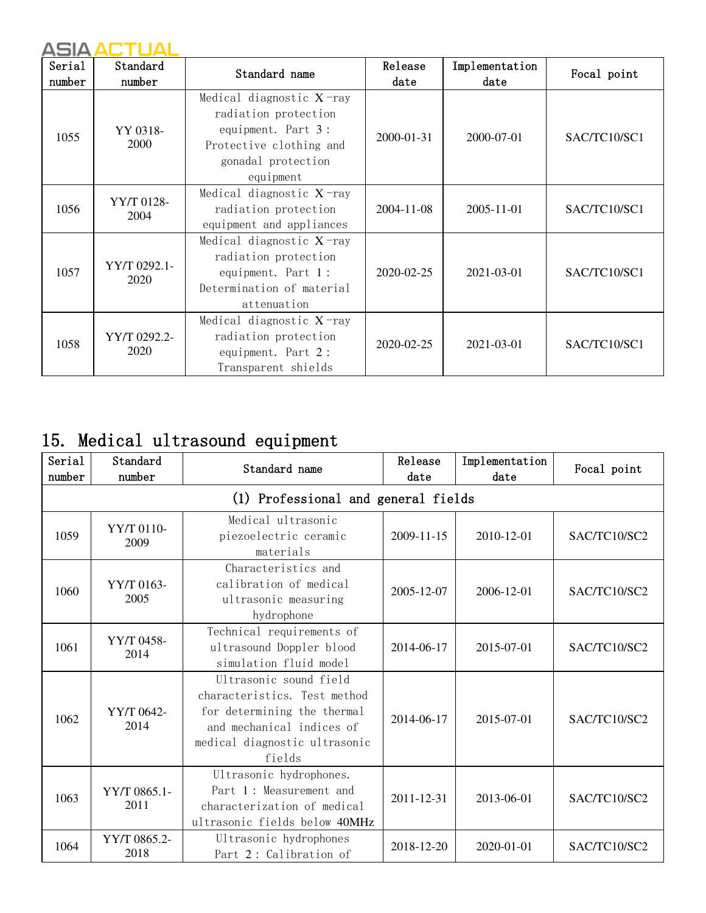| Serial number | Standard number | Standard name | Release date | Implementation date | Focal point |
|---|---|---|---|---|---|
| 1055 | YY 0318-2000 | Medical diagnostic X-ray radiation protection equipment. Part 3: Protective clothing and gonadal protection equipment | 2000-01-31 | 2000-07-01 | SAC/TC10/SC1 |
| 1056 | YY/T 0128-2004 | Medical diagnostic X-ray radiation protection equipment and appliances | 2004-11-08 | 2005-11-01 | SAC/TC10/SC1 |
| 1057 | YY/T 0292.1-2020 | Medical diagnostic X-ray radiation protection equipment. Part 1: Determination of material attenuation | 2020-02-25 | 2021-03-01 | SAC/TC10/SC1 |
| 1058 | YY/T 0292.2-2020 | Medical diagnostic X-ray radiation protection equipment. Part 2: Transparent shields | 2020-02-25 | 2021-03-01 | SAC/TC10/SC1 |

## 15. Medical ultrasound equipment

| Serial number | Standard number | Standard name | Release date | Implementation date | Focal point |
|---|---|---|---|---|---|
| (1) Professional and general fields | | | | | |
| 1059 | YY/T 0110-2009 | Medical ultrasonic piezoelectric ceramic materials | 2009-11-15 | 2010-12-01 | SAC/TC10/SC2 |
| 1060 | YY/T 0163-2005 | Characteristics and calibration of medical ultrasonic measuring hydrophone | 2005-12-07 | 2006-12-01 | SAC/TC10/SC2 |
| 1061 | YY/T 0458-2014 | Technical requirements of ultrasound Doppler blood simulation fluid model | 2014-06-17 | 2015-07-01 | SAC/TC10/SC2 |
| 1062 | YY/T 0642-2014 | Ultrasonic sound field characteristics. Test method for determining the thermal and mechanical indices of medical diagnostic ultrasonic fields | 2014-06-17 | 2015-07-01 | SAC/TC10/SC2 |
| 1063 | YY/T 0865.1-2011 | Ultrasonic hydrophones. Part 1: Measurement and characterization of medical ultrasonic fields below 40MHz | 2011-12-31 | 2013-06-01 | SAC/TC10/SC2 |
| 1064 | YY/T 0865.2-2018 | Ultrasonic hydrophones Part 2: Calibration of | 2018-12-20 | 2020-01-01 | SAC/TC10/SC2 |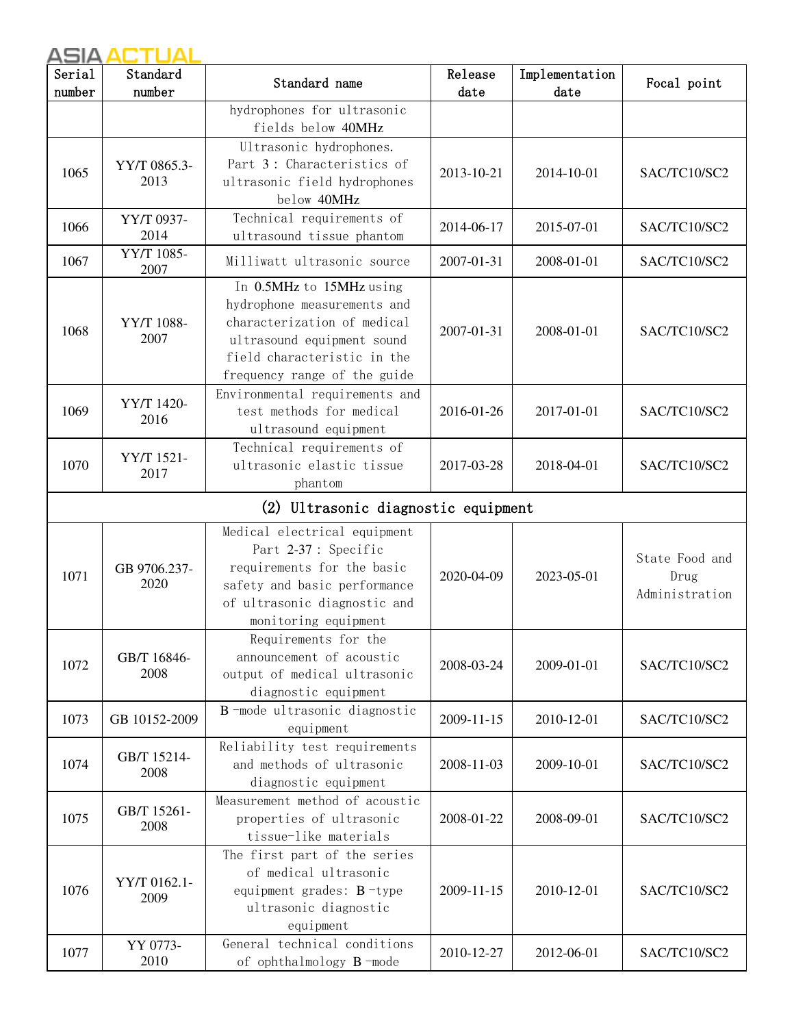| Serial number | Standard number | Standard name | Release date | Implementation date | Focal point |
| --- | --- | --- | --- | --- | --- |
| | | hydrophones for ultrasonic fields below 40MHz | | | |
| 1065 | YY/T 0865.3-2013 | Ultrasonic hydrophones. Part 3 : Characteristics of ultrasonic field hydrophones below 40MHz | 2013-10-21 | 2014-10-01 | SAC/TC10/SC2 |
| 1066 | YY/T 0937-2014 | Technical requirements of ultrasound tissue phantom | 2014-06-17 | 2015-07-01 | SAC/TC10/SC2 |
| 1067 | YY/T 1085-2007 | Milliwatt ultrasonic source | 2007-01-31 | 2008-01-01 | SAC/TC10/SC2 |
| 1068 | YY/T 1088-2007 | In 0.5MHz to 15MHz using hydrophone measurements and characterization of medical ultrasound equipment sound field characteristic in the frequency range of the guide | 2007-01-31 | 2008-01-01 | SAC/TC10/SC2 |
| 1069 | YY/T 1420-2016 | Environmental requirements and test methods for medical ultrasound equipment | 2016-01-26 | 2017-01-01 | SAC/TC10/SC2 |
| 1070 | YY/T 1521-2017 | Technical requirements of ultrasonic elastic tissue phantom | 2017-03-28 | 2018-04-01 | SAC/TC10/SC2 |
| (2) Ultrasonic diagnostic equipment | | | | | |
| 1071 | GB 9706.237-2020 | Medical electrical equipment Part 2-37 : Specific requirements for the basic safety and basic performance of ultrasonic diagnostic and monitoring equipment | 2020-04-09 | 2023-05-01 | State Food and Drug Administration |
| 1072 | GB/T 16846-2008 | Requirements for the announcement of acoustic output of medical ultrasonic diagnostic equipment | 2008-03-24 | 2009-01-01 | SAC/TC10/SC2 |
| 1073 | GB 10152-2009 | B -mode ultrasonic diagnostic equipment | 2009-11-15 | 2010-12-01 | SAC/TC10/SC2 |
| 1074 | GB/T 15214-2008 | Reliability test requirements and methods of ultrasonic diagnostic equipment | 2008-11-03 | 2009-10-01 | SAC/TC10/SC2 |
| 1075 | GB/T 15261-2008 | Measurement method of acoustic properties of ultrasonic tissue-like materials | 2008-01-22 | 2008-09-01 | SAC/TC10/SC2 |
| 1076 | YY/T 0162.1-2009 | The first part of the series of medical ultrasonic equipment grades: B -type ultrasonic diagnostic equipment | 2009-11-15 | 2010-12-01 | SAC/TC10/SC2 |
| 1077 | YY 0773-2010 | General technical conditions of ophthalmology B -mode | 2010-12-27 | 2012-06-01 | SAC/TC10/SC2 |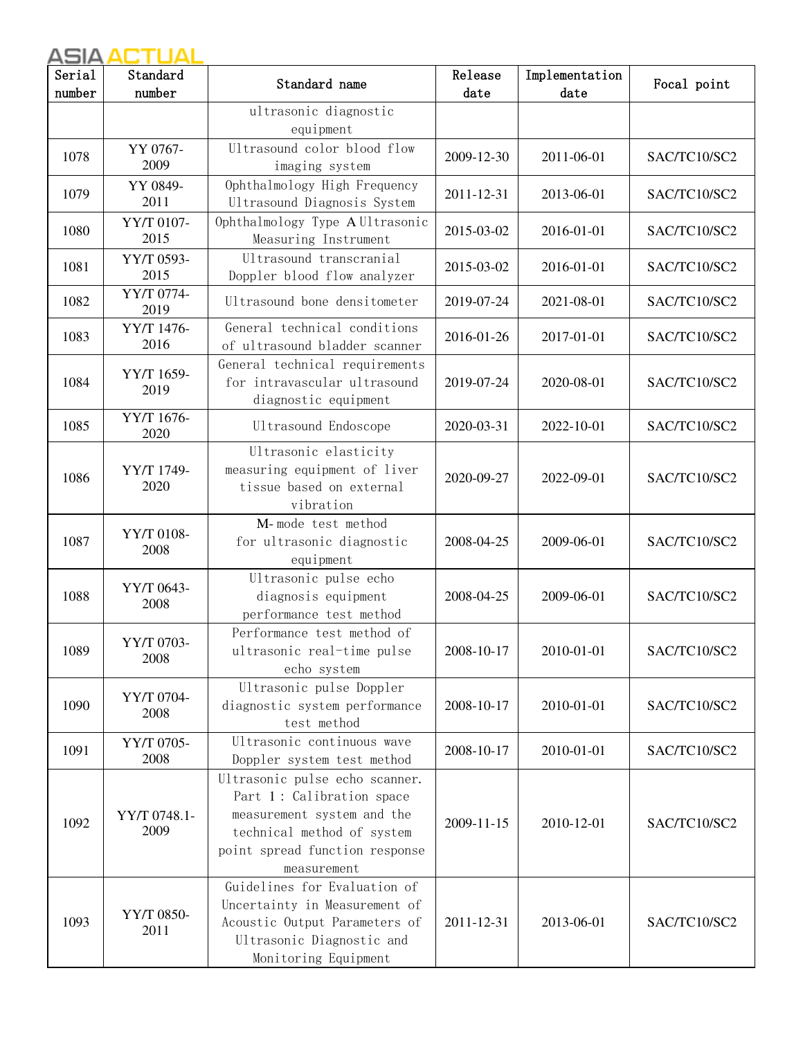| Serial number | Standard number | Standard name | Release date | Implementation date | Focal point |
| --- | --- | --- | --- | --- | --- |
| | | ultrasonic diagnostic equipment | | | |
| 1078 | YY 0767-2009 | Ultrasound color blood flow imaging system | 2009-12-30 | 2011-06-01 | SAC/TC10/SC2 |
| 1079 | YY 0849-2011 | Ophthalmology High Frequency Ultrasound Diagnosis System | 2011-12-31 | 2013-06-01 | SAC/TC10/SC2 |
| 1080 | YY/T 0107-2015 | Ophthalmology Type A Ultrasonic Measuring Instrument | 2015-03-02 | 2016-01-01 | SAC/TC10/SC2 |
| 1081 | YY/T 0593-2015 | Ultrasound transcranial Doppler blood flow analyzer | 2015-03-02 | 2016-01-01 | SAC/TC10/SC2 |
| 1082 | YY/T 0774-2019 | Ultrasound bone densitometer | 2019-07-24 | 2021-08-01 | SAC/TC10/SC2 |
| 1083 | YY/T 1476-2016 | General technical conditions of ultrasound bladder scanner | 2016-01-26 | 2017-01-01 | SAC/TC10/SC2 |
| 1084 | YY/T 1659-2019 | General technical requirements for intravascular ultrasound diagnostic equipment | 2019-07-24 | 2020-08-01 | SAC/TC10/SC2 |
| 1085 | YY/T 1676-2020 | Ultrasound Endoscope | 2020-03-31 | 2022-10-01 | SAC/TC10/SC2 |
| 1086 | YY/T 1749-2020 | Ultrasonic elasticity measuring equipment of liver tissue based on external vibration | 2020-09-27 | 2022-09-01 | SAC/TC10/SC2 |
| 1087 | YY/T 0108-2008 | M-mode test method for ultrasonic diagnostic equipment | 2008-04-25 | 2009-06-01 | SAC/TC10/SC2 |
| 1088 | YY/T 0643-2008 | Ultrasonic pulse echo diagnosis equipment performance test method | 2008-04-25 | 2009-06-01 | SAC/TC10/SC2 |
| 1089 | YY/T 0703-2008 | Performance test method of ultrasonic real-time pulse echo system | 2008-10-17 | 2010-01-01 | SAC/TC10/SC2 |
| 1090 | YY/T 0704-2008 | Ultrasonic pulse Doppler diagnostic system performance test method | 2008-10-17 | 2010-01-01 | SAC/TC10/SC2 |
| 1091 | YY/T 0705-2008 | Ultrasonic continuous wave Doppler system test method | 2008-10-17 | 2010-01-01 | SAC/TC10/SC2 |
| 1092 | YY/T 0748.1-2009 | Ultrasonic pulse echo scanner. Part 1: Calibration space measurement system and the technical method of system point spread function response measurement | 2009-11-15 | 2010-12-01 | SAC/TC10/SC2 |
| 1093 | YY/T 0850-2011 | Guidelines for Evaluation of Uncertainty in Measurement of Acoustic Output Parameters of Ultrasonic Diagnostic and Monitoring Equipment | 2011-12-31 | 2013-06-01 | SAC/TC10/SC2 |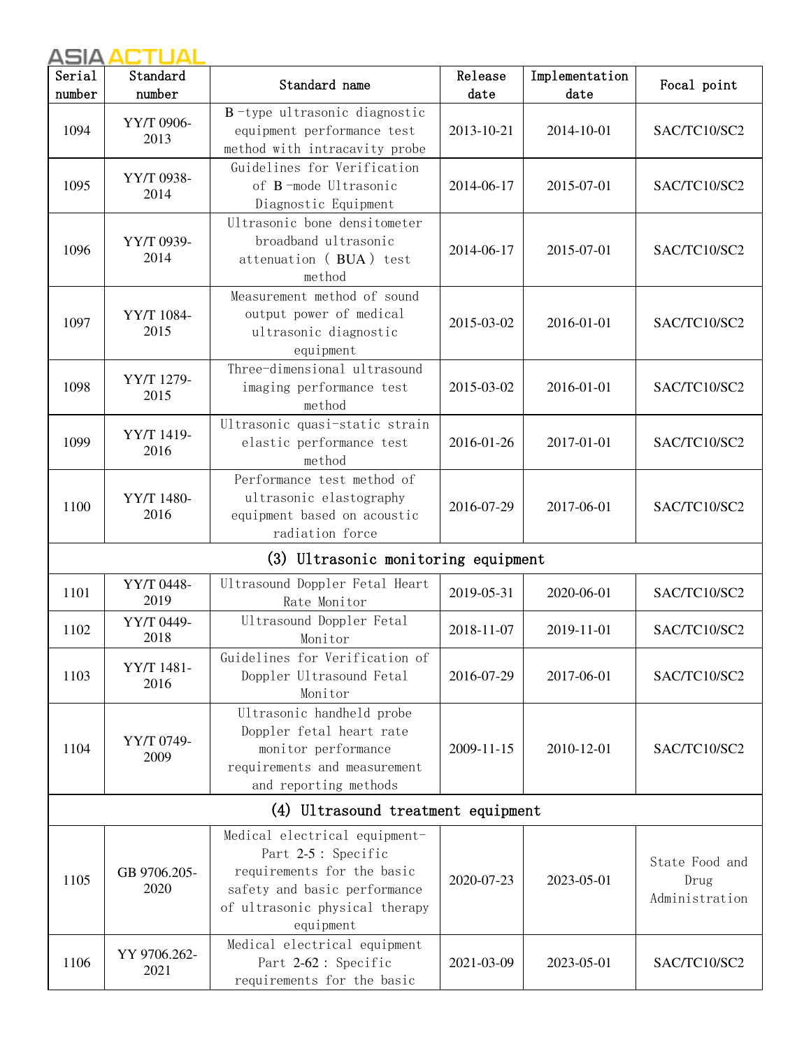| Serial number | Standard number | Standard name | Release date | Implementation date | Focal point |
|---|---|---|---|---|---|
| 1094 | YY/T 0906-2013 | B -type ultrasonic diagnostic equipment performance test method with intracavity probe | 2013-10-21 | 2014-10-01 | SAC/TC10/SC2 |
| 1095 | YY/T 0938-2014 | Guidelines for Verification of B -mode Ultrasonic Diagnostic Equipment | 2014-06-17 | 2015-07-01 | SAC/TC10/SC2 |
| 1096 | YY/T 0939-2014 | Ultrasonic bone densitometer broadband ultrasonic attenuation ( BUA ) test method | 2014-06-17 | 2015-07-01 | SAC/TC10/SC2 |
| 1097 | YY/T 1084-2015 | Measurement method of sound output power of medical ultrasonic diagnostic equipment | 2015-03-02 | 2016-01-01 | SAC/TC10/SC2 |
| 1098 | YY/T 1279-2015 | Three-dimensional ultrasound imaging performance test method | 2015-03-02 | 2016-01-01 | SAC/TC10/SC2 |
| 1099 | YY/T 1419-2016 | Ultrasonic quasi-static strain elastic performance test method | 2016-01-26 | 2017-01-01 | SAC/TC10/SC2 |
| 1100 | YY/T 1480-2016 | Performance test method of ultrasonic elastography equipment based on acoustic radiation force | 2016-07-29 | 2017-06-01 | SAC/TC10/SC2 |
| (3) Ultrasonic monitoring equipment | | | | | |
| 1101 | YY/T 0448-2019 | Ultrasound Doppler Fetal Heart Rate Monitor | 2019-05-31 | 2020-06-01 | SAC/TC10/SC2 |
| 1102 | YY/T 0449-2018 | Ultrasound Doppler Fetal Monitor | 2018-11-07 | 2019-11-01 | SAC/TC10/SC2 |
| 1103 | YY/T 1481-2016 | Guidelines for Verification of Doppler Ultrasound Fetal Monitor | 2016-07-29 | 2017-06-01 | SAC/TC10/SC2 |
| 1104 | YY/T 0749-2009 | Ultrasonic handheld probe Doppler fetal heart rate monitor performance requirements and measurement and reporting methods | 2009-11-15 | 2010-12-01 | SAC/TC10/SC2 |
| (4) Ultrasound treatment equipment | | | | | |
| 1105 | GB 9706.205-2020 | Medical electrical equipment-Part 2-5 : Specific requirements for the basic safety and basic performance of ultrasonic physical therapy equipment | 2020-07-23 | 2023-05-01 | State Food and Drug Administration |
| 1106 | YY 9706.262-2021 | Medical electrical equipment Part 2-62 : Specific requirements for the basic | 2021-03-09 | 2023-05-01 | SAC/TC10/SC2 |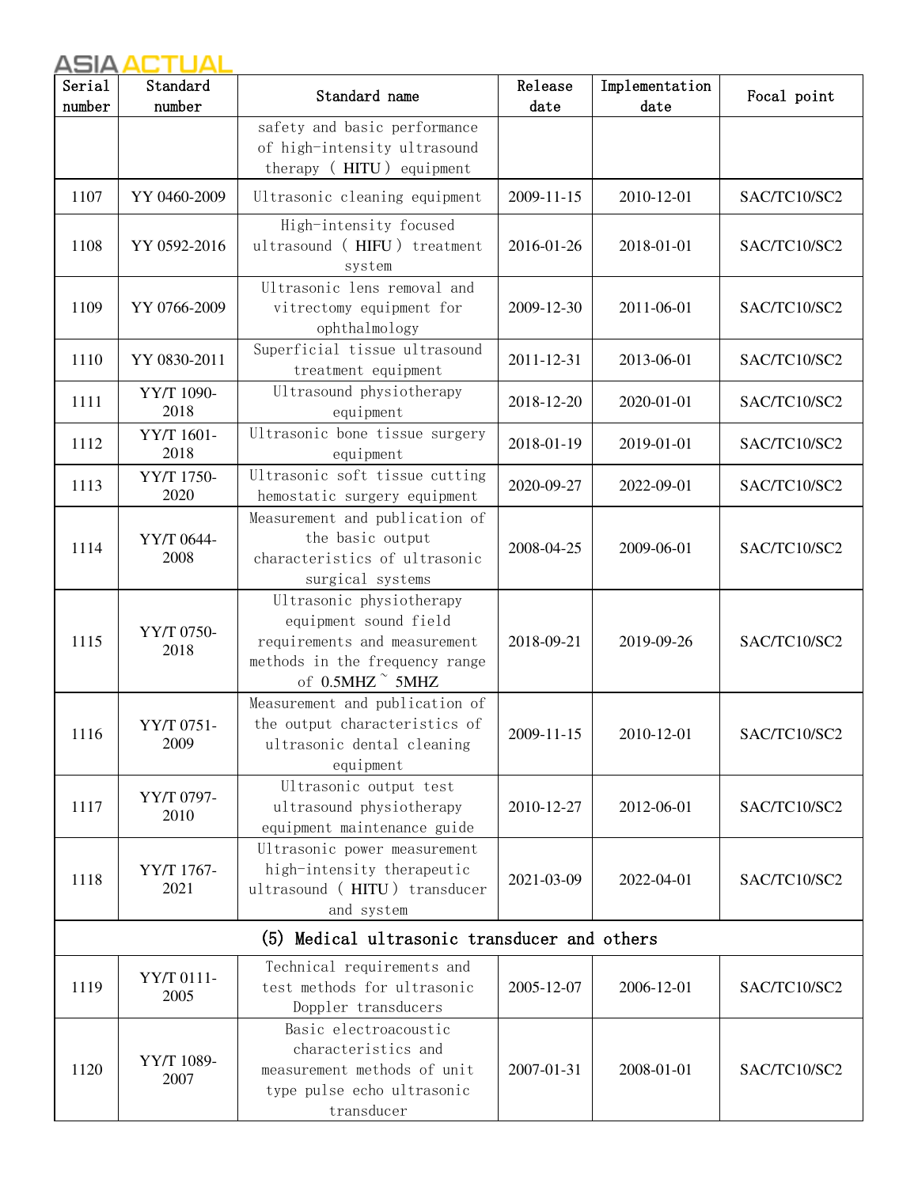| Serial number | Standard number | Standard name | Release date | Implementation date | Focal point |
|---|---|---|---|---|---|
| | | safety and basic performance of high-intensity ultrasound therapy ( HITU ) equipment | | | |
| 1107 | YY 0460-2009 | Ultrasonic cleaning equipment | 2009-11-15 | 2010-12-01 | SAC/TC10/SC2 |
| 1108 | YY 0592-2016 | High-intensity focused ultrasound ( HIFU ) treatment system | 2016-01-26 | 2018-01-01 | SAC/TC10/SC2 |
| 1109 | YY 0766-2009 | Ultrasonic lens removal and vitrectomy equipment for ophthalmology | 2009-12-30 | 2011-06-01 | SAC/TC10/SC2 |
| 1110 | YY 0830-2011 | Superficial tissue ultrasound treatment equipment | 2011-12-31 | 2013-06-01 | SAC/TC10/SC2 |
| 1111 | YY/T 1090-2018 | Ultrasound physiotherapy equipment | 2018-12-20 | 2020-01-01 | SAC/TC10/SC2 |
| 1112 | YY/T 1601-2018 | Ultrasonic bone tissue surgery equipment | 2018-01-19 | 2019-01-01 | SAC/TC10/SC2 |
| 1113 | YY/T 1750-2020 | Ultrasonic soft tissue cutting hemostatic surgery equipment | 2020-09-27 | 2022-09-01 | SAC/TC10/SC2 |
| 1114 | YY/T 0644-2008 | Measurement and publication of the basic output characteristics of ultrasonic surgical systems | 2008-04-25 | 2009-06-01 | SAC/TC10/SC2 |
| 1115 | YY/T 0750-2018 | Ultrasonic physiotherapy equipment sound field requirements and measurement methods in the frequency range of 0.5MHZ ~ 5MHZ | 2018-09-21 | 2019-09-26 | SAC/TC10/SC2 |
| 1116 | YY/T 0751-2009 | Measurement and publication of the output characteristics of ultrasonic dental cleaning equipment | 2009-11-15 | 2010-12-01 | SAC/TC10/SC2 |
| 1117 | YY/T 0797-2010 | Ultrasonic output test ultrasound physiotherapy equipment maintenance guide | 2010-12-27 | 2012-06-01 | SAC/TC10/SC2 |
| 1118 | YY/T 1767-2021 | Ultrasonic power measurement high-intensity therapeutic ultrasound ( HITU ) transducer and system | 2021-03-09 | 2022-04-01 | SAC/TC10/SC2 |
| (5) Medical ultrasonic transducer and others | | | | | |
| 1119 | YY/T 0111-2005 | Technical requirements and test methods for ultrasonic Doppler transducers | 2005-12-07 | 2006-12-01 | SAC/TC10/SC2 |
| 1120 | YY/T 1089-2007 | Basic electroacoustic characteristics and measurement methods of unit type pulse echo ultrasonic transducer | 2007-01-31 | 2008-01-01 | SAC/TC10/SC2 |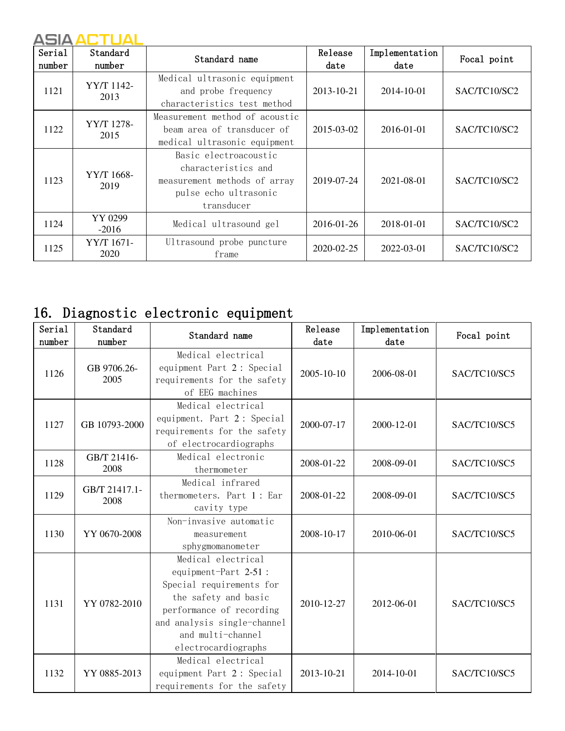| Serial number | Standard number | Standard name | Release date | Implementation date | Focal point |
|---|---|---|---|---|---|
| 1121 | YY/T 1142-2013 | Medical ultrasonic equipment and probe frequency characteristics test method | 2013-10-21 | 2014-10-01 | SAC/TC10/SC2 |
| 1122 | YY/T 1278-2015 | Measurement method of acoustic beam area of transducer of medical ultrasonic equipment | 2015-03-02 | 2016-01-01 | SAC/TC10/SC2 |
| 1123 | YY/T 1668-2019 | Basic electroacoustic characteristics and measurement methods of array pulse echo ultrasonic transducer | 2019-07-24 | 2021-08-01 | SAC/TC10/SC2 |
| 1124 | YY 0299 -2016 | Medical ultrasound gel | 2016-01-26 | 2018-01-01 | SAC/TC10/SC2 |
| 1125 | YY/T 1671-2020 | Ultrasound probe puncture frame | 2020-02-25 | 2022-03-01 | SAC/TC10/SC2 |

## 16. Diagnostic electronic equipment

| Serial number | Standard number | Standard name | Release date | Implementation date | Focal point |
|---|---|---|---|---|---|
| 1126 | GB 9706.26-2005 | Medical electrical equipment Part 2: Special requirements for the safety of EEG machines | 2005-10-10 | 2006-08-01 | SAC/TC10/SC5 |
| 1127 | GB 10793-2000 | Medical electrical equipment. Part 2: Special requirements for the safety of electrocardiographs | 2000-07-17 | 2000-12-01 | SAC/TC10/SC5 |
| 1128 | GB/T 21416-2008 | Medical electronic thermometer | 2008-01-22 | 2008-09-01 | SAC/TC10/SC5 |
| 1129 | GB/T 21417.1-2008 | Medical infrared thermometers. Part 1: Ear cavity type | 2008-01-22 | 2008-09-01 | SAC/TC10/SC5 |
| 1130 | YY 0670-2008 | Non-invasive automatic measurement sphygmomanometer | 2008-10-17 | 2010-06-01 | SAC/TC10/SC5 |
| 1131 | YY 0782-2010 | Medical electrical equipment-Part 2-51: Special requirements for the safety and basic performance of recording and analysis single-channel and multi-channel electrocardiographs | 2010-12-27 | 2012-06-01 | SAC/TC10/SC5 |
| 1132 | YY 0885-2013 | Medical electrical equipment Part 2: Special requirements for the safety | 2013-10-21 | 2014-10-01 | SAC/TC10/SC5 |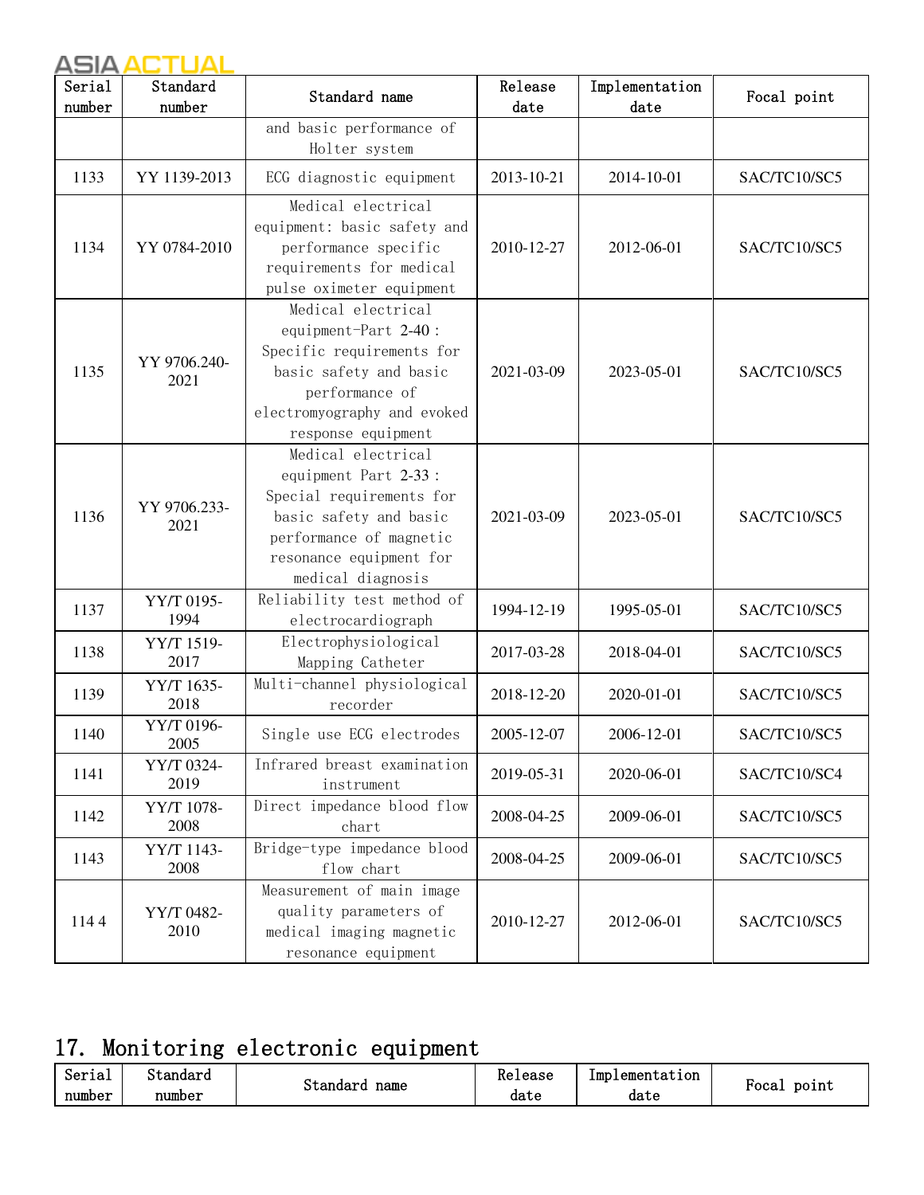| Serial number | Standard number | Standard name | Release date | Implementation date | Focal point |
|---|---|---|---|---|---|
| | | and basic performance of Holter system | | | |
| 1133 | YY 1139-2013 | ECG diagnostic equipment | 2013-10-21 | 2014-10-01 | SAC/TC10/SC5 |
| 1134 | YY 0784-2010 | Medical electrical equipment: basic safety and performance specific requirements for medical pulse oximeter equipment | 2010-12-27 | 2012-06-01 | SAC/TC10/SC5 |
| 1135 | YY 9706.240-2021 | Medical electrical equipment-Part 2-40 : Specific requirements for basic safety and basic performance of electromyography and evoked response equipment | 2021-03-09 | 2023-05-01 | SAC/TC10/SC5 |
| 1136 | YY 9706.233-2021 | Medical electrical equipment Part 2-33 : Special requirements for basic safety and basic performance of magnetic resonance equipment for medical diagnosis | 2021-03-09 | 2023-05-01 | SAC/TC10/SC5 |
| 1137 | YY/T 0195-1994 | Reliability test method of electrocardiograph | 1994-12-19 | 1995-05-01 | SAC/TC10/SC5 |
| 1138 | YY/T 1519-2017 | Electrophysiological Mapping Catheter | 2017-03-28 | 2018-04-01 | SAC/TC10/SC5 |
| 1139 | YY/T 1635-2018 | Multi-channel physiological recorder | 2018-12-20 | 2020-01-01 | SAC/TC10/SC5 |
| 1140 | YY/T 0196-2005 | Single use ECG electrodes | 2005-12-07 | 2006-12-01 | SAC/TC10/SC5 |
| 1141 | YY/T 0324-2019 | Infrared breast examination instrument | 2019-05-31 | 2020-06-01 | SAC/TC10/SC4 |
| 1142 | YY/T 1078-2008 | Direct impedance blood flow chart | 2008-04-25 | 2009-06-01 | SAC/TC10/SC5 |
| 1143 | YY/T 1143-2008 | Bridge-type impedance blood flow chart | 2008-04-25 | 2009-06-01 | SAC/TC10/SC5 |
| 114 4 | YY/T 0482-2010 | Measurement of main image quality parameters of medical imaging magnetic resonance equipment | 2010-12-27 | 2012-06-01 | SAC/TC10/SC5 |

## 17. Monitoring electronic equipment

| Serial number | Standard number | Standard name | Release date | Implementation date | Focal point |
|---|---|---|---|---|---|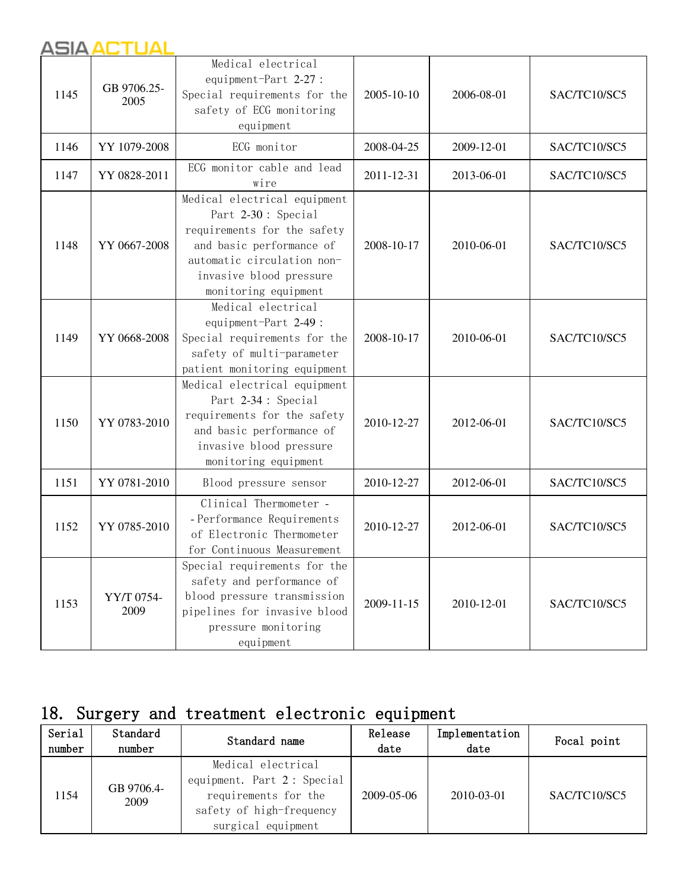| | | | | | |
|---|---|---|---|---|---|
| 1145 | GB 9706.25-2005 | Medical electrical equipment-Part 2-27 : Special requirements for the safety of ECG monitoring equipment | 2005-10-10 | 2006-08-01 | SAC/TC10/SC5 |
| 1146 | YY 1079-2008 | ECG monitor | 2008-04-25 | 2009-12-01 | SAC/TC10/SC5 |
| 1147 | YY 0828-2011 | ECG monitor cable and lead wire | 2011-12-31 | 2013-06-01 | SAC/TC10/SC5 |
| 1148 | YY 0667-2008 | Medical electrical equipment Part 2-30 : Special requirements for the safety and basic performance of automatic circulation non-invasive blood pressure monitoring equipment | 2008-10-17 | 2010-06-01 | SAC/TC10/SC5 |
| 1149 | YY 0668-2008 | Medical electrical equipment-Part 2-49 : Special requirements for the safety of multi-parameter patient monitoring equipment | 2008-10-17 | 2010-06-01 | SAC/TC10/SC5 |
| 1150 | YY 0783-2010 | Medical electrical equipment Part 2-34 : Special requirements for the safety and basic performance of invasive blood pressure monitoring equipment | 2010-12-27 | 2012-06-01 | SAC/TC10/SC5 |
| 1151 | YY 0781-2010 | Blood pressure sensor | 2010-12-27 | 2012-06-01 | SAC/TC10/SC5 |
| 1152 | YY 0785-2010 | Clinical Thermometer --Performance Requirements of Electronic Thermometer for Continuous Measurement | 2010-12-27 | 2012-06-01 | SAC/TC10/SC5 |
| 1153 | YY/T 0754-2009 | Special requirements for the safety and performance of blood pressure transmission pipelines for invasive blood pressure monitoring equipment | 2009-11-15 | 2010-12-01 | SAC/TC10/SC5 |

## 18. Surgery and treatment electronic equipment

| Serial number | Standard number | Standard name | Release date | Implementation date | Focal point |
|---|---|---|---|---|---|
| 1154 | GB 9706.4-2009 | Medical electrical equipment. Part 2 : Special requirements for the safety of high-frequency surgical equipment | 2009-05-06 | 2010-03-01 | SAC/TC10/SC5 |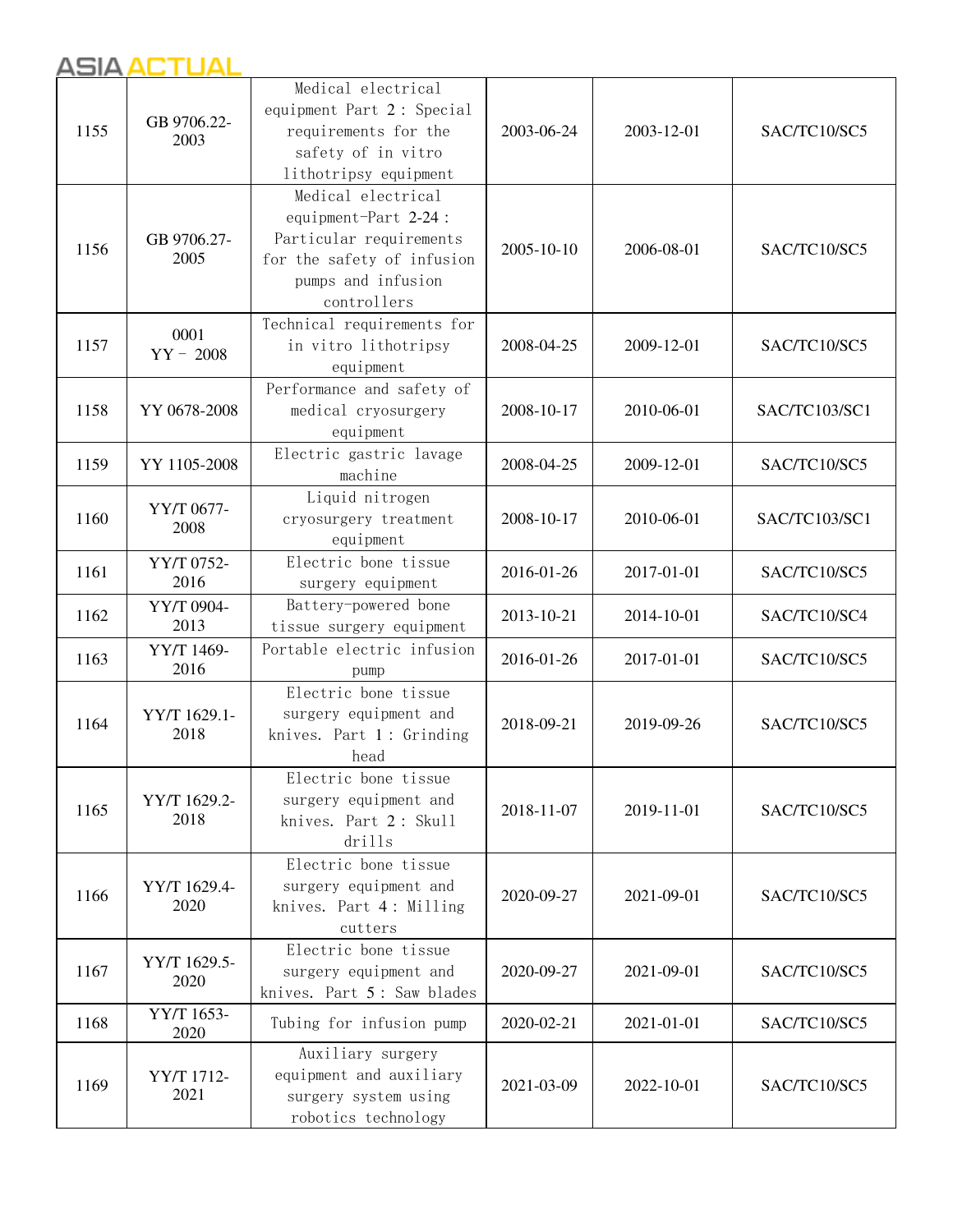| 1155 | GB 9706.22-2003 | Medical electrical equipment Part 2 : Special requirements for the safety of in vitro lithotripsy equipment | 2003-06-24 | 2003-12-01 | SAC/TC10/SC5 |
|---|---|---|---|---|---|
| 1156 | GB 9706.27-2005 | Medical electrical equipment-Part 2-24 : Particular requirements for the safety of infusion pumps and infusion controllers | 2005-10-10 | 2006-08-01 | SAC/TC10/SC5 |
| 1157 | 0001 YY－ 2008 | Technical requirements for in vitro lithotripsy equipment | 2008-04-25 | 2009-12-01 | SAC/TC10/SC5 |
| 1158 | YY 0678-2008 | Performance and safety of medical cryosurgery equipment | 2008-10-17 | 2010-06-01 | SAC/TC103/SC1 |
| 1159 | YY 1105-2008 | Electric gastric lavage machine | 2008-04-25 | 2009-12-01 | SAC/TC10/SC5 |
| 1160 | YY/T 0677-2008 | Liquid nitrogen cryosurgery treatment equipment | 2008-10-17 | 2010-06-01 | SAC/TC103/SC1 |
| 1161 | YY/T 0752-2016 | Electric bone tissue surgery equipment | 2016-01-26 | 2017-01-01 | SAC/TC10/SC5 |
| 1162 | YY/T 0904-2013 | Battery-powered bone tissue surgery equipment | 2013-10-21 | 2014-10-01 | SAC/TC10/SC4 |
| 1163 | YY/T 1469-2016 | Portable electric infusion pump | 2016-01-26 | 2017-01-01 | SAC/TC10/SC5 |
| 1164 | YY/T 1629.1-2018 | Electric bone tissue surgery equipment and knives. Part 1 : Grinding head | 2018-09-21 | 2019-09-26 | SAC/TC10/SC5 |
| 1165 | YY/T 1629.2-2018 | Electric bone tissue surgery equipment and knives. Part 2 : Skull drills | 2018-11-07 | 2019-11-01 | SAC/TC10/SC5 |
| 1166 | YY/T 1629.4-2020 | Electric bone tissue surgery equipment and knives. Part 4 : Milling cutters | 2020-09-27 | 2021-09-01 | SAC/TC10/SC5 |
| 1167 | YY/T 1629.5-2020 | Electric bone tissue surgery equipment and knives. Part 5 : Saw blades | 2020-09-27 | 2021-09-01 | SAC/TC10/SC5 |
| 1168 | YY/T 1653-2020 | Tubing for infusion pump | 2020-02-21 | 2021-01-01 | SAC/TC10/SC5 |
| 1169 | YY/T 1712-2021 | Auxiliary surgery equipment and auxiliary surgery system using robotics technology | 2021-03-09 | 2022-10-01 | SAC/TC10/SC5 |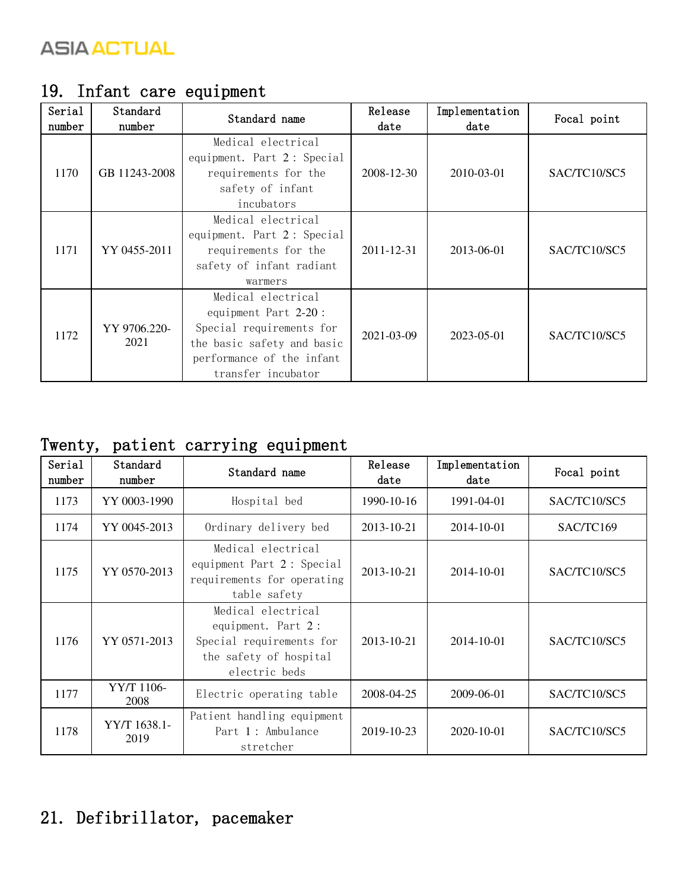## 19. Infant care equipment

| Serial number | Standard number | Standard name | Release date | Implementation date | Focal point |
|---|---|---|---|---|---|
| 1170 | GB 11243-2008 | Medical electrical equipment. Part 2: Special requirements for the safety of infant incubators | 2008-12-30 | 2010-03-01 | SAC/TC10/SC5 |
| 1171 | YY 0455-2011 | Medical electrical equipment. Part 2: Special requirements for the safety of infant radiant warmers | 2011-12-31 | 2013-06-01 | SAC/TC10/SC5 |
| 1172 | YY 9706.220-2021 | Medical electrical equipment Part 2-20: Special requirements for the basic safety and basic performance of the infant transfer incubator | 2021-03-09 | 2023-05-01 | SAC/TC10/SC5 |

## Twenty, patient carrying equipment

| Serial number | Standard number | Standard name | Release date | Implementation date | Focal point |
|---|---|---|---|---|---|
| 1173 | YY 0003-1990 | Hospital bed | 1990-10-16 | 1991-04-01 | SAC/TC10/SC5 |
| 1174 | YY 0045-2013 | Ordinary delivery bed | 2013-10-21 | 2014-10-01 | SAC/TC169 |
| 1175 | YY 0570-2013 | Medical electrical equipment Part 2: Special requirements for operating table safety | 2013-10-21 | 2014-10-01 | SAC/TC10/SC5 |
| 1176 | YY 0571-2013 | Medical electrical equipment. Part 2: Special requirements for the safety of hospital electric beds | 2013-10-21 | 2014-10-01 | SAC/TC10/SC5 |
| 1177 | YY/T 1106-2008 | Electric operating table | 2008-04-25 | 2009-06-01 | SAC/TC10/SC5 |
| 1178 | YY/T 1638.1-2019 | Patient handling equipment Part 1: Ambulance stretcher | 2019-10-23 | 2020-10-01 | SAC/TC10/SC5 |

## 21. Defibrillator, pacemaker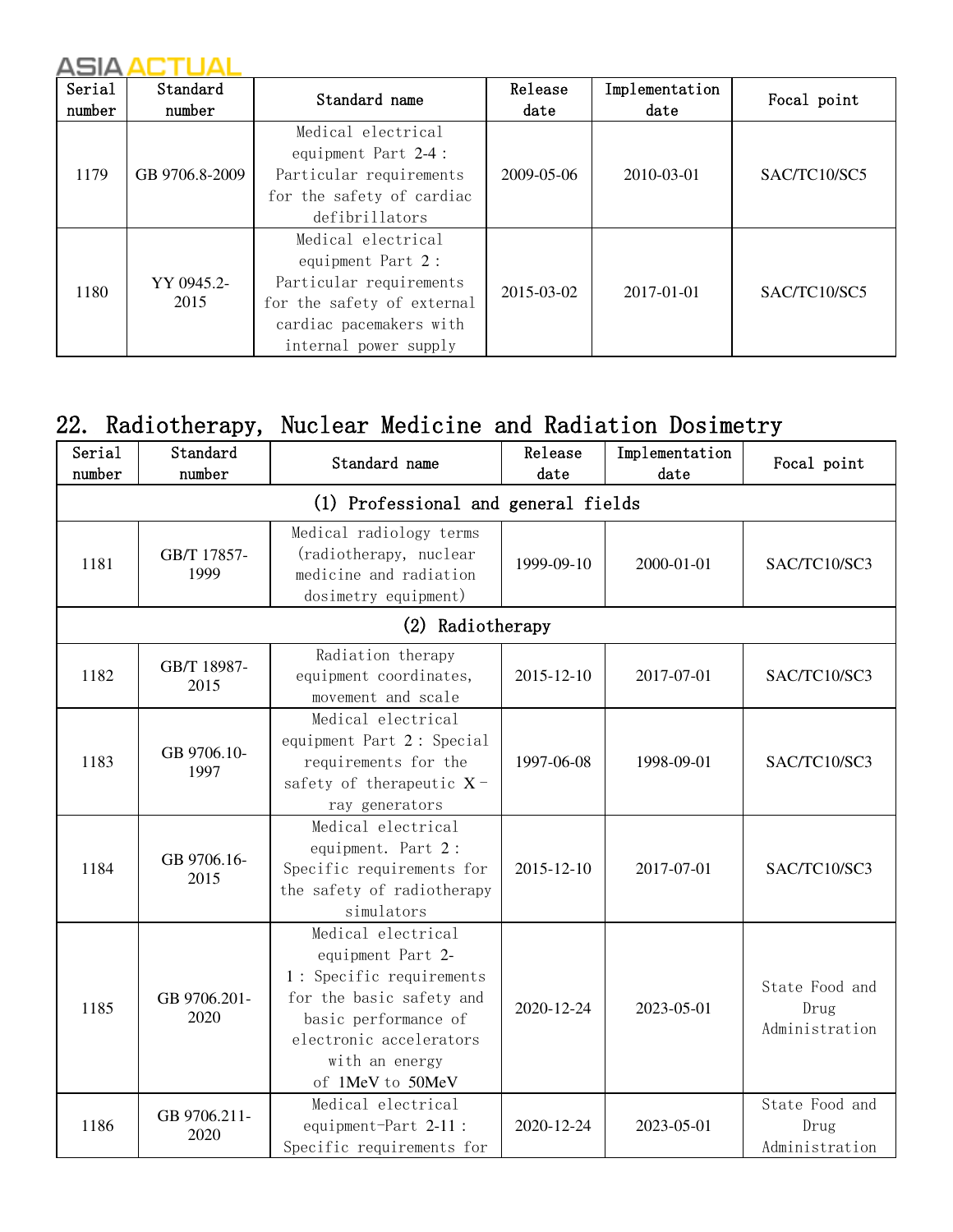| Serial number | Standard number | Standard name | Release date | Implementation date | Focal point |
|---|---|---|---|---|---|
| 1179 | GB 9706.8-2009 | Medical electrical equipment Part 2-4: Particular requirements for the safety of cardiac defibrillators | 2009-05-06 | 2010-03-01 | SAC/TC10/SC5 |
| 1180 | YY 0945.2-2015 | Medical electrical equipment Part 2: Particular requirements for the safety of external cardiac pacemakers with internal power supply | 2015-03-02 | 2017-01-01 | SAC/TC10/SC5 |

## 22. Radiotherapy, Nuclear Medicine and Radiation Dosimetry

| Serial number | Standard number | Standard name | Release date | Implementation date | Focal point |
|---|---|---|---|---|---|
| (1) Professional and general fields | | | | | |
| 1181 | GB/T 17857-1999 | Medical radiology terms (radiotherapy, nuclear medicine and radiation dosimetry equipment) | 1999-09-10 | 2000-01-01 | SAC/TC10/SC3 |
| (2) Radiotherapy | | | | | |
| 1182 | GB/T 18987-2015 | Radiation therapy equipment coordinates, movement and scale | 2015-12-10 | 2017-07-01 | SAC/TC10/SC3 |
| 1183 | GB 9706.10-1997 | Medical electrical equipment Part 2: Special requirements for the safety of therapeutic X-ray generators | 1997-06-08 | 1998-09-01 | SAC/TC10/SC3 |
| 1184 | GB 9706.16-2015 | Medical electrical equipment. Part 2: Specific requirements for the safety of radiotherapy simulators | 2015-12-10 | 2017-07-01 | SAC/TC10/SC3 |
| 1185 | GB 9706.201-2020 | Medical electrical equipment Part 2-1: Specific requirements for the basic safety and basic performance of electronic accelerators with an energy of 1MeV to 50MeV | 2020-12-24 | 2023-05-01 | State Food and Drug Administration |
| 1186 | GB 9706.211-2020 | Medical electrical equipment-Part 2-11: Specific requirements for | 2020-12-24 | 2023-05-01 | State Food and Drug Administration |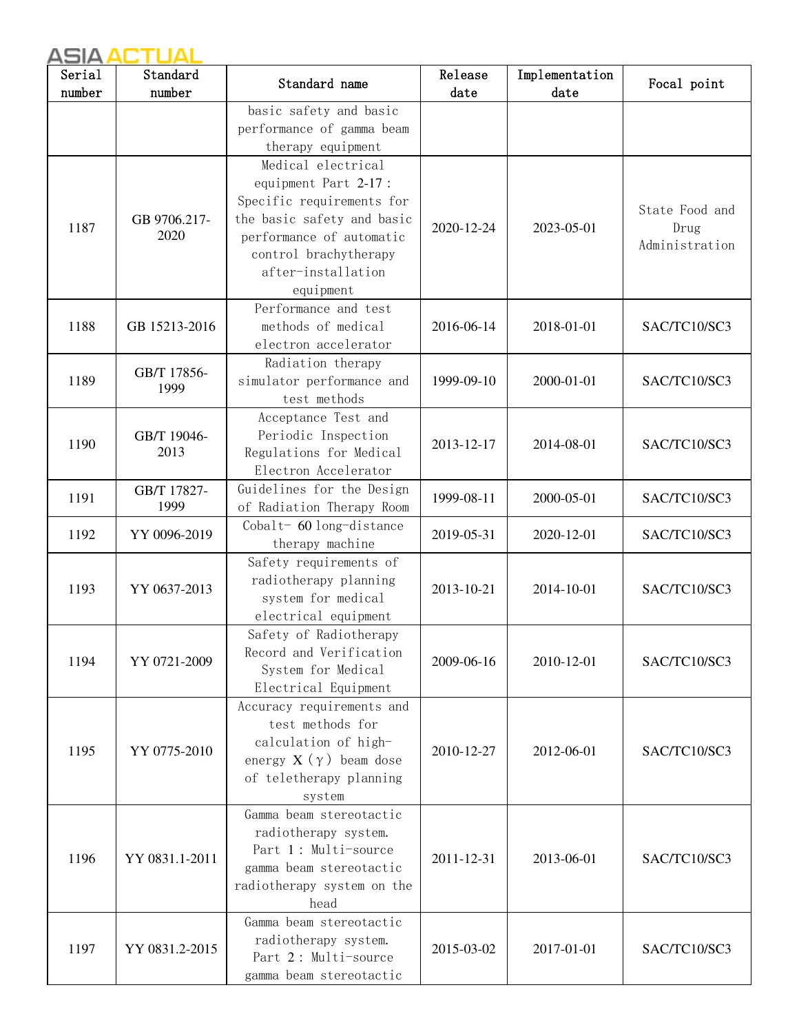| Serial number | Standard number | Standard name | Release date | Implementation date | Focal point |
|---|---|---|---|---|---|
| | | basic safety and basic performance of gamma beam therapy equipment | | | |
| 1187 | GB 9706.217-2020 | Medical electrical equipment Part 2-17: Specific requirements for the basic safety and basic performance of automatic control brachytherapy after-installation equipment | 2020-12-24 | 2023-05-01 | State Food and Drug Administration |
| 1188 | GB 15213-2016 | Performance and test methods of medical electron accelerator | 2016-06-14 | 2018-01-01 | SAC/TC10/SC3 |
| 1189 | GB/T 17856-1999 | Radiation therapy simulator performance and test methods | 1999-09-10 | 2000-01-01 | SAC/TC10/SC3 |
| 1190 | GB/T 19046-2013 | Acceptance Test and Periodic Inspection Regulations for Medical Electron Accelerator | 2013-12-17 | 2014-08-01 | SAC/TC10/SC3 |
| 1191 | GB/T 17827-1999 | Guidelines for the Design of Radiation Therapy Room | 1999-08-11 | 2000-05-01 | SAC/TC10/SC3 |
| 1192 | YY 0096-2019 | Cobalt- 60 long-distance therapy machine | 2019-05-31 | 2020-12-01 | SAC/TC10/SC3 |
| 1193 | YY 0637-2013 | Safety requirements of radiotherapy planning system for medical electrical equipment | 2013-10-21 | 2014-10-01 | SAC/TC10/SC3 |
| 1194 | YY 0721-2009 | Safety of Radiotherapy Record and Verification System for Medical Electrical Equipment | 2009-06-16 | 2010-12-01 | SAC/TC10/SC3 |
| 1195 | YY 0775-2010 | Accuracy requirements and test methods for calculation of high-energy X (γ) beam dose of teletherapy planning system | 2010-12-27 | 2012-06-01 | SAC/TC10/SC3 |
| 1196 | YY 0831.1-2011 | Gamma beam stereotactic radiotherapy system. Part 1: Multi-source gamma beam stereotactic radiotherapy system on the head | 2011-12-31 | 2013-06-01 | SAC/TC10/SC3 |
| 1197 | YY 0831.2-2015 | Gamma beam stereotactic radiotherapy system. Part 2: Multi-source gamma beam stereotactic | 2015-03-02 | 2017-01-01 | SAC/TC10/SC3 |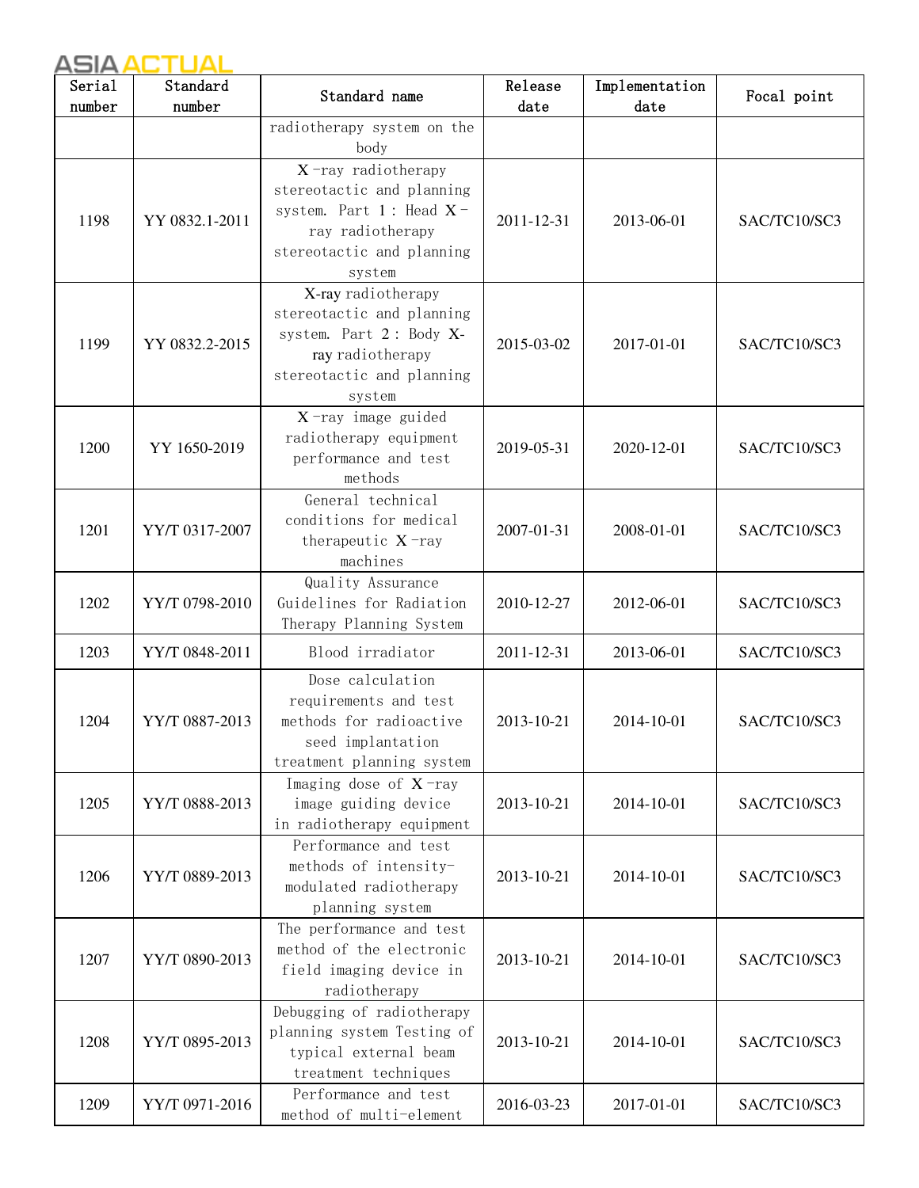| Serial number | Standard number | Standard name | Release date | Implementation date | Focal point |
|---|---|---|---|---|---|
| | | radiotherapy system on the body | | | |
| 1198 | YY 0832.1-2011 | X-ray radiotherapy stereotactic and planning system. Part 1: Head X-ray radiotherapy stereotactic and planning system | 2011-12-31 | 2013-06-01 | SAC/TC10/SC3 |
| 1199 | YY 0832.2-2015 | X-ray radiotherapy stereotactic and planning system. Part 2: Body X-ray radiotherapy stereotactic and planning system | 2015-03-02 | 2017-01-01 | SAC/TC10/SC3 |
| 1200 | YY 1650-2019 | X-ray image guided radiotherapy equipment performance and test methods | 2019-05-31 | 2020-12-01 | SAC/TC10/SC3 |
| 1201 | YY/T 0317-2007 | General technical conditions for medical therapeutic X-ray machines | 2007-01-31 | 2008-01-01 | SAC/TC10/SC3 |
| 1202 | YY/T 0798-2010 | Quality Assurance Guidelines for Radiation Therapy Planning System | 2010-12-27 | 2012-06-01 | SAC/TC10/SC3 |
| 1203 | YY/T 0848-2011 | Blood irradiator | 2011-12-31 | 2013-06-01 | SAC/TC10/SC3 |
| 1204 | YY/T 0887-2013 | Dose calculation requirements and test methods for radioactive seed implantation treatment planning system | 2013-10-21 | 2014-10-01 | SAC/TC10/SC3 |
| 1205 | YY/T 0888-2013 | Imaging dose of X-ray image guiding device in radiotherapy equipment | 2013-10-21 | 2014-10-01 | SAC/TC10/SC3 |
| 1206 | YY/T 0889-2013 | Performance and test methods of intensity-modulated radiotherapy planning system | 2013-10-21 | 2014-10-01 | SAC/TC10/SC3 |
| 1207 | YY/T 0890-2013 | The performance and test method of the electronic field imaging device in radiotherapy | 2013-10-21 | 2014-10-01 | SAC/TC10/SC3 |
| 1208 | YY/T 0895-2013 | Debugging of radiotherapy planning system Testing of typical external beam treatment techniques | 2013-10-21 | 2014-10-01 | SAC/TC10/SC3 |
| 1209 | YY/T 0971-2016 | Performance and test method of multi-element | 2016-03-23 | 2017-01-01 | SAC/TC10/SC3 |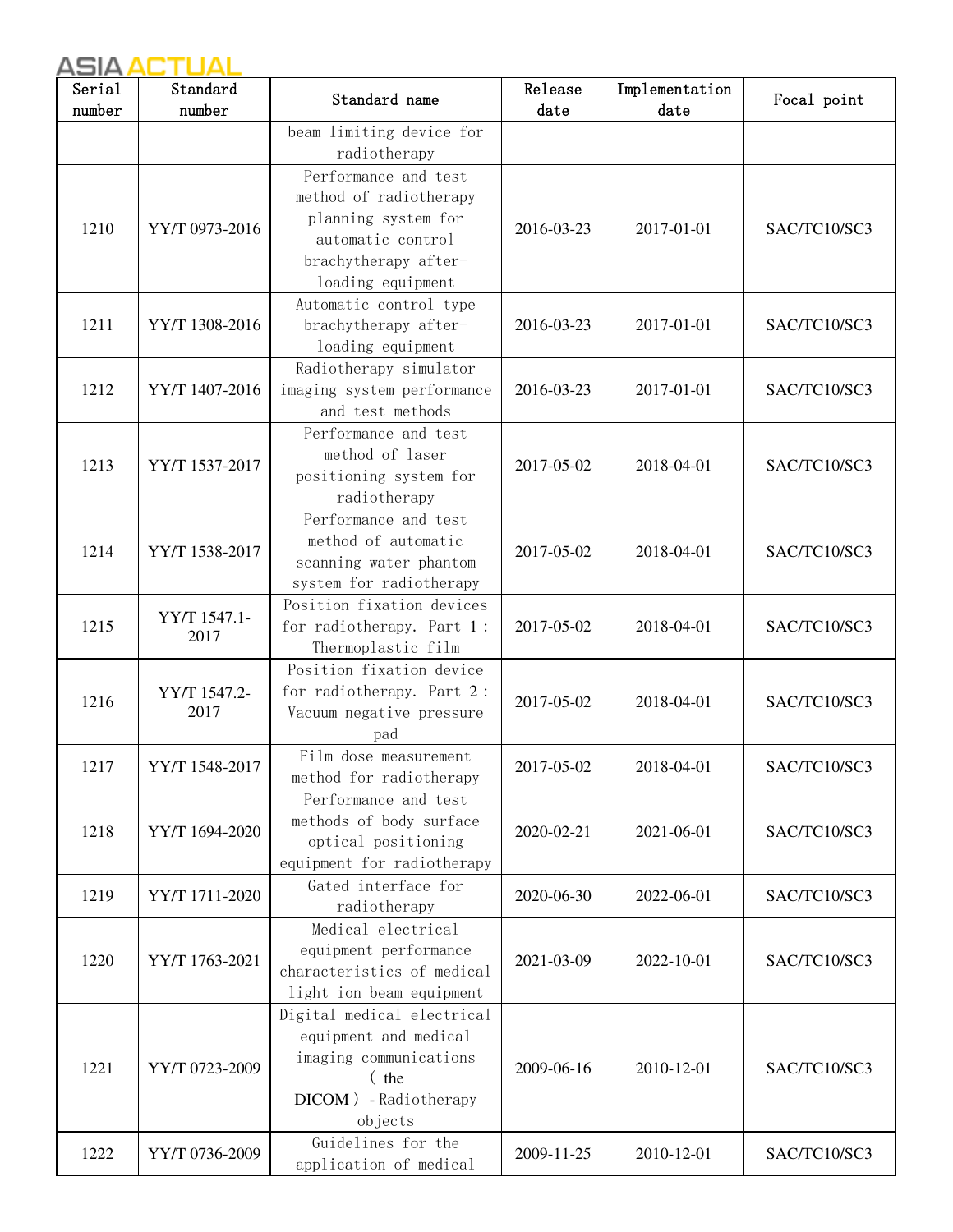| Serial number | Standard number | Standard name | Release date | Implementation date | Focal point |
|---|---|---|---|---|---|
| | | beam limiting device for radiotherapy | | | |
| 1210 | YY/T 0973-2016 | Performance and test method of radiotherapy planning system for automatic control brachytherapy after-loading equipment | 2016-03-23 | 2017-01-01 | SAC/TC10/SC3 |
| 1211 | YY/T 1308-2016 | Automatic control type brachytherapy after-loading equipment | 2016-03-23 | 2017-01-01 | SAC/TC10/SC3 |
| 1212 | YY/T 1407-2016 | Radiotherapy simulator imaging system performance and test methods | 2016-03-23 | 2017-01-01 | SAC/TC10/SC3 |
| 1213 | YY/T 1537-2017 | Performance and test method of laser positioning system for radiotherapy | 2017-05-02 | 2018-04-01 | SAC/TC10/SC3 |
| 1214 | YY/T 1538-2017 | Performance and test method of automatic scanning water phantom system for radiotherapy | 2017-05-02 | 2018-04-01 | SAC/TC10/SC3 |
| 1215 | YY/T 1547.1-2017 | Position fixation devices for radiotherapy. Part 1 : Thermoplastic film | 2017-05-02 | 2018-04-01 | SAC/TC10/SC3 |
| 1216 | YY/T 1547.2-2017 | Position fixation device for radiotherapy. Part 2 : Vacuum negative pressure pad | 2017-05-02 | 2018-04-01 | SAC/TC10/SC3 |
| 1217 | YY/T 1548-2017 | Film dose measurement method for radiotherapy | 2017-05-02 | 2018-04-01 | SAC/TC10/SC3 |
| 1218 | YY/T 1694-2020 | Performance and test methods of body surface optical positioning equipment for radiotherapy | 2020-02-21 | 2021-06-01 | SAC/TC10/SC3 |
| 1219 | YY/T 1711-2020 | Gated interface for radiotherapy | 2020-06-30 | 2022-06-01 | SAC/TC10/SC3 |
| 1220 | YY/T 1763-2021 | Medical electrical equipment performance characteristics of medical light ion beam equipment | 2021-03-09 | 2022-10-01 | SAC/TC10/SC3 |
| 1221 | YY/T 0723-2009 | Digital medical electrical equipment and medical imaging communications ( the DICOM ) - Radiotherapy objects | 2009-06-16 | 2010-12-01 | SAC/TC10/SC3 |
| 1222 | YY/T 0736-2009 | Guidelines for the application of medical | 2009-11-25 | 2010-12-01 | SAC/TC10/SC3 |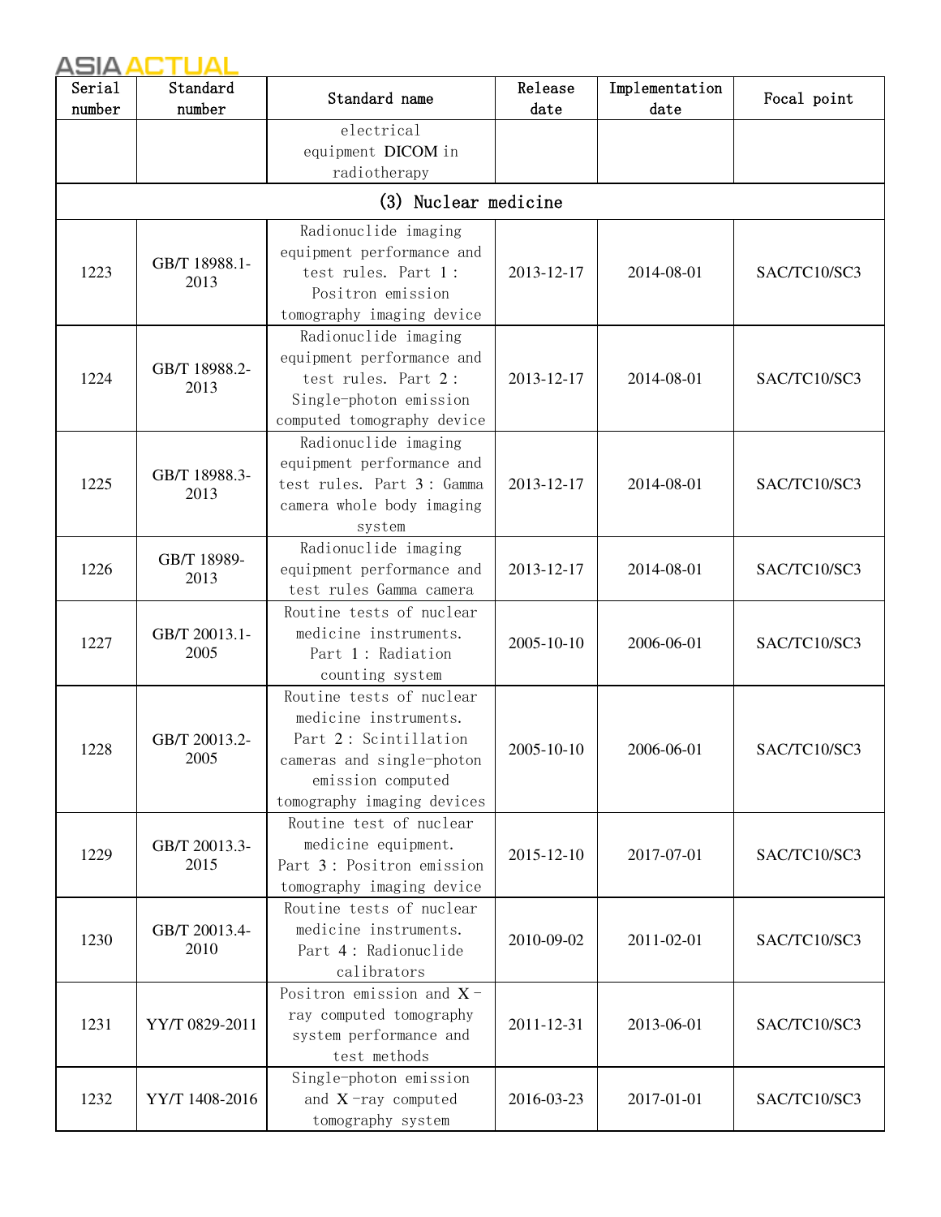| Serial number | Standard number | Standard name | Release date | Implementation date | Focal point |
|---|---|---|---|---|---|
| | | electrical equipment DICOM in radiotherapy | | | |
| (3) Nuclear medicine | | | | | |
| 1223 | GB/T 18988.1-2013 | Radionuclide imaging equipment performance and test rules. Part 1: Positron emission tomography imaging device | 2013-12-17 | 2014-08-01 | SAC/TC10/SC3 |
| 1224 | GB/T 18988.2-2013 | Radionuclide imaging equipment performance and test rules. Part 2: Single-photon emission computed tomography device | 2013-12-17 | 2014-08-01 | SAC/TC10/SC3 |
| 1225 | GB/T 18988.3-2013 | Radionuclide imaging equipment performance and test rules. Part 3: Gamma camera whole body imaging system | 2013-12-17 | 2014-08-01 | SAC/TC10/SC3 |
| 1226 | GB/T 18989-2013 | Radionuclide imaging equipment performance and test rules Gamma camera | 2013-12-17 | 2014-08-01 | SAC/TC10/SC3 |
| 1227 | GB/T 20013.1-2005 | Routine tests of nuclear medicine instruments. Part 1: Radiation counting system | 2005-10-10 | 2006-06-01 | SAC/TC10/SC3 |
| 1228 | GB/T 20013.2-2005 | Routine tests of nuclear medicine instruments. Part 2: Scintillation cameras and single-photon emission computed tomography imaging devices | 2005-10-10 | 2006-06-01 | SAC/TC10/SC3 |
| 1229 | GB/T 20013.3-2015 | Routine test of nuclear medicine equipment. Part 3: Positron emission tomography imaging device | 2015-12-10 | 2017-07-01 | SAC/TC10/SC3 |
| 1230 | GB/T 20013.4-2010 | Routine tests of nuclear medicine instruments. Part 4: Radionuclide calibrators | 2010-09-02 | 2011-02-01 | SAC/TC10/SC3 |
| 1231 | YY/T 0829-2011 | Positron emission and X-ray computed tomography system performance and test methods | 2011-12-31 | 2013-06-01 | SAC/TC10/SC3 |
| 1232 | YY/T 1408-2016 | Single-photon emission and X-ray computed tomography system | 2016-03-23 | 2017-01-01 | SAC/TC10/SC3 |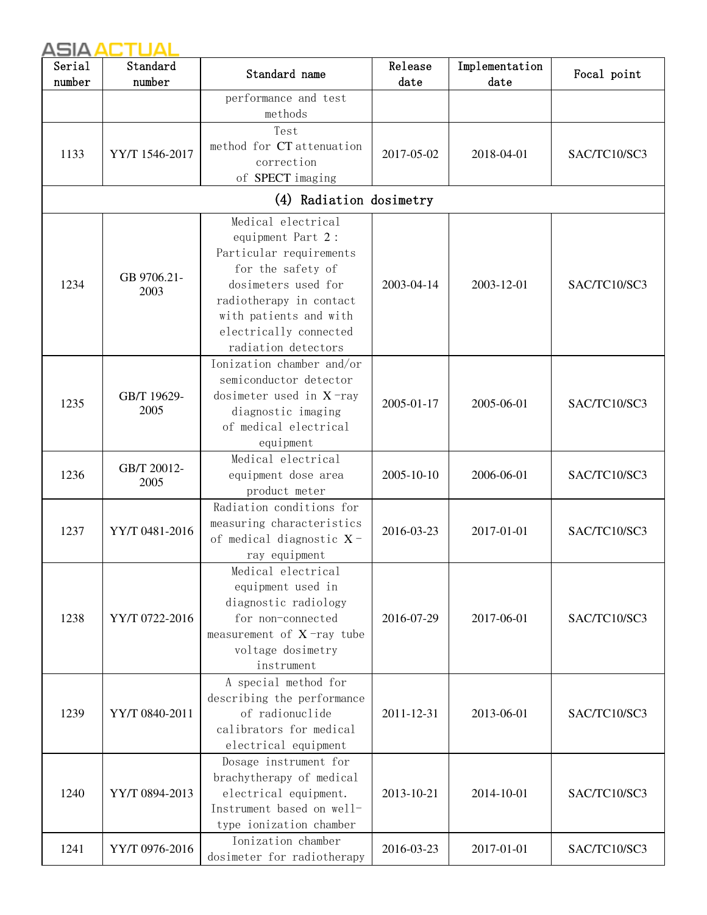| Serial number | Standard number | Standard name | Release date | Implementation date | Focal point |
|---|---|---|---|---|---|
| | | performance and test methods | | | |
| 1133 | YY/T 1546-2017 | Test method for CT attenuation correction of SPECT imaging | 2017-05-02 | 2018-04-01 | SAC/TC10/SC3 |
| (4) Radiation dosimetry | | | | | |
| 1234 | GB 9706.21-2003 | Medical electrical equipment Part 2: Particular requirements for the safety of dosimeters used for radiotherapy in contact with patients and with electrically connected radiation detectors | 2003-04-14 | 2003-12-01 | SAC/TC10/SC3 |
| 1235 | GB/T 19629-2005 | Ionization chamber and/or semiconductor detector dosimeter used in X-ray diagnostic imaging of medical electrical equipment | 2005-01-17 | 2005-06-01 | SAC/TC10/SC3 |
| 1236 | GB/T 20012-2005 | Medical electrical equipment dose area product meter | 2005-10-10 | 2006-06-01 | SAC/TC10/SC3 |
| 1237 | YY/T 0481-2016 | Radiation conditions for measuring characteristics of medical diagnostic X-ray equipment | 2016-03-23 | 2017-01-01 | SAC/TC10/SC3 |
| 1238 | YY/T 0722-2016 | Medical electrical equipment used in diagnostic radiology for non-connected measurement of X-ray tube voltage dosimetry instrument | 2016-07-29 | 2017-06-01 | SAC/TC10/SC3 |
| 1239 | YY/T 0840-2011 | A special method for describing the performance of radionuclide calibrators for medical electrical equipment | 2011-12-31 | 2013-06-01 | SAC/TC10/SC3 |
| 1240 | YY/T 0894-2013 | Dosage instrument for brachytherapy of medical electrical equipment. Instrument based on well-type ionization chamber | 2013-10-21 | 2014-10-01 | SAC/TC10/SC3 |
| 1241 | YY/T 0976-2016 | Ionization chamber dosimeter for radiotherapy | 2016-03-23 | 2017-01-01 | SAC/TC10/SC3 |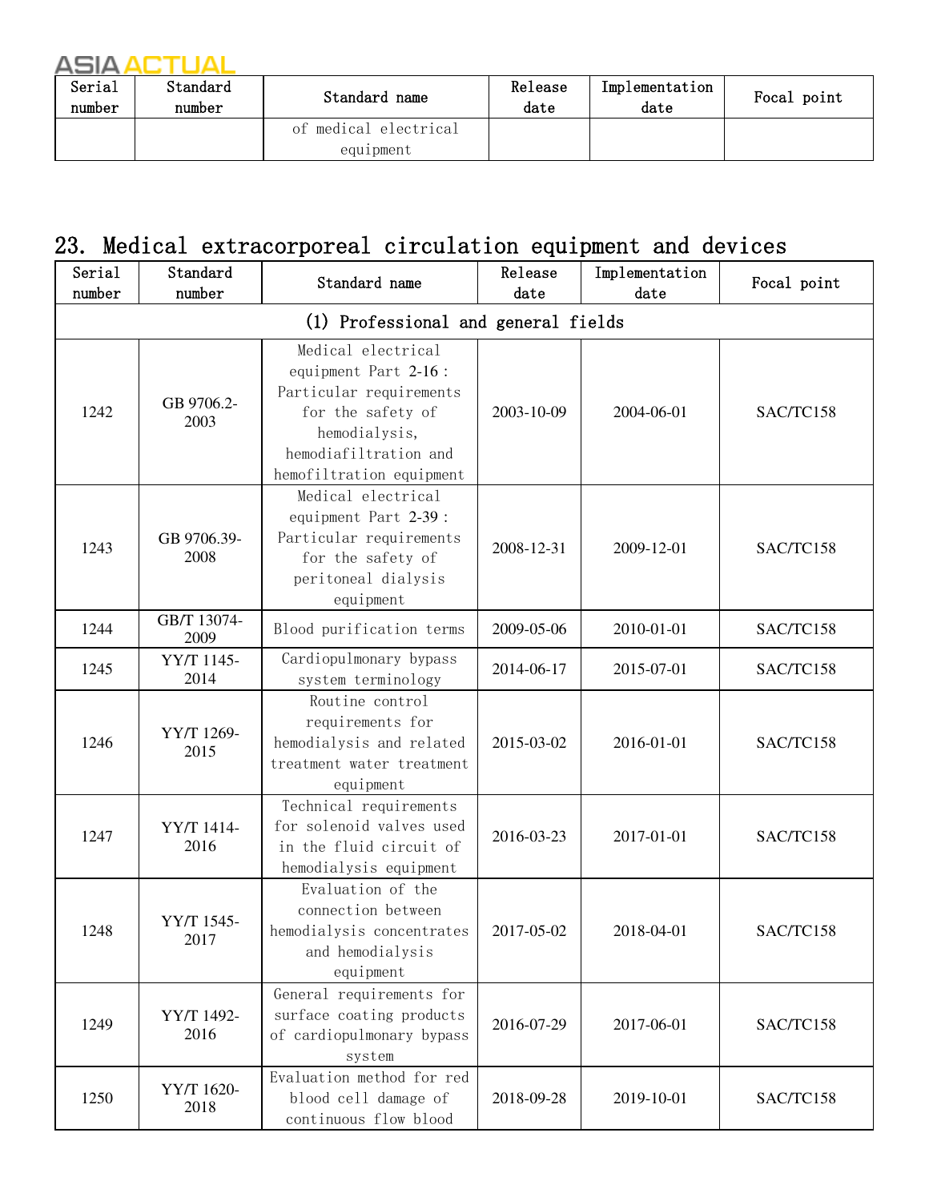| Serial number | Standard number | Standard name | Release date | Implementation date | Focal point |
|---|---|---|---|---|---|
| | | of medical electrical equipment | | | |

## 23. Medical extracorporeal circulation equipment and devices

| Serial number | Standard number | Standard name | Release date | Implementation date | Focal point |
|---|---|---|---|---|---|
| (1) Professional and general fields | | | | | |
| 1242 | GB 9706.2-2003 | Medical electrical equipment Part 2-16 : Particular requirements for the safety of hemodialysis, hemodiafiltration and hemofiltration equipment | 2003-10-09 | 2004-06-01 | SAC/TC158 |
| 1243 | GB 9706.39-2008 | Medical electrical equipment Part 2-39 : Particular requirements for the safety of peritoneal dialysis equipment | 2008-12-31 | 2009-12-01 | SAC/TC158 |
| 1244 | GB/T 13074-2009 | Blood purification terms | 2009-05-06 | 2010-01-01 | SAC/TC158 |
| 1245 | YY/T 1145-2014 | Cardiopulmonary bypass system terminology | 2014-06-17 | 2015-07-01 | SAC/TC158 |
| 1246 | YY/T 1269-2015 | Routine control requirements for hemodialysis and related treatment water treatment equipment | 2015-03-02 | 2016-01-01 | SAC/TC158 |
| 1247 | YY/T 1414-2016 | Technical requirements for solenoid valves used in the fluid circuit of hemodialysis equipment | 2016-03-23 | 2017-01-01 | SAC/TC158 |
| 1248 | YY/T 1545-2017 | Evaluation of the connection between hemodialysis concentrates and hemodialysis equipment | 2017-05-02 | 2018-04-01 | SAC/TC158 |
| 1249 | YY/T 1492-2016 | General requirements for surface coating products of cardiopulmonary bypass system | 2016-07-29 | 2017-06-01 | SAC/TC158 |
| 1250 | YY/T 1620-2018 | Evaluation method for red blood cell damage of continuous flow blood | 2018-09-28 | 2019-10-01 | SAC/TC158 |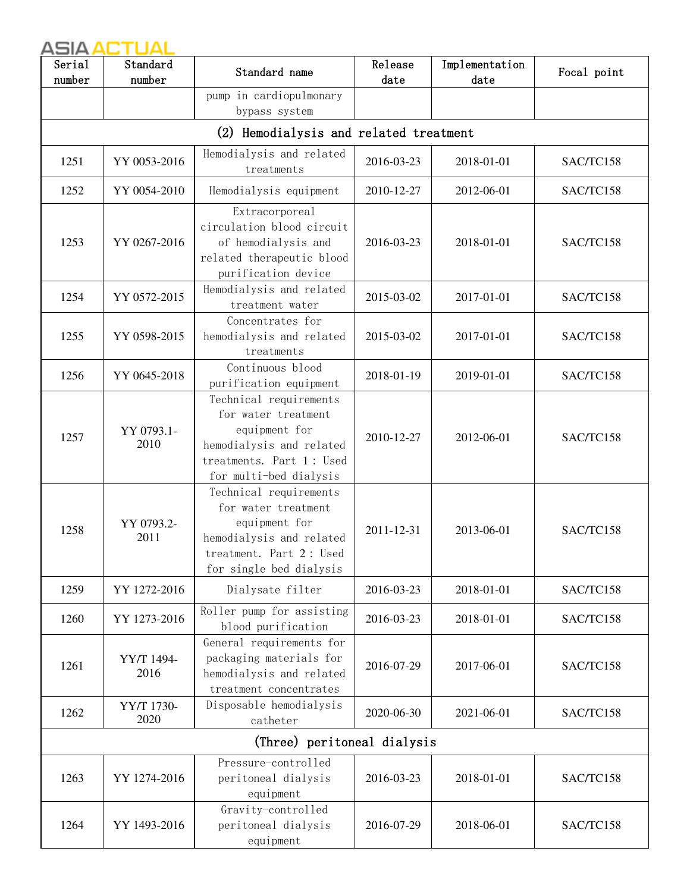| Serial number | Standard number | Standard name | Release date | Implementation date | Focal point |
|---|---|---|---|---|---|
| | | pump in cardiopulmonary bypass system | | | |
| (2) Hemodialysis and related treatment | | | | | |
| 1251 | YY 0053-2016 | Hemodialysis and related treatments | 2016-03-23 | 2018-01-01 | SAC/TC158 |
| 1252 | YY 0054-2010 | Hemodialysis equipment | 2010-12-27 | 2012-06-01 | SAC/TC158 |
| 1253 | YY 0267-2016 | Extracorporeal circulation blood circuit of hemodialysis and related therapeutic blood purification device | 2016-03-23 | 2018-01-01 | SAC/TC158 |
| 1254 | YY 0572-2015 | Hemodialysis and related treatment water | 2015-03-02 | 2017-01-01 | SAC/TC158 |
| 1255 | YY 0598-2015 | Concentrates for hemodialysis and related treatments | 2015-03-02 | 2017-01-01 | SAC/TC158 |
| 1256 | YY 0645-2018 | Continuous blood purification equipment | 2018-01-19 | 2019-01-01 | SAC/TC158 |
| 1257 | YY 0793.1-2010 | Technical requirements for water treatment equipment for hemodialysis and related treatments. Part 1 : Used for multi-bed dialysis | 2010-12-27 | 2012-06-01 | SAC/TC158 |
| 1258 | YY 0793.2-2011 | Technical requirements for water treatment equipment for hemodialysis and related treatment. Part 2 : Used for single bed dialysis | 2011-12-31 | 2013-06-01 | SAC/TC158 |
| 1259 | YY 1272-2016 | Dialysate filter | 2016-03-23 | 2018-01-01 | SAC/TC158 |
| 1260 | YY 1273-2016 | Roller pump for assisting blood purification | 2016-03-23 | 2018-01-01 | SAC/TC158 |
| 1261 | YY/T 1494-2016 | General requirements for packaging materials for hemodialysis and related treatment concentrates | 2016-07-29 | 2017-06-01 | SAC/TC158 |
| 1262 | YY/T 1730-2020 | Disposable hemodialysis catheter | 2020-06-30 | 2021-06-01 | SAC/TC158 |
| (Three) peritoneal dialysis | | | | | |
| 1263 | YY 1274-2016 | Pressure-controlled peritoneal dialysis equipment | 2016-03-23 | 2018-01-01 | SAC/TC158 |
| 1264 | YY 1493-2016 | Gravity-controlled peritoneal dialysis equipment | 2016-07-29 | 2018-06-01 | SAC/TC158 |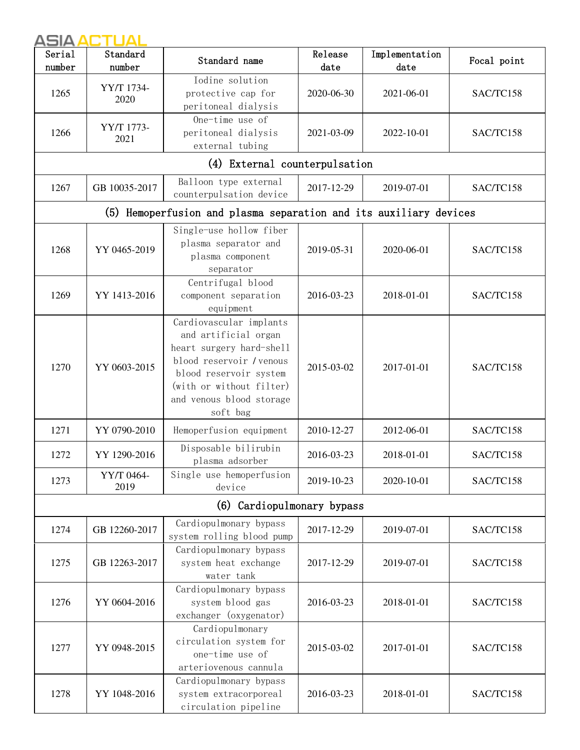| Serial number | Standard number | Standard name | Release date | Implementation date | Focal point |
|---|---|---|---|---|---|
| 1265 | YY/T 1734-2020 | Iodine solution protective cap for peritoneal dialysis | 2020-06-30 | 2021-06-01 | SAC/TC158 |
| 1266 | YY/T 1773-2021 | One-time use of peritoneal dialysis external tubing | 2021-03-09 | 2022-10-01 | SAC/TC158 |
| (4) External counterpulsation | | | | | |
| 1267 | GB 10035-2017 | Balloon type external counterpulsation device | 2017-12-29 | 2019-07-01 | SAC/TC158 |
| (5) Hemoperfusion and plasma separation and its auxiliary devices | | | | | |
| 1268 | YY 0465-2019 | Single-use hollow fiber plasma separator and plasma component separator | 2019-05-31 | 2020-06-01 | SAC/TC158 |
| 1269 | YY 1413-2016 | Centrifugal blood component separation equipment | 2016-03-23 | 2018-01-01 | SAC/TC158 |
| 1270 | YY 0603-2015 | Cardiovascular implants and artificial organ heart surgery hard-shell blood reservoir / venous blood reservoir system (with or without filter) and venous blood storage soft bag | 2015-03-02 | 2017-01-01 | SAC/TC158 |
| 1271 | YY 0790-2010 | Hemoperfusion equipment | 2010-12-27 | 2012-06-01 | SAC/TC158 |
| 1272 | YY 1290-2016 | Disposable bilirubin plasma adsorber | 2016-03-23 | 2018-01-01 | SAC/TC158 |
| 1273 | YY/T 0464-2019 | Single use hemoperfusion device | 2019-10-23 | 2020-10-01 | SAC/TC158 |
| (6) Cardiopulmonary bypass | | | | | |
| 1274 | GB 12260-2017 | Cardiopulmonary bypass system rolling blood pump | 2017-12-29 | 2019-07-01 | SAC/TC158 |
| 1275 | GB 12263-2017 | Cardiopulmonary bypass system heat exchange water tank | 2017-12-29 | 2019-07-01 | SAC/TC158 |
| 1276 | YY 0604-2016 | Cardiopulmonary bypass system blood gas exchanger (oxygenator) | 2016-03-23 | 2018-01-01 | SAC/TC158 |
| 1277 | YY 0948-2015 | Cardiopulmonary circulation system for one-time use of arteriovenous cannula | 2015-03-02 | 2017-01-01 | SAC/TC158 |
| 1278 | YY 1048-2016 | Cardiopulmonary bypass system extracorporeal circulation pipeline | 2016-03-23 | 2018-01-01 | SAC/TC158 |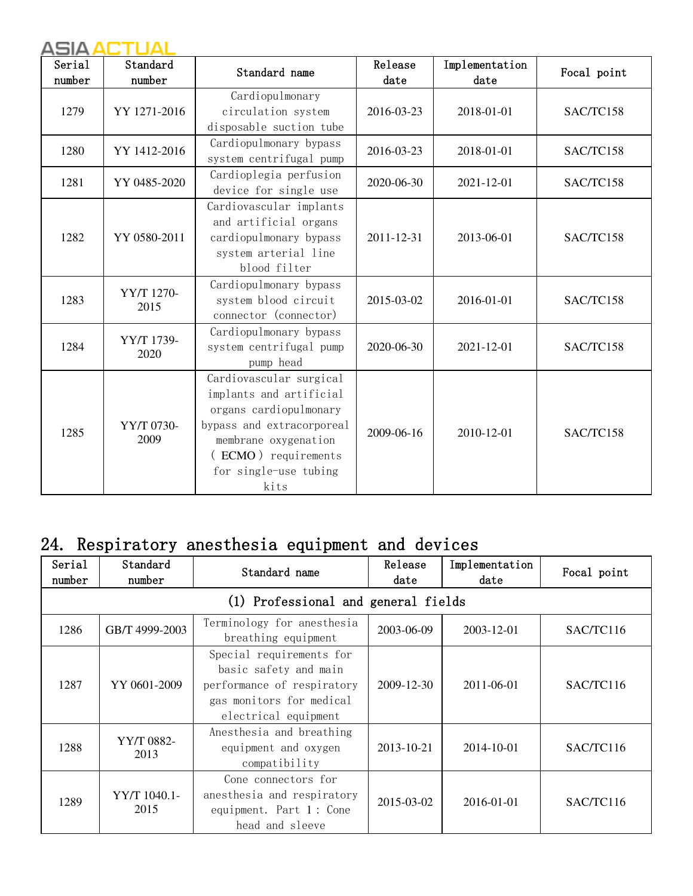| Serial number | Standard number | Standard name | Release date | Implementation date | Focal point |
|---|---|---|---|---|---|
| 1279 | YY 1271-2016 | Cardiopulmonary circulation system disposable suction tube | 2016-03-23 | 2018-01-01 | SAC/TC158 |
| 1280 | YY 1412-2016 | Cardiopulmonary bypass system centrifugal pump | 2016-03-23 | 2018-01-01 | SAC/TC158 |
| 1281 | YY 0485-2020 | Cardioplegia perfusion device for single use | 2020-06-30 | 2021-12-01 | SAC/TC158 |
| 1282 | YY 0580-2011 | Cardiovascular implants and artificial organs cardiopulmonary bypass system arterial line blood filter | 2011-12-31 | 2013-06-01 | SAC/TC158 |
| 1283 | YY/T 1270-2015 | Cardiopulmonary bypass system blood circuit connector (connector) | 2015-03-02 | 2016-01-01 | SAC/TC158 |
| 1284 | YY/T 1739-2020 | Cardiopulmonary bypass system centrifugal pump pump head | 2020-06-30 | 2021-12-01 | SAC/TC158 |
| 1285 | YY/T 0730-2009 | Cardiovascular surgical implants and artificial organs cardiopulmonary bypass and extracorporeal membrane oxygenation (ECMO) requirements for single-use tubing kits | 2009-06-16 | 2010-12-01 | SAC/TC158 |

## 24. Respiratory anesthesia equipment and devices

| Serial number | Standard number | Standard name | Release date | Implementation date | Focal point |
|---|---|---|---|---|---|
| (1) Professional and general fields | | | | | |
| 1286 | GB/T 4999-2003 | Terminology for anesthesia breathing equipment | 2003-06-09 | 2003-12-01 | SAC/TC116 |
| 1287 | YY 0601-2009 | Special requirements for basic safety and main performance of respiratory gas monitors for medical electrical equipment | 2009-12-30 | 2011-06-01 | SAC/TC116 |
| 1288 | YY/T 0882-2013 | Anesthesia and breathing equipment and oxygen compatibility | 2013-10-21 | 2014-10-01 | SAC/TC116 |
| 1289 | YY/T 1040.1-2015 | Cone connectors for anesthesia and respiratory equipment. Part 1: Cone head and sleeve | 2015-03-02 | 2016-01-01 | SAC/TC116 |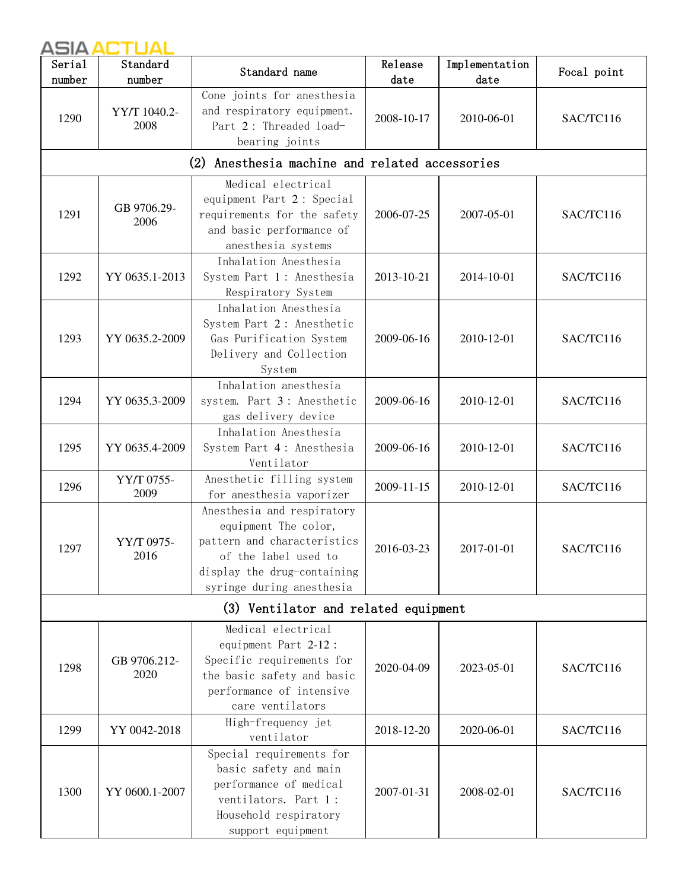| Serial number | Standard number | Standard name | Release date | Implementation date | Focal point |
|---|---|---|---|---|---|
| 1290 | YY/T 1040.2-2008 | Cone joints for anesthesia and respiratory equipment. Part 2: Threaded load-bearing joints | 2008-10-17 | 2010-06-01 | SAC/TC116 |
| (2) Anesthesia machine and related accessories | | | | | |
| 1291 | GB 9706.29-2006 | Medical electrical equipment Part 2: Special requirements for the safety and basic performance of anesthesia systems | 2006-07-25 | 2007-05-01 | SAC/TC116 |
| 1292 | YY 0635.1-2013 | Inhalation Anesthesia System Part 1: Anesthesia Respiratory System | 2013-10-21 | 2014-10-01 | SAC/TC116 |
| 1293 | YY 0635.2-2009 | Inhalation Anesthesia System Part 2: Anesthetic Gas Purification System Delivery and Collection System | 2009-06-16 | 2010-12-01 | SAC/TC116 |
| 1294 | YY 0635.3-2009 | Inhalation anesthesia system. Part 3: Anesthetic gas delivery device | 2009-06-16 | 2010-12-01 | SAC/TC116 |
| 1295 | YY 0635.4-2009 | Inhalation Anesthesia System Part 4: Anesthesia Ventilator | 2009-06-16 | 2010-12-01 | SAC/TC116 |
| 1296 | YY/T 0755-2009 | Anesthetic filling system for anesthesia vaporizer | 2009-11-15 | 2010-12-01 | SAC/TC116 |
| 1297 | YY/T 0975-2016 | Anesthesia and respiratory equipment The color, pattern and characteristics of the label used to display the drug-containing syringe during anesthesia | 2016-03-23 | 2017-01-01 | SAC/TC116 |
| (3) Ventilator and related equipment | | | | | |
| 1298 | GB 9706.212-2020 | Medical electrical equipment Part 2-12: Specific requirements for the basic safety and basic performance of intensive care ventilators | 2020-04-09 | 2023-05-01 | SAC/TC116 |
| 1299 | YY 0042-2018 | High-frequency jet ventilator | 2018-12-20 | 2020-06-01 | SAC/TC116 |
| 1300 | YY 0600.1-2007 | Special requirements for basic safety and main performance of medical ventilators. Part 1: Household respiratory support equipment | 2007-01-31 | 2008-02-01 | SAC/TC116 |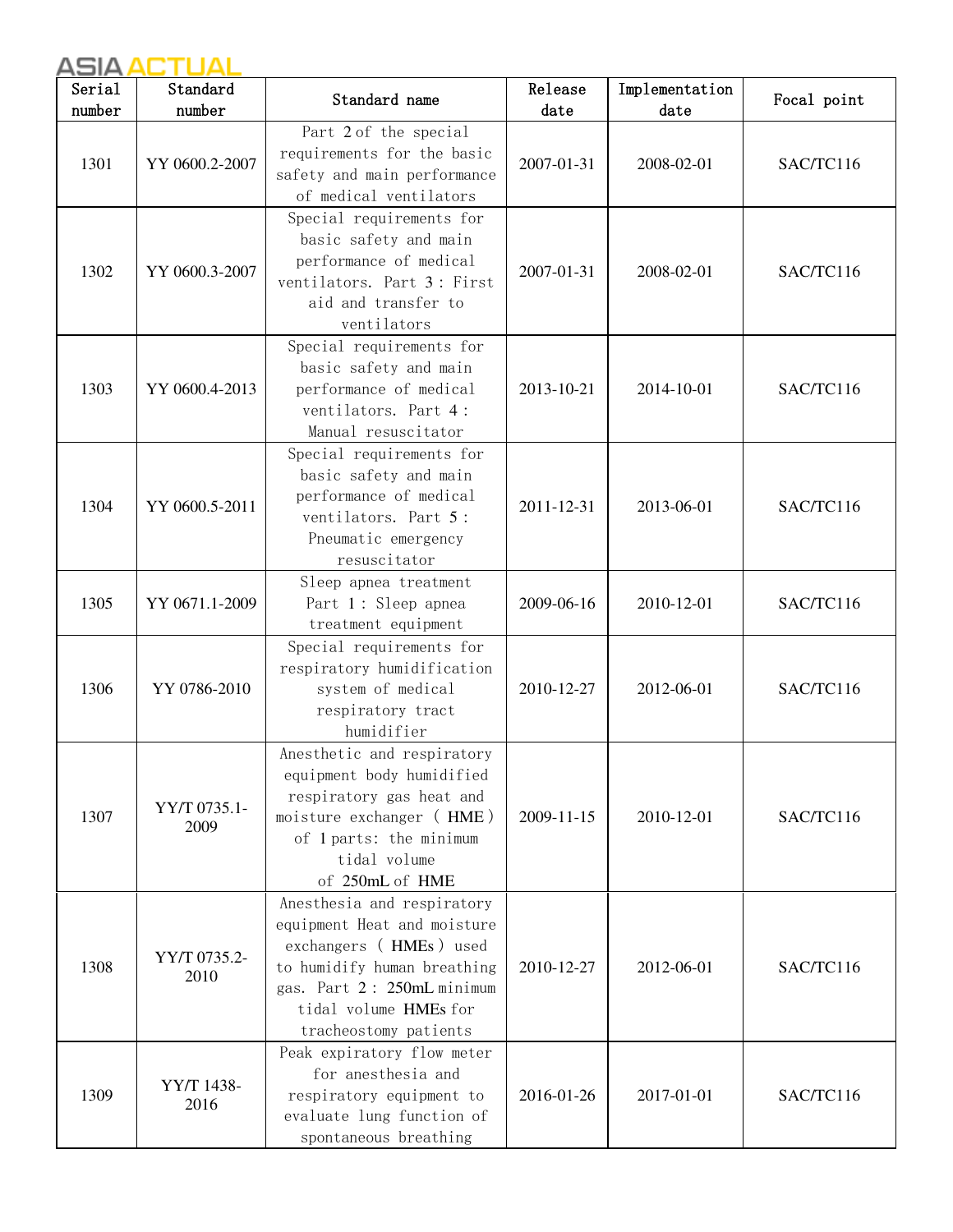| Serial number | Standard number | Standard name | Release date | Implementation date | Focal point |
| --- | --- | --- | --- | --- | --- |
| 1301 | YY 0600.2-2007 | Part 2 of the special requirements for the basic safety and main performance of medical ventilators | 2007-01-31 | 2008-02-01 | SAC/TC116 |
| 1302 | YY 0600.3-2007 | Special requirements for basic safety and main performance of medical ventilators. Part 3 : First aid and transfer to ventilators | 2007-01-31 | 2008-02-01 | SAC/TC116 |
| 1303 | YY 0600.4-2013 | Special requirements for basic safety and main performance of medical ventilators. Part 4 : Manual resuscitator | 2013-10-21 | 2014-10-01 | SAC/TC116 |
| 1304 | YY 0600.5-2011 | Special requirements for basic safety and main performance of medical ventilators. Part 5 : Pneumatic emergency resuscitator | 2011-12-31 | 2013-06-01 | SAC/TC116 |
| 1305 | YY 0671.1-2009 | Sleep apnea treatment Part 1 : Sleep apnea treatment equipment | 2009-06-16 | 2010-12-01 | SAC/TC116 |
| 1306 | YY 0786-2010 | Special requirements for respiratory humidification system of medical respiratory tract humidifier | 2010-12-27 | 2012-06-01 | SAC/TC116 |
| 1307 | YY/T 0735.1-2009 | Anesthetic and respiratory equipment body humidified respiratory gas heat and moisture exchanger ( HME ) of 1 parts: the minimum tidal volume of 250mL of HME | 2009-11-15 | 2010-12-01 | SAC/TC116 |
| 1308 | YY/T 0735.2-2010 | Anesthesia and respiratory equipment Heat and moisture exchangers ( HMEs ) used to humidify human breathing gas. Part 2 : 250mL minimum tidal volume HMEs for tracheostomy patients | 2010-12-27 | 2012-06-01 | SAC/TC116 |
| 1309 | YY/T 1438-2016 | Peak expiratory flow meter for anesthesia and respiratory equipment to evaluate lung function of spontaneous breathing | 2016-01-26 | 2017-01-01 | SAC/TC116 |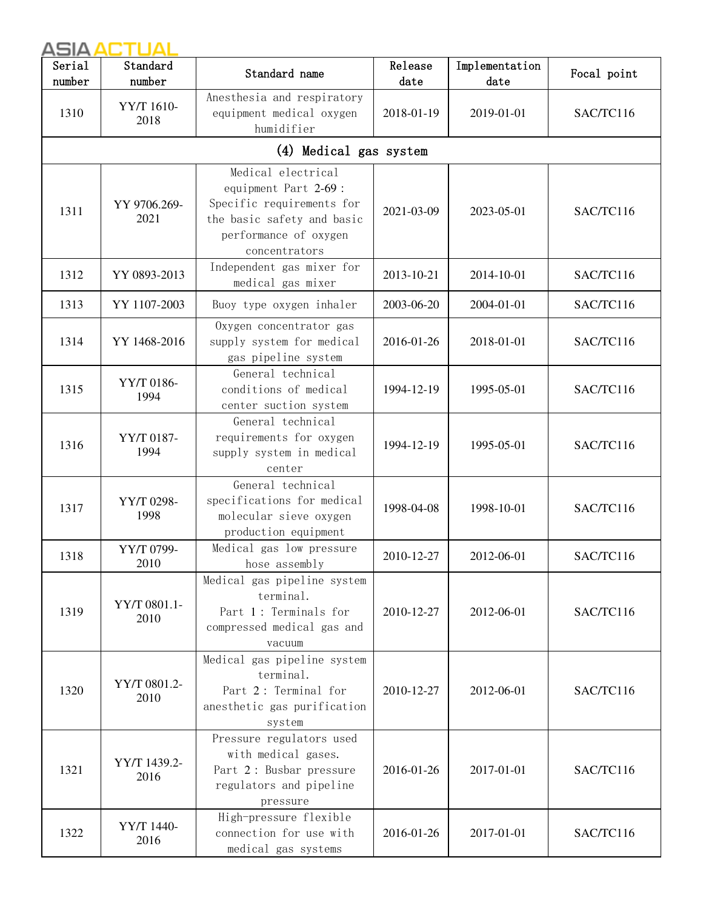| Serial number | Standard number | Standard name | Release date | Implementation date | Focal point |
|---|---|---|---|---|---|
| 1310 | YY/T 1610-2018 | Anesthesia and respiratory equipment medical oxygen humidifier | 2018-01-19 | 2019-01-01 | SAC/TC116 |
| (4) Medical gas system | | | | | |
| 1311 | YY 9706.269-2021 | Medical electrical equipment Part 2-69 : Specific requirements for the basic safety and basic performance of oxygen concentrators | 2021-03-09 | 2023-05-01 | SAC/TC116 |
| 1312 | YY 0893-2013 | Independent gas mixer for medical gas mixer | 2013-10-21 | 2014-10-01 | SAC/TC116 |
| 1313 | YY 1107-2003 | Buoy type oxygen inhaler | 2003-06-20 | 2004-01-01 | SAC/TC116 |
| 1314 | YY 1468-2016 | Oxygen concentrator gas supply system for medical gas pipeline system | 2016-01-26 | 2018-01-01 | SAC/TC116 |
| 1315 | YY/T 0186-1994 | General technical conditions of medical center suction system | 1994-12-19 | 1995-05-01 | SAC/TC116 |
| 1316 | YY/T 0187-1994 | General technical requirements for oxygen supply system in medical center | 1994-12-19 | 1995-05-01 | SAC/TC116 |
| 1317 | YY/T 0298-1998 | General technical specifications for medical molecular sieve oxygen production equipment | 1998-04-08 | 1998-10-01 | SAC/TC116 |
| 1318 | YY/T 0799-2010 | Medical gas low pressure hose assembly | 2010-12-27 | 2012-06-01 | SAC/TC116 |
| 1319 | YY/T 0801.1-2010 | Medical gas pipeline system terminal. Part 1 : Terminals for compressed medical gas and vacuum | 2010-12-27 | 2012-06-01 | SAC/TC116 |
| 1320 | YY/T 0801.2-2010 | Medical gas pipeline system terminal. Part 2 : Terminal for anesthetic gas purification system | 2010-12-27 | 2012-06-01 | SAC/TC116 |
| 1321 | YY/T 1439.2-2016 | Pressure regulators used with medical gases. Part 2 : Busbar pressure regulators and pipeline pressure | 2016-01-26 | 2017-01-01 | SAC/TC116 |
| 1322 | YY/T 1440-2016 | High-pressure flexible connection for use with medical gas systems | 2016-01-26 | 2017-01-01 | SAC/TC116 |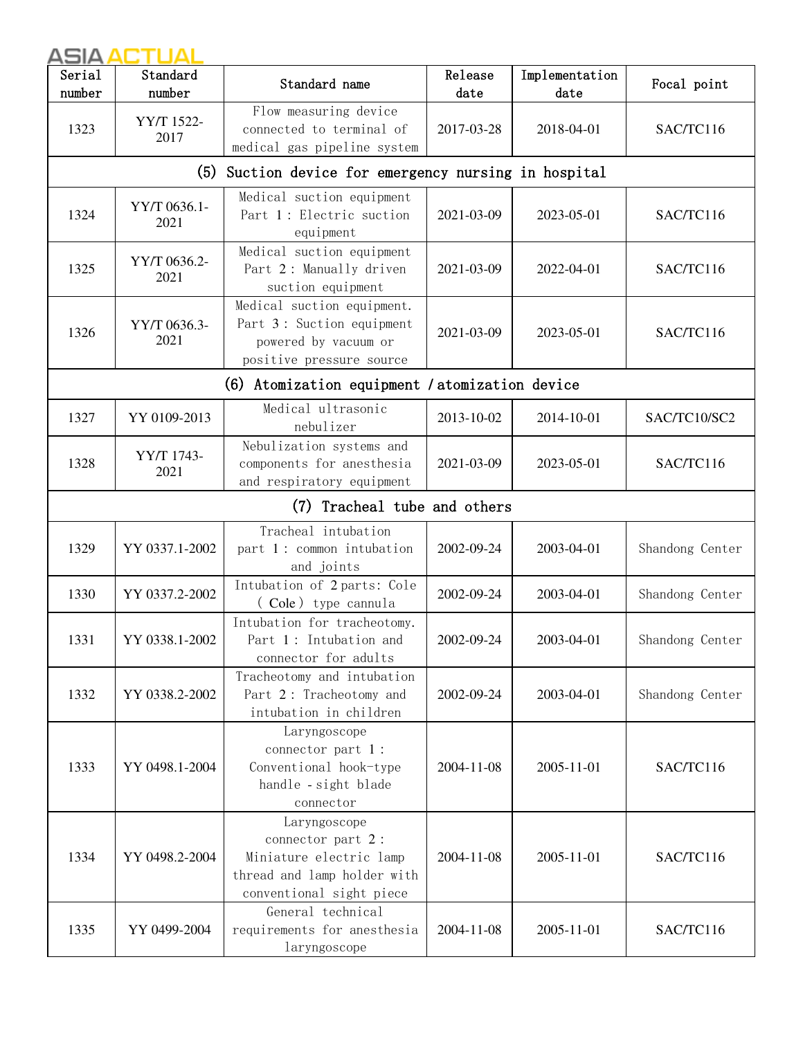| Serial number | Standard number | Standard name | Release date | Implementation date | Focal point |
|---|---|---|---|---|---|
| 1323 | YY/T 1522-2017 | Flow measuring device connected to terminal of medical gas pipeline system | 2017-03-28 | 2018-04-01 | SAC/TC116 |
| (5) Suction device for emergency nursing in hospital | | | | | |
| 1324 | YY/T 0636.1-2021 | Medical suction equipment Part 1: Electric suction equipment | 2021-03-09 | 2023-05-01 | SAC/TC116 |
| 1325 | YY/T 0636.2-2021 | Medical suction equipment Part 2: Manually driven suction equipment | 2021-03-09 | 2022-04-01 | SAC/TC116 |
| 1326 | YY/T 0636.3-2021 | Medical suction equipment. Part 3: Suction equipment powered by vacuum or positive pressure source | 2021-03-09 | 2023-05-01 | SAC/TC116 |
| (6) Atomization equipment / atomization device | | | | | |
| 1327 | YY 0109-2013 | Medical ultrasonic nebulizer | 2013-10-02 | 2014-10-01 | SAC/TC10/SC2 |
| 1328 | YY/T 1743-2021 | Nebulization systems and components for anesthesia and respiratory equipment | 2021-03-09 | 2023-05-01 | SAC/TC116 |
| (7) Tracheal tube and others | | | | | |
| 1329 | YY 0337.1-2002 | Tracheal intubation part 1: common intubation and joints | 2002-09-24 | 2003-04-01 | Shandong Center |
| 1330 | YY 0337.2-2002 | Intubation of 2 parts: Cole (Cole) type cannula | 2002-09-24 | 2003-04-01 | Shandong Center |
| 1331 | YY 0338.1-2002 | Intubation for tracheotomy. Part 1: Intubation and connector for adults | 2002-09-24 | 2003-04-01 | Shandong Center |
| 1332 | YY 0338.2-2002 | Tracheotomy and intubation Part 2: Tracheotomy and intubation in children | 2002-09-24 | 2003-04-01 | Shandong Center |
| 1333 | YY 0498.1-2004 | Laryngoscope connector part 1: Conventional hook-type handle - sight blade connector | 2004-11-08 | 2005-11-01 | SAC/TC116 |
| 1334 | YY 0498.2-2004 | Laryngoscope connector part 2: Miniature electric lamp thread and lamp holder with conventional sight piece | 2004-11-08 | 2005-11-01 | SAC/TC116 |
| 1335 | YY 0499-2004 | General technical requirements for anesthesia laryngoscope | 2004-11-08 | 2005-11-01 | SAC/TC116 |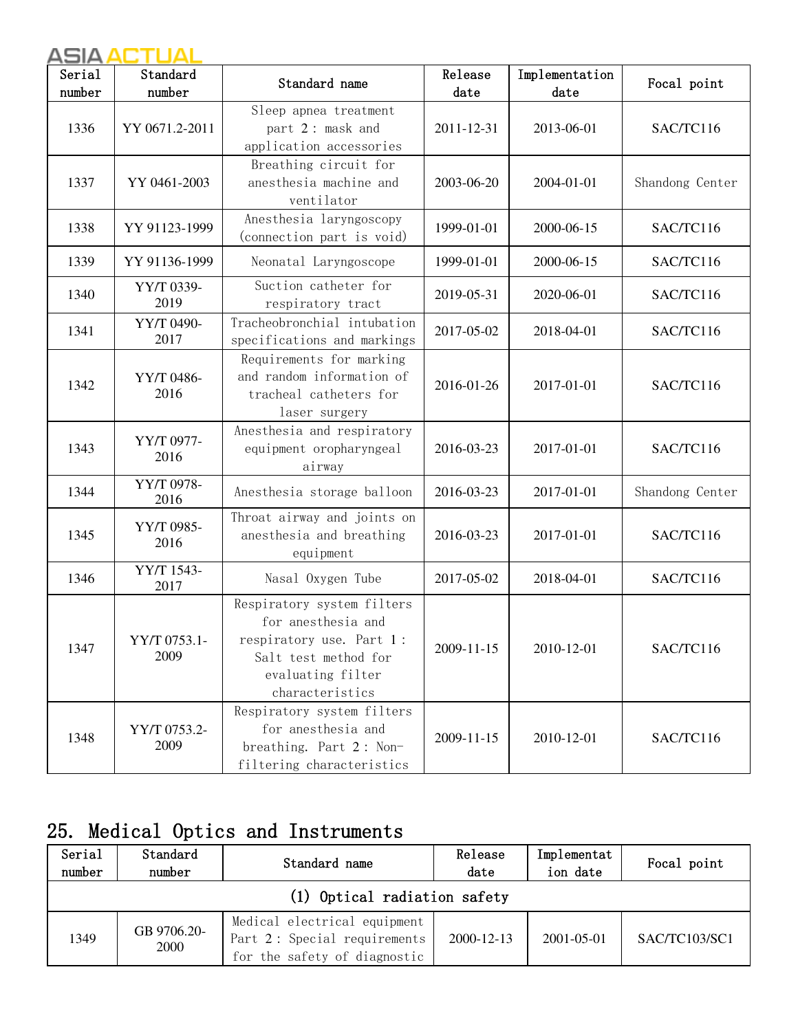| Serial number | Standard number | Standard name | Release date | Implementation date | Focal point |
|---|---|---|---|---|---|
| 1336 | YY 0671.2-2011 | Sleep apnea treatment part 2 : mask and application accessories | 2011-12-31 | 2013-06-01 | SAC/TC116 |
| 1337 | YY 0461-2003 | Breathing circuit for anesthesia machine and ventilator | 2003-06-20 | 2004-01-01 | Shandong Center |
| 1338 | YY 91123-1999 | Anesthesia laryngoscopy (connection part is void) | 1999-01-01 | 2000-06-15 | SAC/TC116 |
| 1339 | YY 91136-1999 | Neonatal Laryngoscope | 1999-01-01 | 2000-06-15 | SAC/TC116 |
| 1340 | YY/T 0339-2019 | Suction catheter for respiratory tract | 2019-05-31 | 2020-06-01 | SAC/TC116 |
| 1341 | YY/T 0490-2017 | Tracheobronchial intubation specifications and markings | 2017-05-02 | 2018-04-01 | SAC/TC116 |
| 1342 | YY/T 0486-2016 | Requirements for marking and random information of tracheal catheters for laser surgery | 2016-01-26 | 2017-01-01 | SAC/TC116 |
| 1343 | YY/T 0977-2016 | Anesthesia and respiratory equipment oropharyngeal airway | 2016-03-23 | 2017-01-01 | SAC/TC116 |
| 1344 | YY/T 0978-2016 | Anesthesia storage balloon | 2016-03-23 | 2017-01-01 | Shandong Center |
| 1345 | YY/T 0985-2016 | Throat airway and joints on anesthesia and breathing equipment | 2016-03-23 | 2017-01-01 | SAC/TC116 |
| 1346 | YY/T 1543-2017 | Nasal Oxygen Tube | 2017-05-02 | 2018-04-01 | SAC/TC116 |
| 1347 | YY/T 0753.1-2009 | Respiratory system filters for anesthesia and respiratory use. Part 1 : Salt test method for evaluating filter characteristics | 2009-11-15 | 2010-12-01 | SAC/TC116 |
| 1348 | YY/T 0753.2-2009 | Respiratory system filters for anesthesia and breathing. Part 2 : Non-filtering characteristics | 2009-11-15 | 2010-12-01 | SAC/TC116 |

## 25. Medical Optics and Instruments

| Serial number | Standard number | Standard name | Release date | Implementation date | Focal point |
|---|---|---|---|---|---|
| (1) Optical radiation safety | | | | | |
| 1349 | GB 9706.20-2000 | Medical electrical equipment Part 2 : Special requirements for the safety of diagnostic | 2000-12-13 | 2001-05-01 | SAC/TC103/SC1 |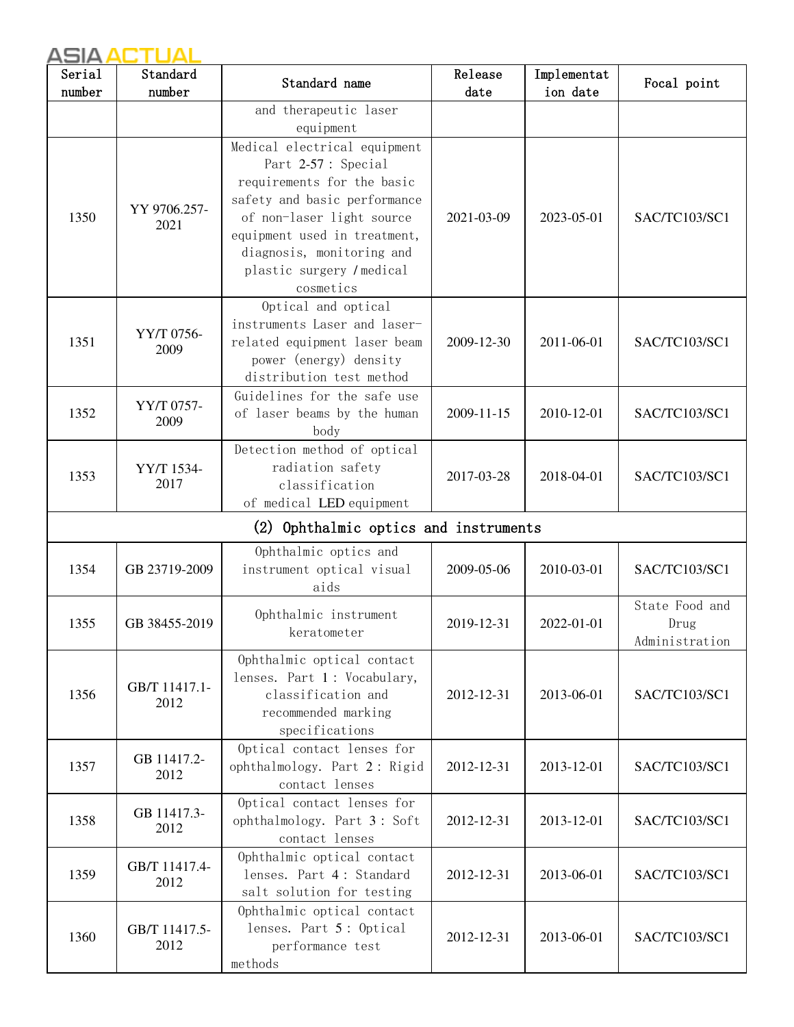| Serial number | Standard number | Standard name | Release date | Implementation date | Focal point |
| --- | --- | --- | --- | --- | --- |
| | | and therapeutic laser equipment | | | |
| 1350 | YY 9706.257-2021 | Medical electrical equipment Part 2-57: Special requirements for the basic safety and basic performance of non-laser light source equipment used in treatment, diagnosis, monitoring and plastic surgery / medical cosmetics | 2021-03-09 | 2023-05-01 | SAC/TC103/SC1 |
| 1351 | YY/T 0756-2009 | Optical and optical instruments Laser and laser-related equipment laser beam power (energy) density distribution test method | 2009-12-30 | 2011-06-01 | SAC/TC103/SC1 |
| 1352 | YY/T 0757-2009 | Guidelines for the safe use of laser beams by the human body | 2009-11-15 | 2010-12-01 | SAC/TC103/SC1 |
| 1353 | YY/T 1534-2017 | Detection method of optical radiation safety classification of medical LED equipment | 2017-03-28 | 2018-04-01 | SAC/TC103/SC1 |
| (2) Ophthalmic optics and instruments | | | | | |
| 1354 | GB 23719-2009 | Ophthalmic optics and instrument optical visual aids | 2009-05-06 | 2010-03-01 | SAC/TC103/SC1 |
| 1355 | GB 38455-2019 | Ophthalmic instrument keratometer | 2019-12-31 | 2022-01-01 | State Food and Drug Administration |
| 1356 | GB/T 11417.1-2012 | Ophthalmic optical contact lenses. Part 1: Vocabulary, classification and recommended marking specifications | 2012-12-31 | 2013-06-01 | SAC/TC103/SC1 |
| 1357 | GB 11417.2-2012 | Optical contact lenses for ophthalmology. Part 2: Rigid contact lenses | 2012-12-31 | 2013-12-01 | SAC/TC103/SC1 |
| 1358 | GB 11417.3-2012 | Optical contact lenses for ophthalmology. Part 3: Soft contact lenses | 2012-12-31 | 2013-12-01 | SAC/TC103/SC1 |
| 1359 | GB/T 11417.4-2012 | Ophthalmic optical contact lenses. Part 4: Standard salt solution for testing | 2012-12-31 | 2013-06-01 | SAC/TC103/SC1 |
| 1360 | GB/T 11417.5-2012 | Ophthalmic optical contact lenses. Part 5: Optical performance test methods | 2012-12-31 | 2013-06-01 | SAC/TC103/SC1 |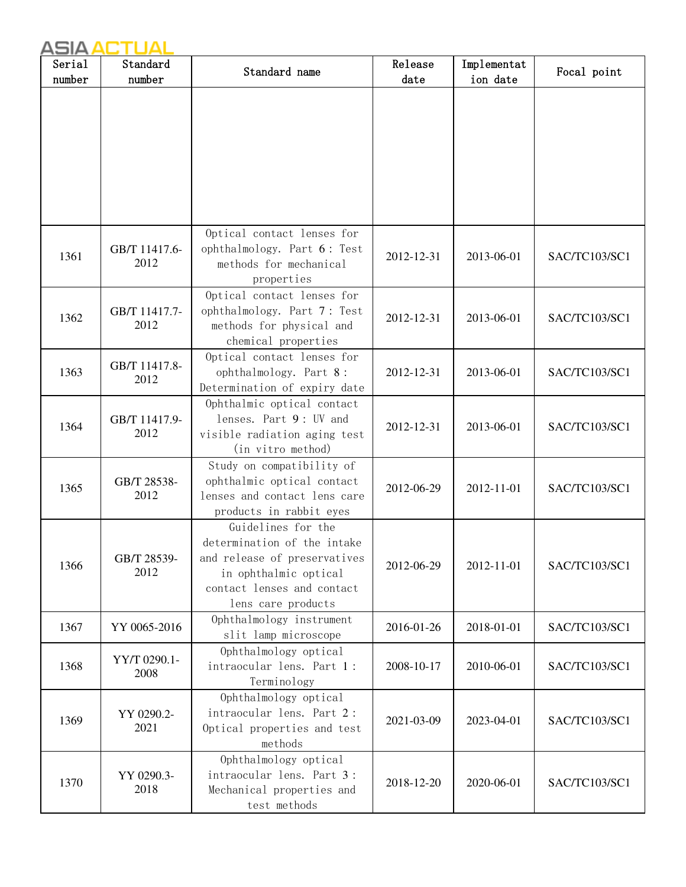| Serial number | Standard number | Standard name | Release date | Implementation date | Focal point |
|---|---|---|---|---|---|
| | | | | | |
| 1361 | GB/T 11417.6-2012 | Optical contact lenses for ophthalmology. Part 6: Test methods for mechanical properties | 2012-12-31 | 2013-06-01 | SAC/TC103/SC1 |
| 1362 | GB/T 11417.7-2012 | Optical contact lenses for ophthalmology. Part 7: Test methods for physical and chemical properties | 2012-12-31 | 2013-06-01 | SAC/TC103/SC1 |
| 1363 | GB/T 11417.8-2012 | Optical contact lenses for ophthalmology. Part 8: Determination of expiry date | 2012-12-31 | 2013-06-01 | SAC/TC103/SC1 |
| 1364 | GB/T 11417.9-2012 | Ophthalmic optical contact lenses. Part 9: UV and visible radiation aging test (in vitro method) | 2012-12-31 | 2013-06-01 | SAC/TC103/SC1 |
| 1365 | GB/T 28538-2012 | Study on compatibility of ophthalmic optical contact lenses and contact lens care products in rabbit eyes | 2012-06-29 | 2012-11-01 | SAC/TC103/SC1 |
| 1366 | GB/T 28539-2012 | Guidelines for the determination of the intake and release of preservatives in ophthalmic optical contact lenses and contact lens care products | 2012-06-29 | 2012-11-01 | SAC/TC103/SC1 |
| 1367 | YY 0065-2016 | Ophthalmology instrument slit lamp microscope | 2016-01-26 | 2018-01-01 | SAC/TC103/SC1 |
| 1368 | YY/T 0290.1-2008 | Ophthalmology optical intraocular lens. Part 1: Terminology | 2008-10-17 | 2010-06-01 | SAC/TC103/SC1 |
| 1369 | YY 0290.2-2021 | Ophthalmology optical intraocular lens. Part 2: Optical properties and test methods | 2021-03-09 | 2023-04-01 | SAC/TC103/SC1 |
| 1370 | YY 0290.3-2018 | Ophthalmology optical intraocular lens. Part 3: Mechanical properties and test methods | 2018-12-20 | 2020-06-01 | SAC/TC103/SC1 |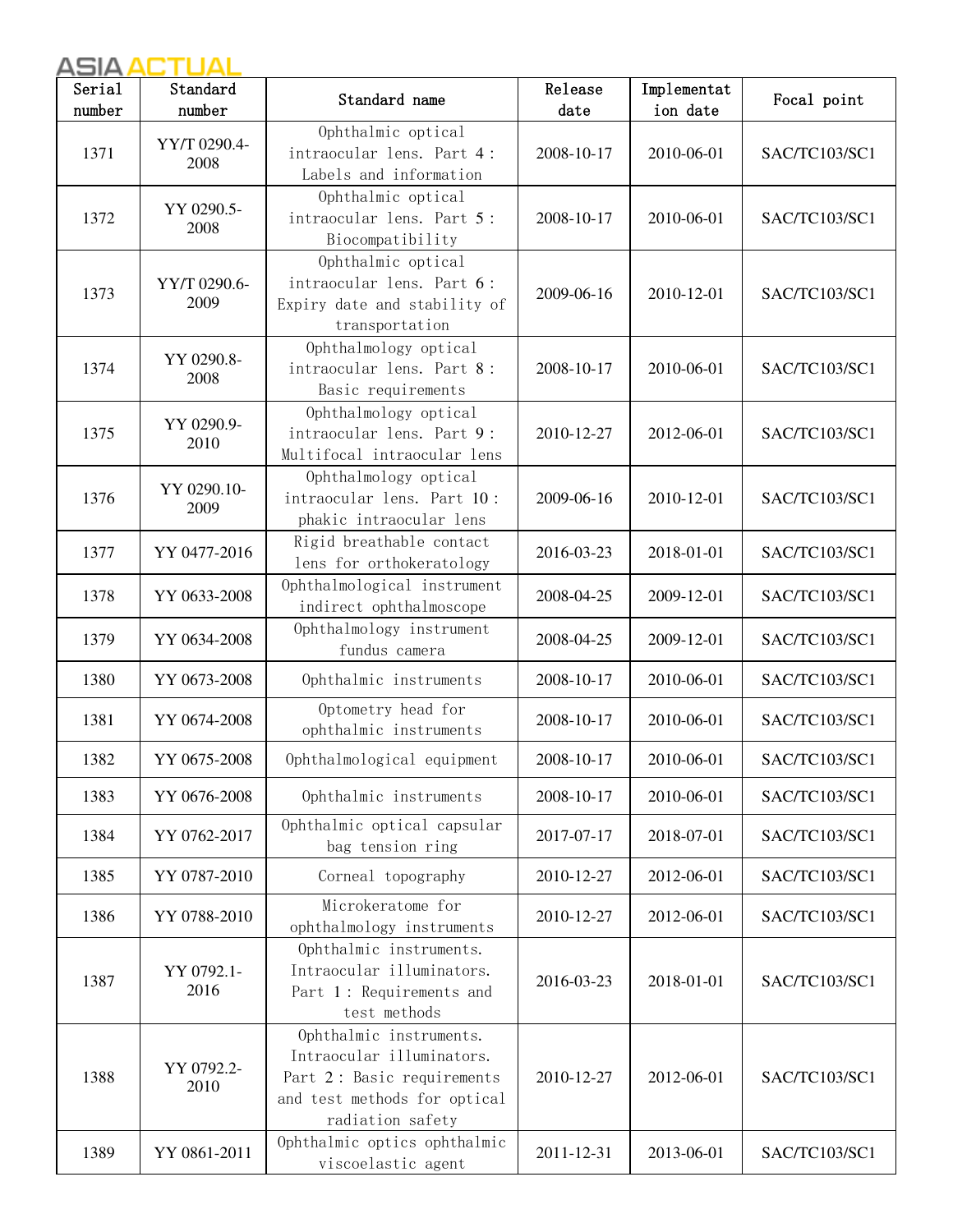| Serial number | Standard number | Standard name | Release date | Implementation date | Focal point |
|---|---|---|---|---|---|
| 1371 | YY/T 0290.4-2008 | Ophthalmic optical intraocular lens. Part 4 : Labels and information | 2008-10-17 | 2010-06-01 | SAC/TC103/SC1 |
| 1372 | YY 0290.5-2008 | Ophthalmic optical intraocular lens. Part 5 : Biocompatibility | 2008-10-17 | 2010-06-01 | SAC/TC103/SC1 |
| 1373 | YY/T 0290.6-2009 | Ophthalmic optical intraocular lens. Part 6 : Expiry date and stability of transportation | 2009-06-16 | 2010-12-01 | SAC/TC103/SC1 |
| 1374 | YY 0290.8-2008 | Ophthalmology optical intraocular lens. Part 8 : Basic requirements | 2008-10-17 | 2010-06-01 | SAC/TC103/SC1 |
| 1375 | YY 0290.9-2010 | Ophthalmology optical intraocular lens. Part 9 : Multifocal intraocular lens | 2010-12-27 | 2012-06-01 | SAC/TC103/SC1 |
| 1376 | YY 0290.10-2009 | Ophthalmology optical intraocular lens. Part 10 : phakic intraocular lens | 2009-06-16 | 2010-12-01 | SAC/TC103/SC1 |
| 1377 | YY 0477-2016 | Rigid breathable contact lens for orthokeratology | 2016-03-23 | 2018-01-01 | SAC/TC103/SC1 |
| 1378 | YY 0633-2008 | Ophthalmological instrument indirect ophthalmoscope | 2008-04-25 | 2009-12-01 | SAC/TC103/SC1 |
| 1379 | YY 0634-2008 | Ophthalmology instrument fundus camera | 2008-04-25 | 2009-12-01 | SAC/TC103/SC1 |
| 1380 | YY 0673-2008 | Ophthalmic instruments | 2008-10-17 | 2010-06-01 | SAC/TC103/SC1 |
| 1381 | YY 0674-2008 | Optometry head for ophthalmic instruments | 2008-10-17 | 2010-06-01 | SAC/TC103/SC1 |
| 1382 | YY 0675-2008 | Ophthalmological equipment | 2008-10-17 | 2010-06-01 | SAC/TC103/SC1 |
| 1383 | YY 0676-2008 | Ophthalmic instruments | 2008-10-17 | 2010-06-01 | SAC/TC103/SC1 |
| 1384 | YY 0762-2017 | Ophthalmic optical capsular bag tension ring | 2017-07-17 | 2018-07-01 | SAC/TC103/SC1 |
| 1385 | YY 0787-2010 | Corneal topography | 2010-12-27 | 2012-06-01 | SAC/TC103/SC1 |
| 1386 | YY 0788-2010 | Microkeratome for ophthalmology instruments | 2010-12-27 | 2012-06-01 | SAC/TC103/SC1 |
| 1387 | YY 0792.1-2016 | Ophthalmic instruments. Intraocular illuminators. Part 1 : Requirements and test methods | 2016-03-23 | 2018-01-01 | SAC/TC103/SC1 |
| 1388 | YY 0792.2-2010 | Ophthalmic instruments. Intraocular illuminators. Part 2 : Basic requirements and test methods for optical radiation safety | 2010-12-27 | 2012-06-01 | SAC/TC103/SC1 |
| 1389 | YY 0861-2011 | Ophthalmic optics ophthalmic viscoelastic agent | 2011-12-31 | 2013-06-01 | SAC/TC103/SC1 |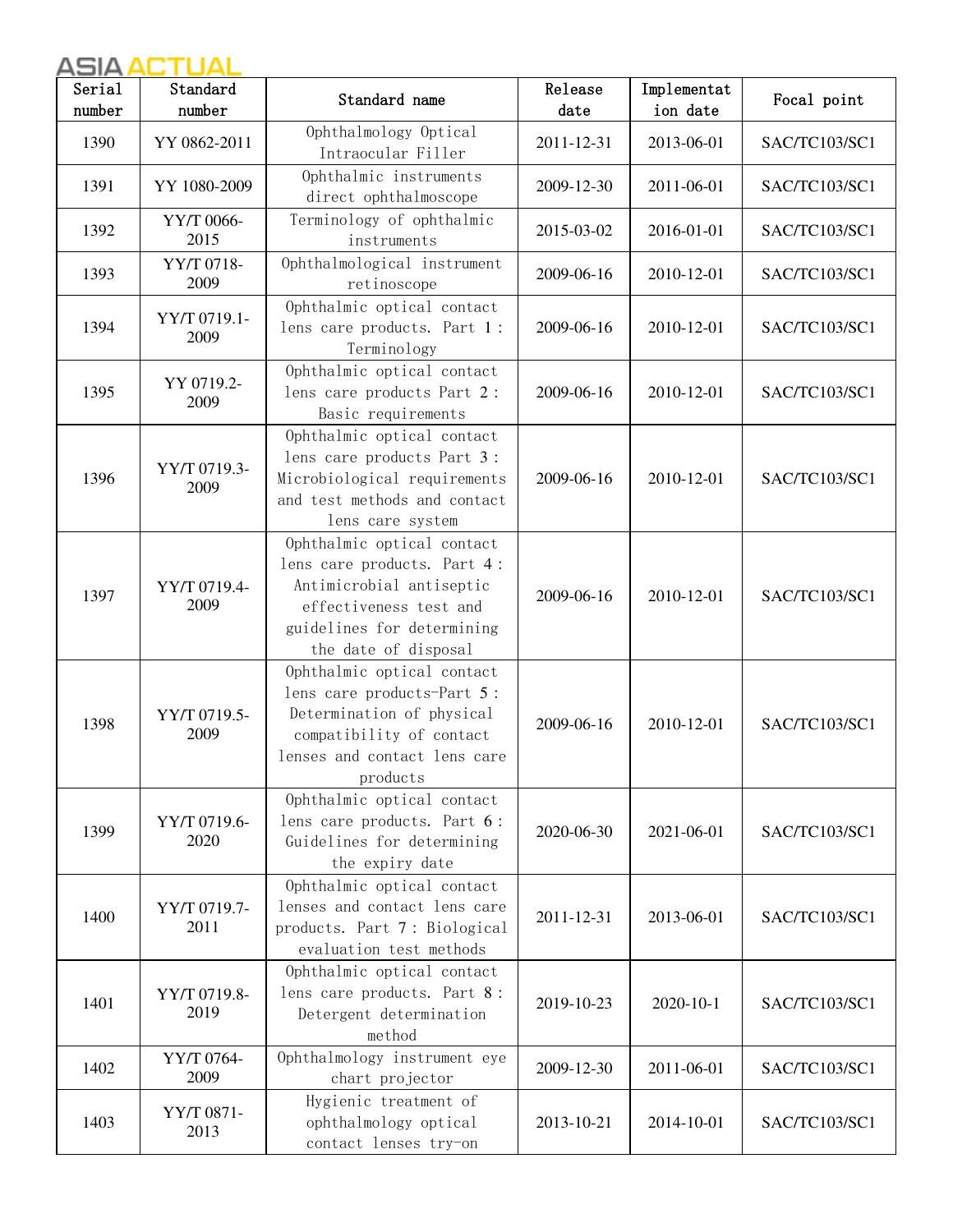| Serial number | Standard number | Standard name | Release date | Implementation date | Focal point |
|---|---|---|---|---|---|
| 1390 | YY 0862-2011 | Ophthalmology Optical Intraocular Filler | 2011-12-31 | 2013-06-01 | SAC/TC103/SC1 |
| 1391 | YY 1080-2009 | Ophthalmic instruments direct ophthalmoscope | 2009-12-30 | 2011-06-01 | SAC/TC103/SC1 |
| 1392 | YY/T 0066-2015 | Terminology of ophthalmic instruments | 2015-03-02 | 2016-01-01 | SAC/TC103/SC1 |
| 1393 | YY/T 0718-2009 | Ophthalmological instrument retinoscope | 2009-06-16 | 2010-12-01 | SAC/TC103/SC1 |
| 1394 | YY/T 0719.1-2009 | Ophthalmic optical contact lens care products. Part 1: Terminology | 2009-06-16 | 2010-12-01 | SAC/TC103/SC1 |
| 1395 | YY 0719.2-2009 | Ophthalmic optical contact lens care products Part 2: Basic requirements | 2009-06-16 | 2010-12-01 | SAC/TC103/SC1 |
| 1396 | YY/T 0719.3-2009 | Ophthalmic optical contact lens care products Part 3: Microbiological requirements and test methods and contact lens care system | 2009-06-16 | 2010-12-01 | SAC/TC103/SC1 |
| 1397 | YY/T 0719.4-2009 | Ophthalmic optical contact lens care products. Part 4: Antimicrobial antiseptic effectiveness test and guidelines for determining the date of disposal | 2009-06-16 | 2010-12-01 | SAC/TC103/SC1 |
| 1398 | YY/T 0719.5-2009 | Ophthalmic optical contact lens care products-Part 5: Determination of physical compatibility of contact lenses and contact lens care products | 2009-06-16 | 2010-12-01 | SAC/TC103/SC1 |
| 1399 | YY/T 0719.6-2020 | Ophthalmic optical contact lens care products. Part 6: Guidelines for determining the expiry date | 2020-06-30 | 2021-06-01 | SAC/TC103/SC1 |
| 1400 | YY/T 0719.7-2011 | Ophthalmic optical contact lenses and contact lens care products. Part 7: Biological evaluation test methods | 2011-12-31 | 2013-06-01 | SAC/TC103/SC1 |
| 1401 | YY/T 0719.8-2019 | Ophthalmic optical contact lens care products. Part 8: Detergent determination method | 2019-10-23 | 2020-10-1 | SAC/TC103/SC1 |
| 1402 | YY/T 0764-2009 | Ophthalmology instrument eye chart projector | 2009-12-30 | 2011-06-01 | SAC/TC103/SC1 |
| 1403 | YY/T 0871-2013 | Hygienic treatment of ophthalmology optical contact lenses try-on | 2013-10-21 | 2014-10-01 | SAC/TC103/SC1 |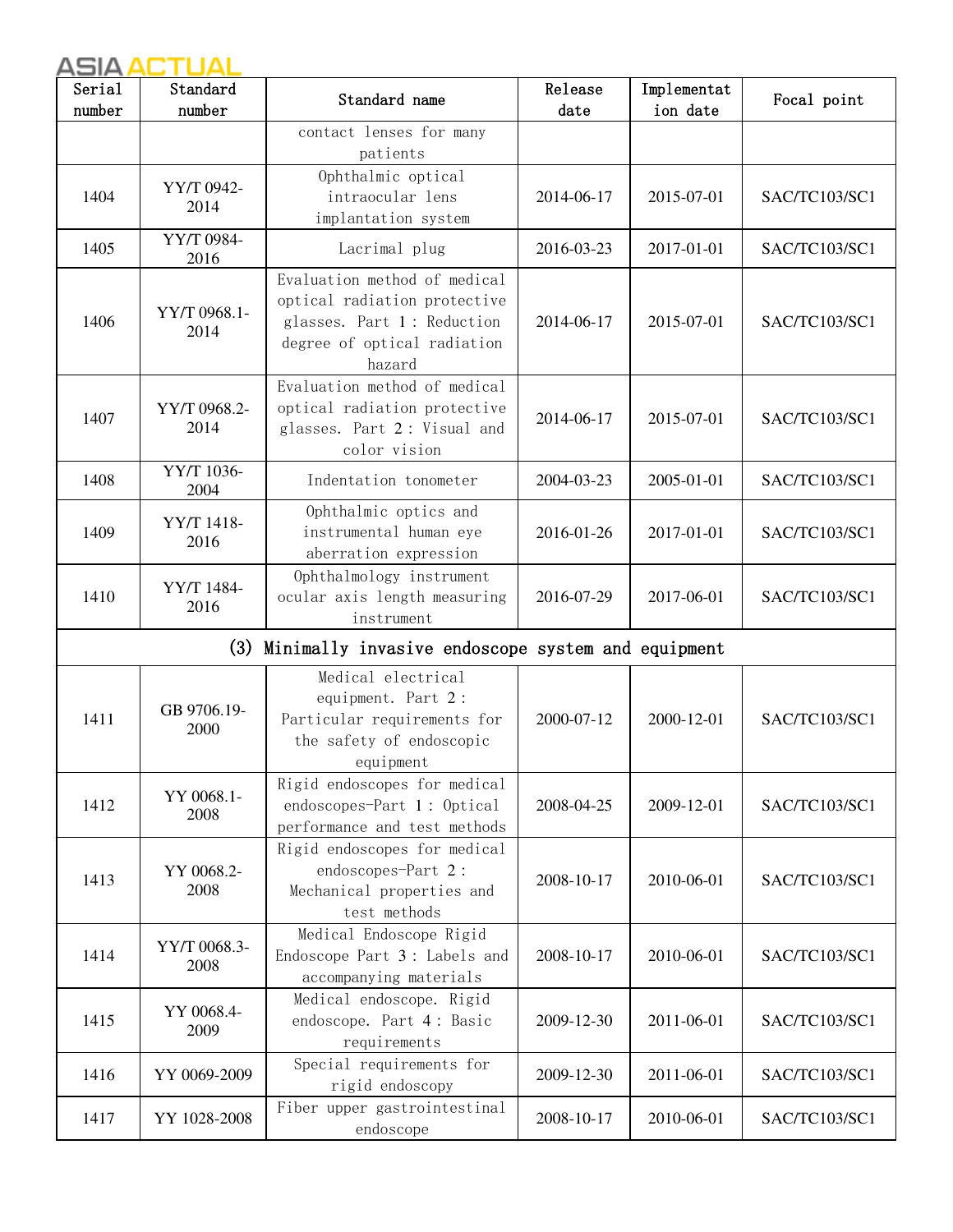| Serial number | Standard number | Standard name | Release date | Implementation date | Focal point |
|---|---|---|---|---|---|
| | | contact lenses for many patients | | | |
| 1404 | YY/T 0942-2014 | Ophthalmic optical intraocular lens implantation system | 2014-06-17 | 2015-07-01 | SAC/TC103/SC1 |
| 1405 | YY/T 0984-2016 | Lacrimal plug | 2016-03-23 | 2017-01-01 | SAC/TC103/SC1 |
| 1406 | YY/T 0968.1-2014 | Evaluation method of medical optical radiation protective glasses. Part 1: Reduction degree of optical radiation hazard | 2014-06-17 | 2015-07-01 | SAC/TC103/SC1 |
| 1407 | YY/T 0968.2-2014 | Evaluation method of medical optical radiation protective glasses. Part 2: Visual and color vision | 2014-06-17 | 2015-07-01 | SAC/TC103/SC1 |
| 1408 | YY/T 1036-2004 | Indentation tonometer | 2004-03-23 | 2005-01-01 | SAC/TC103/SC1 |
| 1409 | YY/T 1418-2016 | Ophthalmic optics and instrumental human eye aberration expression | 2016-01-26 | 2017-01-01 | SAC/TC103/SC1 |
| 1410 | YY/T 1484-2016 | Ophthalmology instrument ocular axis length measuring instrument | 2016-07-29 | 2017-06-01 | SAC/TC103/SC1 |
| **(3) Minimally invasive endoscope system and equipment** | | | | | |
| 1411 | GB 9706.19-2000 | Medical electrical equipment. Part 2: Particular requirements for the safety of endoscopic equipment | 2000-07-12 | 2000-12-01 | SAC/TC103/SC1 |
| 1412 | YY 0068.1-2008 | Rigid endoscopes for medical endoscopes-Part 1: Optical performance and test methods | 2008-04-25 | 2009-12-01 | SAC/TC103/SC1 |
| 1413 | YY 0068.2-2008 | Rigid endoscopes for medical endoscopes-Part 2: Mechanical properties and test methods | 2008-10-17 | 2010-06-01 | SAC/TC103/SC1 |
| 1414 | YY/T 0068.3-2008 | Medical Endoscope Rigid Endoscope Part 3: Labels and accompanying materials | 2008-10-17 | 2010-06-01 | SAC/TC103/SC1 |
| 1415 | YY 0068.4-2009 | Medical endoscope. Rigid endoscope. Part 4: Basic requirements | 2009-12-30 | 2011-06-01 | SAC/TC103/SC1 |
| 1416 | YY 0069-2009 | Special requirements for rigid endoscopy | 2009-12-30 | 2011-06-01 | SAC/TC103/SC1 |
| 1417 | YY 1028-2008 | Fiber upper gastrointestinal endoscope | 2008-10-17 | 2010-06-01 | SAC/TC103/SC1 |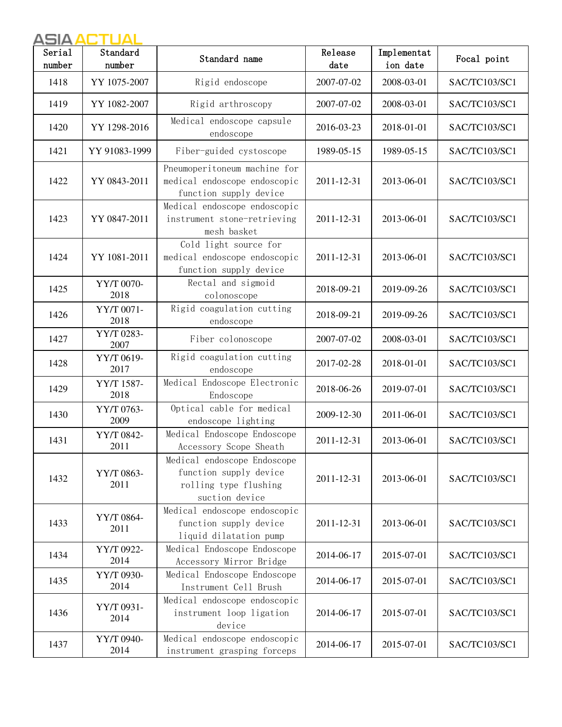| Serial number | Standard number | Standard name | Release date | Implementation date | Focal point |
|---|---|---|---|---|---|
| 1418 | YY 1075-2007 | Rigid endoscope | 2007-07-02 | 2008-03-01 | SAC/TC103/SC1 |
| 1419 | YY 1082-2007 | Rigid arthroscopy | 2007-07-02 | 2008-03-01 | SAC/TC103/SC1 |
| 1420 | YY 1298-2016 | Medical endoscope capsule endoscope | 2016-03-23 | 2018-01-01 | SAC/TC103/SC1 |
| 1421 | YY 91083-1999 | Fiber-guided cystoscope | 1989-05-15 | 1989-05-15 | SAC/TC103/SC1 |
| 1422 | YY 0843-2011 | Pneumoperitoneum machine for medical endoscope endoscopic function supply device | 2011-12-31 | 2013-06-01 | SAC/TC103/SC1 |
| 1423 | YY 0847-2011 | Medical endoscope endoscopic instrument stone-retrieving mesh basket | 2011-12-31 | 2013-06-01 | SAC/TC103/SC1 |
| 1424 | YY 1081-2011 | Cold light source for medical endoscope endoscopic function supply device | 2011-12-31 | 2013-06-01 | SAC/TC103/SC1 |
| 1425 | YY/T 0070-2018 | Rectal and sigmoid colonoscope | 2018-09-21 | 2019-09-26 | SAC/TC103/SC1 |
| 1426 | YY/T 0071-2018 | Rigid coagulation cutting endoscope | 2018-09-21 | 2019-09-26 | SAC/TC103/SC1 |
| 1427 | YY/T 0283-2007 | Fiber colonoscope | 2007-07-02 | 2008-03-01 | SAC/TC103/SC1 |
| 1428 | YY/T 0619-2017 | Rigid coagulation cutting endoscope | 2017-02-28 | 2018-01-01 | SAC/TC103/SC1 |
| 1429 | YY/T 1587-2018 | Medical Endoscope Electronic Endoscope | 2018-06-26 | 2019-07-01 | SAC/TC103/SC1 |
| 1430 | YY/T 0763-2009 | Optical cable for medical endoscope lighting | 2009-12-30 | 2011-06-01 | SAC/TC103/SC1 |
| 1431 | YY/T 0842-2011 | Medical Endoscope Endoscope Accessory Scope Sheath | 2011-12-31 | 2013-06-01 | SAC/TC103/SC1 |
| 1432 | YY/T 0863-2011 | Medical endoscope Endoscope function supply device rolling type flushing suction device | 2011-12-31 | 2013-06-01 | SAC/TC103/SC1 |
| 1433 | YY/T 0864-2011 | Medical endoscope endoscopic function supply device liquid dilatation pump | 2011-12-31 | 2013-06-01 | SAC/TC103/SC1 |
| 1434 | YY/T 0922-2014 | Medical Endoscope Endoscope Accessory Mirror Bridge | 2014-06-17 | 2015-07-01 | SAC/TC103/SC1 |
| 1435 | YY/T 0930-2014 | Medical Endoscope Endoscope Instrument Cell Brush | 2014-06-17 | 2015-07-01 | SAC/TC103/SC1 |
| 1436 | YY/T 0931-2014 | Medical endoscope endoscopic instrument loop ligation device | 2014-06-17 | 2015-07-01 | SAC/TC103/SC1 |
| 1437 | YY/T 0940-2014 | Medical endoscope endoscopic instrument grasping forceps | 2014-06-17 | 2015-07-01 | SAC/TC103/SC1 |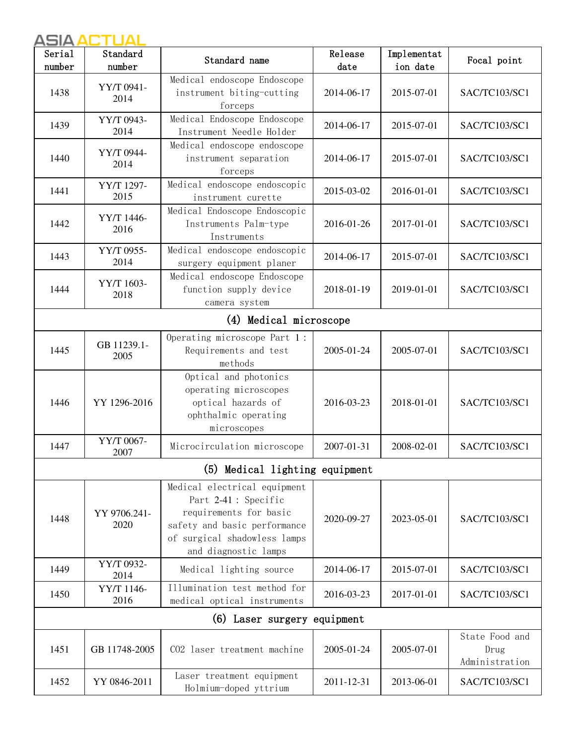| Serial number | Standard number | Standard name | Release date | Implementation date | Focal point |
|---|---|---|---|---|---|
| 1438 | YY/T 0941-2014 | Medical endoscope Endoscope instrument biting-cutting forceps | 2014-06-17 | 2015-07-01 | SAC/TC103/SC1 |
| 1439 | YY/T 0943-2014 | Medical Endoscope Endoscope Instrument Needle Holder | 2014-06-17 | 2015-07-01 | SAC/TC103/SC1 |
| 1440 | YY/T 0944-2014 | Medical endoscope endoscope instrument separation forceps | 2014-06-17 | 2015-07-01 | SAC/TC103/SC1 |
| 1441 | YY/T 1297-2015 | Medical endoscope endoscopic instrument curette | 2015-03-02 | 2016-01-01 | SAC/TC103/SC1 |
| 1442 | YY/T 1446-2016 | Medical Endoscope Endoscopic Instruments Palm-type Instruments | 2016-01-26 | 2017-01-01 | SAC/TC103/SC1 |
| 1443 | YY/T 0955-2014 | Medical endoscope endoscopic surgery equipment planer | 2014-06-17 | 2015-07-01 | SAC/TC103/SC1 |
| 1444 | YY/T 1603-2018 | Medical endoscope Endoscope function supply device camera system | 2018-01-19 | 2019-01-01 | SAC/TC103/SC1 |
| (4) Medical microscope | | | | | |
| 1445 | GB 11239.1-2005 | Operating microscope Part 1: Requirements and test methods | 2005-01-24 | 2005-07-01 | SAC/TC103/SC1 |
| 1446 | YY 1296-2016 | Optical and photonics operating microscopes optical hazards of ophthalmic operating microscopes | 2016-03-23 | 2018-01-01 | SAC/TC103/SC1 |
| 1447 | YY/T 0067-2007 | Microcirculation microscope | 2007-01-31 | 2008-02-01 | SAC/TC103/SC1 |
| (5) Medical lighting equipment | | | | | |
| 1448 | YY 9706.241-2020 | Medical electrical equipment Part 2-41: Specific requirements for basic safety and basic performance of surgical shadowless lamps and diagnostic lamps | 2020-09-27 | 2023-05-01 | SAC/TC103/SC1 |
| 1449 | YY/T 0932-2014 | Medical lighting source | 2014-06-17 | 2015-07-01 | SAC/TC103/SC1 |
| 1450 | YY/T 1146-2016 | Illumination test method for medical optical instruments | 2016-03-23 | 2017-01-01 | SAC/TC103/SC1 |
| (6) Laser surgery equipment | | | | | |
| 1451 | GB 11748-2005 | $CO_2$ laser treatment machine | 2005-01-24 | 2005-07-01 | State Food and Drug Administration |
| 1452 | YY 0846-2011 | Laser treatment equipment Holmium-doped yttrium | 2011-12-31 | 2013-06-01 | SAC/TC103/SC1 |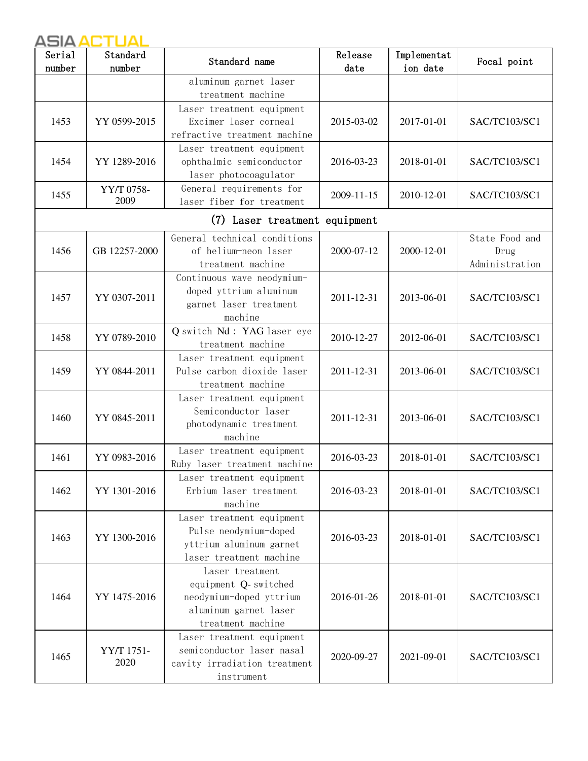| Serial number | Standard number | Standard name | Release date | Implementation date | Focal point |
|---|---|---|---|---|---|
| | | aluminum garnet laser treatment machine | | | |
| 1453 | YY 0599-2015 | Laser treatment equipment Excimer laser corneal refractive treatment machine | 2015-03-02 | 2017-01-01 | SAC/TC103/SC1 |
| 1454 | YY 1289-2016 | Laser treatment equipment ophthalmic semiconductor laser photocoagulator | 2016-03-23 | 2018-01-01 | SAC/TC103/SC1 |
| 1455 | YY/T 0758-2009 | General requirements for laser fiber for treatment | 2009-11-15 | 2010-12-01 | SAC/TC103/SC1 |
| (7) Laser treatment equipment | | | | | |
| 1456 | GB 12257-2000 | General technical conditions of helium-neon laser treatment machine | 2000-07-12 | 2000-12-01 | State Food and Drug Administration |
| 1457 | YY 0307-2011 | Continuous wave neodymium-doped yttrium aluminum garnet laser treatment machine | 2011-12-31 | 2013-06-01 | SAC/TC103/SC1 |
| 1458 | YY 0789-2010 | Q switch Nd: YAG laser eye treatment machine | 2010-12-27 | 2012-06-01 | SAC/TC103/SC1 |
| 1459 | YY 0844-2011 | Laser treatment equipment Pulse carbon dioxide laser treatment machine | 2011-12-31 | 2013-06-01 | SAC/TC103/SC1 |
| 1460 | YY 0845-2011 | Laser treatment equipment Semiconductor laser photodynamic treatment machine | 2011-12-31 | 2013-06-01 | SAC/TC103/SC1 |
| 1461 | YY 0983-2016 | Laser treatment equipment Ruby laser treatment machine | 2016-03-23 | 2018-01-01 | SAC/TC103/SC1 |
| 1462 | YY 1301-2016 | Laser treatment equipment Erbium laser treatment machine | 2016-03-23 | 2018-01-01 | SAC/TC103/SC1 |
| 1463 | YY 1300-2016 | Laser treatment equipment Pulse neodymium-doped yttrium aluminum garnet laser treatment machine | 2016-03-23 | 2018-01-01 | SAC/TC103/SC1 |
| 1464 | YY 1475-2016 | Laser treatment equipment Q- switched neodymium-doped yttrium aluminum garnet laser treatment machine | 2016-01-26 | 2018-01-01 | SAC/TC103/SC1 |
| 1465 | YY/T 1751-2020 | Laser treatment equipment semiconductor laser nasal cavity irradiation treatment instrument | 2020-09-27 | 2021-09-01 | SAC/TC103/SC1 |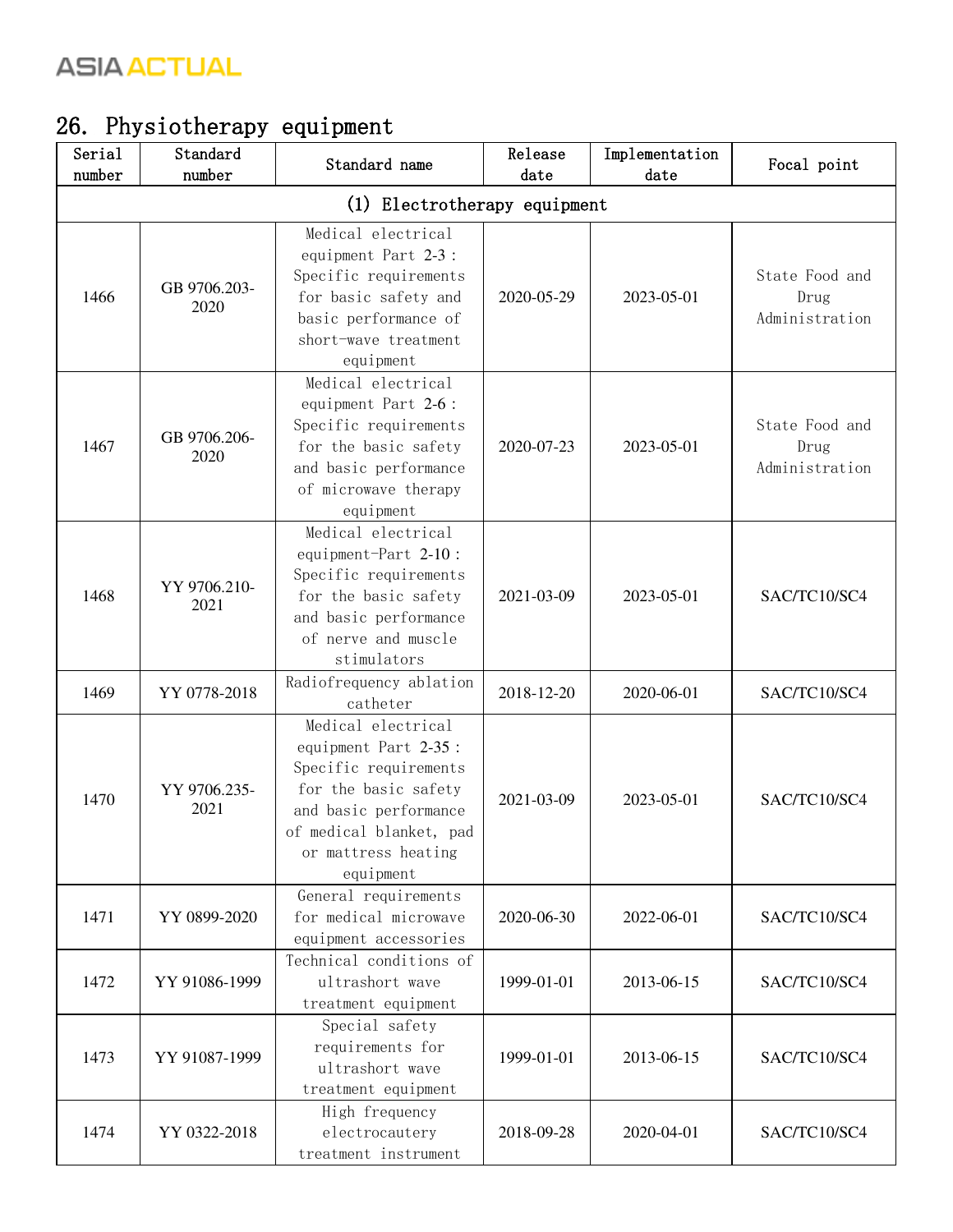## 26. Physiotherapy equipment

| Serial number | Standard number | Standard name | Release date | Implementation date | Focal point |
|---|---|---|---|---|---|
| (1) Electrotherapy equipment | | | | | |
| 1466 | GB 9706.203-2020 | Medical electrical equipment Part 2-3 : Specific requirements for basic safety and basic performance of short-wave treatment equipment | 2020-05-29 | 2023-05-01 | State Food and Drug Administration |
| 1467 | GB 9706.206-2020 | Medical electrical equipment Part 2-6 : Specific requirements for the basic safety and basic performance of microwave therapy equipment | 2020-07-23 | 2023-05-01 | State Food and Drug Administration |
| 1468 | YY 9706.210-2021 | Medical electrical equipment-Part 2-10 : Specific requirements for the basic safety and basic performance of nerve and muscle stimulators | 2021-03-09 | 2023-05-01 | SAC/TC10/SC4 |
| 1469 | YY 0778-2018 | Radiofrequency ablation catheter | 2018-12-20 | 2020-06-01 | SAC/TC10/SC4 |
| 1470 | YY 9706.235-2021 | Medical electrical equipment Part 2-35 : Specific requirements for the basic safety and basic performance of medical blanket, pad or mattress heating equipment | 2021-03-09 | 2023-05-01 | SAC/TC10/SC4 |
| 1471 | YY 0899-2020 | General requirements for medical microwave equipment accessories | 2020-06-30 | 2022-06-01 | SAC/TC10/SC4 |
| 1472 | YY 91086-1999 | Technical conditions of ultrashort wave treatment equipment | 1999-01-01 | 2013-06-15 | SAC/TC10/SC4 |
| 1473 | YY 91087-1999 | Special safety requirements for ultrashort wave treatment equipment | 1999-01-01 | 2013-06-15 | SAC/TC10/SC4 |
| 1474 | YY 0322-2018 | High frequency electrocautery treatment instrument | 2018-09-28 | 2020-04-01 | SAC/TC10/SC4 |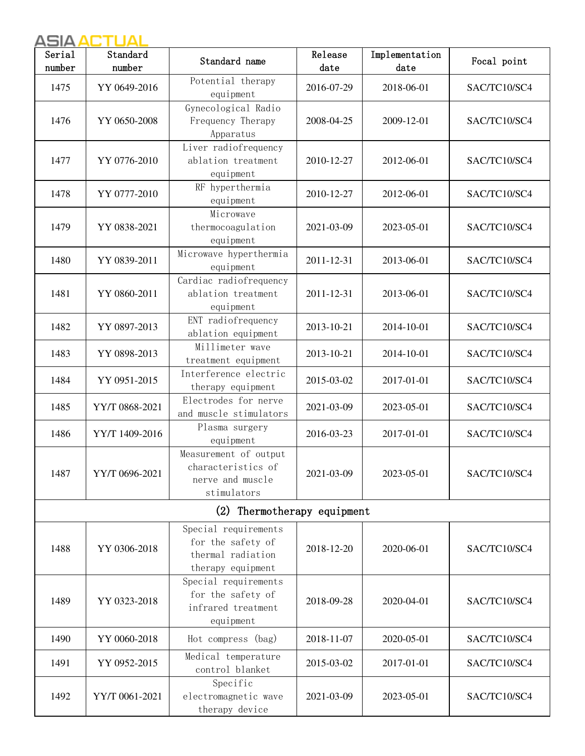| Serial number | Standard number | Standard name | Release date | Implementation date | Focal point |
| --- | --- | --- | --- | --- | --- |
| 1475 | YY 0649-2016 | Potential therapy equipment | 2016-07-29 | 2018-06-01 | SAC/TC10/SC4 |
| 1476 | YY 0650-2008 | Gynecological Radio Frequency Therapy Apparatus | 2008-04-25 | 2009-12-01 | SAC/TC10/SC4 |
| 1477 | YY 0776-2010 | Liver radiofrequency ablation treatment equipment | 2010-12-27 | 2012-06-01 | SAC/TC10/SC4 |
| 1478 | YY 0777-2010 | RF hyperthermia equipment | 2010-12-27 | 2012-06-01 | SAC/TC10/SC4 |
| 1479 | YY 0838-2021 | Microwave thermocoagulation equipment | 2021-03-09 | 2023-05-01 | SAC/TC10/SC4 |
| 1480 | YY 0839-2011 | Microwave hyperthermia equipment | 2011-12-31 | 2013-06-01 | SAC/TC10/SC4 |
| 1481 | YY 0860-2011 | Cardiac radiofrequency ablation treatment equipment | 2011-12-31 | 2013-06-01 | SAC/TC10/SC4 |
| 1482 | YY 0897-2013 | ENT radiofrequency ablation equipment | 2013-10-21 | 2014-10-01 | SAC/TC10/SC4 |
| 1483 | YY 0898-2013 | Millimeter wave treatment equipment | 2013-10-21 | 2014-10-01 | SAC/TC10/SC4 |
| 1484 | YY 0951-2015 | Interference electric therapy equipment | 2015-03-02 | 2017-01-01 | SAC/TC10/SC4 |
| 1485 | YY/T 0868-2021 | Electrodes for nerve and muscle stimulators | 2021-03-09 | 2023-05-01 | SAC/TC10/SC4 |
| 1486 | YY/T 1409-2016 | Plasma surgery equipment | 2016-03-23 | 2017-01-01 | SAC/TC10/SC4 |
| 1487 | YY/T 0696-2021 | Measurement of output characteristics of nerve and muscle stimulators | 2021-03-09 | 2023-05-01 | SAC/TC10/SC4 |
| (2) Thermotherapy equipment | | | | | |
| 1488 | YY 0306-2018 | Special requirements for the safety of thermal radiation therapy equipment | 2018-12-20 | 2020-06-01 | SAC/TC10/SC4 |
| 1489 | YY 0323-2018 | Special requirements for the safety of infrared treatment equipment | 2018-09-28 | 2020-04-01 | SAC/TC10/SC4 |
| 1490 | YY 0060-2018 | Hot compress (bag) | 2018-11-07 | 2020-05-01 | SAC/TC10/SC4 |
| 1491 | YY 0952-2015 | Medical temperature control blanket | 2015-03-02 | 2017-01-01 | SAC/TC10/SC4 |
| 1492 | YY/T 0061-2021 | Specific electromagnetic wave therapy device | 2021-03-09 | 2023-05-01 | SAC/TC10/SC4 |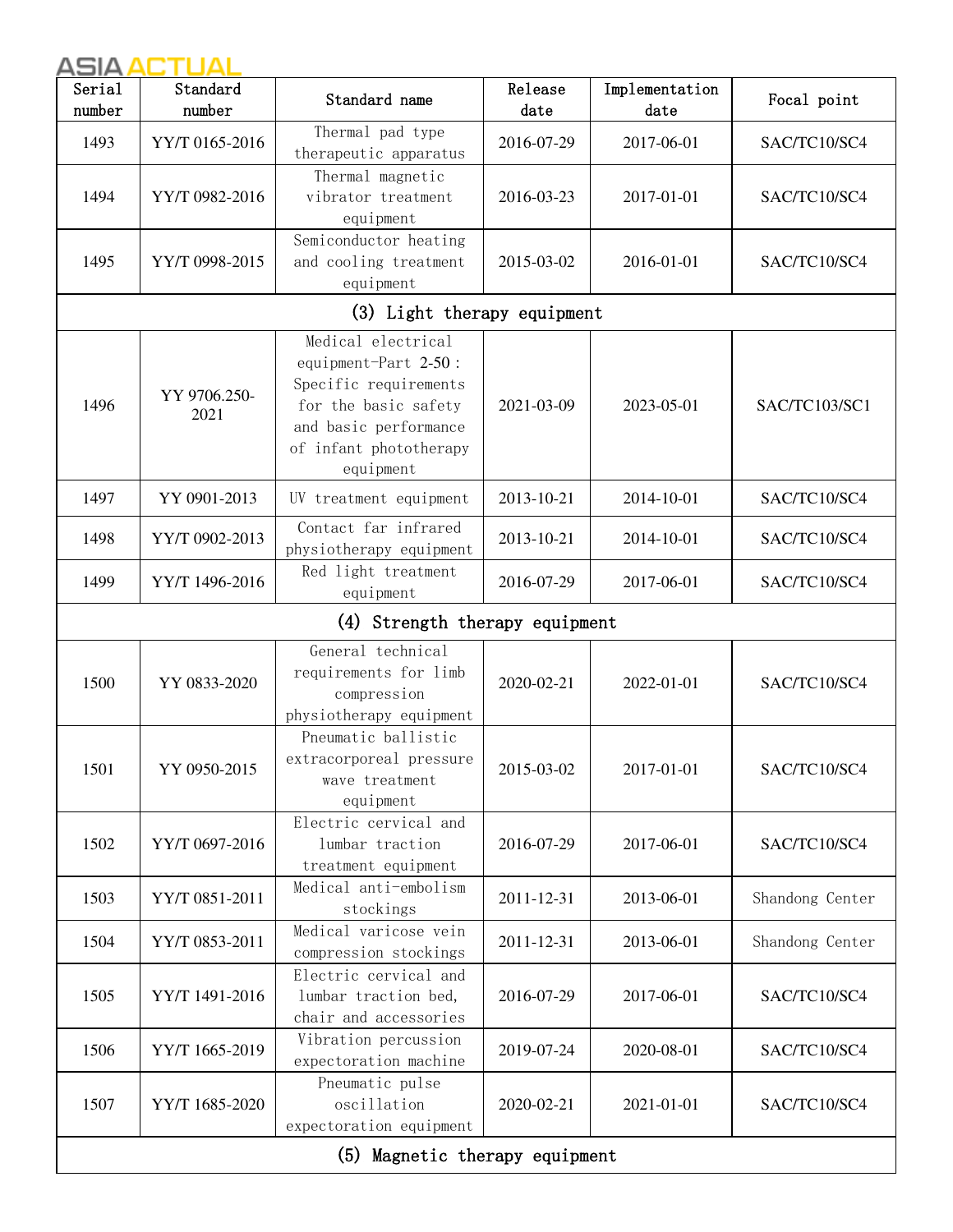| Serial number | Standard number | Standard name | Release date | Implementation date | Focal point |
|---|---|---|---|---|---|
| 1493 | YY/T 0165-2016 | Thermal pad type therapeutic apparatus | 2016-07-29 | 2017-06-01 | SAC/TC10/SC4 |
| 1494 | YY/T 0982-2016 | Thermal magnetic vibrator treatment equipment | 2016-03-23 | 2017-01-01 | SAC/TC10/SC4 |
| 1495 | YY/T 0998-2015 | Semiconductor heating and cooling treatment equipment | 2015-03-02 | 2016-01-01 | SAC/TC10/SC4 |
| (3) Light therapy equipment | | | | | |
| 1496 | YY 9706.250-2021 | Medical electrical equipment-Part 2-50：Specific requirements for the basic safety and basic performance of infant phototherapy equipment | 2021-03-09 | 2023-05-01 | SAC/TC103/SC1 |
| 1497 | YY 0901-2013 | UV treatment equipment | 2013-10-21 | 2014-10-01 | SAC/TC10/SC4 |
| 1498 | YY/T 0902-2013 | Contact far infrared physiotherapy equipment | 2013-10-21 | 2014-10-01 | SAC/TC10/SC4 |
| 1499 | YY/T 1496-2016 | Red light treatment equipment | 2016-07-29 | 2017-06-01 | SAC/TC10/SC4 |
| (4) Strength therapy equipment | | | | | |
| 1500 | YY 0833-2020 | General technical requirements for limb compression physiotherapy equipment | 2020-02-21 | 2022-01-01 | SAC/TC10/SC4 |
| 1501 | YY 0950-2015 | Pneumatic ballistic extracorporeal pressure wave treatment equipment | 2015-03-02 | 2017-01-01 | SAC/TC10/SC4 |
| 1502 | YY/T 0697-2016 | Electric cervical and lumbar traction treatment equipment | 2016-07-29 | 2017-06-01 | SAC/TC10/SC4 |
| 1503 | YY/T 0851-2011 | Medical anti-embolism stockings | 2011-12-31 | 2013-06-01 | Shandong Center |
| 1504 | YY/T 0853-2011 | Medical varicose vein compression stockings | 2011-12-31 | 2013-06-01 | Shandong Center |
| 1505 | YY/T 1491-2016 | Electric cervical and lumbar traction bed, chair and accessories | 2016-07-29 | 2017-06-01 | SAC/TC10/SC4 |
| 1506 | YY/T 1665-2019 | Vibration percussion expectoration machine | 2019-07-24 | 2020-08-01 | SAC/TC10/SC4 |
| 1507 | YY/T 1685-2020 | Pneumatic pulse oscillation expectoration equipment | 2020-02-21 | 2021-01-01 | SAC/TC10/SC4 |
| (5) Magnetic therapy equipment | | | | | |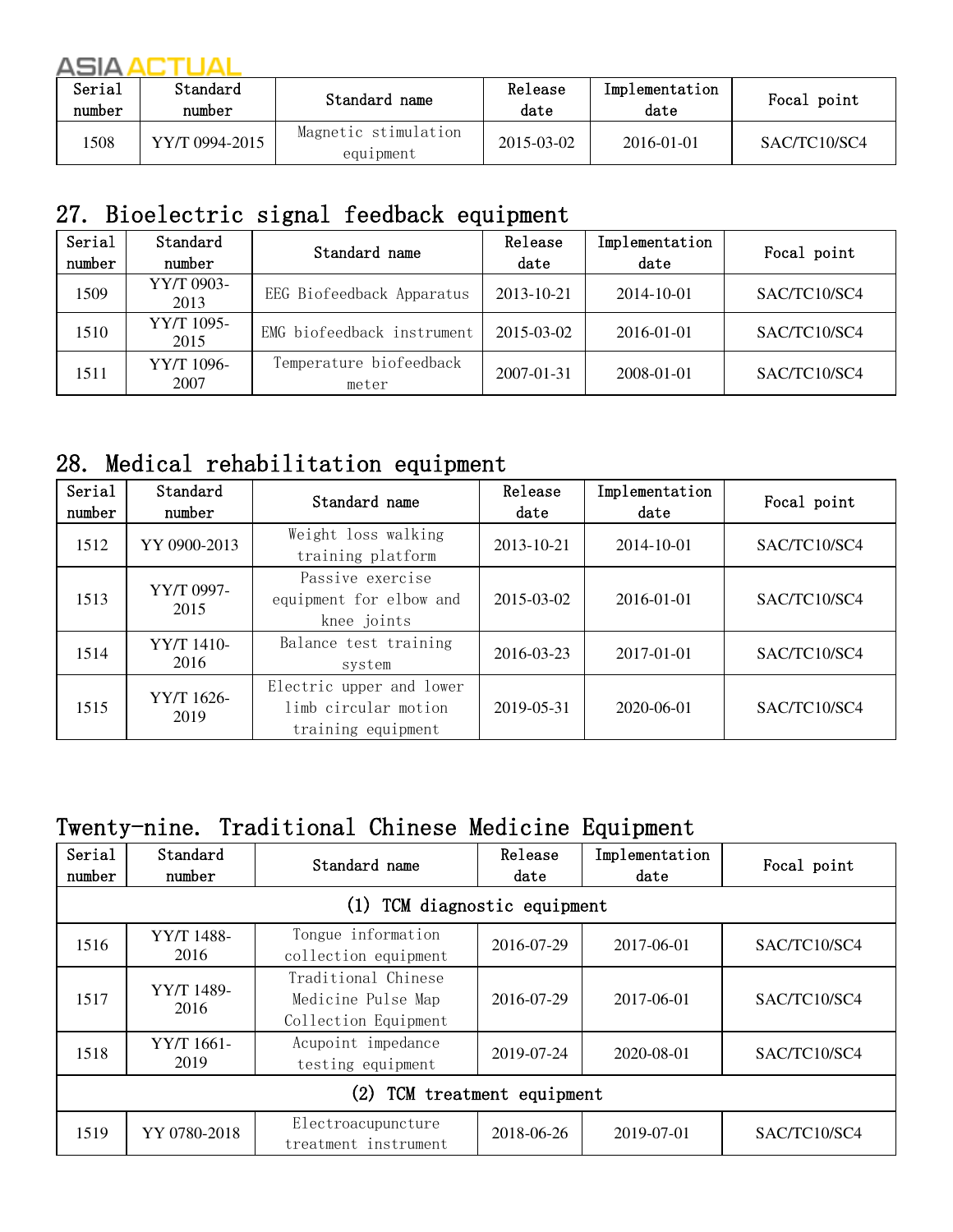| Serial number | Standard number | Standard name | Release date | Implementation date | Focal point |
|---|---|---|---|---|---|
| 1508 | YY/T 0994-2015 | Magnetic stimulation equipment | 2015-03-02 | 2016-01-01 | SAC/TC10/SC4 |

## 27. Bioelectric signal feedback equipment

| Serial number | Standard number | Standard name | Release date | Implementation date | Focal point |
|---|---|---|---|---|---|
| 1509 | YY/T 0903-2013 | EEG Biofeedback Apparatus | 2013-10-21 | 2014-10-01 | SAC/TC10/SC4 |
| 1510 | YY/T 1095-2015 | EMG biofeedback instrument | 2015-03-02 | 2016-01-01 | SAC/TC10/SC4 |
| 1511 | YY/T 1096-2007 | Temperature biofeedback meter | 2007-01-31 | 2008-01-01 | SAC/TC10/SC4 |

## 28. Medical rehabilitation equipment

| Serial number | Standard number | Standard name | Release date | Implementation date | Focal point |
|---|---|---|---|---|---|
| 1512 | YY 0900-2013 | Weight loss walking training platform | 2013-10-21 | 2014-10-01 | SAC/TC10/SC4 |
| 1513 | YY/T 0997-2015 | Passive exercise equipment for elbow and knee joints | 2015-03-02 | 2016-01-01 | SAC/TC10/SC4 |
| 1514 | YY/T 1410-2016 | Balance test training system | 2016-03-23 | 2017-01-01 | SAC/TC10/SC4 |
| 1515 | YY/T 1626-2019 | Electric upper and lower limb circular motion training equipment | 2019-05-31 | 2020-06-01 | SAC/TC10/SC4 |

## Twenty-nine. Traditional Chinese Medicine Equipment

| Serial number | Standard number | Standard name | Release date | Implementation date | Focal point |
|---|---|---|---|---|---|
| (1) TCM diagnostic equipment | | | | | |
| 1516 | YY/T 1488-2016 | Tongue information collection equipment | 2016-07-29 | 2017-06-01 | SAC/TC10/SC4 |
| 1517 | YY/T 1489-2016 | Traditional Chinese Medicine Pulse Map Collection Equipment | 2016-07-29 | 2017-06-01 | SAC/TC10/SC4 |
| 1518 | YY/T 1661-2019 | Acupoint impedance testing equipment | 2019-07-24 | 2020-08-01 | SAC/TC10/SC4 |
| (2) TCM treatment equipment | | | | | |
| 1519 | YY 0780-2018 | Electroacupuncture treatment instrument | 2018-06-26 | 2019-07-01 | SAC/TC10/SC4 |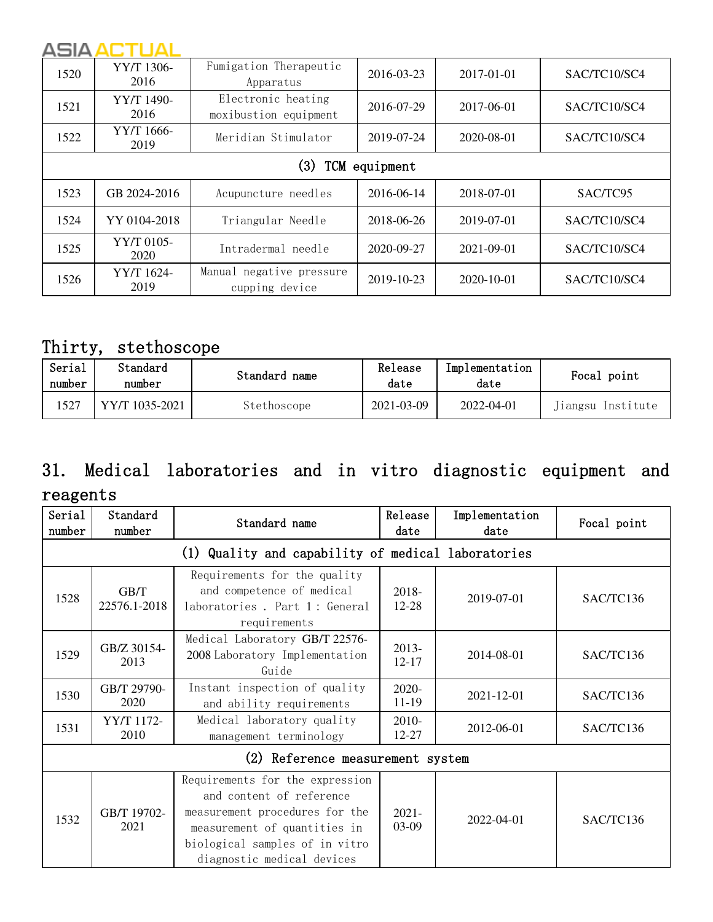| | | | | | |
|---|---|---|---|---|---|
| 1520 | YY/T 1306-2016 | Fumigation Therapeutic Apparatus | 2016-03-23 | 2017-01-01 | SAC/TC10/SC4 |
| 1521 | YY/T 1490-2016 | Electronic heating moxibustion equipment | 2016-07-29 | 2017-06-01 | SAC/TC10/SC4 |
| 1522 | YY/T 1666-2019 | Meridian Stimulator | 2019-07-24 | 2020-08-01 | SAC/TC10/SC4 |
| (3) TCM equipment | | | | | |
| 1523 | GB 2024-2016 | Acupuncture needles | 2016-06-14 | 2018-07-01 | SAC/TC95 |
| 1524 | YY 0104-2018 | Triangular Needle | 2018-06-26 | 2019-07-01 | SAC/TC10/SC4 |
| 1525 | YY/T 0105-2020 | Intradermal needle | 2020-09-27 | 2021-09-01 | SAC/TC10/SC4 |
| 1526 | YY/T 1624-2019 | Manual negative pressure cupping device | 2019-10-23 | 2020-10-01 | SAC/TC10/SC4 |

## Thirty, stethoscope

| Serial number | Standard number | Standard name | Release date | Implementation date | Focal point |
|---|---|---|---|---|---|
| 1527 | YY/T 1035-2021 | Stethoscope | 2021-03-09 | 2022-04-01 | Jiangsu Institute |

## 31. Medical laboratories and in vitro diagnostic equipment and reagents

| Serial number | Standard number | Standard name | Release date | Implementation date | Focal point |
|---|---|---|---|---|---|
| (1) Quality and capability of medical laboratories | | | | | |
| 1528 | GB/T 22576.1-2018 | Requirements for the quality and competence of medical laboratories . Part 1 : General requirements | 2018-12-28 | 2019-07-01 | SAC/TC136 |
| 1529 | GB/Z 30154-2013 | Medical Laboratory GB/T 22576-2008 Laboratory Implementation Guide | 2013-12-17 | 2014-08-01 | SAC/TC136 |
| 1530 | GB/T 29790-2020 | Instant inspection of quality and ability requirements | 2020-11-19 | 2021-12-01 | SAC/TC136 |
| 1531 | YY/T 1172-2010 | Medical laboratory quality management terminology | 2010-12-27 | 2012-06-01 | SAC/TC136 |
| (2) Reference measurement system | | | | | |
| 1532 | GB/T 19702-2021 | Requirements for the expression and content of reference measurement procedures for the measurement of quantities in biological samples of in vitro diagnostic medical devices | 2021-03-09 | 2022-04-01 | SAC/TC136 |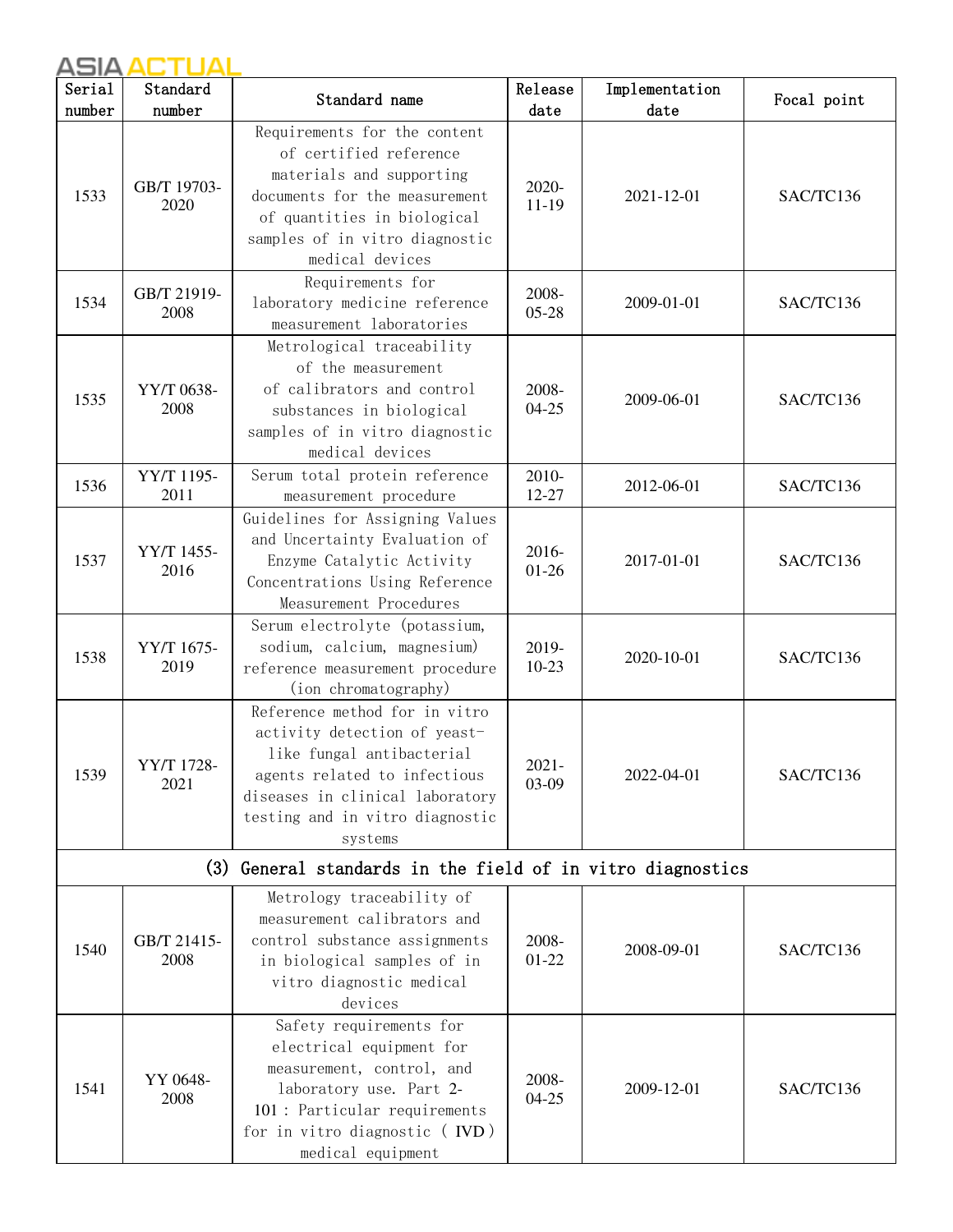| Serial number | Standard number | Standard name | Release date | Implementation date | Focal point |
|---|---|---|---|---|---|
| 1533 | GB/T 19703-2020 | Requirements for the content of certified reference materials and supporting documents for the measurement of quantities in biological samples of in vitro diagnostic medical devices | 2020-11-19 | 2021-12-01 | SAC/TC136 |
| 1534 | GB/T 21919-2008 | Requirements for laboratory medicine reference measurement laboratories | 2008-05-28 | 2009-01-01 | SAC/TC136 |
| 1535 | YY/T 0638-2008 | Metrological traceability of the measurement of calibrators and control substances in biological samples of in vitro diagnostic medical devices | 2008-04-25 | 2009-06-01 | SAC/TC136 |
| 1536 | YY/T 1195-2011 | Serum total protein reference measurement procedure | 2010-12-27 | 2012-06-01 | SAC/TC136 |
| 1537 | YY/T 1455-2016 | Guidelines for Assigning Values and Uncertainty Evaluation of Enzyme Catalytic Activity Concentrations Using Reference Measurement Procedures | 2016-01-26 | 2017-01-01 | SAC/TC136 |
| 1538 | YY/T 1675-2019 | Serum electrolyte (potassium, sodium, calcium, magnesium) reference measurement procedure (ion chromatography) | 2019-10-23 | 2020-10-01 | SAC/TC136 |
| 1539 | YY/T 1728-2021 | Reference method for in vitro activity detection of yeast-like fungal antibacterial agents related to infectious diseases in clinical laboratory testing and in vitro diagnostic systems | 2021-03-09 | 2022-04-01 | SAC/TC136 |
| (3) General standards in the field of in vitro diagnostics | | | | | |
| 1540 | GB/T 21415-2008 | Metrology traceability of measurement calibrators and control substance assignments in biological samples of in vitro diagnostic medical devices | 2008-01-22 | 2008-09-01 | SAC/TC136 |
| 1541 | YY 0648-2008 | Safety requirements for electrical equipment for measurement, control, and laboratory use. Part 2-101: Particular requirements for in vitro diagnostic (IVD) medical equipment | 2008-04-25 | 2009-12-01 | SAC/TC136 |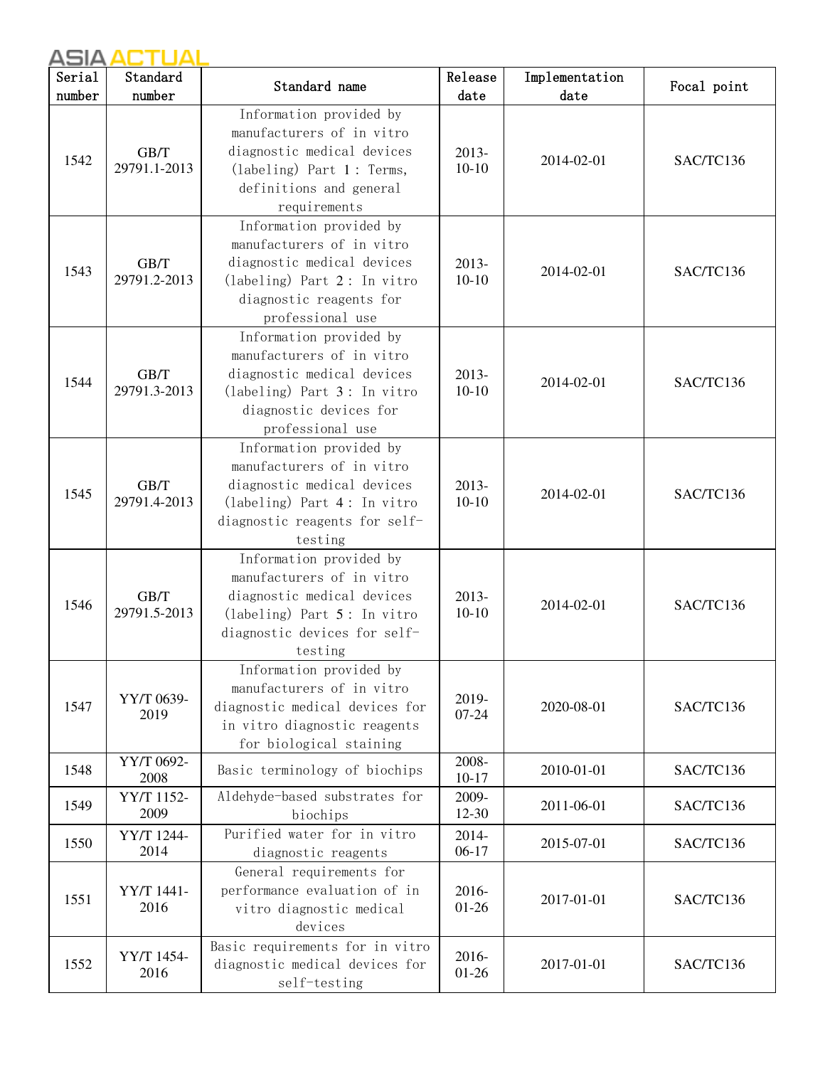| Serial number | Standard number | Standard name | Release date | Implementation date | Focal point |
| --- | --- | --- | --- | --- | --- |
| 1542 | GB/T 29791.1-2013 | Information provided by manufacturers of in vitro diagnostic medical devices (labeling) Part 1: Terms, definitions and general requirements | 2013-10-10 | 2014-02-01 | SAC/TC136 |
| 1543 | GB/T 29791.2-2013 | Information provided by manufacturers of in vitro diagnostic medical devices (labeling) Part 2: In vitro diagnostic reagents for professional use | 2013-10-10 | 2014-02-01 | SAC/TC136 |
| 1544 | GB/T 29791.3-2013 | Information provided by manufacturers of in vitro diagnostic medical devices (labeling) Part 3: In vitro diagnostic devices for professional use | 2013-10-10 | 2014-02-01 | SAC/TC136 |
| 1545 | GB/T 29791.4-2013 | Information provided by manufacturers of in vitro diagnostic medical devices (labeling) Part 4: In vitro diagnostic reagents for self-testing | 2013-10-10 | 2014-02-01 | SAC/TC136 |
| 1546 | GB/T 29791.5-2013 | Information provided by manufacturers of in vitro diagnostic medical devices (labeling) Part 5: In vitro diagnostic devices for self-testing | 2013-10-10 | 2014-02-01 | SAC/TC136 |
| 1547 | YY/T 0639-2019 | Information provided by manufacturers of in vitro diagnostic medical devices for in vitro diagnostic reagents for biological staining | 2019-07-24 | 2020-08-01 | SAC/TC136 |
| 1548 | YY/T 0692-2008 | Basic terminology of biochips | 2008-10-17 | 2010-01-01 | SAC/TC136 |
| 1549 | YY/T 1152-2009 | Aldehyde-based substrates for biochips | 2009-12-30 | 2011-06-01 | SAC/TC136 |
| 1550 | YY/T 1244-2014 | Purified water for in vitro diagnostic reagents | 2014-06-17 | 2015-07-01 | SAC/TC136 |
| 1551 | YY/T 1441-2016 | General requirements for performance evaluation of in vitro diagnostic medical devices | 2016-01-26 | 2017-01-01 | SAC/TC136 |
| 1552 | YY/T 1454-2016 | Basic requirements for in vitro diagnostic medical devices for self-testing | 2016-01-26 | 2017-01-01 | SAC/TC136 |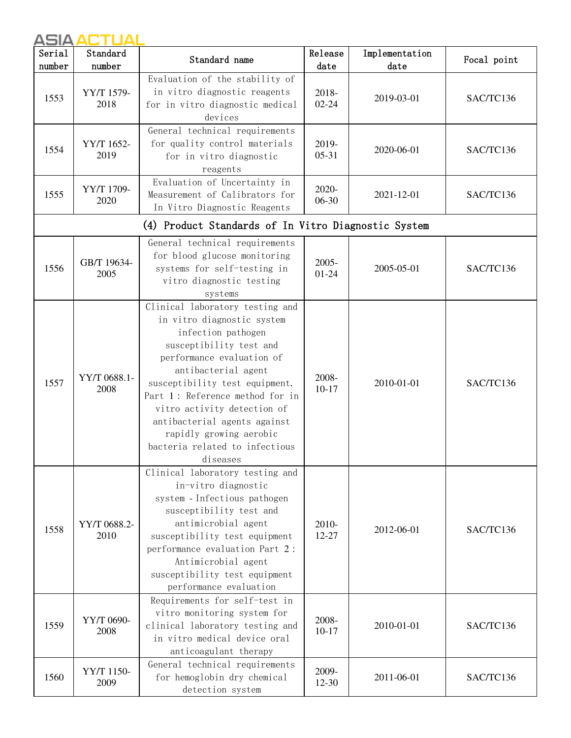| Serial number | Standard number | Standard name | Release date | Implementation date | Focal point |
|---|---|---|---|---|---|
| 1553 | YY/T 1579-2018 | Evaluation of the stability of in vitro diagnostic reagents for in vitro diagnostic medical devices | 2018-02-24 | 2019-03-01 | SAC/TC136 |
| 1554 | YY/T 1652-2019 | General technical requirements for quality control materials for in vitro diagnostic reagents | 2019-05-31 | 2020-06-01 | SAC/TC136 |
| 1555 | YY/T 1709-2020 | Evaluation of Uncertainty in Measurement of Calibrators for In Vitro Diagnostic Reagents | 2020-06-30 | 2021-12-01 | SAC/TC136 |
| (4) Product Standards of In Vitro Diagnostic System | | | | | |
| 1556 | GB/T 19634-2005 | General technical requirements for blood glucose monitoring systems for self-testing in vitro diagnostic testing systems | 2005-01-24 | 2005-05-01 | SAC/TC136 |
| 1557 | YY/T 0688.1-2008 | Clinical laboratory testing and in vitro diagnostic system infection pathogen susceptibility test and performance evaluation of antibacterial agent susceptibility test equipment. Part 1: Reference method for in vitro activity detection of antibacterial agents against rapidly growing aerobic bacteria related to infectious diseases | 2008-10-17 | 2010-01-01 | SAC/TC136 |
| 1558 | YY/T 0688.2-2010 | Clinical laboratory testing and in-vitro diagnostic system - Infectious pathogen susceptibility test and antimicrobial agent susceptibility test equipment performance evaluation Part 2: Antimicrobial agent susceptibility test equipment performance evaluation | 2010-12-27 | 2012-06-01 | SAC/TC136 |
| 1559 | YY/T 0690-2008 | Requirements for self-test in vitro monitoring system for clinical laboratory testing and in vitro medical device oral anticoagulant therapy | 2008-10-17 | 2010-01-01 | SAC/TC136 |
| 1560 | YY/T 1150-2009 | General technical requirements for hemoglobin dry chemical detection system | 2009-12-30 | 2011-06-01 | SAC/TC136 |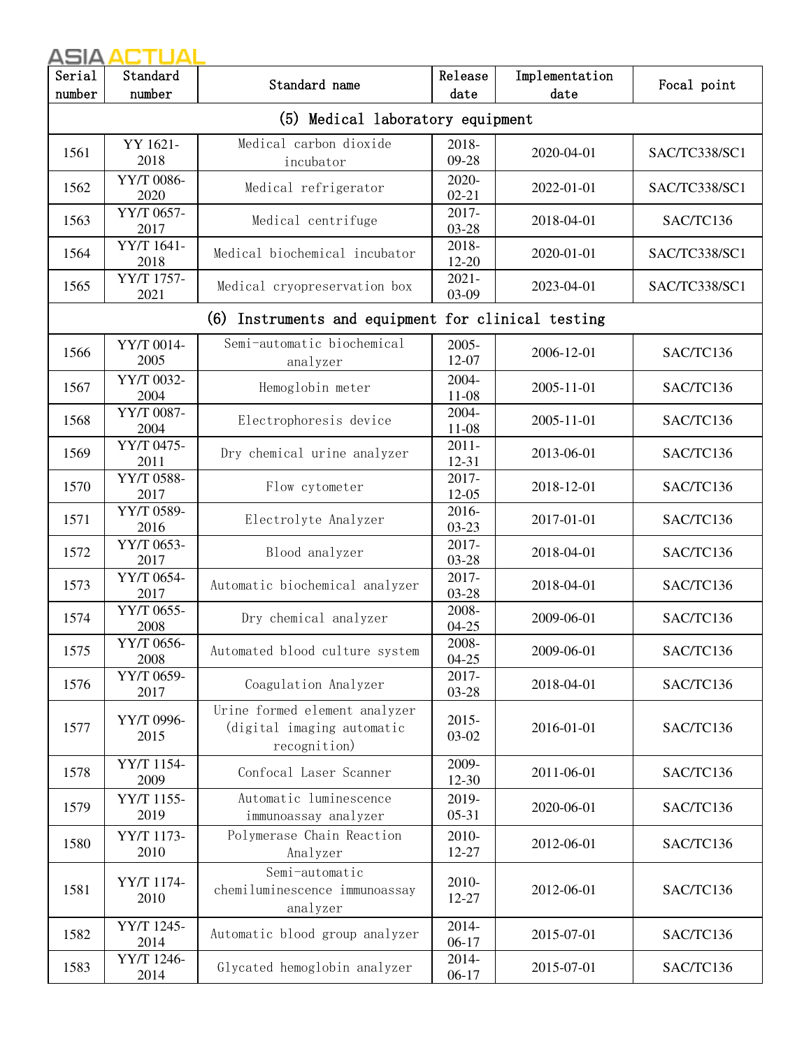| Serial number | Standard number | Standard name | Release date | Implementation date | Focal point |
|---|---|---|---|---|---|
| (5) Medical laboratory equipment | | | | | |
| 1561 | YY 1621-2018 | Medical carbon dioxide incubator | 2018-09-28 | 2020-04-01 | SAC/TC338/SC1 |
| 1562 | YY/T 0086-2020 | Medical refrigerator | 2020-02-21 | 2022-01-01 | SAC/TC338/SC1 |
| 1563 | YY/T 0657-2017 | Medical centrifuge | 2017-03-28 | 2018-04-01 | SAC/TC136 |
| 1564 | YY/T 1641-2018 | Medical biochemical incubator | 2018-12-20 | 2020-01-01 | SAC/TC338/SC1 |
| 1565 | YY/T 1757-2021 | Medical cryopreservation box | 2021-03-09 | 2023-04-01 | SAC/TC338/SC1 |
| (6) Instruments and equipment for clinical testing | | | | | |
| 1566 | YY/T 0014-2005 | Semi-automatic biochemical analyzer | 2005-12-07 | 2006-12-01 | SAC/TC136 |
| 1567 | YY/T 0032-2004 | Hemoglobin meter | 2004-11-08 | 2005-11-01 | SAC/TC136 |
| 1568 | YY/T 0087-2004 | Electrophoresis device | 2004-11-08 | 2005-11-01 | SAC/TC136 |
| 1569 | YY/T 0475-2011 | Dry chemical urine analyzer | 2011-12-31 | 2013-06-01 | SAC/TC136 |
| 1570 | YY/T 0588-2017 | Flow cytometer | 2017-12-05 | 2018-12-01 | SAC/TC136 |
| 1571 | YY/T 0589-2016 | Electrolyte Analyzer | 2016-03-23 | 2017-01-01 | SAC/TC136 |
| 1572 | YY/T 0653-2017 | Blood analyzer | 2017-03-28 | 2018-04-01 | SAC/TC136 |
| 1573 | YY/T 0654-2017 | Automatic biochemical analyzer | 2017-03-28 | 2018-04-01 | SAC/TC136 |
| 1574 | YY/T 0655-2008 | Dry chemical analyzer | 2008-04-25 | 2009-06-01 | SAC/TC136 |
| 1575 | YY/T 0656-2008 | Automated blood culture system | 2008-04-25 | 2009-06-01 | SAC/TC136 |
| 1576 | YY/T 0659-2017 | Coagulation Analyzer | 2017-03-28 | 2018-04-01 | SAC/TC136 |
| 1577 | YY/T 0996-2015 | Urine formed element analyzer (digital imaging automatic recognition) | 2015-03-02 | 2016-01-01 | SAC/TC136 |
| 1578 | YY/T 1154-2009 | Confocal Laser Scanner | 2009-12-30 | 2011-06-01 | SAC/TC136 |
| 1579 | YY/T 1155-2019 | Automatic luminescence immunoassay analyzer | 2019-05-31 | 2020-06-01 | SAC/TC136 |
| 1580 | YY/T 1173-2010 | Polymerase Chain Reaction Analyzer | 2010-12-27 | 2012-06-01 | SAC/TC136 |
| 1581 | YY/T 1174-2010 | Semi-automatic chemiluminescence immunoassay analyzer | 2010-12-27 | 2012-06-01 | SAC/TC136 |
| 1582 | YY/T 1245-2014 | Automatic blood group analyzer | 2014-06-17 | 2015-07-01 | SAC/TC136 |
| 1583 | YY/T 1246-2014 | Glycated hemoglobin analyzer | 2014-06-17 | 2015-07-01 | SAC/TC136 |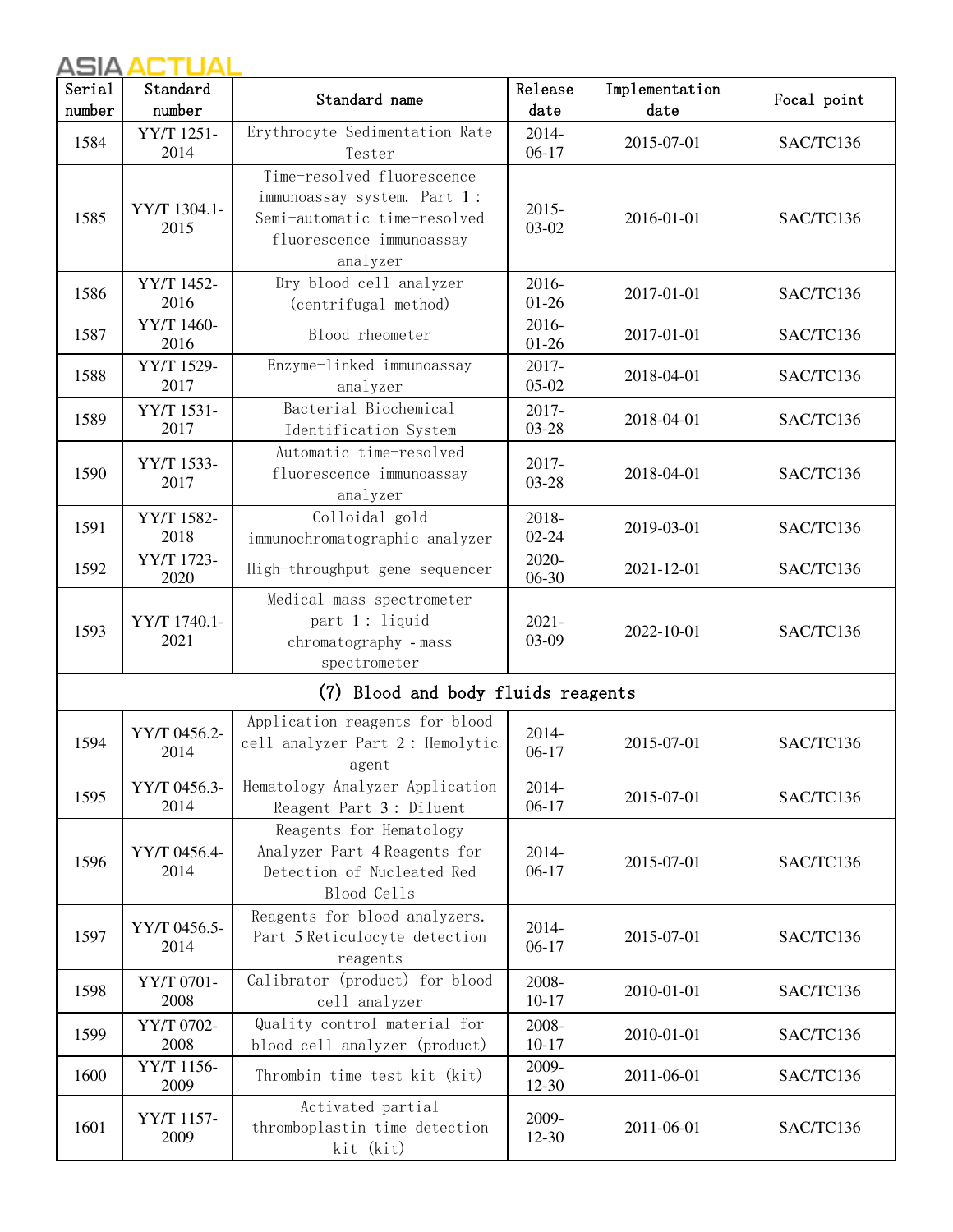| Serial number | Standard number | Standard name | Release date | Implementation date | Focal point |
|---|---|---|---|---|---|
| 1584 | YY/T 1251-2014 | Erythrocyte Sedimentation Rate Tester | 2014-06-17 | 2015-07-01 | SAC/TC136 |
| 1585 | YY/T 1304.1-2015 | Time-resolved fluorescence immunoassay system. Part 1: Semi-automatic time-resolved fluorescence immunoassay analyzer | 2015-03-02 | 2016-01-01 | SAC/TC136 |
| 1586 | YY/T 1452-2016 | Dry blood cell analyzer (centrifugal method) | 2016-01-26 | 2017-01-01 | SAC/TC136 |
| 1587 | YY/T 1460-2016 | Blood rheometer | 2016-01-26 | 2017-01-01 | SAC/TC136 |
| 1588 | YY/T 1529-2017 | Enzyme-linked immunoassay analyzer | 2017-05-02 | 2018-04-01 | SAC/TC136 |
| 1589 | YY/T 1531-2017 | Bacterial Biochemical Identification System | 2017-03-28 | 2018-04-01 | SAC/TC136 |
| 1590 | YY/T 1533-2017 | Automatic time-resolved fluorescence immunoassay analyzer | 2017-03-28 | 2018-04-01 | SAC/TC136 |
| 1591 | YY/T 1582-2018 | Colloidal gold immunochromatographic analyzer | 2018-02-24 | 2019-03-01 | SAC/TC136 |
| 1592 | YY/T 1723-2020 | High-throughput gene sequencer | 2020-06-30 | 2021-12-01 | SAC/TC136 |
| 1593 | YY/T 1740.1-2021 | Medical mass spectrometer part 1: liquid chromatography - mass spectrometer | 2021-03-09 | 2022-10-01 | SAC/TC136 |
| (7) Blood and body fluids reagents | | | | | |
| 1594 | YY/T 0456.2-2014 | Application reagents for blood cell analyzer Part 2: Hemolytic agent | 2014-06-17 | 2015-07-01 | SAC/TC136 |
| 1595 | YY/T 0456.3-2014 | Hematology Analyzer Application Reagent Part 3: Diluent | 2014-06-17 | 2015-07-01 | SAC/TC136 |
| 1596 | YY/T 0456.4-2014 | Reagents for Hematology Analyzer Part 4 Reagents for Detection of Nucleated Red Blood Cells | 2014-06-17 | 2015-07-01 | SAC/TC136 |
| 1597 | YY/T 0456.5-2014 | Reagents for blood analyzers. Part 5 Reticulocyte detection reagents | 2014-06-17 | 2015-07-01 | SAC/TC136 |
| 1598 | YY/T 0701-2008 | Calibrator (product) for blood cell analyzer | 2008-10-17 | 2010-01-01 | SAC/TC136 |
| 1599 | YY/T 0702-2008 | Quality control material for blood cell analyzer (product) | 2008-10-17 | 2010-01-01 | SAC/TC136 |
| 1600 | YY/T 1156-2009 | Thrombin time test kit (kit) | 2009-12-30 | 2011-06-01 | SAC/TC136 |
| 1601 | YY/T 1157-2009 | Activated partial thromboplastin time detection kit (kit) | 2009-12-30 | 2011-06-01 | SAC/TC136 |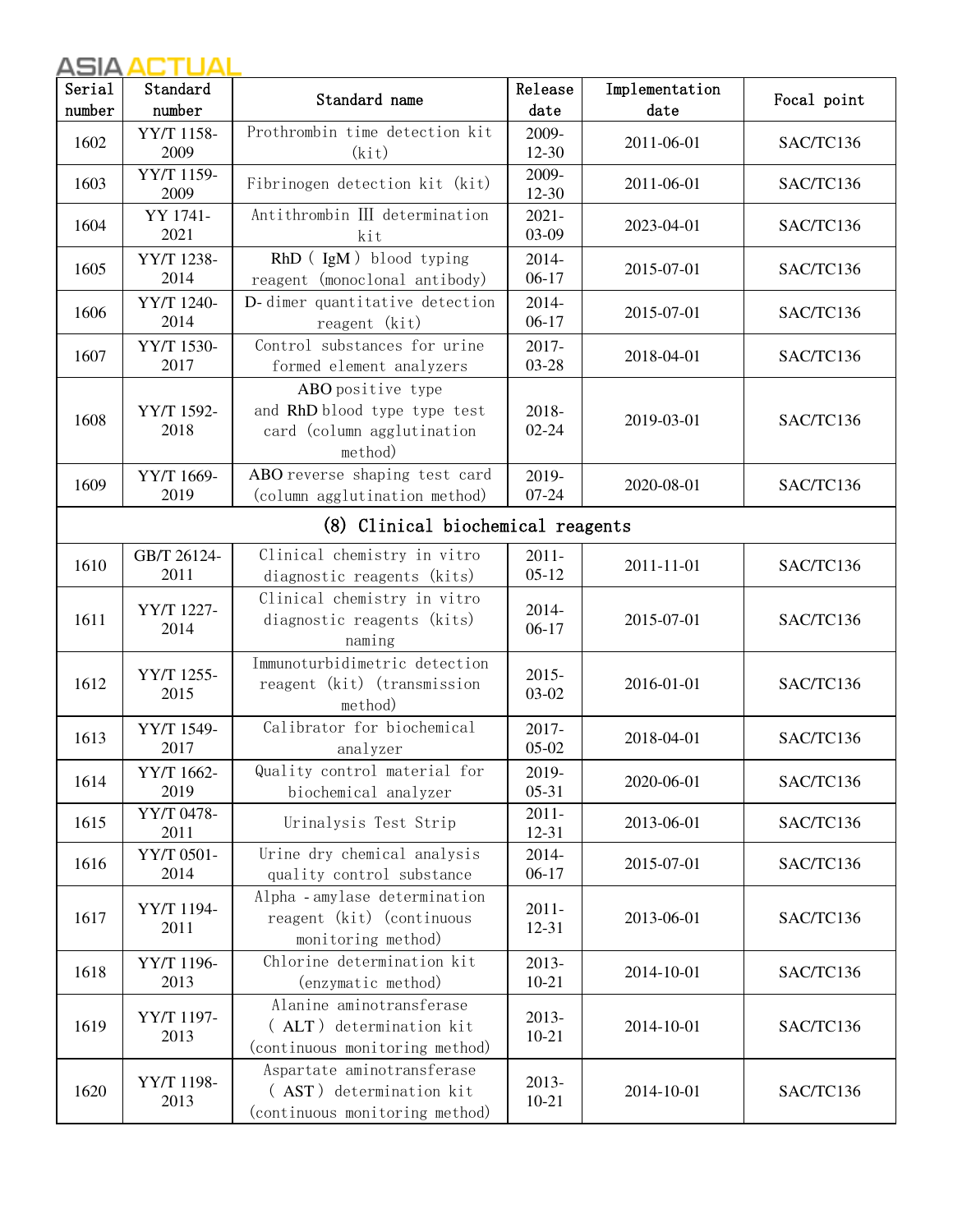| Serial number | Standard number | Standard name | Release date | Implementation date | Focal point |
|---|---|---|---|---|---|
| 1602 | YY/T 1158-2009 | Prothrombin time detection kit (kit) | 2009-12-30 | 2011-06-01 | SAC/TC136 |
| 1603 | YY/T 1159-2009 | Fibrinogen detection kit (kit) | 2009-12-30 | 2011-06-01 | SAC/TC136 |
| 1604 | YY 1741-2021 | Antithrombin Ⅲ determination kit | 2021-03-09 | 2023-04-01 | SAC/TC136 |
| 1605 | YY/T 1238-2014 | RhD ( IgM ) blood typing reagent (monoclonal antibody) | 2014-06-17 | 2015-07-01 | SAC/TC136 |
| 1606 | YY/T 1240-2014 | D-dimer quantitative detection reagent (kit) | 2014-06-17 | 2015-07-01 | SAC/TC136 |
| 1607 | YY/T 1530-2017 | Control substances for urine formed element analyzers | 2017-03-28 | 2018-04-01 | SAC/TC136 |
| 1608 | YY/T 1592-2018 | ABO positive type and RhD blood type type test card (column agglutination method) | 2018-02-24 | 2019-03-01 | SAC/TC136 |
| 1609 | YY/T 1669-2019 | ABO reverse shaping test card (column agglutination method) | 2019-07-24 | 2020-08-01 | SAC/TC136 |
| (8) Clinical biochemical reagents | | | | | |
| 1610 | GB/T 26124-2011 | Clinical chemistry in vitro diagnostic reagents (kits) | 2011-05-12 | 2011-11-01 | SAC/TC136 |
| 1611 | YY/T 1227-2014 | Clinical chemistry in vitro diagnostic reagents (kits) naming | 2014-06-17 | 2015-07-01 | SAC/TC136 |
| 1612 | YY/T 1255-2015 | Immunoturbidimetric detection reagent (kit) (transmission method) | 2015-03-02 | 2016-01-01 | SAC/TC136 |
| 1613 | YY/T 1549-2017 | Calibrator for biochemical analyzer | 2017-05-02 | 2018-04-01 | SAC/TC136 |
| 1614 | YY/T 1662-2019 | Quality control material for biochemical analyzer | 2019-05-31 | 2020-06-01 | SAC/TC136 |
| 1615 | YY/T 0478-2011 | Urinalysis Test Strip | 2011-12-31 | 2013-06-01 | SAC/TC136 |
| 1616 | YY/T 0501-2014 | Urine dry chemical analysis quality control substance | 2014-06-17 | 2015-07-01 | SAC/TC136 |
| 1617 | YY/T 1194-2011 | Alpha -amylase determination reagent (kit) (continuous monitoring method) | 2011-12-31 | 2013-06-01 | SAC/TC136 |
| 1618 | YY/T 1196-2013 | Chlorine determination kit (enzymatic method) | 2013-10-21 | 2014-10-01 | SAC/TC136 |
| 1619 | YY/T 1197-2013 | Alanine aminotransferase ( ALT ) determination kit (continuous monitoring method) | 2013-10-21 | 2014-10-01 | SAC/TC136 |
| 1620 | YY/T 1198-2013 | Aspartate aminotransferase ( AST ) determination kit (continuous monitoring method) | 2013-10-21 | 2014-10-01 | SAC/TC136 |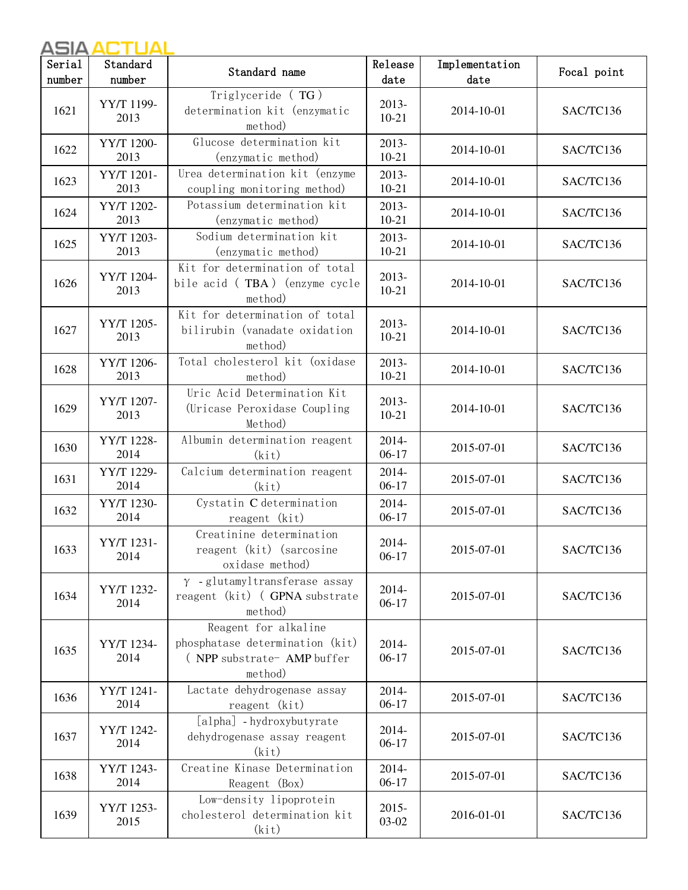| Serial number | Standard number | Standard name | Release date | Implementation date | Focal point |
|---|---|---|---|---|---|
| 1621 | YY/T 1199-2013 | Triglyceride ( TG ) determination kit (enzymatic method) | 2013-10-21 | 2014-10-01 | SAC/TC136 |
| 1622 | YY/T 1200-2013 | Glucose determination kit (enzymatic method) | 2013-10-21 | 2014-10-01 | SAC/TC136 |
| 1623 | YY/T 1201-2013 | Urea determination kit (enzyme coupling monitoring method) | 2013-10-21 | 2014-10-01 | SAC/TC136 |
| 1624 | YY/T 1202-2013 | Potassium determination kit (enzymatic method) | 2013-10-21 | 2014-10-01 | SAC/TC136 |
| 1625 | YY/T 1203-2013 | Sodium determination kit (enzymatic method) | 2013-10-21 | 2014-10-01 | SAC/TC136 |
| 1626 | YY/T 1204-2013 | Kit for determination of total bile acid ( TBA ) (enzyme cycle method) | 2013-10-21 | 2014-10-01 | SAC/TC136 |
| 1627 | YY/T 1205-2013 | Kit for determination of total bilirubin (vanadate oxidation method) | 2013-10-21 | 2014-10-01 | SAC/TC136 |
| 1628 | YY/T 1206-2013 | Total cholesterol kit (oxidase method) | 2013-10-21 | 2014-10-01 | SAC/TC136 |
| 1629 | YY/T 1207-2013 | Uric Acid Determination Kit (Uricase Peroxidase Coupling Method) | 2013-10-21 | 2014-10-01 | SAC/TC136 |
| 1630 | YY/T 1228-2014 | Albumin determination reagent (kit) | 2014-06-17 | 2015-07-01 | SAC/TC136 |
| 1631 | YY/T 1229-2014 | Calcium determination reagent (kit) | 2014-06-17 | 2015-07-01 | SAC/TC136 |
| 1632 | YY/T 1230-2014 | Cystatin C determination reagent (kit) | 2014-06-17 | 2015-07-01 | SAC/TC136 |
| 1633 | YY/T 1231-2014 | Creatinine determination reagent (kit) (sarcosine oxidase method) | 2014-06-17 | 2015-07-01 | SAC/TC136 |
| 1634 | YY/T 1232-2014 | γ -glutamyltransferase assay reagent (kit) ( GPNA substrate method) | 2014-06-17 | 2015-07-01 | SAC/TC136 |
| 1635 | YY/T 1234-2014 | Reagent for alkaline phosphatase determination (kit) ( NPP substrate- AMP buffer method) | 2014-06-17 | 2015-07-01 | SAC/TC136 |
| 1636 | YY/T 1241-2014 | Lactate dehydrogenase assay reagent (kit) | 2014-06-17 | 2015-07-01 | SAC/TC136 |
| 1637 | YY/T 1242-2014 | [alpha] -hydroxybutyrate dehydrogenase assay reagent (kit) | 2014-06-17 | 2015-07-01 | SAC/TC136 |
| 1638 | YY/T 1243-2014 | Creatine Kinase Determination Reagent (Box) | 2014-06-17 | 2015-07-01 | SAC/TC136 |
| 1639 | YY/T 1253-2015 | Low-density lipoprotein cholesterol determination kit (kit) | 2015-03-02 | 2016-01-01 | SAC/TC136 |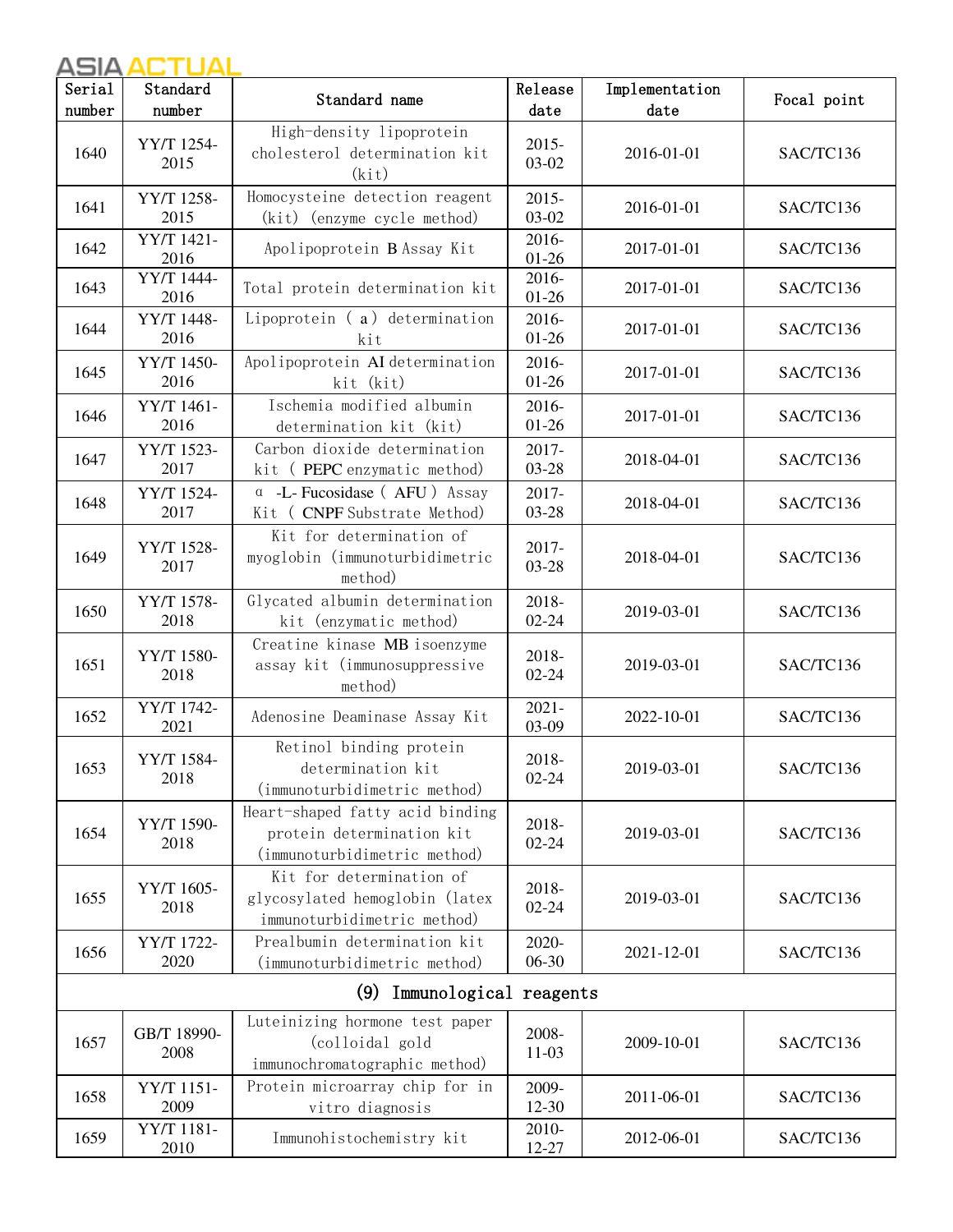| Serial number | Standard number | Standard name | Release date | Implementation date | Focal point |
|---|---|---|---|---|---|
| 1640 | YY/T 1254-2015 | High-density lipoprotein cholesterol determination kit (kit) | 2015-03-02 | 2016-01-01 | SAC/TC136 |
| 1641 | YY/T 1258-2015 | Homocysteine detection reagent (kit) (enzyme cycle method) | 2015-03-02 | 2016-01-01 | SAC/TC136 |
| 1642 | YY/T 1421-2016 | Apolipoprotein B Assay Kit | 2016-01-26 | 2017-01-01 | SAC/TC136 |
| 1643 | YY/T 1444-2016 | Total protein determination kit | 2016-01-26 | 2017-01-01 | SAC/TC136 |
| 1644 | YY/T 1448-2016 | Lipoprotein ( a ) determination kit | 2016-01-26 | 2017-01-01 | SAC/TC136 |
| 1645 | YY/T 1450-2016 | Apolipoprotein AI determination kit (kit) | 2016-01-26 | 2017-01-01 | SAC/TC136 |
| 1646 | YY/T 1461-2016 | Ischemia modified albumin determination kit (kit) | 2016-01-26 | 2017-01-01 | SAC/TC136 |
| 1647 | YY/T 1523-2017 | Carbon dioxide determination kit ( PEPC enzymatic method) | 2017-03-28 | 2018-04-01 | SAC/TC136 |
| 1648 | YY/T 1524-2017 | α -L- Fucosidase ( AFU ) Assay Kit ( CNPF Substrate Method) | 2017-03-28 | 2018-04-01 | SAC/TC136 |
| 1649 | YY/T 1528-2017 | Kit for determination of myoglobin (immunoturbidimetric method) | 2017-03-28 | 2018-04-01 | SAC/TC136 |
| 1650 | YY/T 1578-2018 | Glycated albumin determination kit (enzymatic method) | 2018-02-24 | 2019-03-01 | SAC/TC136 |
| 1651 | YY/T 1580-2018 | Creatine kinase MB isoenzyme assay kit (immunosuppressive method) | 2018-02-24 | 2019-03-01 | SAC/TC136 |
| 1652 | YY/T 1742-2021 | Adenosine Deaminase Assay Kit | 2021-03-09 | 2022-10-01 | SAC/TC136 |
| 1653 | YY/T 1584-2018 | Retinol binding protein determination kit (immunoturbidimetric method) | 2018-02-24 | 2019-03-01 | SAC/TC136 |
| 1654 | YY/T 1590-2018 | Heart-shaped fatty acid binding protein determination kit (immunoturbidimetric method) | 2018-02-24 | 2019-03-01 | SAC/TC136 |
| 1655 | YY/T 1605-2018 | Kit for determination of glycosylated hemoglobin (latex immunoturbidimetric method) | 2018-02-24 | 2019-03-01 | SAC/TC136 |
| 1656 | YY/T 1722-2020 | Prealbumin determination kit (immunoturbidimetric method) | 2020-06-30 | 2021-12-01 | SAC/TC136 |
| (9) Immunological reagents | | | | | |
| 1657 | GB/T 18990-2008 | Luteinizing hormone test paper (colloidal gold immunochromatographic method) | 2008-11-03 | 2009-10-01 | SAC/TC136 |
| 1658 | YY/T 1151-2009 | Protein microarray chip for in vitro diagnosis | 2009-12-30 | 2011-06-01 | SAC/TC136 |
| 1659 | YY/T 1181-2010 | Immunohistochemistry kit | 2010-12-27 | 2012-06-01 | SAC/TC136 |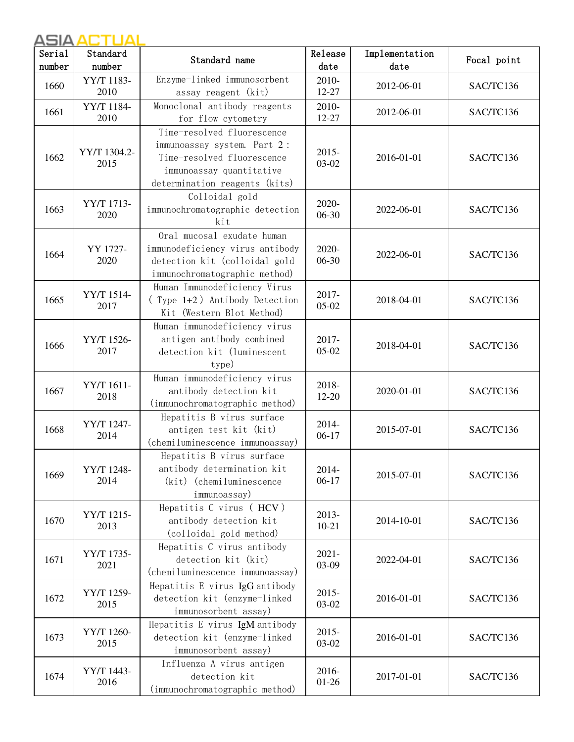| Serial number | Standard number | Standard name | Release date | Implementation date | Focal point |
|---|---|---|---|---|---|
| 1660 | YY/T 1183-2010 | Enzyme-linked immunosorbent assay reagent (kit) | 2010-12-27 | 2012-06-01 | SAC/TC136 |
| 1661 | YY/T 1184-2010 | Monoclonal antibody reagents for flow cytometry | 2010-12-27 | 2012-06-01 | SAC/TC136 |
| 1662 | YY/T 1304.2-2015 | Time-resolved fluorescence immunoassay system. Part 2: Time-resolved fluorescence immunoassay quantitative determination reagents (kits) | 2015-03-02 | 2016-01-01 | SAC/TC136 |
| 1663 | YY/T 1713-2020 | Colloidal gold immunochromatographic detection kit | 2020-06-30 | 2022-06-01 | SAC/TC136 |
| 1664 | YY 1727-2020 | Oral mucosal exudate human immunodeficiency virus antibody detection kit (colloidal gold immunochromatographic method) | 2020-06-30 | 2022-06-01 | SAC/TC136 |
| 1665 | YY/T 1514-2017 | Human Immunodeficiency Virus (Type 1+2) Antibody Detection Kit (Western Blot Method) | 2017-05-02 | 2018-04-01 | SAC/TC136 |
| 1666 | YY/T 1526-2017 | Human immunodeficiency virus antigen antibody combined detection kit (luminescent type) | 2017-05-02 | 2018-04-01 | SAC/TC136 |
| 1667 | YY/T 1611-2018 | Human immunodeficiency virus antibody detection kit (immunochromatographic method) | 2018-12-20 | 2020-01-01 | SAC/TC136 |
| 1668 | YY/T 1247-2014 | Hepatitis B virus surface antigen test kit (kit) (chemiluminescence immunoassay) | 2014-06-17 | 2015-07-01 | SAC/TC136 |
| 1669 | YY/T 1248-2014 | Hepatitis B virus surface antibody determination kit (kit) (chemiluminescence immunoassay) | 2014-06-17 | 2015-07-01 | SAC/TC136 |
| 1670 | YY/T 1215-2013 | Hepatitis C virus (HCV) antibody detection kit (colloidal gold method) | 2013-10-21 | 2014-10-01 | SAC/TC136 |
| 1671 | YY/T 1735-2021 | Hepatitis C virus antibody detection kit (kit) (chemiluminescence immunoassay) | 2021-03-09 | 2022-04-01 | SAC/TC136 |
| 1672 | YY/T 1259-2015 | Hepatitis E virus IgG antibody detection kit (enzyme-linked immunosorbent assay) | 2015-03-02 | 2016-01-01 | SAC/TC136 |
| 1673 | YY/T 1260-2015 | Hepatitis E virus IgM antibody detection kit (enzyme-linked immunosorbent assay) | 2015-03-02 | 2016-01-01 | SAC/TC136 |
| 1674 | YY/T 1443-2016 | Influenza A virus antigen detection kit (immunochromatographic method) | 2016-01-26 | 2017-01-01 | SAC/TC136 |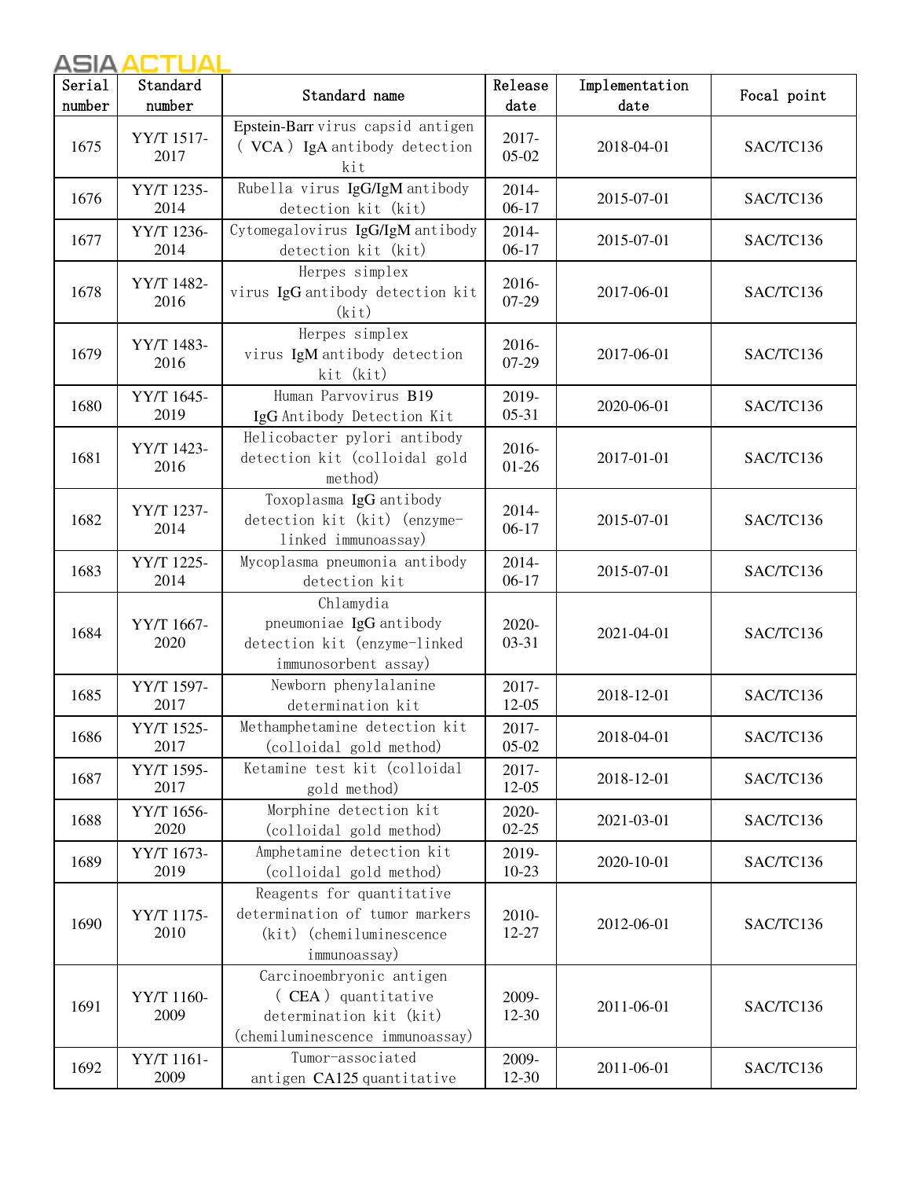| Serial number | Standard number | Standard name | Release date | Implementation date | Focal point |
|---|---|---|---|---|---|
| 1675 | YY/T 1517-2017 | Epstein-Barr virus capsid antigen ( VCA ) IgA antibody detection kit | 2017-05-02 | 2018-04-01 | SAC/TC136 |
| 1676 | YY/T 1235-2014 | Rubella virus IgG/IgM antibody detection kit (kit) | 2014-06-17 | 2015-07-01 | SAC/TC136 |
| 1677 | YY/T 1236-2014 | Cytomegalovirus IgG/IgM antibody detection kit (kit) | 2014-06-17 | 2015-07-01 | SAC/TC136 |
| 1678 | YY/T 1482-2016 | Herpes simplex virus IgG antibody detection kit (kit) | 2016-07-29 | 2017-06-01 | SAC/TC136 |
| 1679 | YY/T 1483-2016 | Herpes simplex virus IgM antibody detection kit (kit) | 2016-07-29 | 2017-06-01 | SAC/TC136 |
| 1680 | YY/T 1645-2019 | Human Parvovirus B19 IgG Antibody Detection Kit | 2019-05-31 | 2020-06-01 | SAC/TC136 |
| 1681 | YY/T 1423-2016 | Helicobacter pylori antibody detection kit (colloidal gold method) | 2016-01-26 | 2017-01-01 | SAC/TC136 |
| 1682 | YY/T 1237-2014 | Toxoplasma IgG antibody detection kit (kit) (enzyme-linked immunoassay) | 2014-06-17 | 2015-07-01 | SAC/TC136 |
| 1683 | YY/T 1225-2014 | Mycoplasma pneumonia antibody detection kit | 2014-06-17 | 2015-07-01 | SAC/TC136 |
| 1684 | YY/T 1667-2020 | Chlamydia pneumoniae IgG antibody detection kit (enzyme-linked immunosorbent assay) | 2020-03-31 | 2021-04-01 | SAC/TC136 |
| 1685 | YY/T 1597-2017 | Newborn phenylalanine determination kit | 2017-12-05 | 2018-12-01 | SAC/TC136 |
| 1686 | YY/T 1525-2017 | Methamphetamine detection kit (colloidal gold method) | 2017-05-02 | 2018-04-01 | SAC/TC136 |
| 1687 | YY/T 1595-2017 | Ketamine test kit (colloidal gold method) | 2017-12-05 | 2018-12-01 | SAC/TC136 |
| 1688 | YY/T 1656-2020 | Morphine detection kit (colloidal gold method) | 2020-02-25 | 2021-03-01 | SAC/TC136 |
| 1689 | YY/T 1673-2019 | Amphetamine detection kit (colloidal gold method) | 2019-10-23 | 2020-10-01 | SAC/TC136 |
| 1690 | YY/T 1175-2010 | Reagents for quantitative determination of tumor markers (kit) (chemiluminescence immunoassay) | 2010-12-27 | 2012-06-01 | SAC/TC136 |
| 1691 | YY/T 1160-2009 | Carcinoembryonic antigen ( CEA ) quantitative determination kit (kit) (chemiluminescence immunoassay) | 2009-12-30 | 2011-06-01 | SAC/TC136 |
| 1692 | YY/T 1161-2009 | Tumor-associated antigen CA125 quantitative | 2009-12-30 | 2011-06-01 | SAC/TC136 |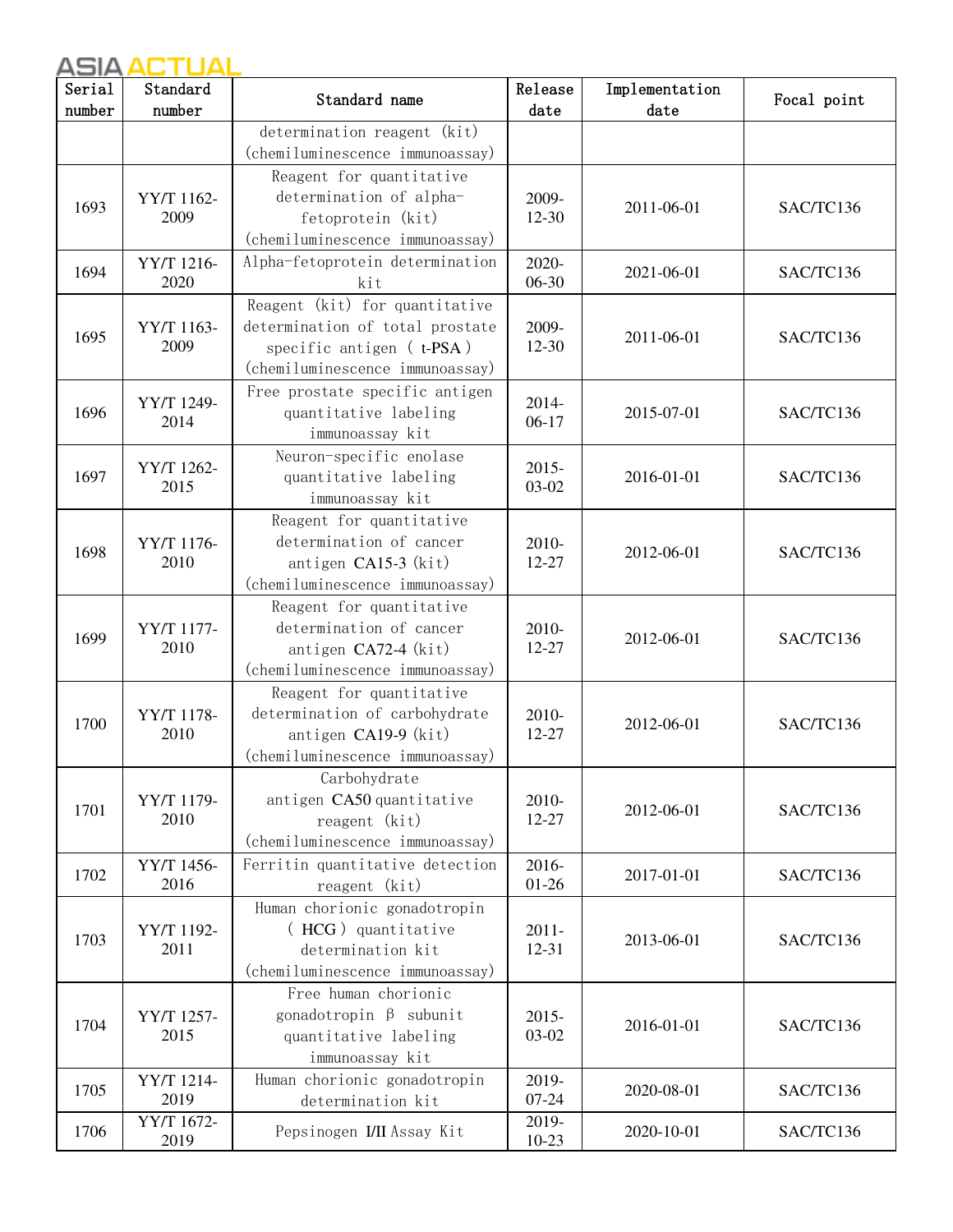| Serial number | Standard number | Standard name | Release date | Implementation date | Focal point |
|---|---|---|---|---|---|
| | | determination reagent (kit) (chemiluminescence immunoassay) | | | |
| 1693 | YY/T 1162-2009 | Reagent for quantitative determination of alpha-fetoprotein (kit) (chemiluminescence immunoassay) | 2009-12-30 | 2011-06-01 | SAC/TC136 |
| 1694 | YY/T 1216-2020 | Alpha-fetoprotein determination kit | 2020-06-30 | 2021-06-01 | SAC/TC136 |
| 1695 | YY/T 1163-2009 | Reagent (kit) for quantitative determination of total prostate specific antigen ( t-PSA ) (chemiluminescence immunoassay) | 2009-12-30 | 2011-06-01 | SAC/TC136 |
| 1696 | YY/T 1249-2014 | Free prostate specific antigen quantitative labeling immunoassay kit | 2014-06-17 | 2015-07-01 | SAC/TC136 |
| 1697 | YY/T 1262-2015 | Neuron-specific enolase quantitative labeling immunoassay kit | 2015-03-02 | 2016-01-01 | SAC/TC136 |
| 1698 | YY/T 1176-2010 | Reagent for quantitative determination of cancer antigen CA15-3 (kit) (chemiluminescence immunoassay) | 2010-12-27 | 2012-06-01 | SAC/TC136 |
| 1699 | YY/T 1177-2010 | Reagent for quantitative determination of cancer antigen CA72-4 (kit) (chemiluminescence immunoassay) | 2010-12-27 | 2012-06-01 | SAC/TC136 |
| 1700 | YY/T 1178-2010 | Reagent for quantitative determination of carbohydrate antigen CA19-9 (kit) (chemiluminescence immunoassay) | 2010-12-27 | 2012-06-01 | SAC/TC136 |
| 1701 | YY/T 1179-2010 | Carbohydrate antigen CA50 quantitative reagent (kit) (chemiluminescence immunoassay) | 2010-12-27 | 2012-06-01 | SAC/TC136 |
| 1702 | YY/T 1456-2016 | Ferritin quantitative detection reagent (kit) | 2016-01-26 | 2017-01-01 | SAC/TC136 |
| 1703 | YY/T 1192-2011 | Human chorionic gonadotropin ( HCG ) quantitative determination kit (chemiluminescence immunoassay) | 2011-12-31 | 2013-06-01 | SAC/TC136 |
| 1704 | YY/T 1257-2015 | Free human chorionic gonadotropin β subunit quantitative labeling immunoassay kit | 2015-03-02 | 2016-01-01 | SAC/TC136 |
| 1705 | YY/T 1214-2019 | Human chorionic gonadotropin determination kit | 2019-07-24 | 2020-08-01 | SAC/TC136 |
| 1706 | YY/T 1672-2019 | Pepsinogen I/II Assay Kit | 2019-10-23 | 2020-10-01 | SAC/TC136 |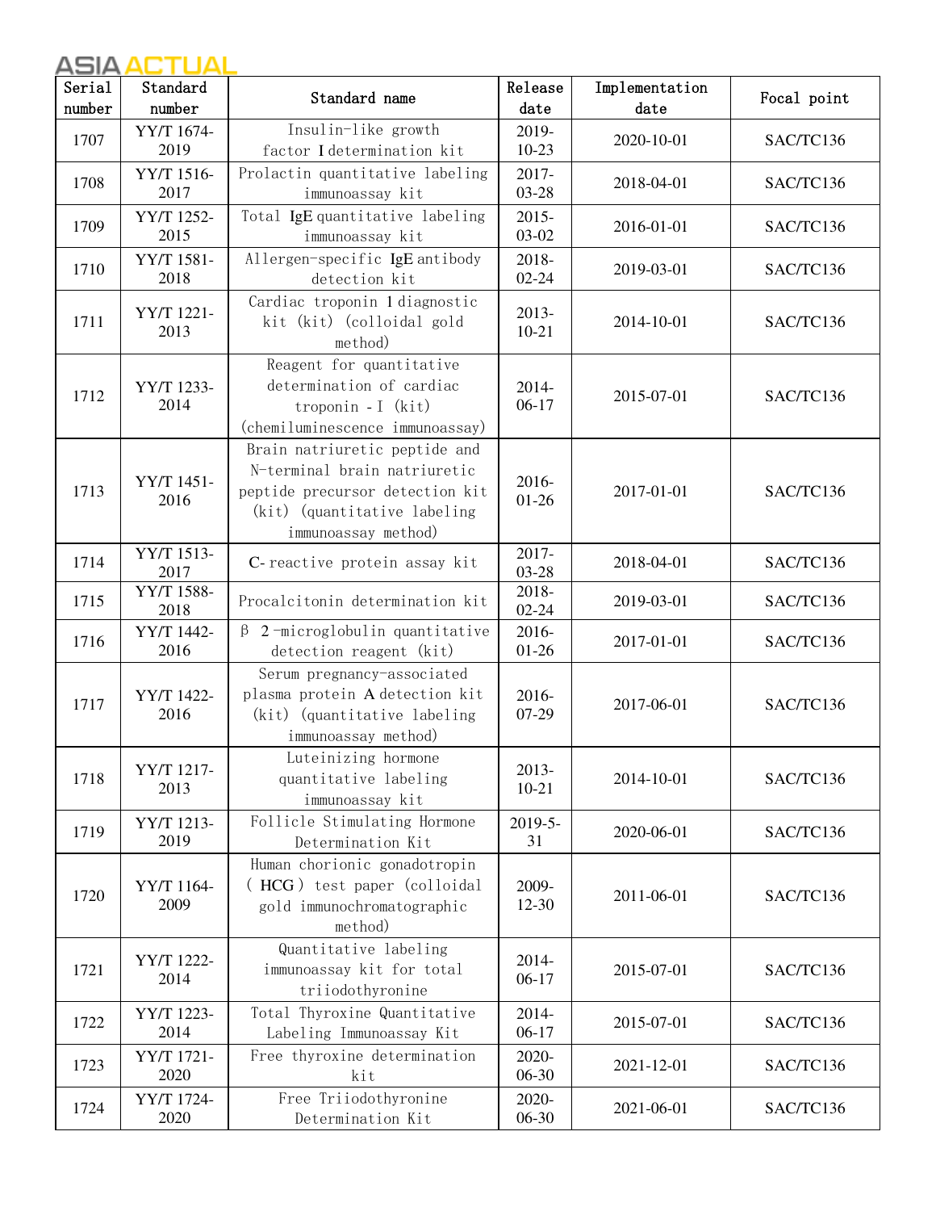| Serial number | Standard number | Standard name | Release date | Implementation date | Focal point |
|---|---|---|---|---|---|
| 1707 | YY/T 1674-2019 | Insulin-like growth factor I determination kit | 2019-10-23 | 2020-10-01 | SAC/TC136 |
| 1708 | YY/T 1516-2017 | Prolactin quantitative labeling immunoassay kit | 2017-03-28 | 2018-04-01 | SAC/TC136 |
| 1709 | YY/T 1252-2015 | Total IgE quantitative labeling immunoassay kit | 2015-03-02 | 2016-01-01 | SAC/TC136 |
| 1710 | YY/T 1581-2018 | Allergen-specific IgE antibody detection kit | 2018-02-24 | 2019-03-01 | SAC/TC136 |
| 1711 | YY/T 1221-2013 | Cardiac troponin I diagnostic kit (kit) (colloidal gold method) | 2013-10-21 | 2014-10-01 | SAC/TC136 |
| 1712 | YY/T 1233-2014 | Reagent for quantitative determination of cardiac troponin - I (kit) (chemiluminescence immunoassay) | 2014-06-17 | 2015-07-01 | SAC/TC136 |
| 1713 | YY/T 1451-2016 | Brain natriuretic peptide and N-terminal brain natriuretic peptide precursor detection kit (kit) (quantitative labeling immunoassay method) | 2016-01-26 | 2017-01-01 | SAC/TC136 |
| 1714 | YY/T 1513-2017 | C- reactive protein assay kit | 2017-03-28 | 2018-04-01 | SAC/TC136 |
| 1715 | YY/T 1588-2018 | Procalcitonin determination kit | 2018-02-24 | 2019-03-01 | SAC/TC136 |
| 1716 | YY/T 1442-2016 | β 2 -microglobulin quantitative detection reagent (kit) | 2016-01-26 | 2017-01-01 | SAC/TC136 |
| 1717 | YY/T 1422-2016 | Serum pregnancy-associated plasma protein A detection kit (kit) (quantitative labeling immunoassay method) | 2016-07-29 | 2017-06-01 | SAC/TC136 |
| 1718 | YY/T 1217-2013 | Luteinizing hormone quantitative labeling immunoassay kit | 2013-10-21 | 2014-10-01 | SAC/TC136 |
| 1719 | YY/T 1213-2019 | Follicle Stimulating Hormone Determination Kit | 2019-5-31 | 2020-06-01 | SAC/TC136 |
| 1720 | YY/T 1164-2009 | Human chorionic gonadotropin ( HCG ) test paper (colloidal gold immunochromatographic method) | 2009-12-30 | 2011-06-01 | SAC/TC136 |
| 1721 | YY/T 1222-2014 | Quantitative labeling immunoassay kit for total triiodothyronine | 2014-06-17 | 2015-07-01 | SAC/TC136 |
| 1722 | YY/T 1223-2014 | Total Thyroxine Quantitative Labeling Immunoassay Kit | 2014-06-17 | 2015-07-01 | SAC/TC136 |
| 1723 | YY/T 1721-2020 | Free thyroxine determination kit | 2020-06-30 | 2021-12-01 | SAC/TC136 |
| 1724 | YY/T 1724-2020 | Free Triiodothyronine Determination Kit | 2020-06-30 | 2021-06-01 | SAC/TC136 |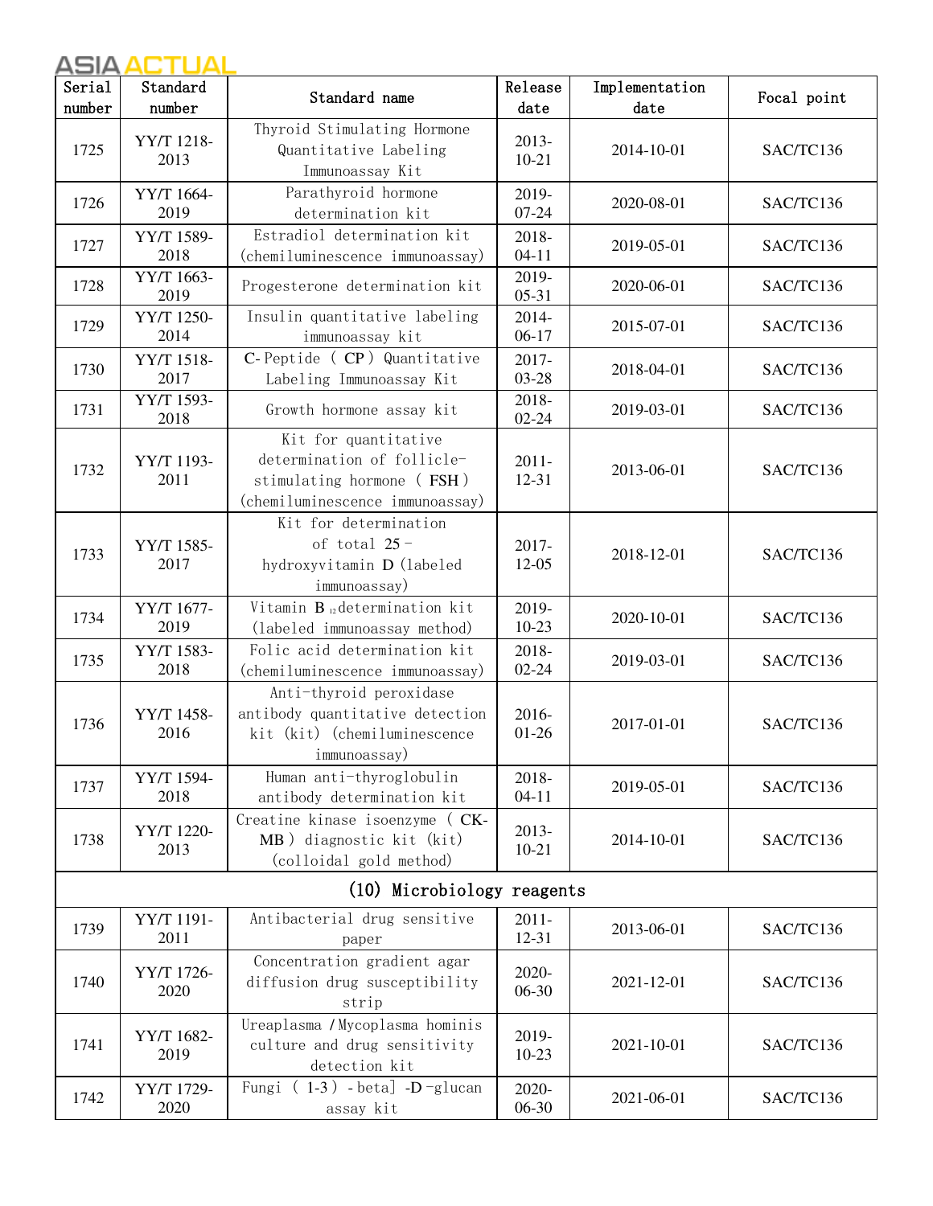| Serial number | Standard number | Standard name | Release date | Implementation date | Focal point |
|---|---|---|---|---|---|
| 1725 | YY/T 1218-2013 | Thyroid Stimulating Hormone Quantitative Labeling Immunoassay Kit | 2013-10-21 | 2014-10-01 | SAC/TC136 |
| 1726 | YY/T 1664-2019 | Parathyroid hormone determination kit | 2019-07-24 | 2020-08-01 | SAC/TC136 |
| 1727 | YY/T 1589-2018 | Estradiol determination kit (chemiluminescence immunoassay) | 2018-04-11 | 2019-05-01 | SAC/TC136 |
| 1728 | YY/T 1663-2019 | Progesterone determination kit | 2019-05-31 | 2020-06-01 | SAC/TC136 |
| 1729 | YY/T 1250-2014 | Insulin quantitative labeling immunoassay kit | 2014-06-17 | 2015-07-01 | SAC/TC136 |
| 1730 | YY/T 1518-2017 | C-Peptide ( CP ) Quantitative Labeling Immunoassay Kit | 2017-03-28 | 2018-04-01 | SAC/TC136 |
| 1731 | YY/T 1593-2018 | Growth hormone assay kit | 2018-02-24 | 2019-03-01 | SAC/TC136 |
| 1732 | YY/T 1193-2011 | Kit for quantitative determination of follicle-stimulating hormone ( FSH ) (chemiluminescence immunoassay) | 2011-12-31 | 2013-06-01 | SAC/TC136 |
| 1733 | YY/T 1585-2017 | Kit for determination of total 25-hydroxyvitamin D (labeled immunoassay) | 2017-12-05 | 2018-12-01 | SAC/TC136 |
| 1734 | YY/T 1677-2019 | Vitamin $B_{12}$ determination kit (labeled immunoassay method) | 2019-10-23 | 2020-10-01 | SAC/TC136 |
| 1735 | YY/T 1583-2018 | Folic acid determination kit (chemiluminescence immunoassay) | 2018-02-24 | 2019-03-01 | SAC/TC136 |
| 1736 | YY/T 1458-2016 | Anti-thyroid peroxidase antibody quantitative detection kit (kit) (chemiluminescence immunoassay) | 2016-01-26 | 2017-01-01 | SAC/TC136 |
| 1737 | YY/T 1594-2018 | Human anti-thyroglobulin antibody determination kit | 2018-04-11 | 2019-05-01 | SAC/TC136 |
| 1738 | YY/T 1220-2013 | Creatine kinase isoenzyme ( CK-MB ) diagnostic kit (kit) (colloidal gold method) | 2013-10-21 | 2014-10-01 | SAC/TC136 |
| (10) Microbiology reagents | | | | | |
| 1739 | YY/T 1191-2011 | Antibacterial drug sensitive paper | 2011-12-31 | 2013-06-01 | SAC/TC136 |
| 1740 | YY/T 1726-2020 | Concentration gradient agar diffusion drug susceptibility strip | 2020-06-30 | 2021-12-01 | SAC/TC136 |
| 1741 | YY/T 1682-2019 | Ureaplasma /Mycoplasma hominis culture and drug sensitivity detection kit | 2019-10-23 | 2021-10-01 | SAC/TC136 |
| 1742 | YY/T 1729-2020 | Fungi ( 1-3 ) -beta] -D-glucan assay kit | 2020-06-30 | 2021-06-01 | SAC/TC136 |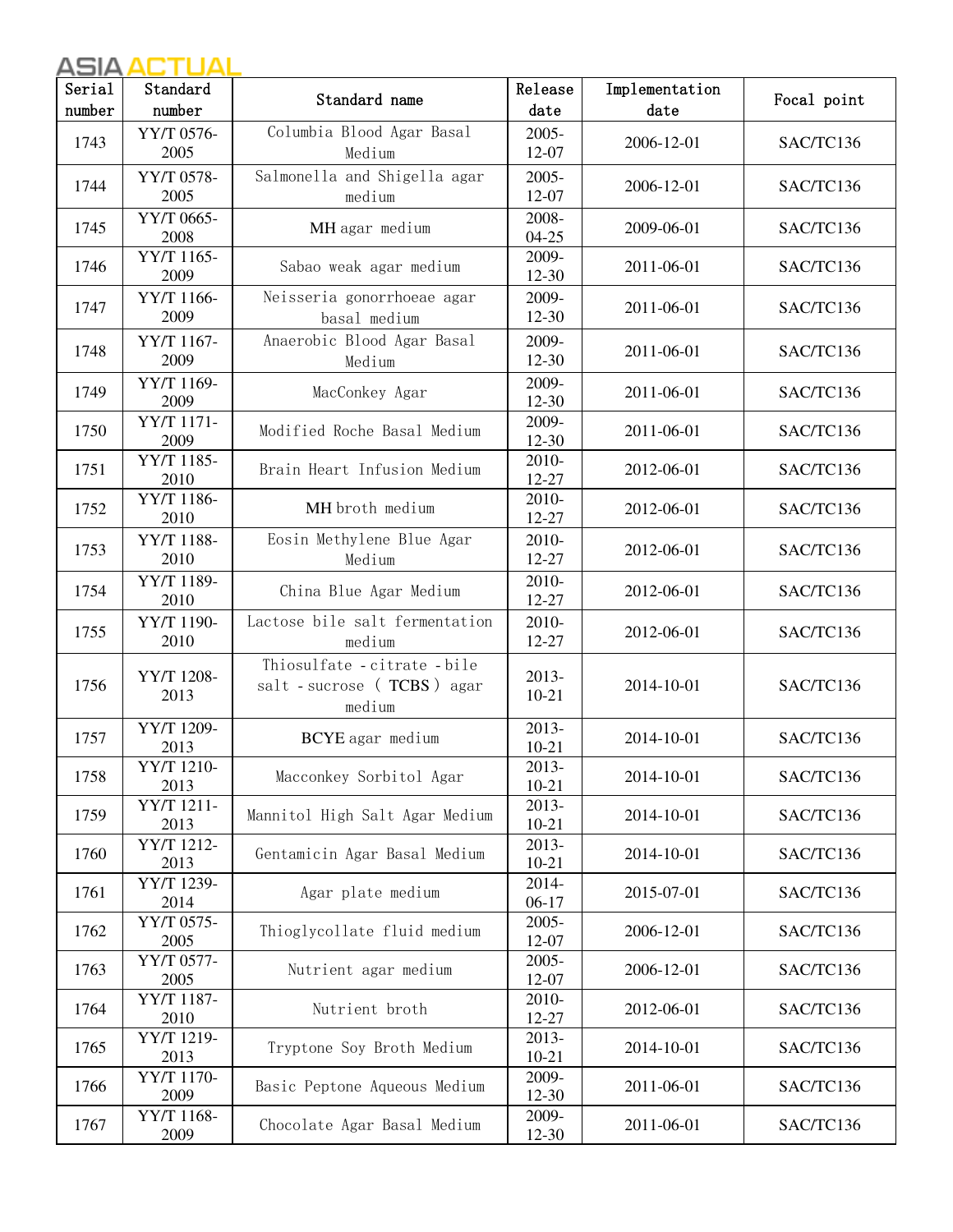| Serial number | Standard number | Standard name | Release date | Implementation date | Focal point |
|---|---|---|---|---|---|
| 1743 | YY/T 0576-2005 | Columbia Blood Agar Basal Medium | 2005-12-07 | 2006-12-01 | SAC/TC136 |
| 1744 | YY/T 0578-2005 | Salmonella and Shigella agar medium | 2005-12-07 | 2006-12-01 | SAC/TC136 |
| 1745 | YY/T 0665-2008 | MH agar medium | 2008-04-25 | 2009-06-01 | SAC/TC136 |
| 1746 | YY/T 1165-2009 | Sabao weak agar medium | 2009-12-30 | 2011-06-01 | SAC/TC136 |
| 1747 | YY/T 1166-2009 | Neisseria gonorrhoeae agar basal medium | 2009-12-30 | 2011-06-01 | SAC/TC136 |
| 1748 | YY/T 1167-2009 | Anaerobic Blood Agar Basal Medium | 2009-12-30 | 2011-06-01 | SAC/TC136 |
| 1749 | YY/T 1169-2009 | MacConkey Agar | 2009-12-30 | 2011-06-01 | SAC/TC136 |
| 1750 | YY/T 1171-2009 | Modified Roche Basal Medium | 2009-12-30 | 2011-06-01 | SAC/TC136 |
| 1751 | YY/T 1185-2010 | Brain Heart Infusion Medium | 2010-12-27 | 2012-06-01 | SAC/TC136 |
| 1752 | YY/T 1186-2010 | MH broth medium | 2010-12-27 | 2012-06-01 | SAC/TC136 |
| 1753 | YY/T 1188-2010 | Eosin Methylene Blue Agar Medium | 2010-12-27 | 2012-06-01 | SAC/TC136 |
| 1754 | YY/T 1189-2010 | China Blue Agar Medium | 2010-12-27 | 2012-06-01 | SAC/TC136 |
| 1755 | YY/T 1190-2010 | Lactose bile salt fermentation medium | 2010-12-27 | 2012-06-01 | SAC/TC136 |
| 1756 | YY/T 1208-2013 | Thiosulfate - citrate - bile salt - sucrose ( TCBS ) agar medium | 2013-10-21 | 2014-10-01 | SAC/TC136 |
| 1757 | YY/T 1209-2013 | BCYE agar medium | 2013-10-21 | 2014-10-01 | SAC/TC136 |
| 1758 | YY/T 1210-2013 | Macconkey Sorbitol Agar | 2013-10-21 | 2014-10-01 | SAC/TC136 |
| 1759 | YY/T 1211-2013 | Mannitol High Salt Agar Medium | 2013-10-21 | 2014-10-01 | SAC/TC136 |
| 1760 | YY/T 1212-2013 | Gentamicin Agar Basal Medium | 2013-10-21 | 2014-10-01 | SAC/TC136 |
| 1761 | YY/T 1239-2014 | Agar plate medium | 2014-06-17 | 2015-07-01 | SAC/TC136 |
| 1762 | YY/T 0575-2005 | Thioglycollate fluid medium | 2005-12-07 | 2006-12-01 | SAC/TC136 |
| 1763 | YY/T 0577-2005 | Nutrient agar medium | 2005-12-07 | 2006-12-01 | SAC/TC136 |
| 1764 | YY/T 1187-2010 | Nutrient broth | 2010-12-27 | 2012-06-01 | SAC/TC136 |
| 1765 | YY/T 1219-2013 | Tryptone Soy Broth Medium | 2013-10-21 | 2014-10-01 | SAC/TC136 |
| 1766 | YY/T 1170-2009 | Basic Peptone Aqueous Medium | 2009-12-30 | 2011-06-01 | SAC/TC136 |
| 1767 | YY/T 1168-2009 | Chocolate Agar Basal Medium | 2009-12-30 | 2011-06-01 | SAC/TC136 |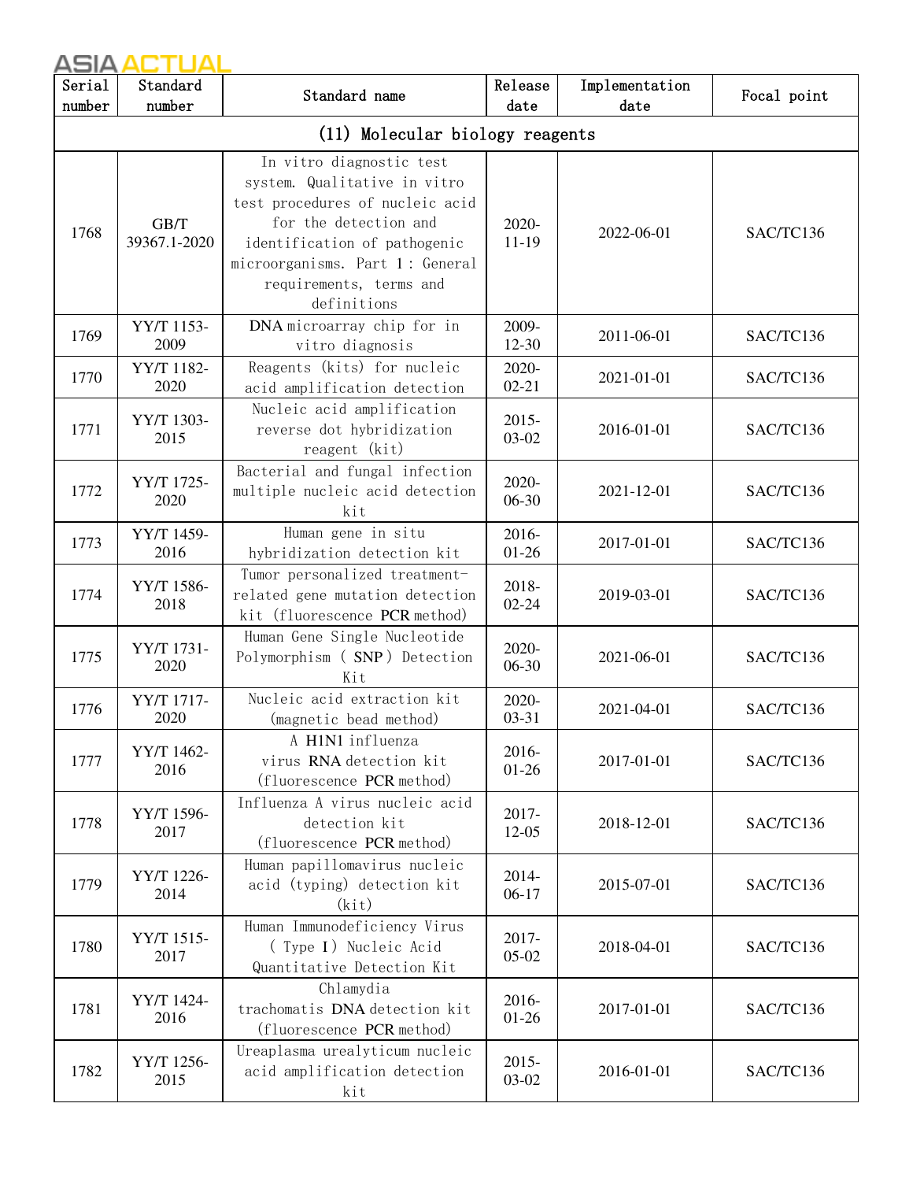| Serial number | Standard number | Standard name | Release date | Implementation date | Focal point |
|---|---|---|---|---|---|
| (11) Molecular biology reagents | | | | | |
| 1768 | GB/T 39367.1-2020 | In vitro diagnostic test system. Qualitative in vitro test procedures of nucleic acid for the detection and identification of pathogenic microorganisms. Part 1: General requirements, terms and definitions | 2020-11-19 | 2022-06-01 | SAC/TC136 |
| 1769 | YY/T 1153-2009 | DNA microarray chip for in vitro diagnosis | 2009-12-30 | 2011-06-01 | SAC/TC136 |
| 1770 | YY/T 1182-2020 | Reagents (kits) for nucleic acid amplification detection | 2020-02-21 | 2021-01-01 | SAC/TC136 |
| 1771 | YY/T 1303-2015 | Nucleic acid amplification reverse dot hybridization reagent (kit) | 2015-03-02 | 2016-01-01 | SAC/TC136 |
| 1772 | YY/T 1725-2020 | Bacterial and fungal infection multiple nucleic acid detection kit | 2020-06-30 | 2021-12-01 | SAC/TC136 |
| 1773 | YY/T 1459-2016 | Human gene in situ hybridization detection kit | 2016-01-26 | 2017-01-01 | SAC/TC136 |
| 1774 | YY/T 1586-2018 | Tumor personalized treatment-related gene mutation detection kit (fluorescence PCR method) | 2018-02-24 | 2019-03-01 | SAC/TC136 |
| 1775 | YY/T 1731-2020 | Human Gene Single Nucleotide Polymorphism (SNP) Detection Kit | 2020-06-30 | 2021-06-01 | SAC/TC136 |
| 1776 | YY/T 1717-2020 | Nucleic acid extraction kit (magnetic bead method) | 2020-03-31 | 2021-04-01 | SAC/TC136 |
| 1777 | YY/T 1462-2016 | A H1N1 influenza virus RNA detection kit (fluorescence PCR method) | 2016-01-26 | 2017-01-01 | SAC/TC136 |
| 1778 | YY/T 1596-2017 | Influenza A virus nucleic acid detection kit (fluorescence PCR method) | 2017-12-05 | 2018-12-01 | SAC/TC136 |
| 1779 | YY/T 1226-2014 | Human papillomavirus nucleic acid (typing) detection kit (kit) | 2014-06-17 | 2015-07-01 | SAC/TC136 |
| 1780 | YY/T 1515-2017 | Human Immunodeficiency Virus (Type I) Nucleic Acid Quantitative Detection Kit | 2017-05-02 | 2018-04-01 | SAC/TC136 |
| 1781 | YY/T 1424-2016 | Chlamydia trachomatis DNA detection kit (fluorescence PCR method) | 2016-01-26 | 2017-01-01 | SAC/TC136 |
| 1782 | YY/T 1256-2015 | Ureaplasma urealyticum nucleic acid amplification detection kit | 2015-03-02 | 2016-01-01 | SAC/TC136 |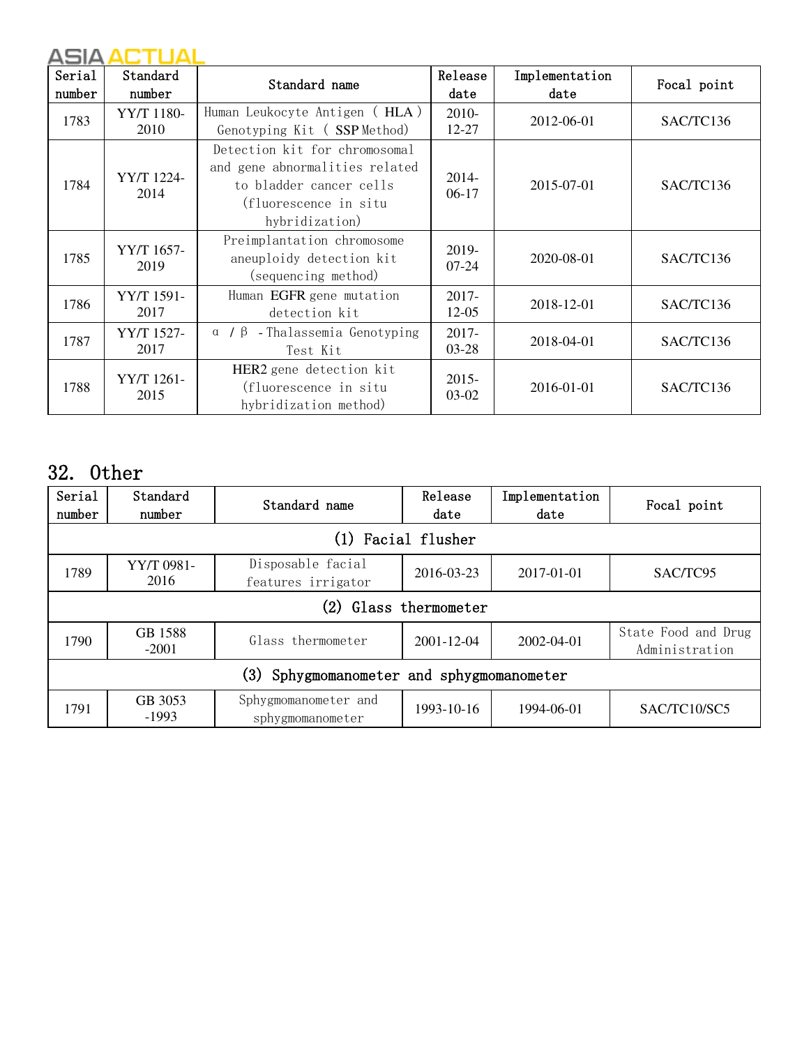| Serial number | Standard number | Standard name | Release date | Implementation date | Focal point |
|---|---|---|---|---|---|
| 1783 | YY/T 1180-2010 | Human Leukocyte Antigen (HLA) Genotyping Kit (SSP Method) | 2010-12-27 | 2012-06-01 | SAC/TC136 |
| 1784 | YY/T 1224-2014 | Detection kit for chromosomal and gene abnormalities related to bladder cancer cells (fluorescence in situ hybridization) | 2014-06-17 | 2015-07-01 | SAC/TC136 |
| 1785 | YY/T 1657-2019 | Preimplantation chromosome aneuploidy detection kit (sequencing method) | 2019-07-24 | 2020-08-01 | SAC/TC136 |
| 1786 | YY/T 1591-2017 | Human EGFR gene mutation detection kit | 2017-12-05 | 2018-12-01 | SAC/TC136 |
| 1787 | YY/T 1527-2017 | α / β - Thalassemia Genotyping Test Kit | 2017-03-28 | 2018-04-01 | SAC/TC136 |
| 1788 | YY/T 1261-2015 | HER2 gene detection kit (fluorescence in situ hybridization method) | 2015-03-02 | 2016-01-01 | SAC/TC136 |

## 32. Other

| Serial number | Standard number | Standard name | Release date | Implementation date | Focal point |
|---|---|---|---|---|---|
| (1) Facial flusher | | | | | |
| 1789 | YY/T 0981-2016 | Disposable facial features irrigator | 2016-03-23 | 2017-01-01 | SAC/TC95 |
| (2) Glass thermometer | | | | | |
| 1790 | GB 1588 -2001 | Glass thermometer | 2001-12-04 | 2002-04-01 | State Food and Drug Administration |
| (3) Sphygmomanometer and sphygmomanometer | | | | | |
| 1791 | GB 3053 -1993 | Sphygmomanometer and sphygmomanometer | 1993-10-16 | 1994-06-01 | SAC/TC10/SC5 |